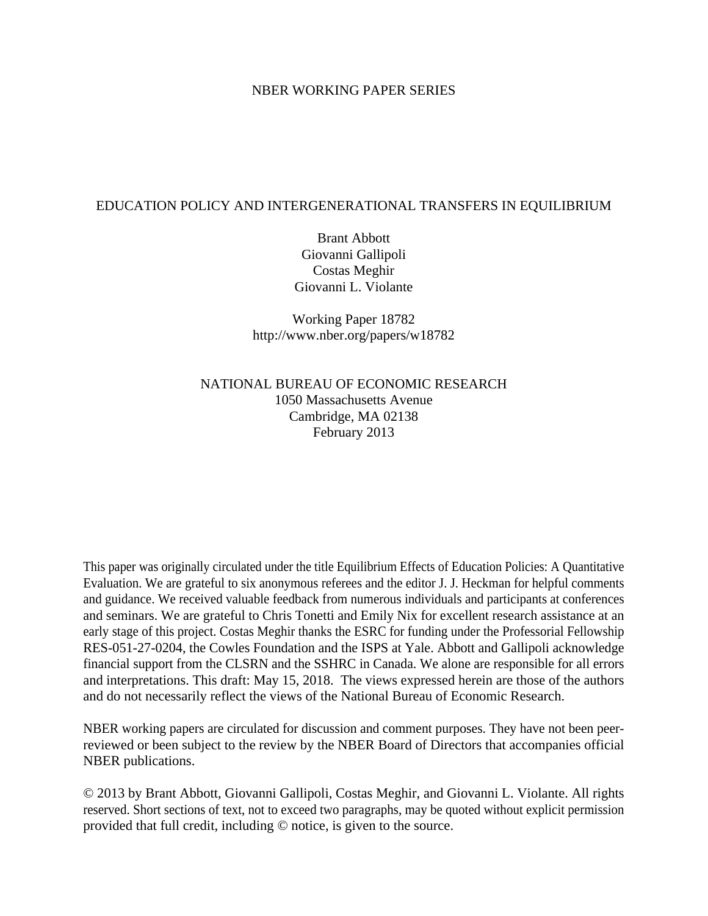NBER WORKING PAPER SERIES

# EDUCATION POLICY AND INTERGENERATIONAL TRANSFERS IN EQUILIBRIUM

Brant Abbott
Giovanni Gallipoli
Costas Meghir
Giovanni L. Violante

Working Paper 18782
http://www.nber.org/papers/w18782

NATIONAL BUREAU OF ECONOMIC RESEARCH
1050 Massachusetts Avenue
Cambridge, MA 02138
February 2013

This paper was originally circulated under the title Equilibrium Effects of Education Policies: A Quantitative Evaluation. We are grateful to six anonymous referees and the editor J. J. Heckman for helpful comments and guidance. We received valuable feedback from numerous individuals and participants at conferences and seminars. We are grateful to Chris Tonetti and Emily Nix for excellent research assistance at an early stage of this project. Costas Meghir thanks the ESRC for funding under the Professorial Fellowship RES-051-27-0204, the Cowles Foundation and the ISPS at Yale. Abbott and Gallipoli acknowledge financial support from the CLSRN and the SSHRC in Canada. We alone are responsible for all errors and interpretations. This draft: May 15, 2018. The views expressed herein are those of the authors and do not necessarily reflect the views of the National Bureau of Economic Research.

NBER working papers are circulated for discussion and comment purposes. They have not been peer-reviewed or been subject to the review by the NBER Board of Directors that accompanies official NBER publications.

© 2013 by Brant Abbott, Giovanni Gallipoli, Costas Meghir, and Giovanni L. Violante. All rights reserved. Short sections of text, not to exceed two paragraphs, may be quoted without explicit permission provided that full credit, including © notice, is given to the source.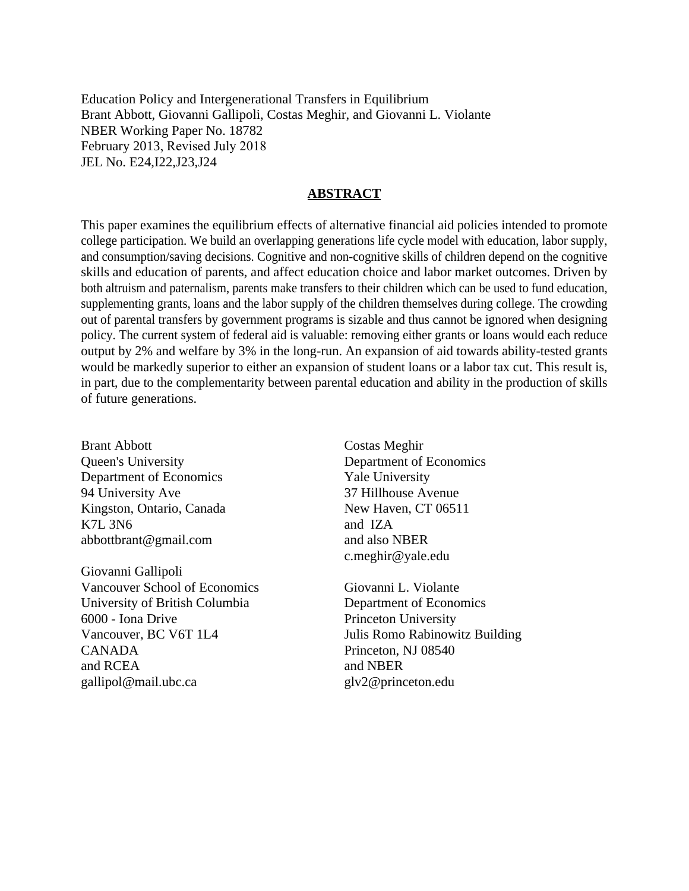Education Policy and Intergenerational Transfers in Equilibrium
Brant Abbott, Giovanni Gallipoli, Costas Meghir, and Giovanni L. Violante
NBER Working Paper No. 18782
February 2013, Revised July 2018
JEL No. E24,I22,J23,J24

## ABSTRACT

This paper examines the equilibrium effects of alternative financial aid policies intended to promote college participation. We build an overlapping generations life cycle model with education, labor supply, and consumption/saving decisions. Cognitive and non-cognitive skills of children depend on the cognitive skills and education of parents, and affect education choice and labor market outcomes. Driven by both altruism and paternalism, parents make transfers to their children which can be used to fund education, supplementing grants, loans and the labor supply of the children themselves during college. The crowding out of parental transfers by government programs is sizable and thus cannot be ignored when designing policy. The current system of federal aid is valuable: removing either grants or loans would each reduce output by 2% and welfare by 3% in the long-run. An expansion of aid towards ability-tested grants would be markedly superior to either an expansion of student loans or a labor tax cut. This result is, in part, due to the complementarity between parental education and ability in the production of skills of future generations.

Brant Abbott
Queen's University
Department of Economics
94 University Ave
Kingston, Ontario, Canada
K7L 3N6
abbottbrant@gmail.com

Giovanni Gallipoli
Vancouver School of Economics
University of British Columbia
6000 - Iona Drive
Vancouver, BC V6T 1L4
CANADA
and RCEA
gallipol@mail.ubc.ca

Costas Meghir
Department of Economics
Yale University
37 Hillhouse Avenue
New Haven, CT 06511
and IZA
and also NBER
c.meghir@yale.edu

Giovanni L. Violante
Department of Economics
Princeton University
Julis Romo Rabinowitz Building
Princeton, NJ 08540
and NBER
glv2@princeton.edu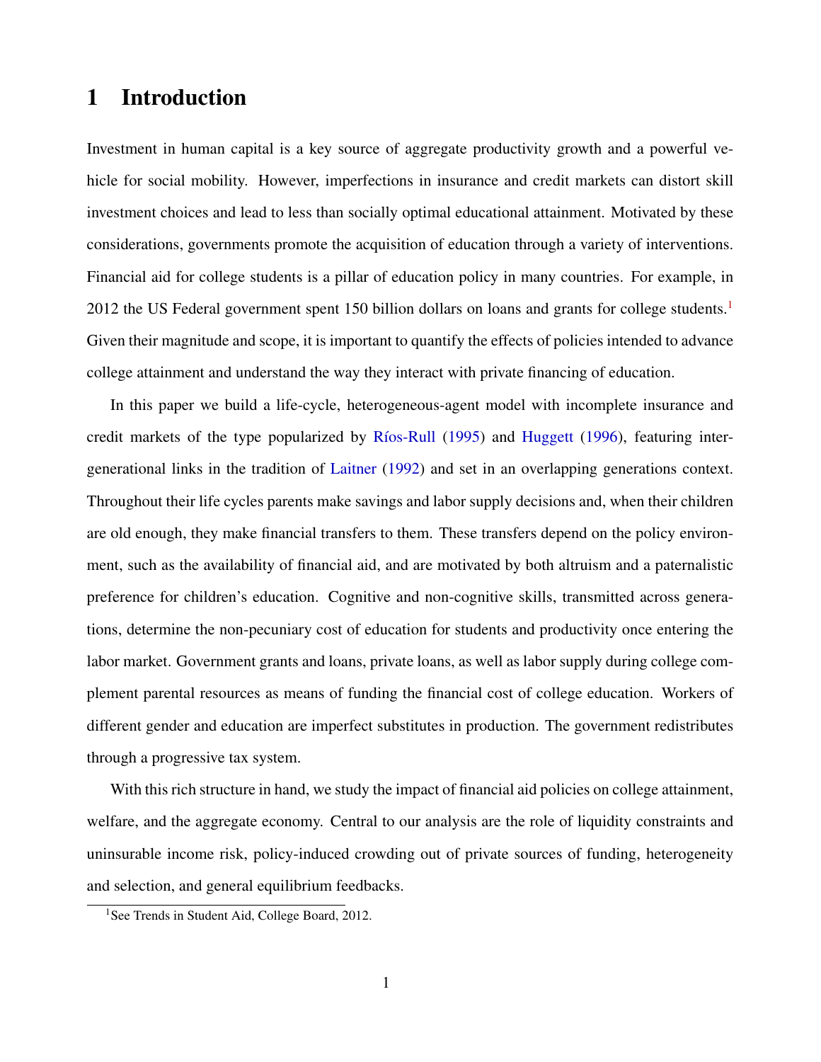# 1 Introduction

Investment in human capital is a key source of aggregate productivity growth and a powerful vehicle for social mobility. However, imperfections in insurance and credit markets can distort skill investment choices and lead to less than socially optimal educational attainment. Motivated by these considerations, governments promote the acquisition of education through a variety of interventions. Financial aid for college students is a pillar of education policy in many countries. For example, in 2012 the US Federal government spent 150 billion dollars on loans and grants for college students.[1] Given their magnitude and scope, it is important to quantify the effects of policies intended to advance college attainment and understand the way they interact with private financing of education.

In this paper we build a life-cycle, heterogeneous-agent model with incomplete insurance and credit markets of the type popularized by Ríos-Rull (1995) and Huggett (1996), featuring intergenerational links in the tradition of Laitner (1992) and set in an overlapping generations context. Throughout their life cycles parents make savings and labor supply decisions and, when their children are old enough, they make financial transfers to them. These transfers depend on the policy environment, such as the availability of financial aid, and are motivated by both altruism and a paternalistic preference for children's education. Cognitive and non-cognitive skills, transmitted across generations, determine the non-pecuniary cost of education for students and productivity once entering the labor market. Government grants and loans, private loans, as well as labor supply during college complement parental resources as means of funding the financial cost of college education. Workers of different gender and education are imperfect substitutes in production. The government redistributes through a progressive tax system.

With this rich structure in hand, we study the impact of financial aid policies on college attainment, welfare, and the aggregate economy. Central to our analysis are the role of liquidity constraints and uninsurable income risk, policy-induced crowding out of private sources of funding, heterogeneity and selection, and general equilibrium feedbacks.

[1] See Trends in Student Aid, College Board, 2012.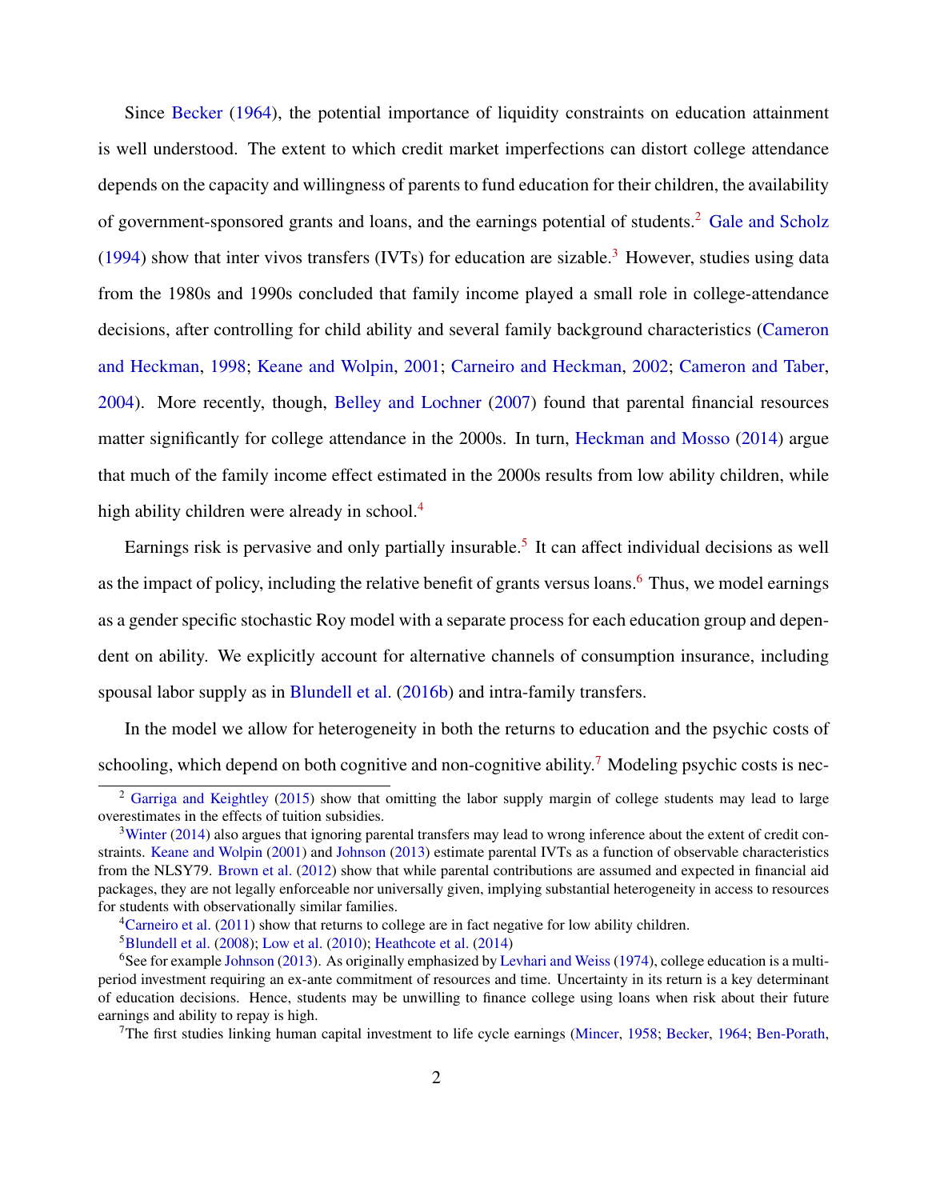Since Becker (1964), the potential importance of liquidity constraints on education attainment is well understood. The extent to which credit market imperfections can distort college attendance depends on the capacity and willingness of parents to fund education for their children, the availability of government-sponsored grants and loans, and the earnings potential of students.[2] Gale and Scholz (1994) show that inter vivos transfers (IVTs) for education are sizable.[3] However, studies using data from the 1980s and 1990s concluded that family income played a small role in college-attendance decisions, after controlling for child ability and several family background characteristics (Cameron and Heckman, 1998; Keane and Wolpin, 2001; Carneiro and Heckman, 2002; Cameron and Taber, 2004). More recently, though, Belley and Lochner (2007) found that parental financial resources matter significantly for college attendance in the 2000s. In turn, Heckman and Mosso (2014) argue that much of the family income effect estimated in the 2000s results from low ability children, while high ability children were already in school.[4]

Earnings risk is pervasive and only partially insurable.[5] It can affect individual decisions as well as the impact of policy, including the relative benefit of grants versus loans.[6] Thus, we model earnings as a gender specific stochastic Roy model with a separate process for each education group and dependent on ability. We explicitly account for alternative channels of consumption insurance, including spousal labor supply as in Blundell et al. (2016b) and intra-family transfers.

In the model we allow for heterogeneity in both the returns to education and the psychic costs of schooling, which depend on both cognitive and non-cognitive ability.[7] Modeling psychic costs is nec-

---

[2] Garriga and Keightley (2015) show that omitting the labor supply margin of college students may lead to large overestimates in the effects of tuition subsidies.

[3] Winter (2014) also argues that ignoring parental transfers may lead to wrong inference about the extent of credit constraints. Keane and Wolpin (2001) and Johnson (2013) estimate parental IVTs as a function of observable characteristics from the NLSY79. Brown et al. (2012) show that while parental contributions are assumed and expected in financial aid packages, they are not legally enforceable nor universally given, implying substantial heterogeneity in access to resources for students with observationally similar families.

[4] Carneiro et al. (2011) show that returns to college are in fact negative for low ability children.

[5] Blundell et al. (2008); Low et al. (2010); Heathcote et al. (2014)

[6] See for example Johnson (2013). As originally emphasized by Levhari and Weiss (1974), college education is a multi-period investment requiring an ex-ante commitment of resources and time. Uncertainty in its return is a key determinant of education decisions. Hence, students may be unwilling to finance college using loans when risk about their future earnings and ability to repay is high.

[7] The first studies linking human capital investment to life cycle earnings (Mincer, 1958; Becker, 1964; Ben-Porath,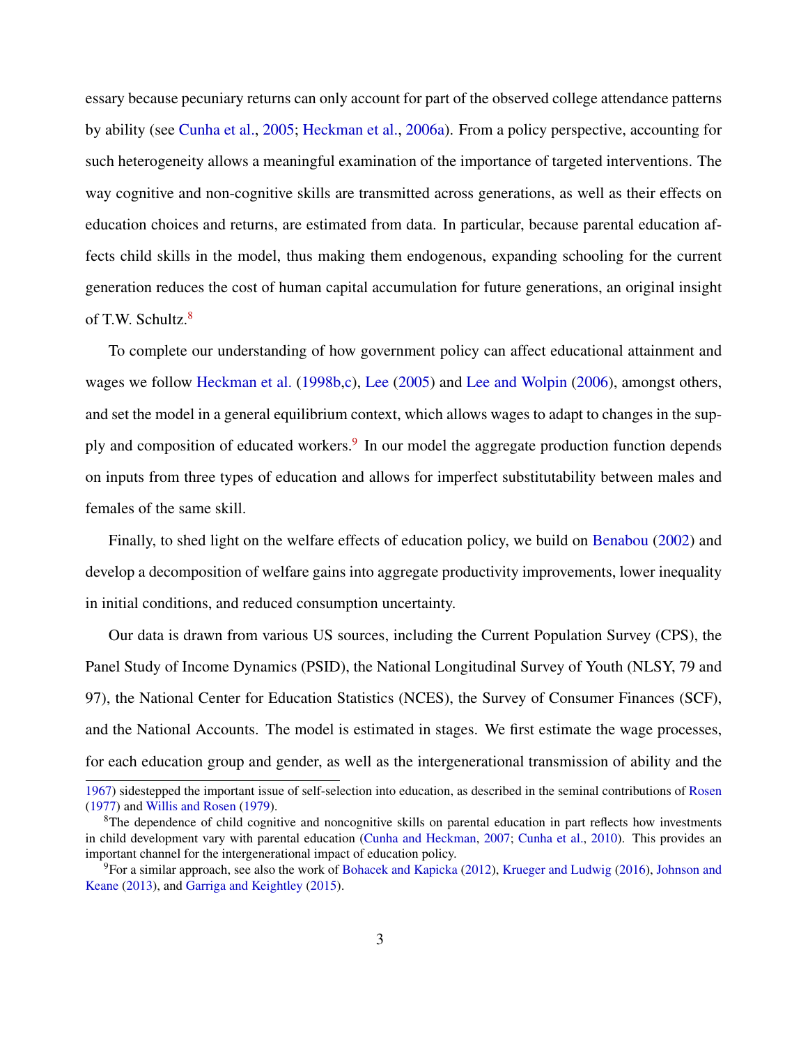essary because pecuniary returns can only account for part of the observed college attendance patterns by ability (see Cunha et al., 2005; Heckman et al., 2006a). From a policy perspective, accounting for such heterogeneity allows a meaningful examination of the importance of targeted interventions. The way cognitive and non-cognitive skills are transmitted across generations, as well as their effects on education choices and returns, are estimated from data. In particular, because parental education affects child skills in the model, thus making them endogenous, expanding schooling for the current generation reduces the cost of human capital accumulation for future generations, an original insight of T.W. Schultz.[8]

To complete our understanding of how government policy can affect educational attainment and wages we follow Heckman et al. (1998b,c), Lee (2005) and Lee and Wolpin (2006), amongst others, and set the model in a general equilibrium context, which allows wages to adapt to changes in the supply and composition of educated workers.[9] In our model the aggregate production function depends on inputs from three types of education and allows for imperfect substitutability between males and females of the same skill.

Finally, to shed light on the welfare effects of education policy, we build on Benabou (2002) and develop a decomposition of welfare gains into aggregate productivity improvements, lower inequality in initial conditions, and reduced consumption uncertainty.

Our data is drawn from various US sources, including the Current Population Survey (CPS), the Panel Study of Income Dynamics (PSID), the National Longitudinal Survey of Youth (NLSY, 79 and 97), the National Center for Education Statistics (NCES), the Survey of Consumer Finances (SCF), and the National Accounts. The model is estimated in stages. We first estimate the wage processes, for each education group and gender, as well as the intergenerational transmission of ability and the

1967) sidestepped the important issue of self-selection into education, as described in the seminal contributions of Rosen (1977) and Willis and Rosen (1979).

[8] The dependence of child cognitive and noncognitive skills on parental education in part reflects how investments in child development vary with parental education (Cunha and Heckman, 2007; Cunha et al., 2010). This provides an important channel for the intergenerational impact of education policy.

[9] For a similar approach, see also the work of Bohacek and Kapicka (2012), Krueger and Ludwig (2016), Johnson and Keane (2013), and Garriga and Keightley (2015).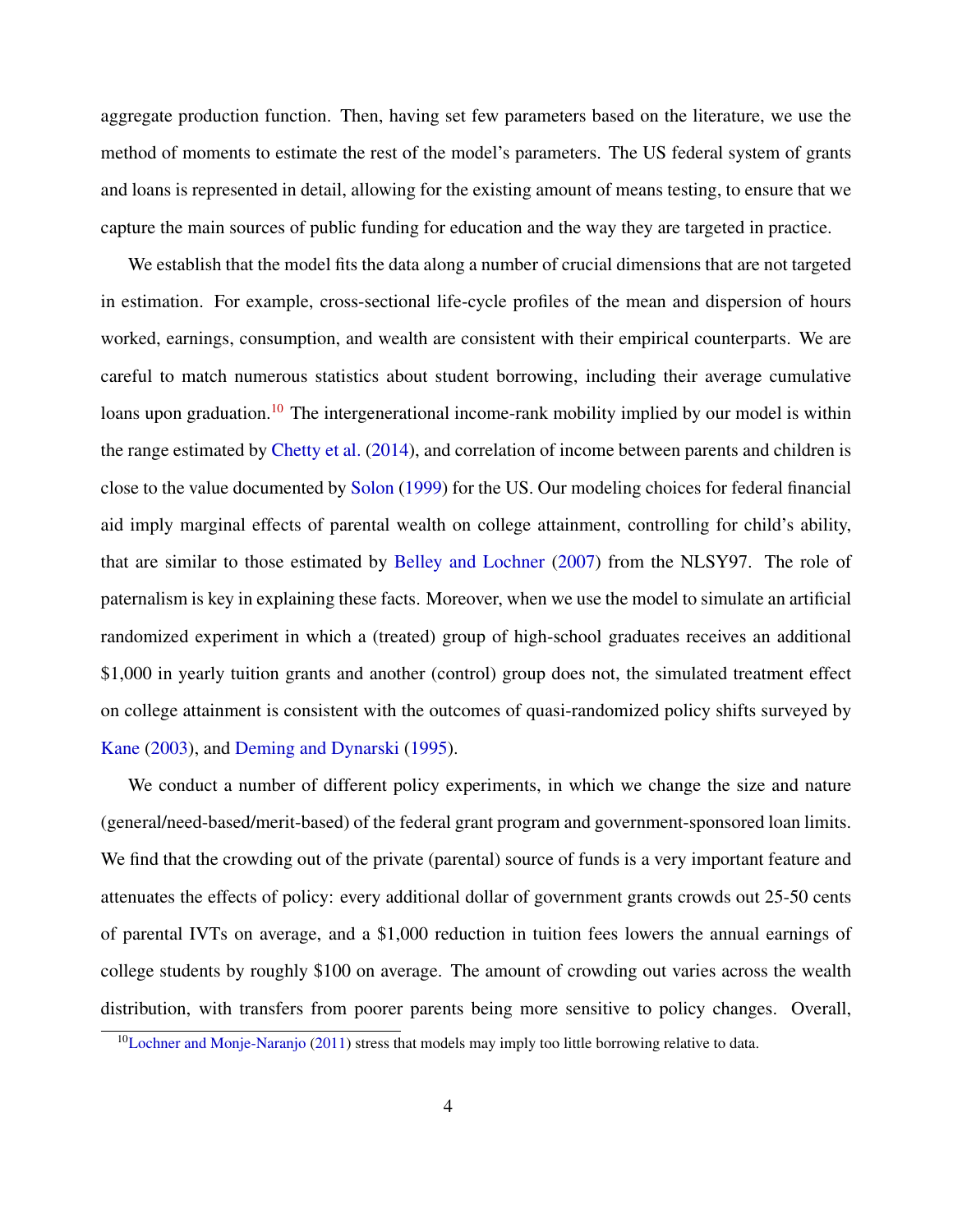aggregate production function. Then, having set few parameters based on the literature, we use the method of moments to estimate the rest of the model's parameters. The US federal system of grants and loans is represented in detail, allowing for the existing amount of means testing, to ensure that we capture the main sources of public funding for education and the way they are targeted in practice.

We establish that the model fits the data along a number of crucial dimensions that are not targeted in estimation. For example, cross-sectional life-cycle profiles of the mean and dispersion of hours worked, earnings, consumption, and wealth are consistent with their empirical counterparts. We are careful to match numerous statistics about student borrowing, including their average cumulative loans upon graduation.[10] The intergenerational income-rank mobility implied by our model is within the range estimated by Chetty et al. (2014), and correlation of income between parents and children is close to the value documented by Solon (1999) for the US. Our modeling choices for federal financial aid imply marginal effects of parental wealth on college attainment, controlling for child's ability, that are similar to those estimated by Belley and Lochner (2007) from the NLSY97. The role of paternalism is key in explaining these facts. Moreover, when we use the model to simulate an artificial randomized experiment in which a (treated) group of high-school graduates receives an additional \$1,000 in yearly tuition grants and another (control) group does not, the simulated treatment effect on college attainment is consistent with the outcomes of quasi-randomized policy shifts surveyed by Kane (2003), and Deming and Dynarski (1995).

We conduct a number of different policy experiments, in which we change the size and nature (general/need-based/merit-based) of the federal grant program and government-sponsored loan limits. We find that the crowding out of the private (parental) source of funds is a very important feature and attenuates the effects of policy: every additional dollar of government grants crowds out 25-50 cents of parental IVTs on average, and a \$1,000 reduction in tuition fees lowers the annual earnings of college students by roughly \$100 on average. The amount of crowding out varies across the wealth distribution, with transfers from poorer parents being more sensitive to policy changes. Overall,

[10] Lochner and Monje-Naranjo (2011) stress that models may imply too little borrowing relative to data.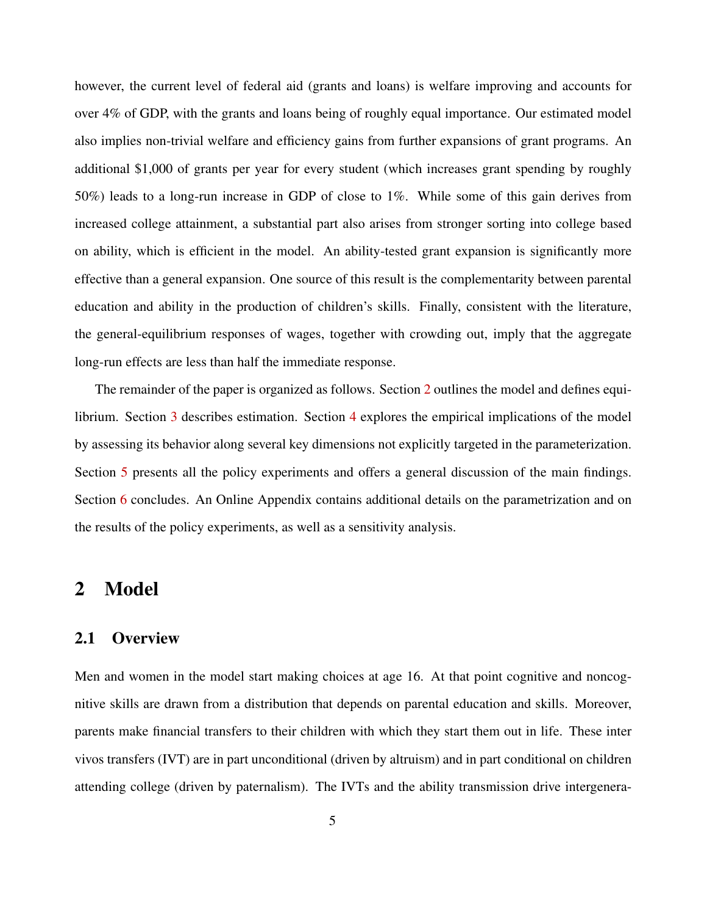however, the current level of federal aid (grants and loans) is welfare improving and accounts for over 4% of GDP, with the grants and loans being of roughly equal importance. Our estimated model also implies non-trivial welfare and efficiency gains from further expansions of grant programs. An additional $1,000 of grants per year for every student (which increases grant spending by roughly 50%) leads to a long-run increase in GDP of close to 1%. While some of this gain derives from increased college attainment, a substantial part also arises from stronger sorting into college based on ability, which is efficient in the model. An ability-tested grant expansion is significantly more effective than a general expansion. One source of this result is the complementarity between parental education and ability in the production of children's skills. Finally, consistent with the literature, the general-equilibrium responses of wages, together with crowding out, imply that the aggregate long-run effects are less than half the immediate response.

The remainder of the paper is organized as follows. Section 2 outlines the model and defines equilibrium. Section 3 describes estimation. Section 4 explores the empirical implications of the model by assessing its behavior along several key dimensions not explicitly targeted in the parameterization. Section 5 presents all the policy experiments and offers a general discussion of the main findings. Section 6 concludes. An Online Appendix contains additional details on the parametrization and on the results of the policy experiments, as well as a sensitivity analysis.

# 2 Model

## 2.1 Overview

Men and women in the model start making choices at age 16. At that point cognitive and noncognitive skills are drawn from a distribution that depends on parental education and skills. Moreover, parents make financial transfers to their children with which they start them out in life. These inter vivos transfers (IVT) are in part unconditional (driven by altruism) and in part conditional on children attending college (driven by paternalism). The IVTs and the ability transmission drive intergenera-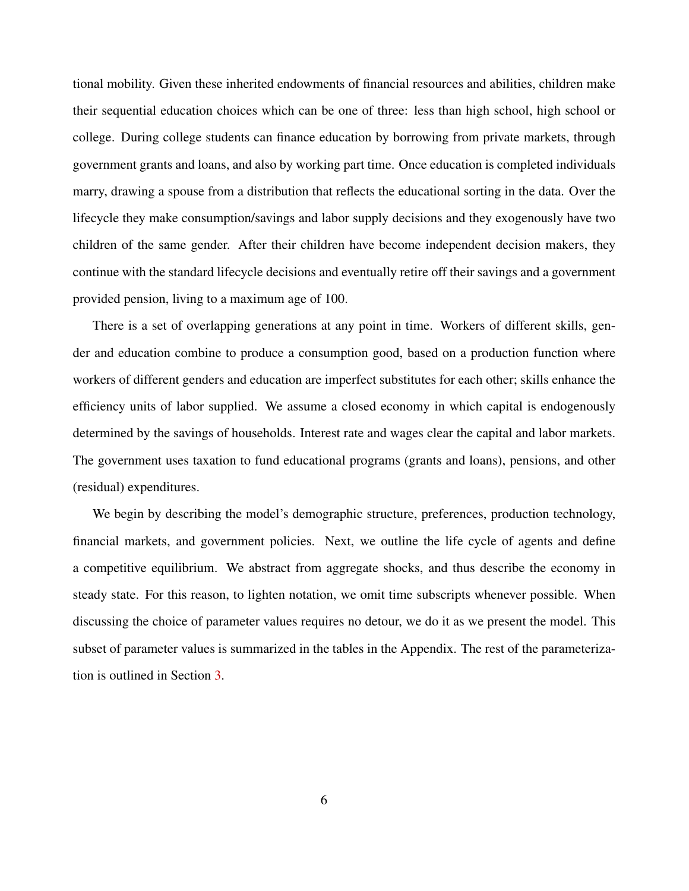tional mobility. Given these inherited endowments of financial resources and abilities, children make their sequential education choices which can be one of three: less than high school, high school or college. During college students can finance education by borrowing from private markets, through government grants and loans, and also by working part time. Once education is completed individuals marry, drawing a spouse from a distribution that reflects the educational sorting in the data. Over the lifecycle they make consumption/savings and labor supply decisions and they exogenously have two children of the same gender. After their children have become independent decision makers, they continue with the standard lifecycle decisions and eventually retire off their savings and a government provided pension, living to a maximum age of 100.

There is a set of overlapping generations at any point in time. Workers of different skills, gender and education combine to produce a consumption good, based on a production function where workers of different genders and education are imperfect substitutes for each other; skills enhance the efficiency units of labor supplied. We assume a closed economy in which capital is endogenously determined by the savings of households. Interest rate and wages clear the capital and labor markets. The government uses taxation to fund educational programs (grants and loans), pensions, and other (residual) expenditures.

We begin by describing the model's demographic structure, preferences, production technology, financial markets, and government policies. Next, we outline the life cycle of agents and define a competitive equilibrium. We abstract from aggregate shocks, and thus describe the economy in steady state. For this reason, to lighten notation, we omit time subscripts whenever possible. When discussing the choice of parameter values requires no detour, we do it as we present the model. This subset of parameter values is summarized in the tables in the Appendix. The rest of the parameterization is outlined in Section 3.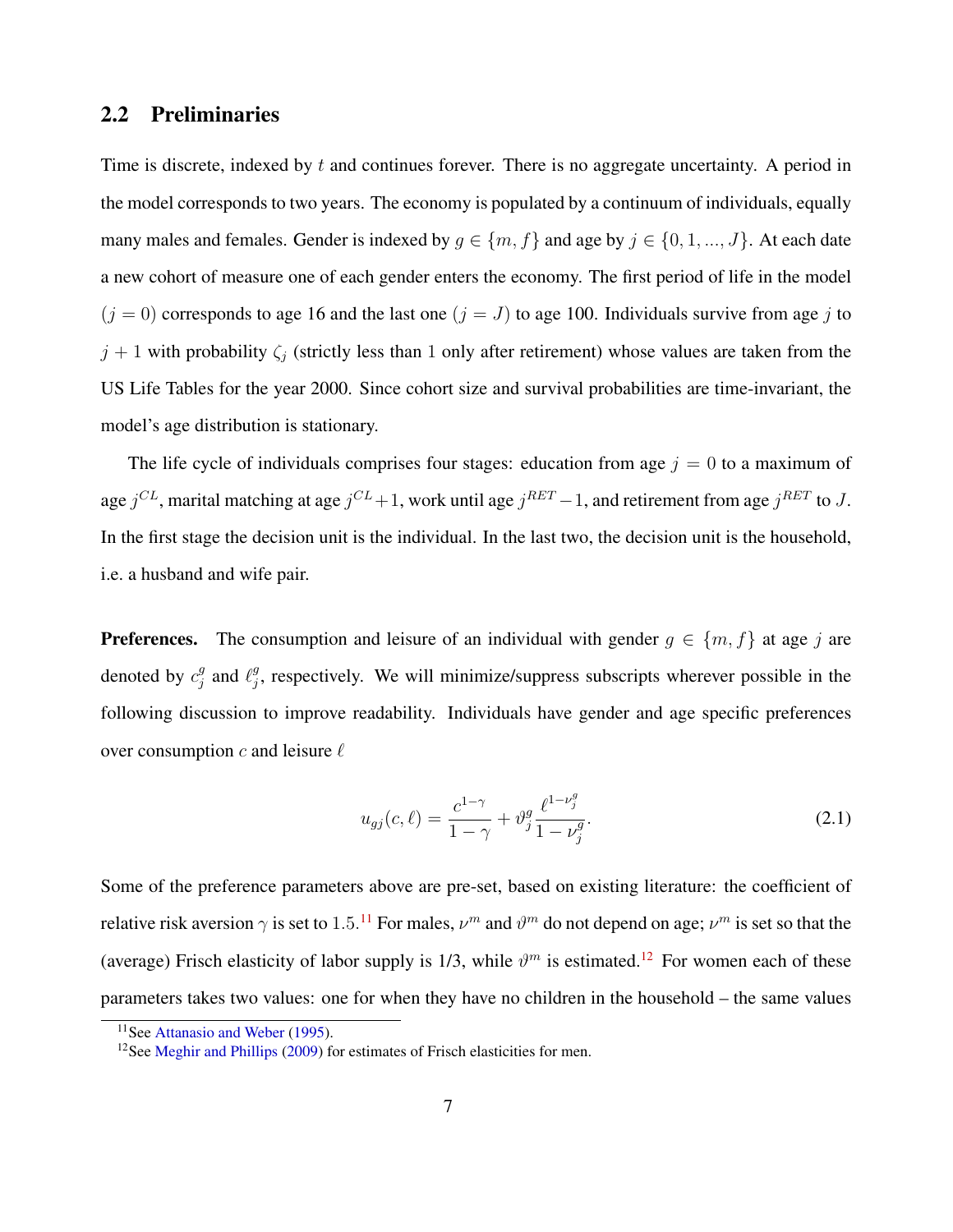## 2.2 Preliminaries

Time is discrete, indexed by $t$ and continues forever. There is no aggregate uncertainty. A period in the model corresponds to two years. The economy is populated by a continuum of individuals, equally many males and females. Gender is indexed by $g \in \{m, f\}$ and age by $j \in \{0, 1, ..., J\}$. At each date a new cohort of measure one of each gender enters the economy. The first period of life in the model ($j = 0$) corresponds to age 16 and the last one ($j = J$) to age 100. Individuals survive from age $j$ to $j + 1$ with probability $\zeta_j$ (strictly less than 1 only after retirement) whose values are taken from the US Life Tables for the year 2000. Since cohort size and survival probabilities are time-invariant, the model's age distribution is stationary.

The life cycle of individuals comprises four stages: education from age $j = 0$ to a maximum of age $j^{CL}$, marital matching at age $j^{CL}+1$, work until age $j^{RET}-1$, and retirement from age $j^{RET}$ to $J$. In the first stage the decision unit is the individual. In the last two, the decision unit is the household, i.e. a husband and wife pair.

**Preferences.** The consumption and leisure of an individual with gender $g \in \{m, f\}$ at age $j$ are denoted by $c_j^g$ and $\ell_j^g$, respectively. We will minimize/suppress subscripts wherever possible in the following discussion to improve readability. Individuals have gender and age specific preferences over consumption $c$ and leisure $\ell$

$$u_{gj}(c, \ell) = \frac{c^{1-\gamma}}{1-\gamma} + \vartheta_j^g \frac{\ell^{1-\nu_j^g}}{1-\nu_j^g}. \tag{2.1}$$

Some of the preference parameters above are pre-set, based on existing literature: the coefficient of relative risk aversion $\gamma$ is set to 1.5.[11] For males, $\nu^m$ and $\vartheta^m$ do not depend on age; $\nu^m$ is set so that the (average) Frisch elasticity of labor supply is 1/3, while $\vartheta^m$ is estimated.[12] For women each of these parameters takes two values: one for when they have no children in the household – the same values

[11] See Attanasio and Weber (1995).

[12] See Meghir and Phillips (2009) for estimates of Frisch elasticities for men.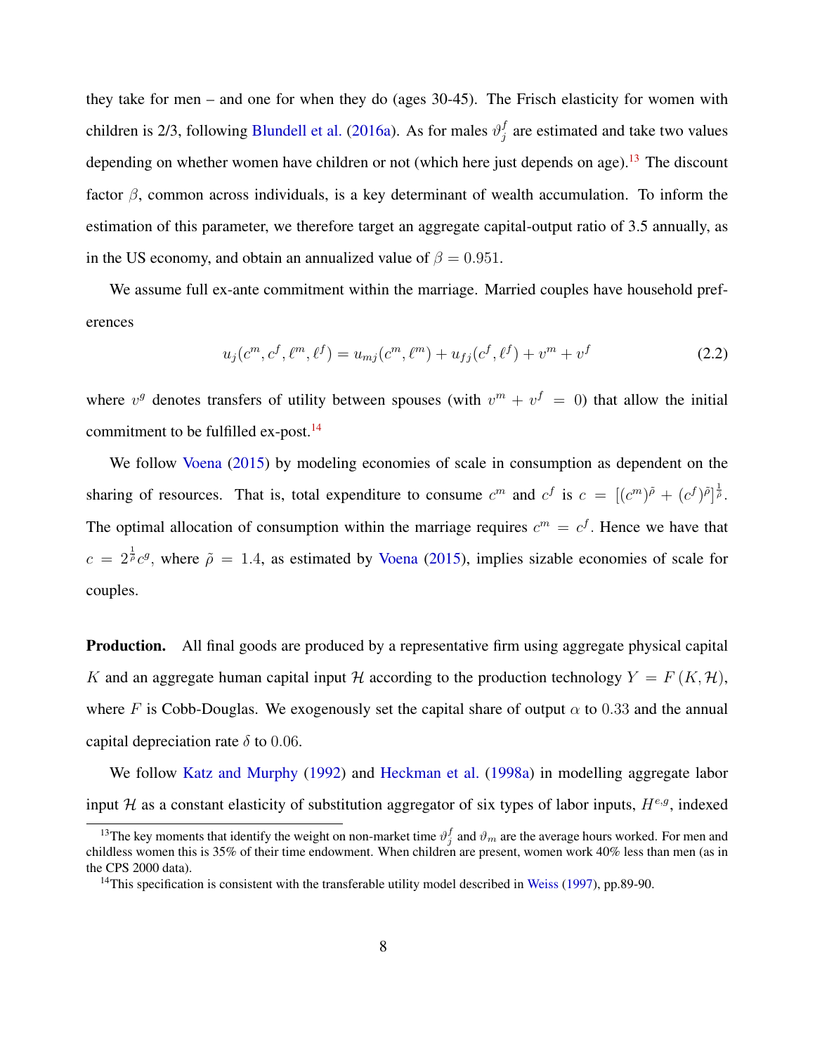they take for men – and one for when they do (ages 30-45). The Frisch elasticity for women with children is 2/3, following Blundell et al. (2016a). As for males $\vartheta_j^f$ are estimated and take two values depending on whether women have children or not (which here just depends on age).[13] The discount factor $\beta$, common across individuals, is a key determinant of wealth accumulation. To inform the estimation of this parameter, we therefore target an aggregate capital-output ratio of 3.5 annually, as in the US economy, and obtain an annualized value of $\beta = 0.951$.

We assume full ex-ante commitment within the marriage. Married couples have household preferences

$$u_j(c^m, c^f, \ell^m, \ell^f) = u_{mj}(c^m, \ell^m) + u_{fj}(c^f, \ell^f) + v^m + v^f \tag{2.2}$$

where $v^g$ denotes transfers of utility between spouses (with $v^m + v^f = 0$) that allow the initial commitment to be fulfilled ex-post.[14]

We follow Voena (2015) by modeling economies of scale in consumption as dependent on the sharing of resources. That is, total expenditure to consume $c^m$ and $c^f$ is $c = [(c^m)^{\tilde{\rho}} + (c^f)^{\tilde{\rho}}]^{\frac{1}{\tilde{\rho}}}$. The optimal allocation of consumption within the marriage requires $c^m = c^f$. Hence we have that $c = 2^{\frac{1}{\tilde{\rho}}} c^g$, where $\tilde{\rho} = 1.4$, as estimated by Voena (2015), implies sizable economies of scale for couples.

**Production.** All final goods are produced by a representative firm using aggregate physical capital $K$ and an aggregate human capital input $\mathcal{H}$ according to the production technology $Y = F(K, \mathcal{H})$, where $F$ is Cobb-Douglas. We exogenously set the capital share of output $\alpha$ to $0.33$ and the annual capital depreciation rate $\delta$ to $0.06$.

We follow Katz and Murphy (1992) and Heckman et al. (1998a) in modelling aggregate labor input $\mathcal{H}$ as a constant elasticity of substitution aggregator of six types of labor inputs, $H^{e,g}$, indexed

[13] The key moments that identify the weight on non-market time $\vartheta_j^f$ and $\vartheta_m$ are the average hours worked. For men and childless women this is 35% of their time endowment. When children are present, women work 40% less than men (as in the CPS 2000 data).

[14] This specification is consistent with the transferable utility model described in Weiss (1997), pp.89-90.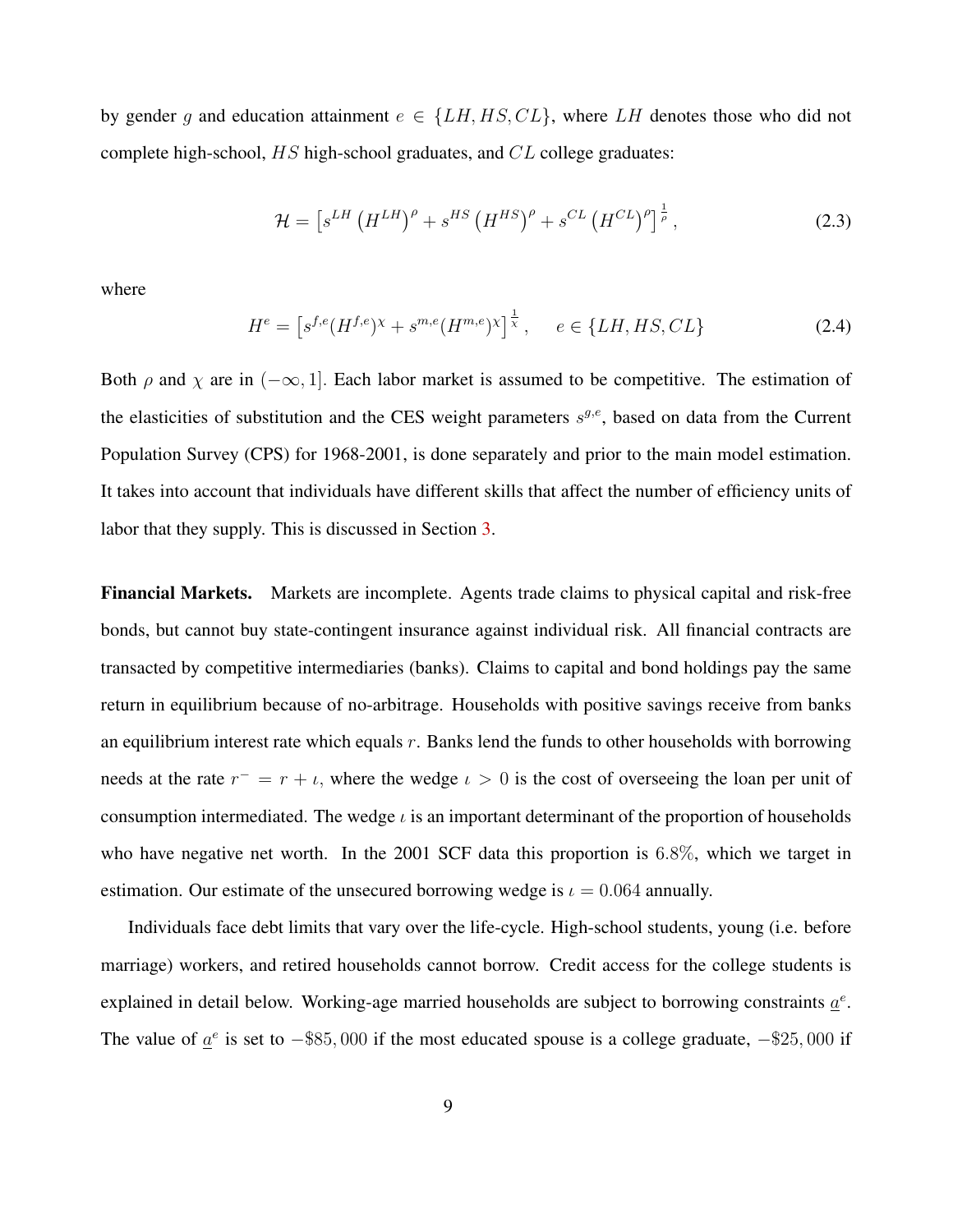by gender $g$ and education attainment $e \in \{LH, HS, CL\}$, where $LH$ denotes those who did not complete high-school, $HS$ high-school graduates, and $CL$ college graduates:

$$\mathcal{H} = \left[s^{LH}\left(H^{LH}\right)^{\rho} + s^{HS}\left(H^{HS}\right)^{\rho} + s^{CL}\left(H^{CL}\right)^{\rho}\right]^{\frac{1}{\rho}}, \tag{2.3}$$

where

$$H^{e} = \left[s^{f,e}(H^{f,e})^{\chi} + s^{m,e}(H^{m,e})^{\chi}\right]^{\frac{1}{\chi}}, \quad e \in \{LH, HS, CL\} \tag{2.4}$$

Both $\rho$ and $\chi$ are in $(-\infty, 1]$. Each labor market is assumed to be competitive. The estimation of the elasticities of substitution and the CES weight parameters $s^{g,e}$, based on data from the Current Population Survey (CPS) for 1968-2001, is done separately and prior to the main model estimation. It takes into account that individuals have different skills that affect the number of efficiency units of labor that they supply. This is discussed in Section 3.

**Financial Markets.** Markets are incomplete. Agents trade claims to physical capital and risk-free bonds, but cannot buy state-contingent insurance against individual risk. All financial contracts are transacted by competitive intermediaries (banks). Claims to capital and bond holdings pay the same return in equilibrium because of no-arbitrage. Households with positive savings receive from banks an equilibrium interest rate which equals $r$. Banks lend the funds to other households with borrowing needs at the rate $r^{-} = r + \iota$, where the wedge $\iota > 0$ is the cost of overseeing the loan per unit of consumption intermediated. The wedge $\iota$ is an important determinant of the proportion of households who have negative net worth. In the 2001 SCF data this proportion is $6.8\%$, which we target in estimation. Our estimate of the unsecured borrowing wedge is $\iota = 0.064$ annually.

Individuals face debt limits that vary over the life-cycle. High-school students, young (i.e. before marriage) workers, and retired households cannot borrow. Credit access for the college students is explained in detail below. Working-age married households are subject to borrowing constraints $\underline{a}^{e}$. The value of $\underline{a}^{e}$ is set to $-\$85,000$ if the most educated spouse is a college graduate, $-\$25,000$ if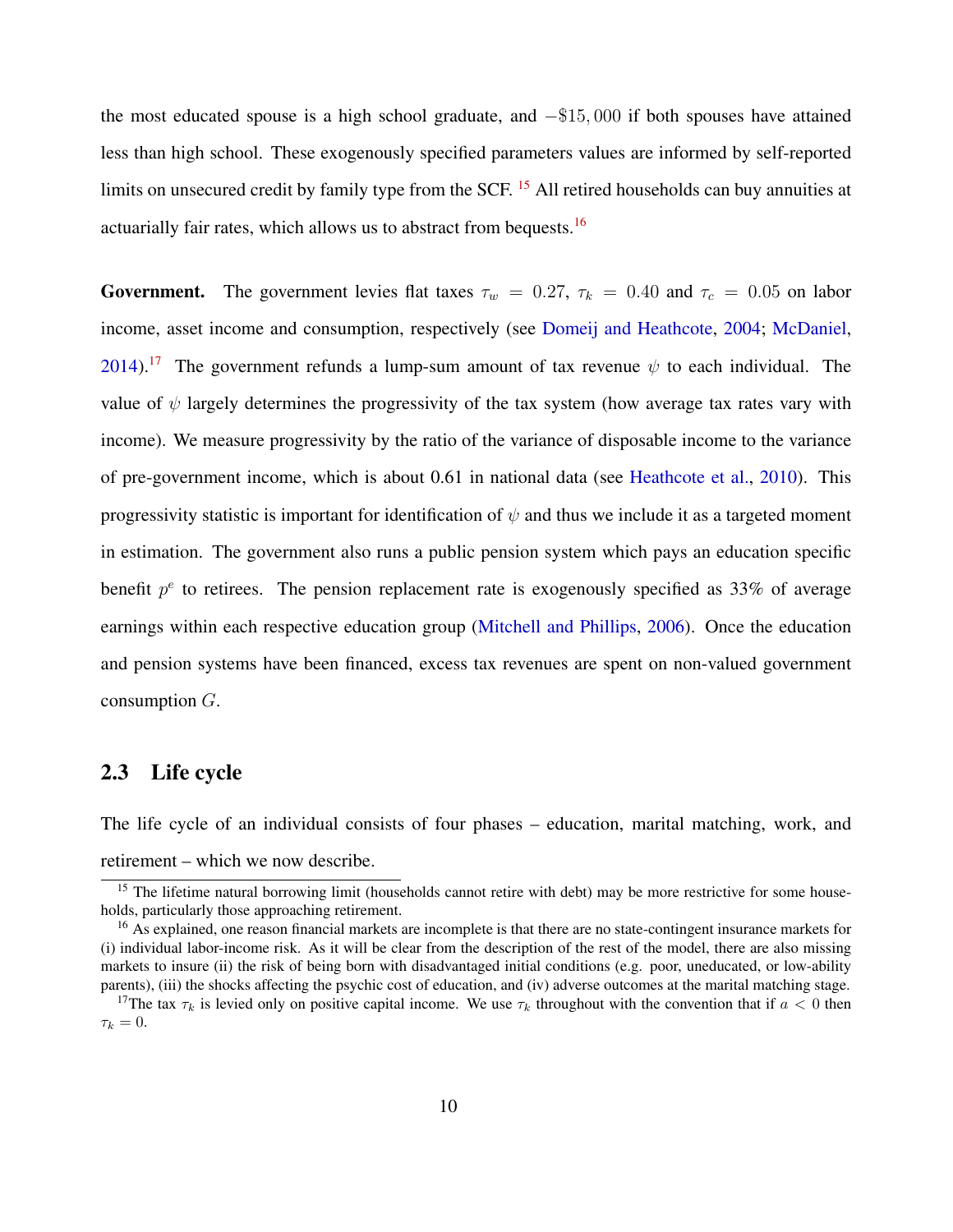the most educated spouse is a high school graduate, and $-\$15,000$ if both spouses have attained less than high school. These exogenously specified parameters values are informed by self-reported limits on unsecured credit by family type from the SCF. [15] All retired households can buy annuities at actuarially fair rates, which allows us to abstract from bequests.[16]

**Government.** The government levies flat taxes $\tau_w = 0.27$, $\tau_k = 0.40$ and $\tau_c = 0.05$ on labor income, asset income and consumption, respectively (see Domeij and Heathcote, 2004; McDaniel, 2014).[17] The government refunds a lump-sum amount of tax revenue $\psi$ to each individual. The value of $\psi$ largely determines the progressivity of the tax system (how average tax rates vary with income). We measure progressivity by the ratio of the variance of disposable income to the variance of pre-government income, which is about 0.61 in national data (see Heathcote et al., 2010). This progressivity statistic is important for identification of $\psi$ and thus we include it as a targeted moment in estimation. The government also runs a public pension system which pays an education specific benefit $p^e$ to retirees. The pension replacement rate is exogenously specified as 33% of average earnings within each respective education group (Mitchell and Phillips, 2006). Once the education and pension systems have been financed, excess tax revenues are spent on non-valued government consumption $G$.

## 2.3 Life cycle

The life cycle of an individual consists of four phases – education, marital matching, work, and retirement – which we now describe.

[15] The lifetime natural borrowing limit (households cannot retire with debt) may be more restrictive for some households, particularly those approaching retirement.

[16] As explained, one reason financial markets are incomplete is that there are no state-contingent insurance markets for (i) individual labor-income risk. As it will be clear from the description of the rest of the model, there are also missing markets to insure (ii) the risk of being born with disadvantaged initial conditions (e.g. poor, uneducated, or low-ability parents), (iii) the shocks affecting the psychic cost of education, and (iv) adverse outcomes at the marital matching stage.

[17] The tax $\tau_k$ is levied only on positive capital income. We use $\tau_k$ throughout with the convention that if $a < 0$ then $\tau_k = 0$.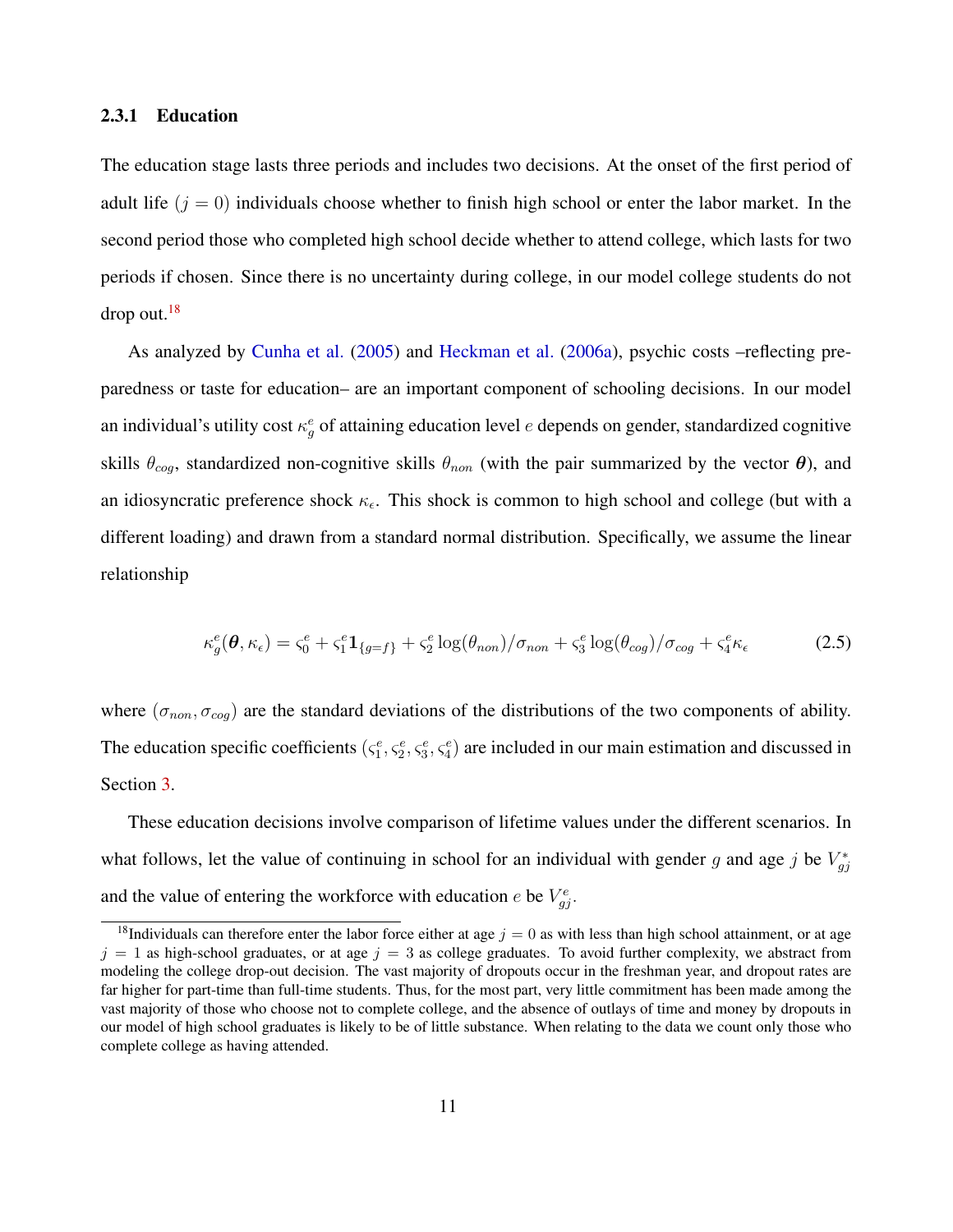### 2.3.1 Education

The education stage lasts three periods and includes two decisions. At the onset of the first period of adult life ($j = 0$) individuals choose whether to finish high school or enter the labor market. In the second period those who completed high school decide whether to attend college, which lasts for two periods if chosen. Since there is no uncertainty during college, in our model college students do not drop out.[18]

As analyzed by Cunha et al. (2005) and Heckman et al. (2006a), psychic costs –reflecting preparedness or taste for education– are an important component of schooling decisions. In our model an individual's utility cost $\kappa_g^e$ of attaining education level $e$ depends on gender, standardized cognitive skills $\theta_{cog}$, standardized non-cognitive skills $\theta_{non}$ (with the pair summarized by the vector $\boldsymbol{\theta}$), and an idiosyncratic preference shock $\kappa_\epsilon$. This shock is common to high school and college (but with a different loading) and drawn from a standard normal distribution. Specifically, we assume the linear relationship

$$\kappa_g^e(\boldsymbol{\theta}, \kappa_\epsilon) = \varsigma_0^e + \varsigma_1^e \mathbf{1}_{\{g=f\}} + \varsigma_2^e \log(\theta_{non})/\sigma_{non} + \varsigma_3^e \log(\theta_{cog})/\sigma_{cog} + \varsigma_4^e \kappa_\epsilon \tag{2.5}$$

where $(\sigma_{non}, \sigma_{cog})$ are the standard deviations of the distributions of the two components of ability. The education specific coefficients $(\varsigma_1^e, \varsigma_2^e, \varsigma_3^e, \varsigma_4^e)$ are included in our main estimation and discussed in Section 3.

These education decisions involve comparison of lifetime values under the different scenarios. In what follows, let the value of continuing in school for an individual with gender $g$ and age $j$ be $V_{gj}^*$ and the value of entering the workforce with education $e$ be $V_{gj}^e$.

[18] Individuals can therefore enter the labor force either at age $j = 0$ as with less than high school attainment, or at age $j = 1$ as high-school graduates, or at age $j = 3$ as college graduates. To avoid further complexity, we abstract from modeling the college drop-out decision. The vast majority of dropouts occur in the freshman year, and dropout rates are far higher for part-time than full-time students. Thus, for the most part, very little commitment has been made among the vast majority of those who choose not to complete college, and the absence of outlays of time and money by dropouts in our model of high school graduates is likely to be of little substance. When relating to the data we count only those who complete college as having attended.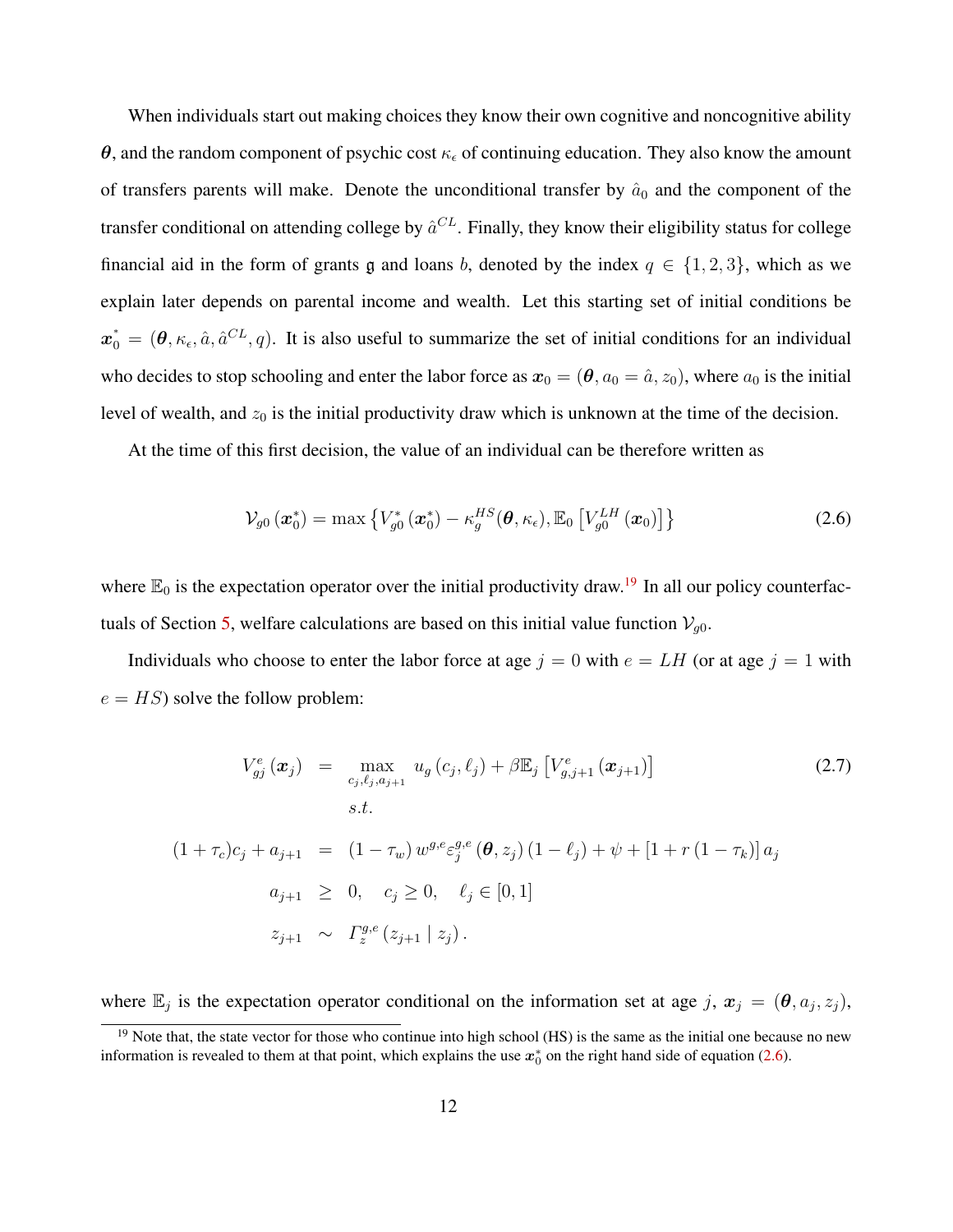When individuals start out making choices they know their own cognitive and noncognitive ability $\boldsymbol{\theta}$, and the random component of psychic cost $\kappa_\epsilon$ of continuing education. They also know the amount of transfers parents will make. Denote the unconditional transfer by $\hat{a}_0$ and the component of the transfer conditional on attending college by $\hat{a}^{CL}$. Finally, they know their eligibility status for college financial aid in the form of grants $\mathfrak{g}$ and loans $b$, denoted by the index $q \in \{1, 2, 3\}$, which as we explain later depends on parental income and wealth. Let this starting set of initial conditions be $\boldsymbol{x}_0^* = (\boldsymbol{\theta}, \kappa_\epsilon, \hat{a}, \hat{a}^{CL}, q)$. It is also useful to summarize the set of initial conditions for an individual who decides to stop schooling and enter the labor force as $\boldsymbol{x}_0 = (\boldsymbol{\theta}, a_0 = \hat{a}, z_0)$, where $a_0$ is the initial level of wealth, and $z_0$ is the initial productivity draw which is unknown at the time of the decision.

At the time of this first decision, the value of an individual can be therefore written as

$$\mathcal{V}_{g0}\left(\boldsymbol{x}_0^*\right) = \max\left\{V_{g0}^*\left(\boldsymbol{x}_0^*\right) - \kappa_g^{HS}(\boldsymbol{\theta}, \kappa_\epsilon), \mathbb{E}_0\left[V_{g0}^{LH}\left(\boldsymbol{x}_0\right)\right]\right\} \tag{2.6}$$

where $\mathbb{E}_0$ is the expectation operator over the initial productivity draw.[19] In all our policy counterfactuals of Section 5, welfare calculations are based on this initial value function $\mathcal{V}_{g0}$.

Individuals who choose to enter the labor force at age $j = 0$ with $e = LH$ (or at age $j = 1$ with $e = HS$) solve the follow problem:

$$\begin{aligned} V_{gj}^{e}\left(\boldsymbol{x}_j\right) &= \max_{c_j, \ell_j, a_{j+1}} u_g\left(c_j, \ell_j\right) + \beta \mathbb{E}_j\left[V_{g,j+1}^{e}\left(\boldsymbol{x}_{j+1}\right)\right] \\ & \quad s.t. \\ (1+\tau_c)c_j + a_{j+1} &= (1-\tau_w)\, w^{g,e} \varepsilon_j^{g,e}\left(\boldsymbol{\theta}, z_j\right)(1-\ell_j) + \psi + \left[1 + r\left(1-\tau_k\right)\right] a_j \\ a_{j+1} &\geq 0, \quad c_j \geq 0, \quad \ell_j \in [0,1] \\ z_{j+1} &\sim \Gamma_z^{g,e}\left(z_{j+1} \mid z_j\right). \end{aligned} \tag{2.7}$$

where $\mathbb{E}_j$ is the expectation operator conditional on the information set at age $j$, $\boldsymbol{x}_j = (\boldsymbol{\theta}, a_j, z_j)$,

[19] Note that, the state vector for those who continue into high school (HS) is the same as the initial one because no new information is revealed to them at that point, which explains the use $\boldsymbol{x}_0^*$ on the right hand side of equation (2.6).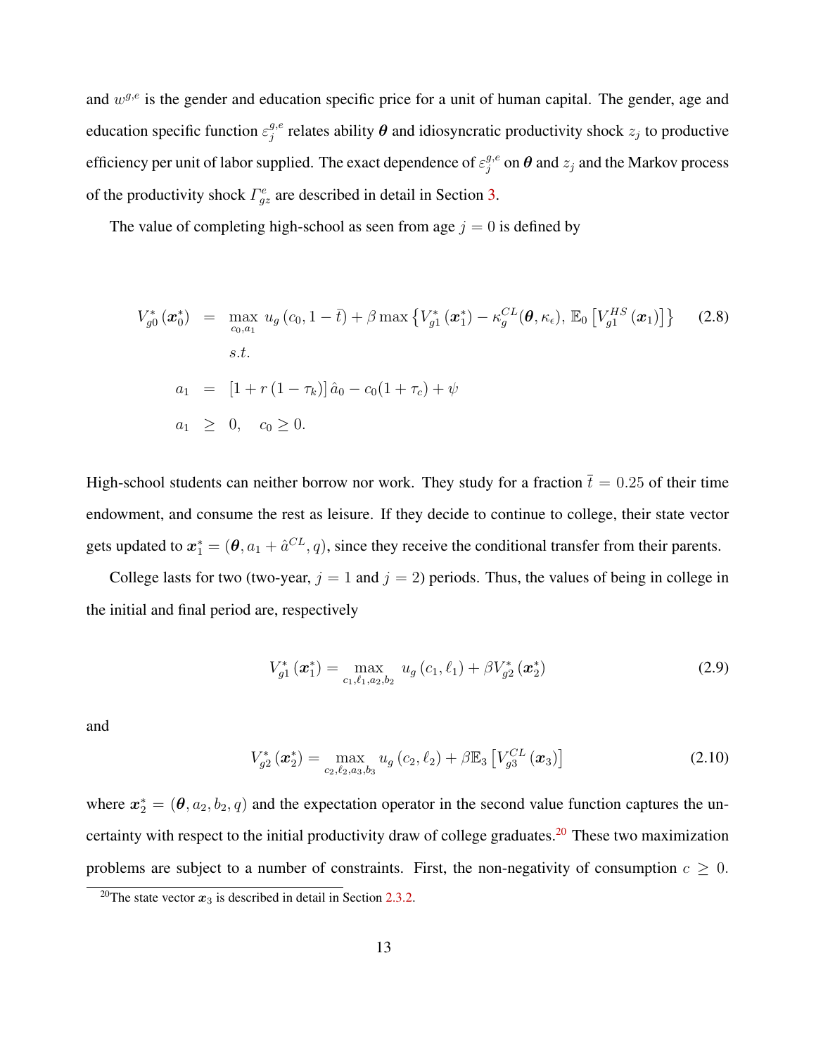and $w^{g,e}$ is the gender and education specific price for a unit of human capital. The gender, age and education specific function $\varepsilon_j^{g,e}$ relates ability $\boldsymbol{\theta}$ and idiosyncratic productivity shock $z_j$ to productive efficiency per unit of labor supplied. The exact dependence of $\varepsilon_j^{g,e}$ on $\boldsymbol{\theta}$ and $z_j$ and the Markov process of the productivity shock $\varGamma_{gz}^{e}$ are described in detail in Section 3.

The value of completing high-school as seen from age $j = 0$ is defined by

$$
\begin{aligned}
V_{g0}^{*}\left(\boldsymbol{x}_0^{*}\right) &= \max_{c_0, a_1} \; u_g\left(c_0, 1-\bar{t}\right) + \beta \max\left\{V_{g1}^{*}\left(\boldsymbol{x}_1^{*}\right) - \kappa_g^{CL}(\boldsymbol{\theta}, \kappa_\epsilon),\, \mathbb{E}_0\left[V_{g1}^{HS}\left(\boldsymbol{x}_1\right)\right]\right\} \qquad (2.8)\\
& \quad\; s.t.\\
a_1 &= \left[1 + r\left(1-\tau_k\right)\right]\hat{a}_0 - c_0(1+\tau_c) + \psi\\
a_1 &\geq 0, \quad c_0 \geq 0.
\end{aligned}
$$

High-school students can neither borrow nor work. They study for a fraction $\bar{t} = 0.25$ of their time endowment, and consume the rest as leisure. If they decide to continue to college, their state vector gets updated to $\boldsymbol{x}_1^{*} = (\boldsymbol{\theta}, a_1 + \hat{a}^{CL}, q)$, since they receive the conditional transfer from their parents.

College lasts for two (two-year, $j = 1$ and $j = 2$) periods. Thus, the values of being in college in the initial and final period are, respectively

$$
V_{g1}^{*}\left(\boldsymbol{x}_1^{*}\right) = \max_{c_1, \ell_1, a_2, b_2} \; u_g\left(c_1, \ell_1\right) + \beta V_{g2}^{*}\left(\boldsymbol{x}_2^{*}\right) \qquad (2.9)
$$

and

$$
V_{g2}^{*}\left(\boldsymbol{x}_2^{*}\right) = \max_{c_2, \ell_2, a_3, b_3} u_g\left(c_2, \ell_2\right) + \beta \mathbb{E}_3\left[V_{g3}^{CL}\left(\boldsymbol{x}_3\right)\right] \qquad (2.10)
$$

where $\boldsymbol{x}_2^{*} = (\boldsymbol{\theta}, a_2, b_2, q)$ and the expectation operator in the second value function captures the uncertainty with respect to the initial productivity draw of college graduates.[20] These two maximization problems are subject to a number of constraints. First, the non-negativity of consumption $c \geq 0$.

[20]The state vector $\boldsymbol{x}_3$ is described in detail in Section 2.3.2.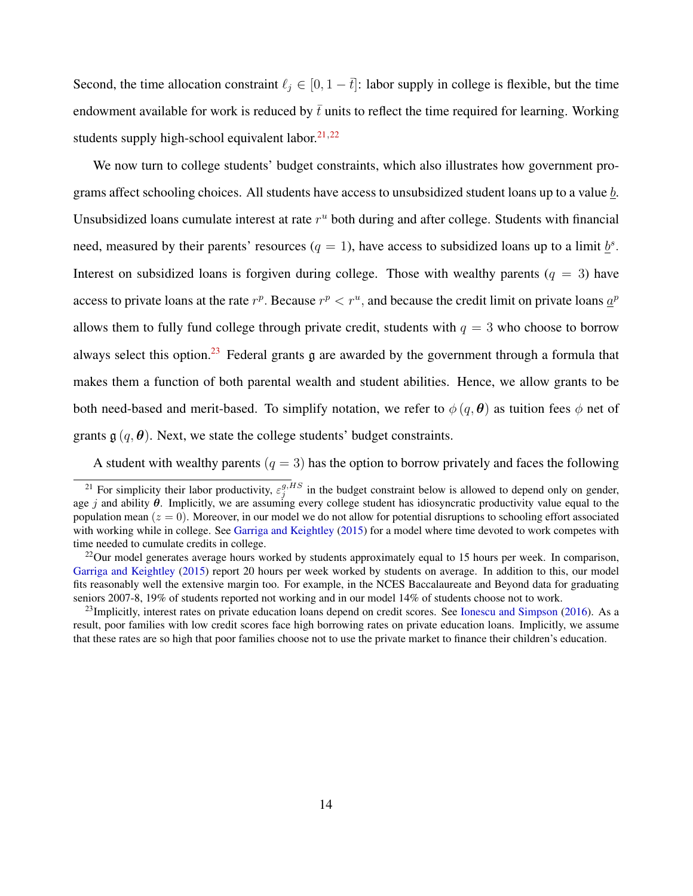Second, the time allocation constraint $\ell_j \in [0, 1-\bar{t}]$: labor supply in college is flexible, but the time endowment available for work is reduced by $\bar{t}$ units to reflect the time required for learning. Working students supply high-school equivalent labor.[21,22]

We now turn to college students' budget constraints, which also illustrates how government programs affect schooling choices. All students have access to unsubsidized student loans up to a value $\underline{b}$. Unsubsidized loans cumulate interest at rate $r^u$ both during and after college. Students with financial need, measured by their parents' resources ($q = 1$), have access to subsidized loans up to a limit $\underline{b}^s$. Interest on subsidized loans is forgiven during college. Those with wealthy parents ($q = 3$) have access to private loans at the rate $r^p$. Because $r^p < r^u$, and because the credit limit on private loans $\underline{a}^p$ allows them to fully fund college through private credit, students with $q = 3$ who choose to borrow always select this option.[23] Federal grants $\mathfrak{g}$ are awarded by the government through a formula that makes them a function of both parental wealth and student abilities. Hence, we allow grants to be both need-based and merit-based. To simplify notation, we refer to $\phi(q, \boldsymbol{\theta})$ as tuition fees $\phi$ net of grants $\mathfrak{g}(q, \boldsymbol{\theta})$. Next, we state the college students' budget constraints.

A student with wealthy parents ($q = 3$) has the option to borrow privately and faces the following

---

[21] For simplicity their labor productivity, $\varepsilon_j^{g,HS}$ in the budget constraint below is allowed to depend only on gender, age $j$ and ability $\boldsymbol{\theta}$. Implicitly, we are assuming every college student has idiosyncratic productivity value equal to the population mean ($z = 0$). Moreover, in our model we do not allow for potential disruptions to schooling effort associated with working while in college. See Garriga and Keightley (2015) for a model where time devoted to work competes with time needed to cumulate credits in college.

[22] Our model generates average hours worked by students approximately equal to 15 hours per week. In comparison, Garriga and Keightley (2015) report 20 hours per week worked by students on average. In addition to this, our model fits reasonably well the extensive margin too. For example, in the NCES Baccalaureate and Beyond data for graduating seniors 2007-8, 19% of students reported not working and in our model 14% of students choose not to work.

[23] Implicitly, interest rates on private education loans depend on credit scores. See Ionescu and Simpson (2016). As a result, poor families with low credit scores face high borrowing rates on private education loans. Implicitly, we assume that these rates are so high that poor families choose not to use the private market to finance their children's education.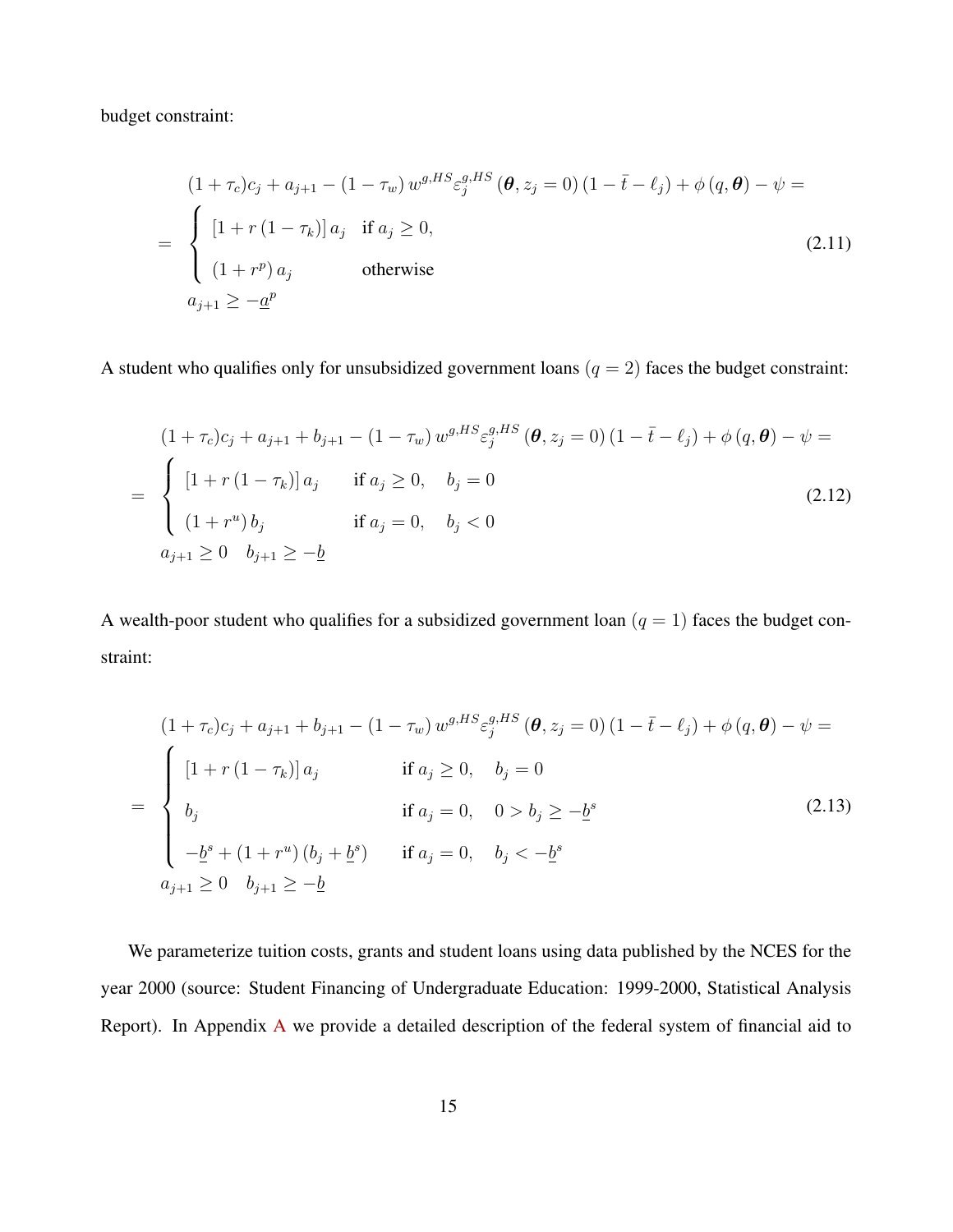budget constraint:

$$
\begin{aligned}
&(1+\tau_c)c_j + a_{j+1} - (1-\tau_w)\, w^{g,HS} \varepsilon_j^{g,HS}\left(\boldsymbol{\theta}, z_j = 0\right)\left(1-\bar{t}-\ell_j\right) + \phi\left(q, \boldsymbol{\theta}\right) - \psi = \\
&= \begin{cases} \left[1 + r\left(1-\tau_k\right)\right] a_j & \text{if } a_j \geq 0, \\ \left(1 + r^p\right) a_j & \text{otherwise} \end{cases} \\
&a_{j+1} \geq -\underline{a}^p
\end{aligned}
\tag{2.11}
$$

A student who qualifies only for unsubsidized government loans ($q = 2$) faces the budget constraint:

$$
\begin{aligned}
&(1+\tau_c)c_j + a_{j+1} + b_{j+1} - (1-\tau_w)\, w^{g,HS} \varepsilon_j^{g,HS}\left(\boldsymbol{\theta}, z_j = 0\right)\left(1-\bar{t}-\ell_j\right) + \phi\left(q, \boldsymbol{\theta}\right) - \psi = \\
&= \begin{cases} \left[1 + r\left(1-\tau_k\right)\right] a_j & \text{if } a_j \geq 0, \quad b_j = 0 \\ \left(1 + r^u\right) b_j & \text{if } a_j = 0, \quad b_j < 0 \end{cases} \\
&a_{j+1} \geq 0 \quad b_{j+1} \geq -\underline{b}
\end{aligned}
\tag{2.12}
$$

A wealth-poor student who qualifies for a subsidized government loan ($q = 1$) faces the budget constraint:

$$
\begin{aligned}
&(1+\tau_c)c_j + a_{j+1} + b_{j+1} - (1-\tau_w)\, w^{g,HS} \varepsilon_j^{g,HS}\left(\boldsymbol{\theta}, z_j = 0\right)\left(1-\bar{t}-\ell_j\right) + \phi\left(q, \boldsymbol{\theta}\right) - \psi = \\
&= \begin{cases} \left[1 + r\left(1-\tau_k\right)\right] a_j & \text{if } a_j \geq 0, \quad b_j = 0 \\ b_j & \text{if } a_j = 0, \quad 0 > b_j \geq -\underline{b}^s \\ -\underline{b}^s + \left(1 + r^u\right)\left(b_j + \underline{b}^s\right) & \text{if } a_j = 0, \quad b_j < -\underline{b}^s \end{cases} \\
&a_{j+1} \geq 0 \quad b_{j+1} \geq -\underline{b}
\end{aligned}
\tag{2.13}
$$

We parameterize tuition costs, grants and student loans using data published by the NCES for the year 2000 (source: Student Financing of Undergraduate Education: 1999-2000, Statistical Analysis Report). In Appendix A we provide a detailed description of the federal system of financial aid to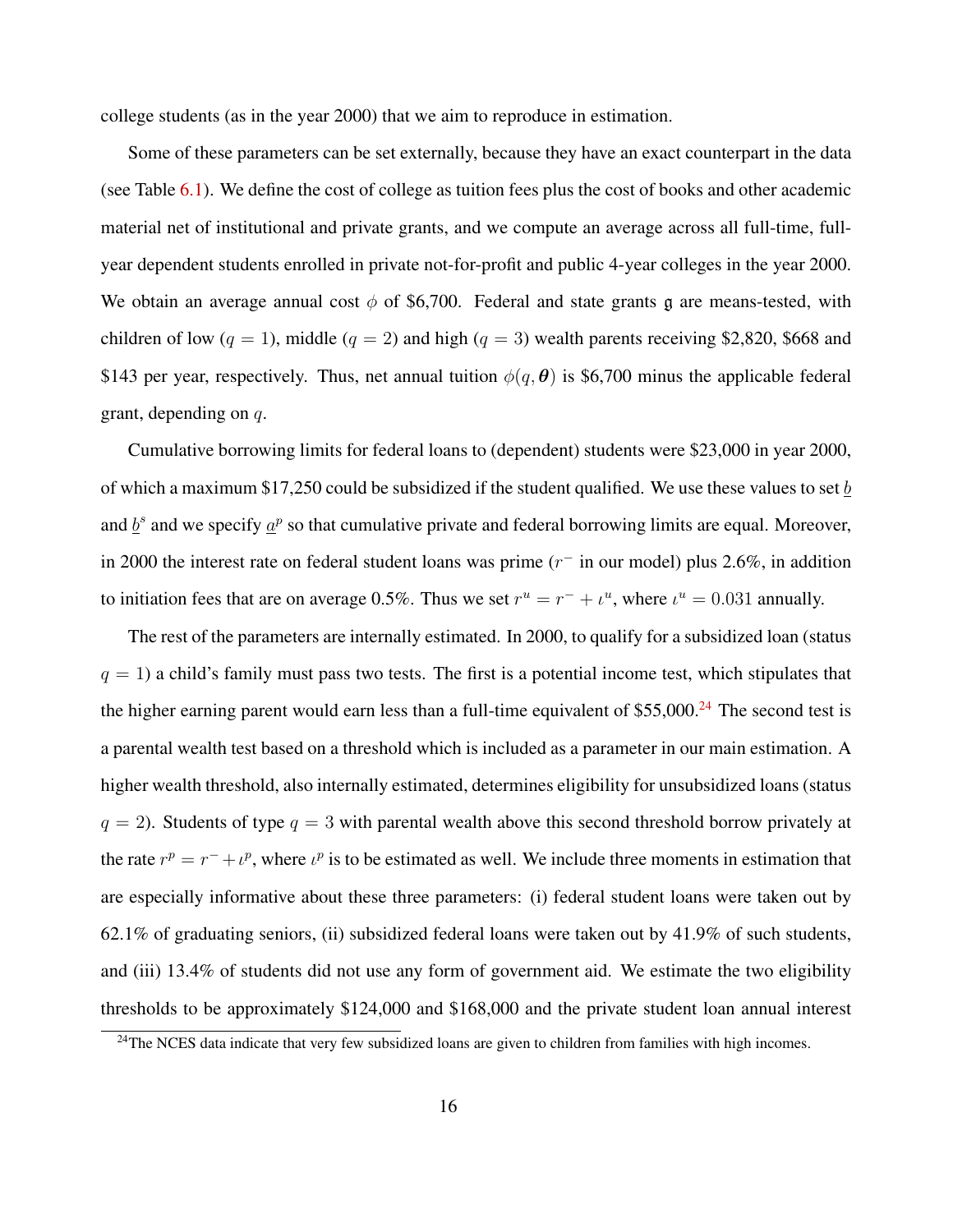college students (as in the year 2000) that we aim to reproduce in estimation.

Some of these parameters can be set externally, because they have an exact counterpart in the data (see Table 6.1). We define the cost of college as tuition fees plus the cost of books and other academic material net of institutional and private grants, and we compute an average across all full-time, full-year dependent students enrolled in private not-for-profit and public 4-year colleges in the year 2000. We obtain an average annual cost $\phi$ of \$6,700. Federal and state grants $\mathfrak{g}$ are means-tested, with children of low ($q = 1$), middle ($q = 2$) and high ($q = 3$) wealth parents receiving \$2,820, \$668 and \$143 per year, respectively. Thus, net annual tuition $\phi(q, \boldsymbol{\theta})$ is \$6,700 minus the applicable federal grant, depending on $q$.

Cumulative borrowing limits for federal loans to (dependent) students were \$23,000 in year 2000, of which a maximum \$17,250 could be subsidized if the student qualified. We use these values to set $\underline{b}$ and $\underline{b}^s$ and we specify $\underline{a}^p$ so that cumulative private and federal borrowing limits are equal. Moreover, in 2000 the interest rate on federal student loans was prime ($r^-$ in our model) plus 2.6%, in addition to initiation fees that are on average 0.5%. Thus we set $r^u = r^- + \iota^u$, where $\iota^u = 0.031$ annually.

The rest of the parameters are internally estimated. In 2000, to qualify for a subsidized loan (status $q = 1$) a child's family must pass two tests. The first is a potential income test, which stipulates that the higher earning parent would earn less than a full-time equivalent of \$55,000.[24] The second test is a parental wealth test based on a threshold which is included as a parameter in our main estimation. A higher wealth threshold, also internally estimated, determines eligibility for unsubsidized loans (status $q = 2$). Students of type $q = 3$ with parental wealth above this second threshold borrow privately at the rate $r^p = r^- + \iota^p$, where $\iota^p$ is to be estimated as well. We include three moments in estimation that are especially informative about these three parameters: (i) federal student loans were taken out by 62.1% of graduating seniors, (ii) subsidized federal loans were taken out by 41.9% of such students, and (iii) 13.4% of students did not use any form of government aid. We estimate the two eligibility thresholds to be approximately \$124,000 and \$168,000 and the private student loan annual interest

[24]The NCES data indicate that very few subsidized loans are given to children from families with high incomes.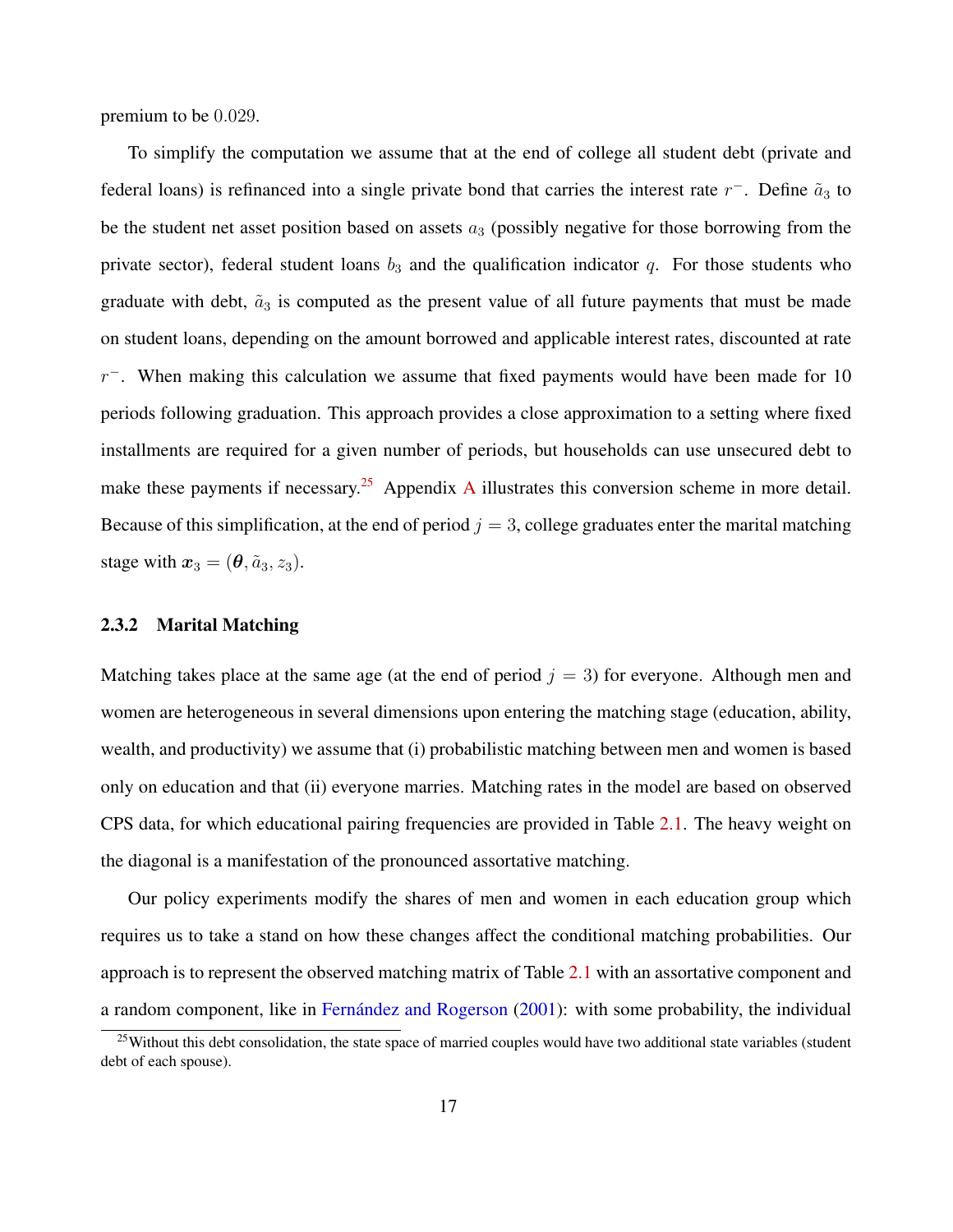premium to be 0.029.

To simplify the computation we assume that at the end of college all student debt (private and federal loans) is refinanced into a single private bond that carries the interest rate $r^-$. Define $\tilde{a}_3$ to be the student net asset position based on assets $a_3$ (possibly negative for those borrowing from the private sector), federal student loans $b_3$ and the qualification indicator $q$. For those students who graduate with debt, $\tilde{a}_3$ is computed as the present value of all future payments that must be made on student loans, depending on the amount borrowed and applicable interest rates, discounted at rate $r^-$. When making this calculation we assume that fixed payments would have been made for 10 periods following graduation. This approach provides a close approximation to a setting where fixed installments are required for a given number of periods, but households can use unsecured debt to make these payments if necessary.[25] Appendix A illustrates this conversion scheme in more detail. Because of this simplification, at the end of period $j = 3$, college graduates enter the marital matching stage with $\boldsymbol{x}_3 = (\boldsymbol{\theta}, \tilde{a}_3, z_3)$.

### 2.3.2 Marital Matching

Matching takes place at the same age (at the end of period $j = 3$) for everyone. Although men and women are heterogeneous in several dimensions upon entering the matching stage (education, ability, wealth, and productivity) we assume that (i) probabilistic matching between men and women is based only on education and that (ii) everyone marries. Matching rates in the model are based on observed CPS data, for which educational pairing frequencies are provided in Table 2.1. The heavy weight on the diagonal is a manifestation of the pronounced assortative matching.

Our policy experiments modify the shares of men and women in each education group which requires us to take a stand on how these changes affect the conditional matching probabilities. Our approach is to represent the observed matching matrix of Table 2.1 with an assortative component and a random component, like in Fernández and Rogerson (2001): with some probability, the individual

[25] Without this debt consolidation, the state space of married couples would have two additional state variables (student debt of each spouse).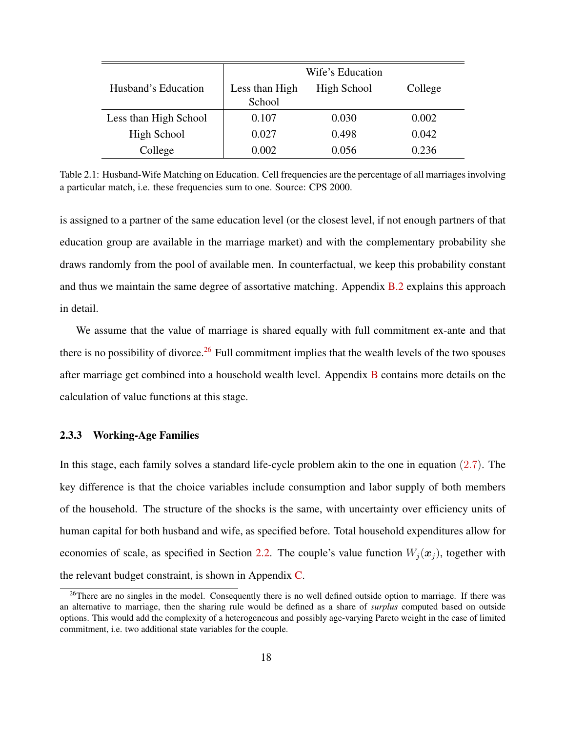| Husband's Education | Wife's Education | | |
|---|---|---|---|
| | Less than High School | High School | College |
| Less than High School | 0.107 | 0.030 | 0.002 |
| High School | 0.027 | 0.498 | 0.042 |
| College | 0.002 | 0.056 | 0.236 |

Table 2.1: Husband-Wife Matching on Education. Cell frequencies are the percentage of all marriages involving a particular match, i.e. these frequencies sum to one. Source: CPS 2000.

is assigned to a partner of the same education level (or the closest level, if not enough partners of that education group are available in the marriage market) and with the complementary probability she draws randomly from the pool of available men. In counterfactual, we keep this probability constant and thus we maintain the same degree of assortative matching. Appendix B.2 explains this approach in detail.

We assume that the value of marriage is shared equally with full commitment ex-ante and that there is no possibility of divorce.[26] Full commitment implies that the wealth levels of the two spouses after marriage get combined into a household wealth level. Appendix B contains more details on the calculation of value functions at this stage.

### 2.3.3 Working-Age Families

In this stage, each family solves a standard life-cycle problem akin to the one in equation (2.7). The key difference is that the choice variables include consumption and labor supply of both members of the household. The structure of the shocks is the same, with uncertainty over efficiency units of human capital for both husband and wife, as specified before. Total household expenditures allow for economies of scale, as specified in Section 2.2. The couple's value function $W_j(\boldsymbol{x}_j)$, together with the relevant budget constraint, is shown in Appendix C.

[26]There are no singles in the model. Consequently there is no well defined outside option to marriage. If there was an alternative to marriage, then the sharing rule would be defined as a share of *surplus* computed based on outside options. This would add the complexity of a heterogeneous and possibly age-varying Pareto weight in the case of limited commitment, i.e. two additional state variables for the couple.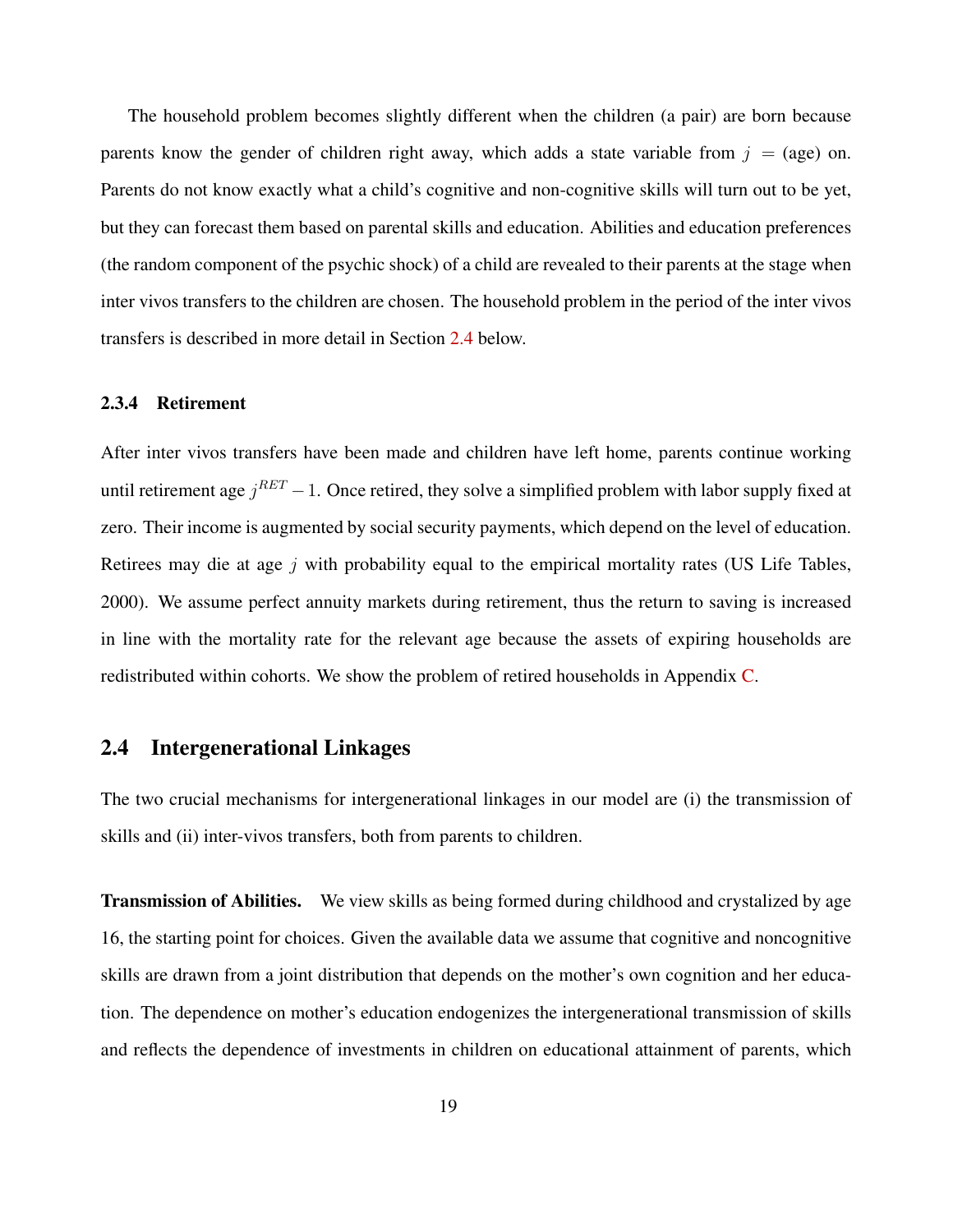The household problem becomes slightly different when the children (a pair) are born because parents know the gender of children right away, which adds a state variable from $j$ = (age) on. Parents do not know exactly what a child's cognitive and non-cognitive skills will turn out to be yet, but they can forecast them based on parental skills and education. Abilities and education preferences (the random component of the psychic shock) of a child are revealed to their parents at the stage when inter vivos transfers to the children are chosen. The household problem in the period of the inter vivos transfers is described in more detail in Section 2.4 below.

### 2.3.4 Retirement

After inter vivos transfers have been made and children have left home, parents continue working until retirement age $j^{RET} - 1$. Once retired, they solve a simplified problem with labor supply fixed at zero. Their income is augmented by social security payments, which depend on the level of education. Retirees may die at age $j$ with probability equal to the empirical mortality rates (US Life Tables, 2000). We assume perfect annuity markets during retirement, thus the return to saving is increased in line with the mortality rate for the relevant age because the assets of expiring households are redistributed within cohorts. We show the problem of retired households in Appendix C.

## 2.4 Intergenerational Linkages

The two crucial mechanisms for intergenerational linkages in our model are (i) the transmission of skills and (ii) inter-vivos transfers, both from parents to children.

**Transmission of Abilities.** We view skills as being formed during childhood and crystalized by age 16, the starting point for choices. Given the available data we assume that cognitive and noncognitive skills are drawn from a joint distribution that depends on the mother's own cognition and her education. The dependence on mother's education endogenizes the intergenerational transmission of skills and reflects the dependence of investments in children on educational attainment of parents, which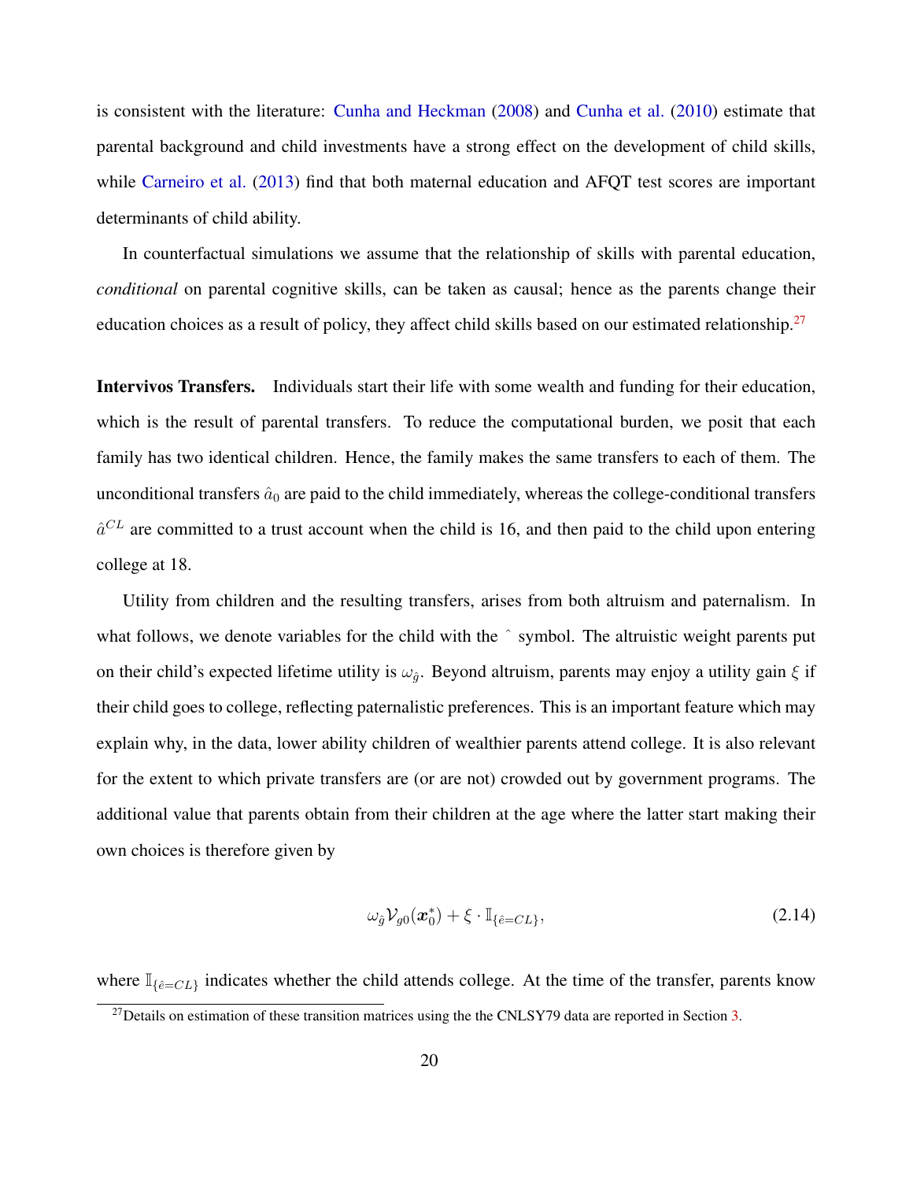is consistent with the literature: Cunha and Heckman (2008) and Cunha et al. (2010) estimate that parental background and child investments have a strong effect on the development of child skills, while Carneiro et al. (2013) find that both maternal education and AFQT test scores are important determinants of child ability.

In counterfactual simulations we assume that the relationship of skills with parental education, *conditional* on parental cognitive skills, can be taken as causal; hence as the parents change their education choices as a result of policy, they affect child skills based on our estimated relationship.[27]

**Intervivos Transfers.** Individuals start their life with some wealth and funding for their education, which is the result of parental transfers. To reduce the computational burden, we posit that each family has two identical children. Hence, the family makes the same transfers to each of them. The unconditional transfers $\hat{a}_0$ are paid to the child immediately, whereas the college-conditional transfers $\hat{a}^{CL}$ are committed to a trust account when the child is 16, and then paid to the child upon entering college at 18.

Utility from children and the resulting transfers, arises from both altruism and paternalism. In what follows, we denote variables for the child with the ˆ symbol. The altruistic weight parents put on their child's expected lifetime utility is $\omega_{\hat{g}}$. Beyond altruism, parents may enjoy a utility gain $\xi$ if their child goes to college, reflecting paternalistic preferences. This is an important feature which may explain why, in the data, lower ability children of wealthier parents attend college. It is also relevant for the extent to which private transfers are (or are not) crowded out by government programs. The additional value that parents obtain from their children at the age where the latter start making their own choices is therefore given by

$$\omega_{\hat{g}} \mathcal{V}_{g0}(\boldsymbol{x}_0^*) + \xi \cdot \mathbb{I}_{\{\hat{e}=CL\}}, \tag{2.14}$$

where $\mathbb{I}_{\{\hat{e}=CL\}}$ indicates whether the child attends college. At the time of the transfer, parents know

[27] Details on estimation of these transition matrices using the the CNLSY79 data are reported in Section 3.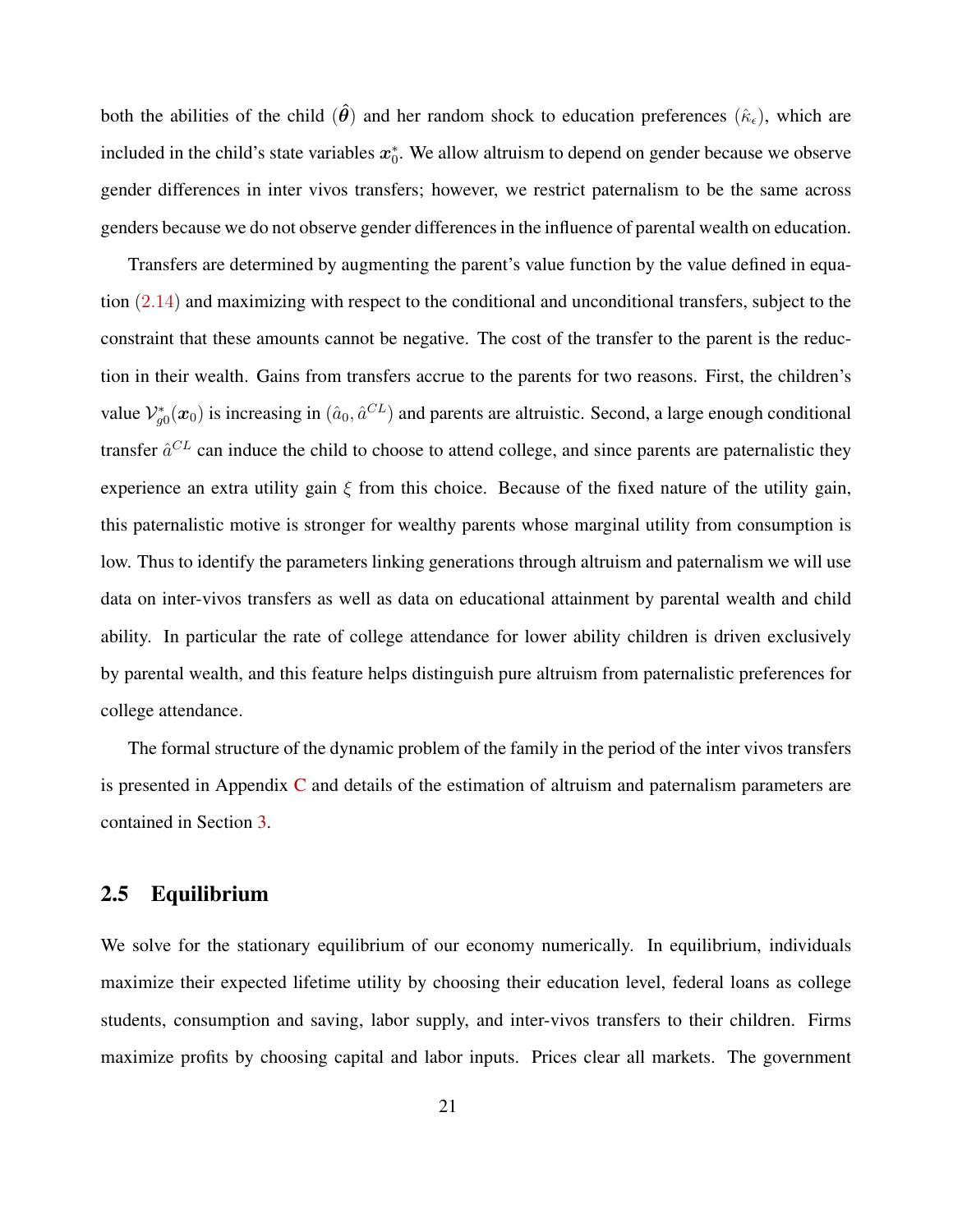both the abilities of the child ($\hat{\boldsymbol{\theta}}$) and her random shock to education preferences ($\hat{\kappa}_\epsilon$), which are included in the child's state variables $\boldsymbol{x}_0^*$. We allow altruism to depend on gender because we observe gender differences in inter vivos transfers; however, we restrict paternalism to be the same across genders because we do not observe gender differences in the influence of parental wealth on education.

Transfers are determined by augmenting the parent's value function by the value defined in equation (2.14) and maximizing with respect to the conditional and unconditional transfers, subject to the constraint that these amounts cannot be negative. The cost of the transfer to the parent is the reduction in their wealth. Gains from transfers accrue to the parents for two reasons. First, the children's value $\mathcal{V}_{g0}^*(\boldsymbol{x}_0)$ is increasing in $(\hat{a}_0, \hat{a}^{CL})$ and parents are altruistic. Second, a large enough conditional transfer $\hat{a}^{CL}$ can induce the child to choose to attend college, and since parents are paternalistic they experience an extra utility gain $\xi$ from this choice. Because of the fixed nature of the utility gain, this paternalistic motive is stronger for wealthy parents whose marginal utility from consumption is low. Thus to identify the parameters linking generations through altruism and paternalism we will use data on inter-vivos transfers as well as data on educational attainment by parental wealth and child ability. In particular the rate of college attendance for lower ability children is driven exclusively by parental wealth, and this feature helps distinguish pure altruism from paternalistic preferences for college attendance.

The formal structure of the dynamic problem of the family in the period of the inter vivos transfers is presented in Appendix C and details of the estimation of altruism and paternalism parameters are contained in Section 3.

## 2.5 Equilibrium

We solve for the stationary equilibrium of our economy numerically. In equilibrium, individuals maximize their expected lifetime utility by choosing their education level, federal loans as college students, consumption and saving, labor supply, and inter-vivos transfers to their children. Firms maximize profits by choosing capital and labor inputs. Prices clear all markets. The government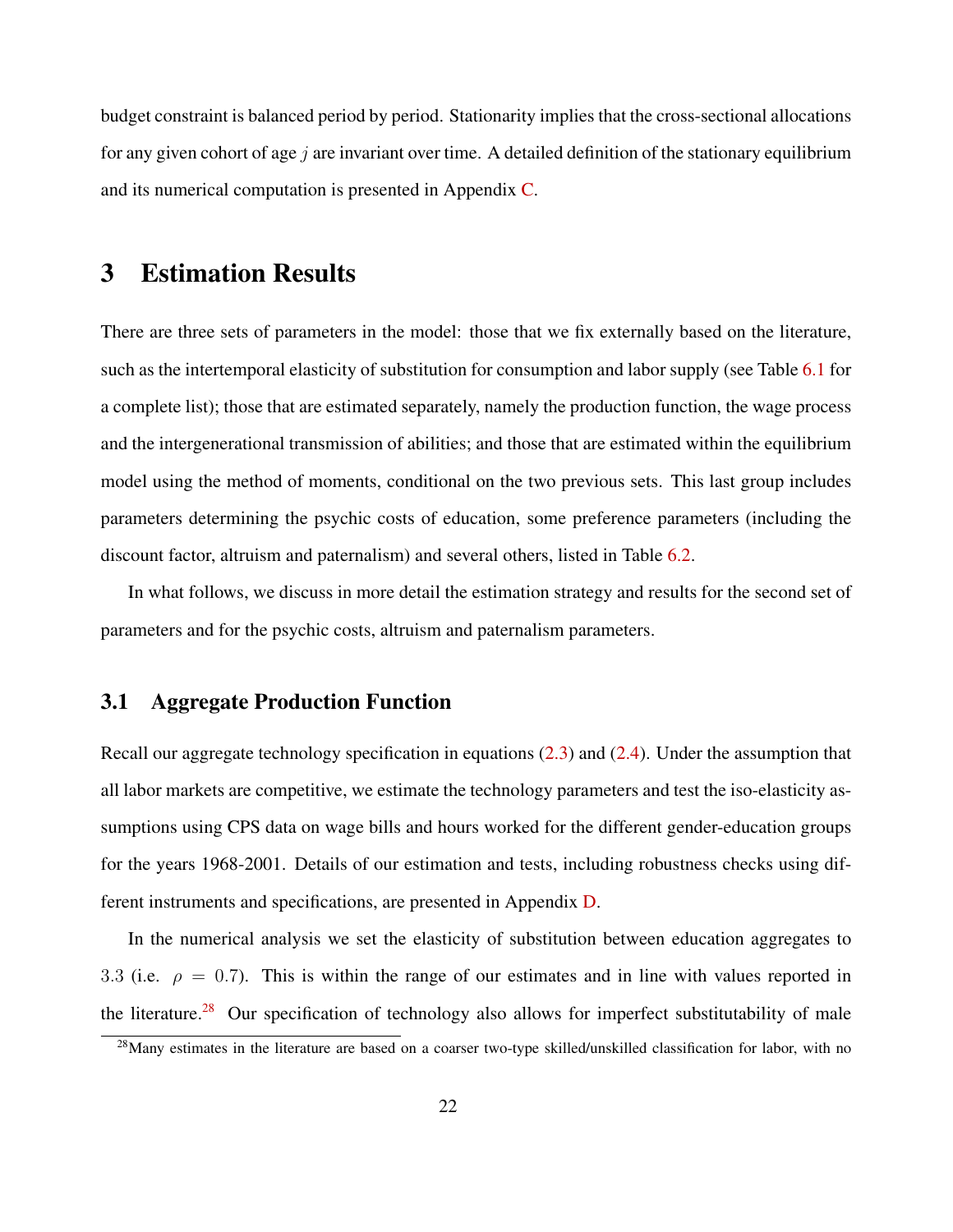budget constraint is balanced period by period. Stationarity implies that the cross-sectional allocations for any given cohort of age $j$ are invariant over time. A detailed definition of the stationary equilibrium and its numerical computation is presented in Appendix C.

# 3 Estimation Results

There are three sets of parameters in the model: those that we fix externally based on the literature, such as the intertemporal elasticity of substitution for consumption and labor supply (see Table 6.1 for a complete list); those that are estimated separately, namely the production function, the wage process and the intergenerational transmission of abilities; and those that are estimated within the equilibrium model using the method of moments, conditional on the two previous sets. This last group includes parameters determining the psychic costs of education, some preference parameters (including the discount factor, altruism and paternalism) and several others, listed in Table 6.2.

In what follows, we discuss in more detail the estimation strategy and results for the second set of parameters and for the psychic costs, altruism and paternalism parameters.

## 3.1 Aggregate Production Function

Recall our aggregate technology specification in equations (2.3) and (2.4). Under the assumption that all labor markets are competitive, we estimate the technology parameters and test the iso-elasticity assumptions using CPS data on wage bills and hours worked for the different gender-education groups for the years 1968-2001. Details of our estimation and tests, including robustness checks using different instruments and specifications, are presented in Appendix D.

In the numerical analysis we set the elasticity of substitution between education aggregates to 3.3 (i.e. $\rho = 0.7$). This is within the range of our estimates and in line with values reported in the literature.[28] Our specification of technology also allows for imperfect substitutability of male

[28] Many estimates in the literature are based on a coarser two-type skilled/unskilled classification for labor, with no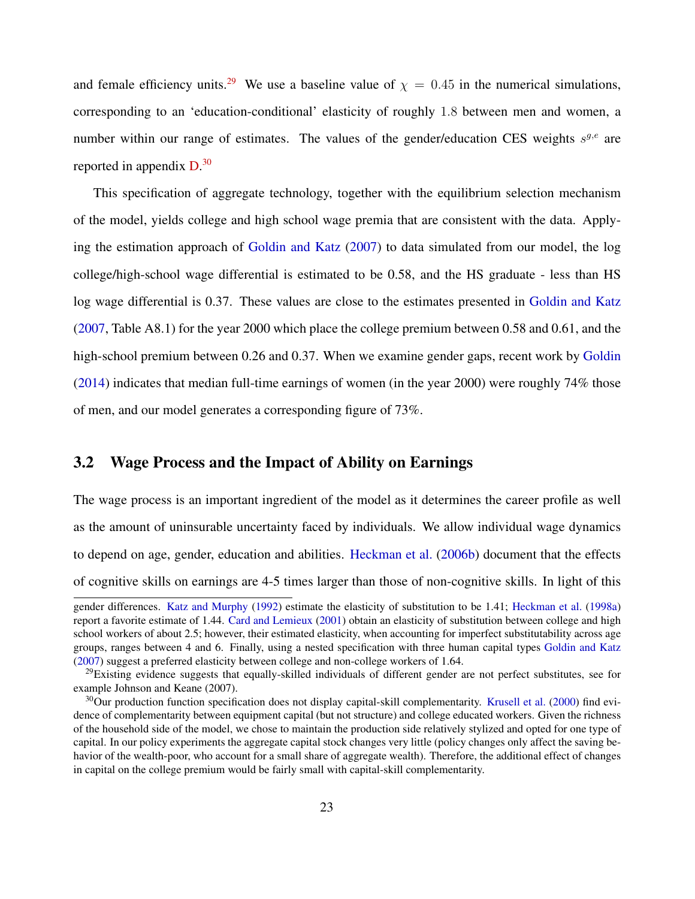and female efficiency units.[29] We use a baseline value of $\chi = 0.45$ in the numerical simulations, corresponding to an 'education-conditional' elasticity of roughly $1.8$ between men and women, a number within our range of estimates. The values of the gender/education CES weights $s^{g,e}$ are reported in appendix D.[30]

This specification of aggregate technology, together with the equilibrium selection mechanism of the model, yields college and high school wage premia that are consistent with the data. Applying the estimation approach of Goldin and Katz (2007) to data simulated from our model, the log college/high-school wage differential is estimated to be 0.58, and the HS graduate - less than HS log wage differential is 0.37. These values are close to the estimates presented in Goldin and Katz (2007, Table A8.1) for the year 2000 which place the college premium between 0.58 and 0.61, and the high-school premium between 0.26 and 0.37. When we examine gender gaps, recent work by Goldin (2014) indicates that median full-time earnings of women (in the year 2000) were roughly 74% those of men, and our model generates a corresponding figure of 73%.

## 3.2 Wage Process and the Impact of Ability on Earnings

The wage process is an important ingredient of the model as it determines the career profile as well as the amount of uninsurable uncertainty faced by individuals. We allow individual wage dynamics to depend on age, gender, education and abilities. Heckman et al. (2006b) document that the effects of cognitive skills on earnings are 4-5 times larger than those of non-cognitive skills. In light of this

---

gender differences. Katz and Murphy (1992) estimate the elasticity of substitution to be 1.41; Heckman et al. (1998a) report a favorite estimate of 1.44. Card and Lemieux (2001) obtain an elasticity of substitution between college and high school workers of about 2.5; however, their estimated elasticity, when accounting for imperfect substitutability across age groups, ranges between 4 and 6. Finally, using a nested specification with three human capital types Goldin and Katz (2007) suggest a preferred elasticity between college and non-college workers of 1.64.

[29] Existing evidence suggests that equally-skilled individuals of different gender are not perfect substitutes, see for example Johnson and Keane (2007).

[30] Our production function specification does not display capital-skill complementarity. Krusell et al. (2000) find evidence of complementarity between equipment capital (but not structure) and college educated workers. Given the richness of the household side of the model, we chose to maintain the production side relatively stylized and opted for one type of capital. In our policy experiments the aggregate capital stock changes very little (policy changes only affect the saving behavior of the wealth-poor, who account for a small share of aggregate wealth). Therefore, the additional effect of changes in capital on the college premium would be fairly small with capital-skill complementarity.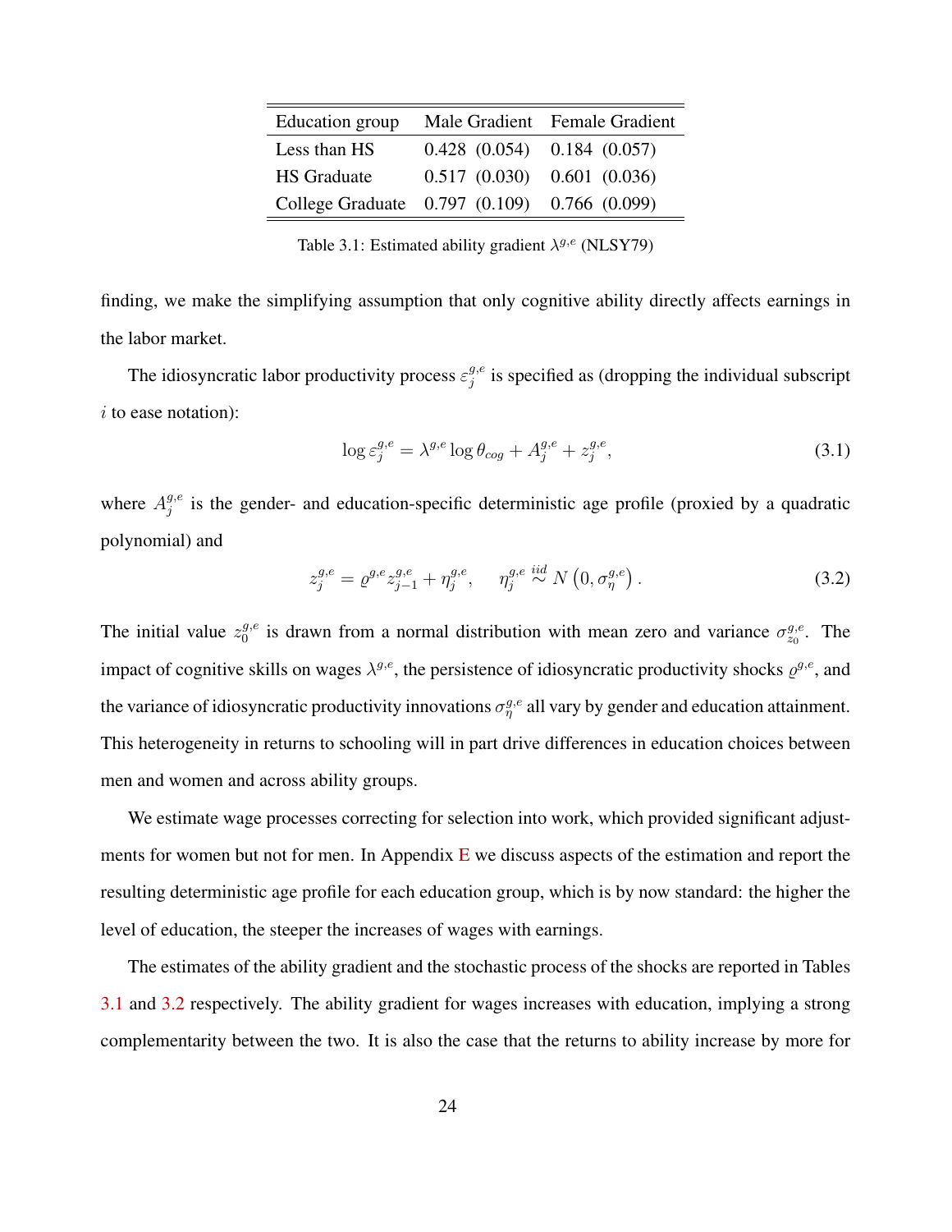| Education group | Male Gradient | Female Gradient |
|---|---|---|
| Less than HS | 0.428 (0.054) | 0.184 (0.057) |
| HS Graduate | 0.517 (0.030) | 0.601 (0.036) |
| College Graduate | 0.797 (0.109) | 0.766 (0.099) |

Table 3.1: Estimated ability gradient $\lambda^{g,e}$ (NLSY79)

finding, we make the simplifying assumption that only cognitive ability directly affects earnings in the labor market.

The idiosyncratic labor productivity process $\varepsilon_j^{g,e}$ is specified as (dropping the individual subscript $i$ to ease notation):

$$\log \varepsilon_j^{g,e} = \lambda^{g,e} \log \theta_{cog} + A_j^{g,e} + z_j^{g,e}, \tag{3.1}$$

where $A_j^{g,e}$ is the gender- and education-specific deterministic age profile (proxied by a quadratic polynomial) and

$$z_j^{g,e} = \varrho^{g,e} z_{j-1}^{g,e} + \eta_j^{g,e}, \quad \eta_j^{g,e} \overset{iid}{\sim} N\left(0, \sigma_\eta^{g,e}\right). \tag{3.2}$$

The initial value $z_0^{g,e}$ is drawn from a normal distribution with mean zero and variance $\sigma_{z_0}^{g,e}$. The impact of cognitive skills on wages $\lambda^{g,e}$, the persistence of idiosyncratic productivity shocks $\varrho^{g,e}$, and the variance of idiosyncratic productivity innovations $\sigma_\eta^{g,e}$ all vary by gender and education attainment. This heterogeneity in returns to schooling will in part drive differences in education choices between men and women and across ability groups.

We estimate wage processes correcting for selection into work, which provided significant adjustments for women but not for men. In Appendix E we discuss aspects of the estimation and report the resulting deterministic age profile for each education group, which is by now standard: the higher the level of education, the steeper the increases of wages with earnings.

The estimates of the ability gradient and the stochastic process of the shocks are reported in Tables 3.1 and 3.2 respectively. The ability gradient for wages increases with education, implying a strong complementarity between the two. It is also the case that the returns to ability increase by more for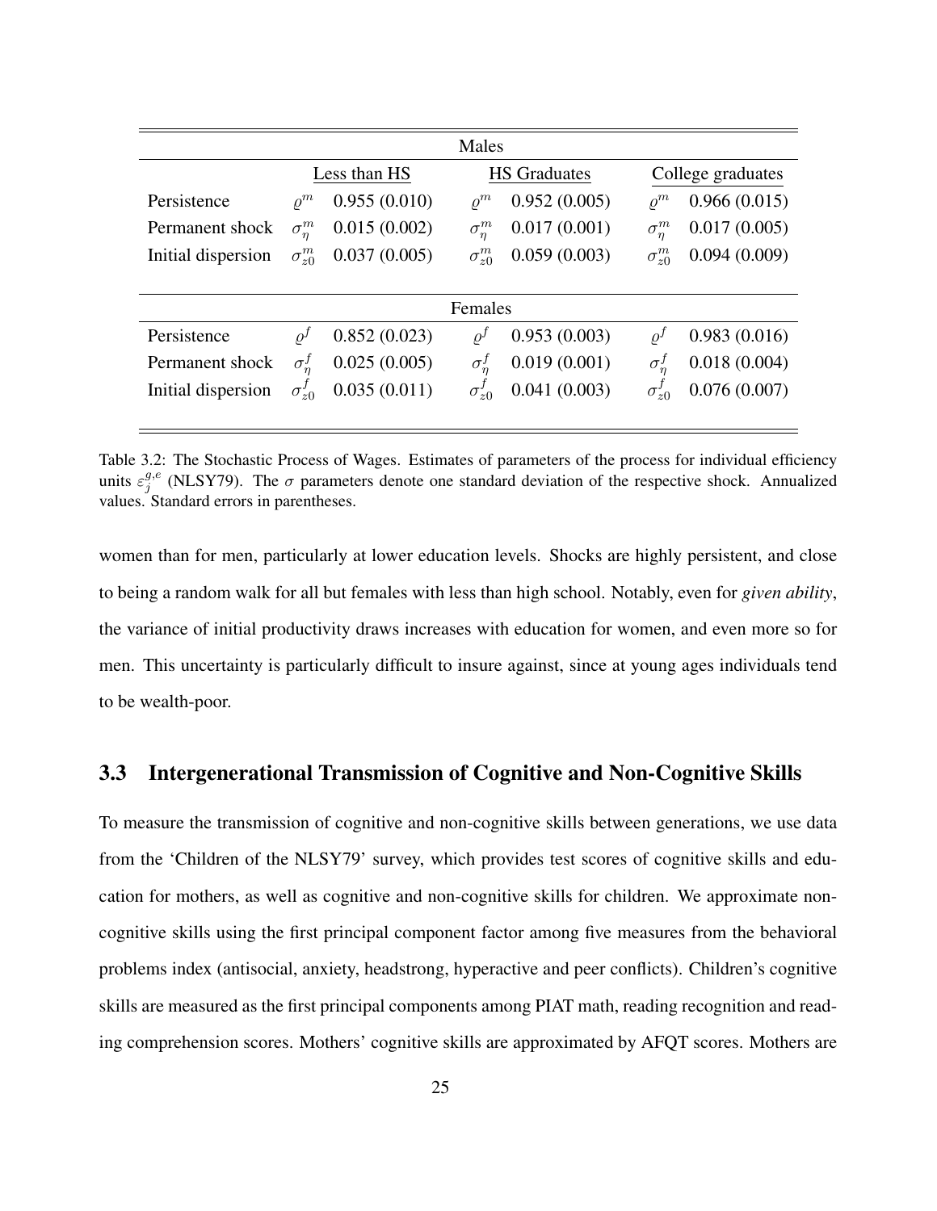| | Males | | | | | |
|---|---|---|---|---|---|---|
| | Less than HS | | HS Graduates | | College graduates | |
| Persistence | $\varrho^m$ | 0.955 (0.010) | $\varrho^m$ | 0.952 (0.005) | $\varrho^m$ | 0.966 (0.015) |
| Permanent shock | $\sigma_\eta^m$ | 0.015 (0.002) | $\sigma_\eta^m$ | 0.017 (0.001) | $\sigma_\eta^m$ | 0.017 (0.005) |
| Initial dispersion | $\sigma_{z0}^m$ | 0.037 (0.005) | $\sigma_{z0}^m$ | 0.059 (0.003) | $\sigma_{z0}^m$ | 0.094 (0.009) |
| | Females | | | | | |
| Persistence | $\varrho^f$ | 0.852 (0.023) | $\varrho^f$ | 0.953 (0.003) | $\varrho^f$ | 0.983 (0.016) |
| Permanent shock | $\sigma_\eta^f$ | 0.025 (0.005) | $\sigma_\eta^f$ | 0.019 (0.001) | $\sigma_\eta^f$ | 0.018 (0.004) |
| Initial dispersion | $\sigma_{z0}^f$ | 0.035 (0.011) | $\sigma_{z0}^f$ | 0.041 (0.003) | $\sigma_{z0}^f$ | 0.076 (0.007) |

Table 3.2: The Stochastic Process of Wages. Estimates of parameters of the process for individual efficiency units $\varepsilon_j^{g,e}$ (NLSY79). The $\sigma$ parameters denote one standard deviation of the respective shock. Annualized values. Standard errors in parentheses.

women than for men, particularly at lower education levels. Shocks are highly persistent, and close to being a random walk for all but females with less than high school. Notably, even for *given ability*, the variance of initial productivity draws increases with education for women, and even more so for men. This uncertainty is particularly difficult to insure against, since at young ages individuals tend to be wealth-poor.

## 3.3 Intergenerational Transmission of Cognitive and Non-Cognitive Skills

To measure the transmission of cognitive and non-cognitive skills between generations, we use data from the 'Children of the NLSY79' survey, which provides test scores of cognitive skills and education for mothers, as well as cognitive and non-cognitive skills for children. We approximate non-cognitive skills using the first principal component factor among five measures from the behavioral problems index (antisocial, anxiety, headstrong, hyperactive and peer conflicts). Children's cognitive skills are measured as the first principal components among PIAT math, reading recognition and reading comprehension scores. Mothers' cognitive skills are approximated by AFQT scores. Mothers are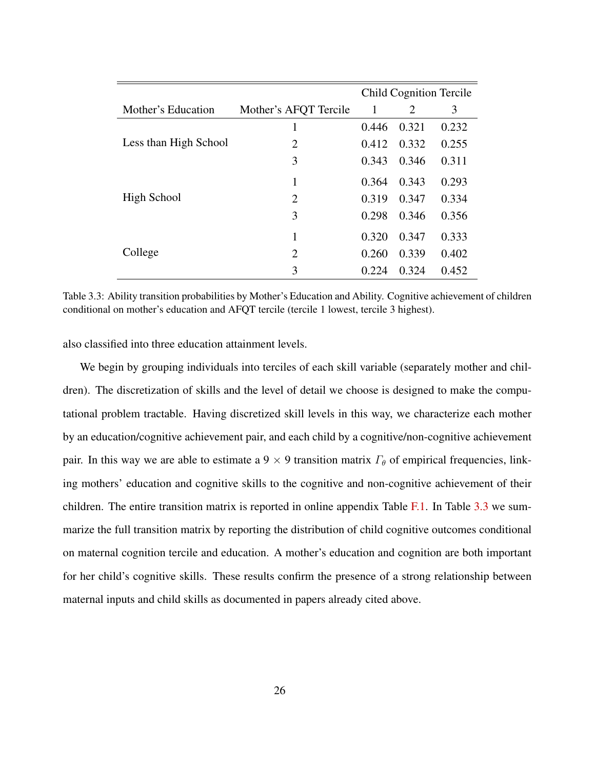| Mother's Education | Mother's AFQT Tercile | Child Cognition Tercile | | |
|---|---|---|---|---|
| | | 1 | 2 | 3 |
| Less than High School | 1 | 0.446 | 0.321 | 0.232 |
| | 2 | 0.412 | 0.332 | 0.255 |
| | 3 | 0.343 | 0.346 | 0.311 |
| High School | 1 | 0.364 | 0.343 | 0.293 |
| | 2 | 0.319 | 0.347 | 0.334 |
| | 3 | 0.298 | 0.346 | 0.356 |
| College | 1 | 0.320 | 0.347 | 0.333 |
| | 2 | 0.260 | 0.339 | 0.402 |
| | 3 | 0.224 | 0.324 | 0.452 |

Table 3.3: Ability transition probabilities by Mother's Education and Ability. Cognitive achievement of children conditional on mother's education and AFQT tercile (tercile 1 lowest, tercile 3 highest).

also classified into three education attainment levels.

We begin by grouping individuals into terciles of each skill variable (separately mother and children). The discretization of skills and the level of detail we choose is designed to make the computational problem tractable. Having discretized skill levels in this way, we characterize each mother by an education/cognitive achievement pair, and each child by a cognitive/non-cognitive achievement pair. In this way we are able to estimate a $9 \times 9$ transition matrix $\Gamma_\theta$ of empirical frequencies, linking mothers' education and cognitive skills to the cognitive and non-cognitive achievement of their children. The entire transition matrix is reported in online appendix Table F.1. In Table 3.3 we summarize the full transition matrix by reporting the distribution of child cognitive outcomes conditional on maternal cognition tercile and education. A mother's education and cognition are both important for her child's cognitive skills. These results confirm the presence of a strong relationship between maternal inputs and child skills as documented in papers already cited above.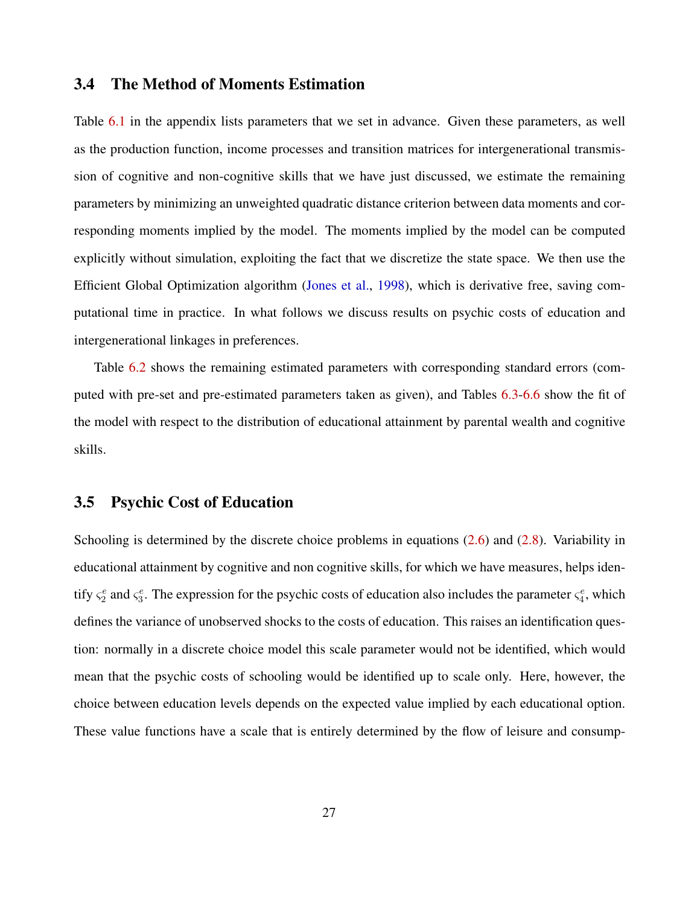## 3.4 The Method of Moments Estimation

Table 6.1 in the appendix lists parameters that we set in advance. Given these parameters, as well as the production function, income processes and transition matrices for intergenerational transmission of cognitive and non-cognitive skills that we have just discussed, we estimate the remaining parameters by minimizing an unweighted quadratic distance criterion between data moments and corresponding moments implied by the model. The moments implied by the model can be computed explicitly without simulation, exploiting the fact that we discretize the state space. We then use the Efficient Global Optimization algorithm (Jones et al., 1998), which is derivative free, saving computational time in practice. In what follows we discuss results on psychic costs of education and intergenerational linkages in preferences.

Table 6.2 shows the remaining estimated parameters with corresponding standard errors (computed with pre-set and pre-estimated parameters taken as given), and Tables 6.3-6.6 show the fit of the model with respect to the distribution of educational attainment by parental wealth and cognitive skills.

## 3.5 Psychic Cost of Education

Schooling is determined by the discrete choice problems in equations (2.6) and (2.8). Variability in educational attainment by cognitive and non cognitive skills, for which we have measures, helps identify $\varsigma_2^e$ and $\varsigma_3^e$. The expression for the psychic costs of education also includes the parameter $\varsigma_4^e$, which defines the variance of unobserved shocks to the costs of education. This raises an identification question: normally in a discrete choice model this scale parameter would not be identified, which would mean that the psychic costs of schooling would be identified up to scale only. Here, however, the choice between education levels depends on the expected value implied by each educational option. These value functions have a scale that is entirely determined by the flow of leisure and consump-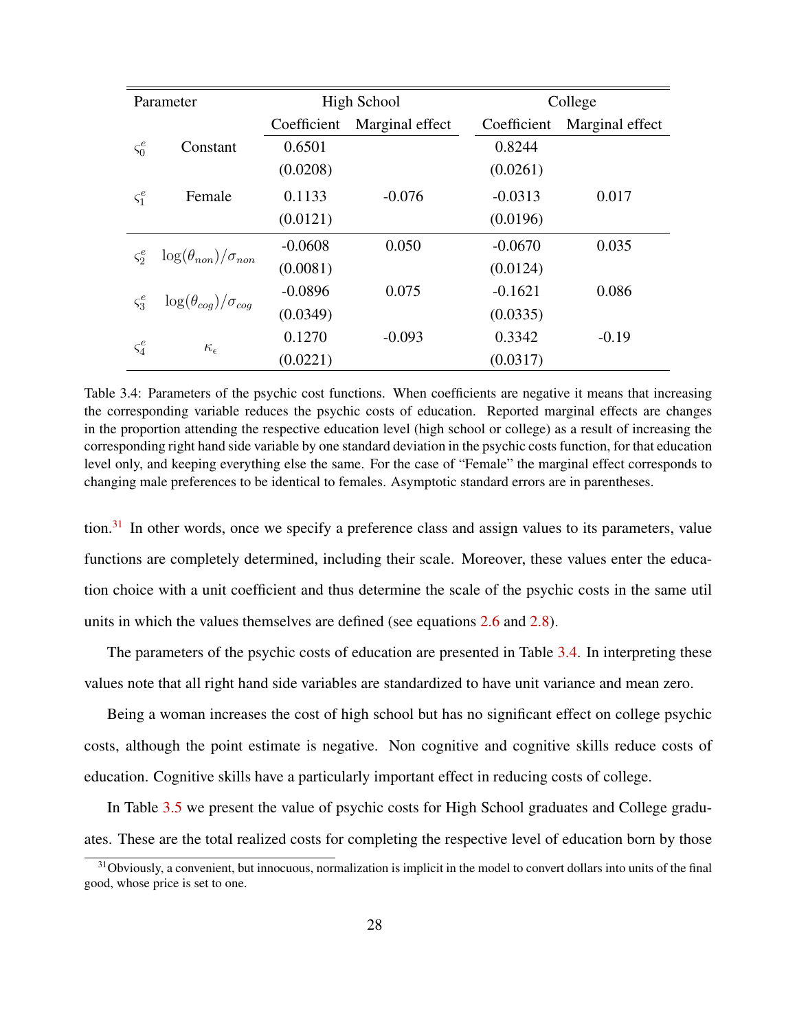| Parameter | | High School | | College | |
|---|---|---|---|---|---|
| | | Coefficient | Marginal effect | Coefficient | Marginal effect |
| $\varsigma_0^e$ | Constant | 0.6501 | | 0.8244 | |
| | | (0.0208) | | (0.0261) | |
| $\varsigma_1^e$ | Female | 0.1133 | -0.076 | -0.0313 | 0.017 |
| | | (0.0121) | | (0.0196) | |
| $\varsigma_2^e$ | $\log(\theta_{non})/\sigma_{non}$ | -0.0608 | 0.050 | -0.0670 | 0.035 |
| | | (0.0081) | | (0.0124) | |
| $\varsigma_3^e$ | $\log(\theta_{cog})/\sigma_{cog}$ | -0.0896 | 0.075 | -0.1621 | 0.086 |
| | | (0.0349) | | (0.0335) | |
| $\varsigma_4^e$ | $\kappa_\epsilon$ | 0.1270 | -0.093 | 0.3342 | -0.19 |
| | | (0.0221) | | (0.0317) | |

Table 3.4: Parameters of the psychic cost functions. When coefficients are negative it means that increasing the corresponding variable reduces the psychic costs of education. Reported marginal effects are changes in the proportion attending the respective education level (high school or college) as a result of increasing the corresponding right hand side variable by one standard deviation in the psychic costs function, for that education level only, and keeping everything else the same. For the case of "Female" the marginal effect corresponds to changing male preferences to be identical to females. Asymptotic standard errors are in parentheses.

tion.[31] In other words, once we specify a preference class and assign values to its parameters, value functions are completely determined, including their scale. Moreover, these values enter the education choice with a unit coefficient and thus determine the scale of the psychic costs in the same util units in which the values themselves are defined (see equations 2.6 and 2.8).

The parameters of the psychic costs of education are presented in Table 3.4. In interpreting these values note that all right hand side variables are standardized to have unit variance and mean zero.

Being a woman increases the cost of high school but has no significant effect on college psychic costs, although the point estimate is negative. Non cognitive and cognitive skills reduce costs of education. Cognitive skills have a particularly important effect in reducing costs of college.

In Table 3.5 we present the value of psychic costs for High School graduates and College graduates. These are the total realized costs for completing the respective level of education born by those

[31] Obviously, a convenient, but innocuous, normalization is implicit in the model to convert dollars into units of the final good, whose price is set to one.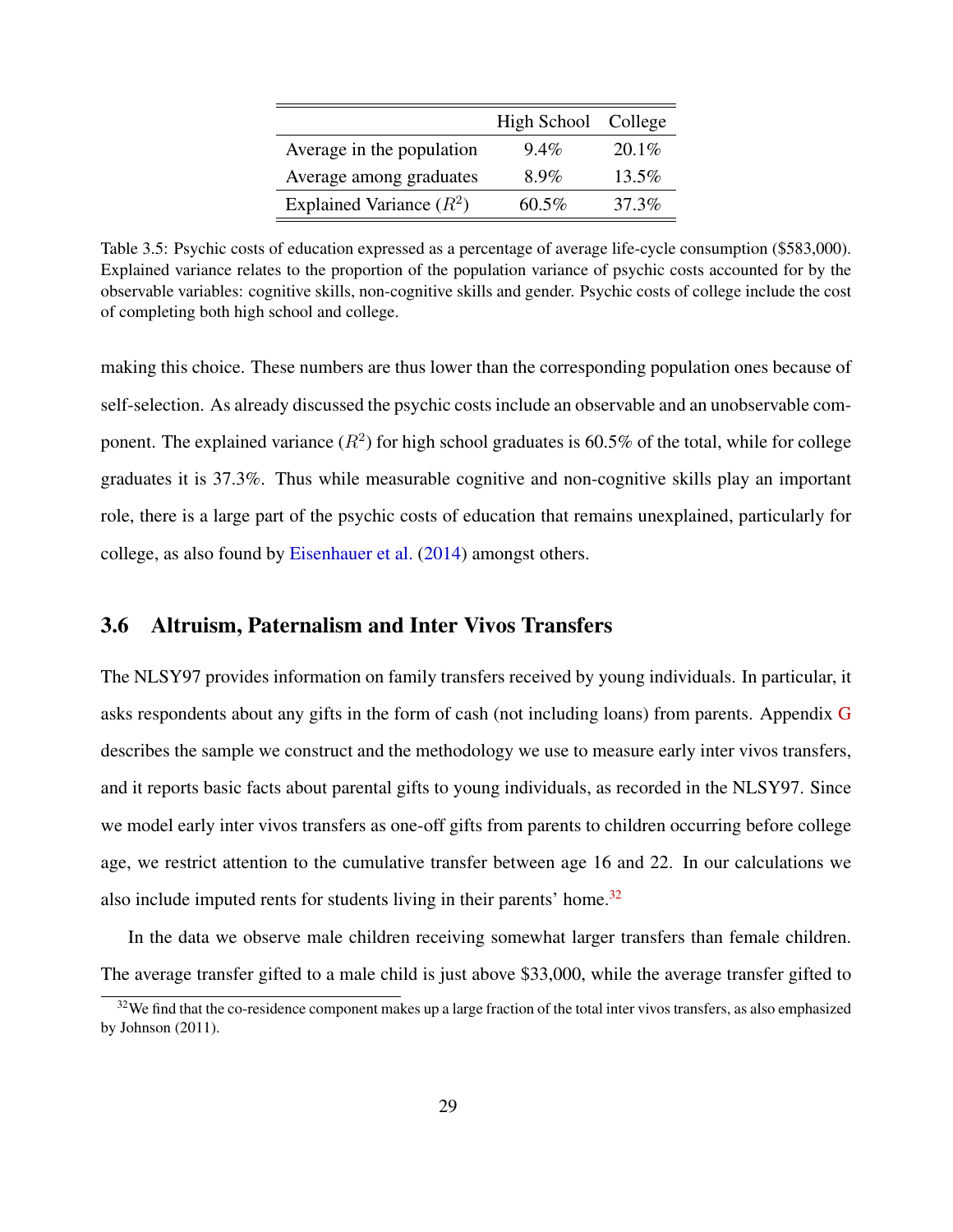| | High School | College |
|---|---|---|
| Average in the population | 9.4% | 20.1% |
| Average among graduates | 8.9% | 13.5% |
| Explained Variance ($R^2$) | 60.5% | 37.3% |

Table 3.5: Psychic costs of education expressed as a percentage of average life-cycle consumption ($583,000). Explained variance relates to the proportion of the population variance of psychic costs accounted for by the observable variables: cognitive skills, non-cognitive skills and gender. Psychic costs of college include the cost of completing both high school and college.

making this choice. These numbers are thus lower than the corresponding population ones because of self-selection. As already discussed the psychic costs include an observable and an unobservable component. The explained variance ($R^2$) for high school graduates is 60.5% of the total, while for college graduates it is 37.3%. Thus while measurable cognitive and non-cognitive skills play an important role, there is a large part of the psychic costs of education that remains unexplained, particularly for college, as also found by Eisenhauer et al. (2014) amongst others.

## 3.6 Altruism, Paternalism and Inter Vivos Transfers

The NLSY97 provides information on family transfers received by young individuals. In particular, it asks respondents about any gifts in the form of cash (not including loans) from parents. Appendix G describes the sample we construct and the methodology we use to measure early inter vivos transfers, and it reports basic facts about parental gifts to young individuals, as recorded in the NLSY97. Since we model early inter vivos transfers as one-off gifts from parents to children occurring before college age, we restrict attention to the cumulative transfer between age 16 and 22. In our calculations we also include imputed rents for students living in their parents' home.[32]

In the data we observe male children receiving somewhat larger transfers than female children. The average transfer gifted to a male child is just above $33,000, while the average transfer gifted to

[32]We find that the co-residence component makes up a large fraction of the total inter vivos transfers, as also emphasized by Johnson (2011).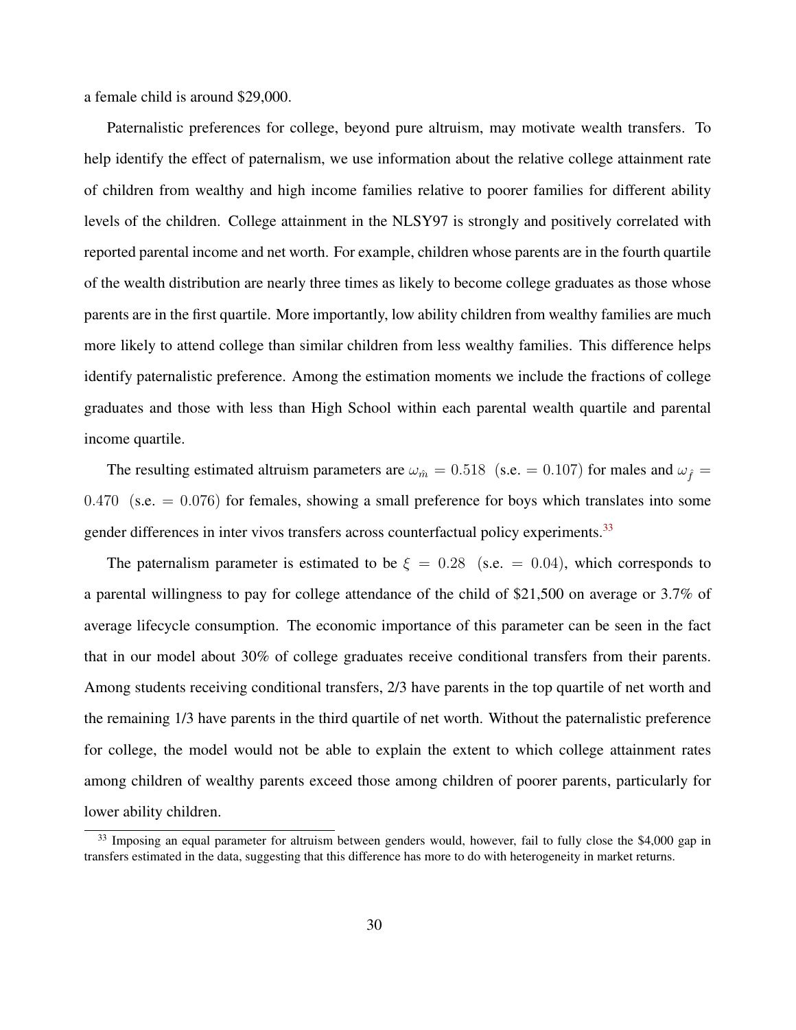a female child is around $29,000.

Paternalistic preferences for college, beyond pure altruism, may motivate wealth transfers. To help identify the effect of paternalism, we use information about the relative college attainment rate of children from wealthy and high income families relative to poorer families for different ability levels of the children. College attainment in the NLSY97 is strongly and positively correlated with reported parental income and net worth. For example, children whose parents are in the fourth quartile of the wealth distribution are nearly three times as likely to become college graduates as those whose parents are in the first quartile. More importantly, low ability children from wealthy families are much more likely to attend college than similar children from less wealthy families. This difference helps identify paternalistic preference. Among the estimation moments we include the fractions of college graduates and those with less than High School within each parental wealth quartile and parental income quartile.

The resulting estimated altruism parameters are $\omega_{\hat{m}} = 0.518$ (s.e. $= 0.107$) for males and $\omega_{\hat{f}} = 0.470$ (s.e. $= 0.076$) for females, showing a small preference for boys which translates into some gender differences in inter vivos transfers across counterfactual policy experiments.[33]

The paternalism parameter is estimated to be $\xi = 0.28$ (s.e. $= 0.04$), which corresponds to a parental willingness to pay for college attendance of the child of $21,500 on average or 3.7% of average lifecycle consumption. The economic importance of this parameter can be seen in the fact that in our model about 30% of college graduates receive conditional transfers from their parents. Among students receiving conditional transfers, 2/3 have parents in the top quartile of net worth and the remaining 1/3 have parents in the third quartile of net worth. Without the paternalistic preference for college, the model would not be able to explain the extent to which college attainment rates among children of wealthy parents exceed those among children of poorer parents, particularly for lower ability children.

[33] Imposing an equal parameter for altruism between genders would, however, fail to fully close the $4,000 gap in transfers estimated in the data, suggesting that this difference has more to do with heterogeneity in market returns.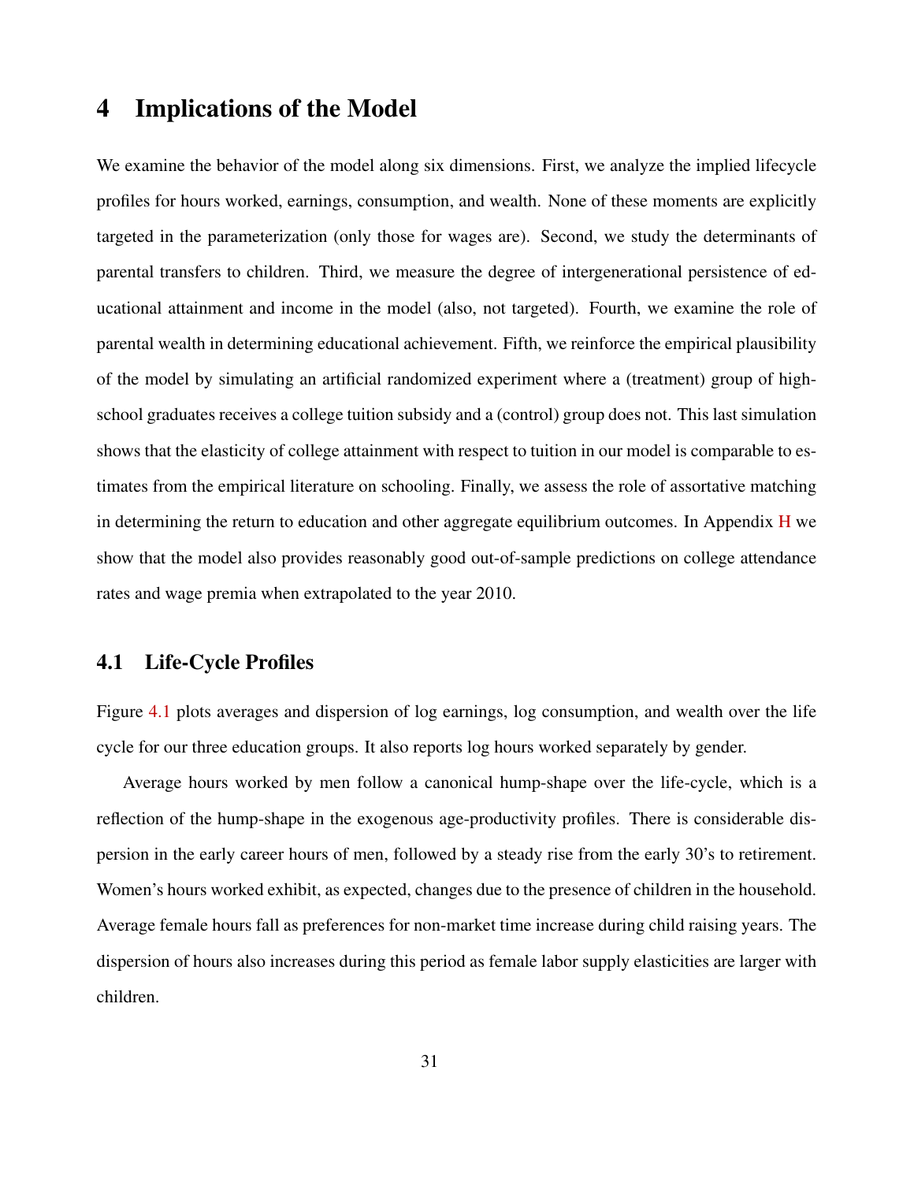# 4 Implications of the Model

We examine the behavior of the model along six dimensions. First, we analyze the implied lifecycle profiles for hours worked, earnings, consumption, and wealth. None of these moments are explicitly targeted in the parameterization (only those for wages are). Second, we study the determinants of parental transfers to children. Third, we measure the degree of intergenerational persistence of educational attainment and income in the model (also, not targeted). Fourth, we examine the role of parental wealth in determining educational achievement. Fifth, we reinforce the empirical plausibility of the model by simulating an artificial randomized experiment where a (treatment) group of high-school graduates receives a college tuition subsidy and a (control) group does not. This last simulation shows that the elasticity of college attainment with respect to tuition in our model is comparable to estimates from the empirical literature on schooling. Finally, we assess the role of assortative matching in determining the return to education and other aggregate equilibrium outcomes. In Appendix H we show that the model also provides reasonably good out-of-sample predictions on college attendance rates and wage premia when extrapolated to the year 2010.

## 4.1 Life-Cycle Profiles

Figure 4.1 plots averages and dispersion of log earnings, log consumption, and wealth over the life cycle for our three education groups. It also reports log hours worked separately by gender.

Average hours worked by men follow a canonical hump-shape over the life-cycle, which is a reflection of the hump-shape in the exogenous age-productivity profiles. There is considerable dispersion in the early career hours of men, followed by a steady rise from the early 30's to retirement. Women's hours worked exhibit, as expected, changes due to the presence of children in the household. Average female hours fall as preferences for non-market time increase during child raising years. The dispersion of hours also increases during this period as female labor supply elasticities are larger with children.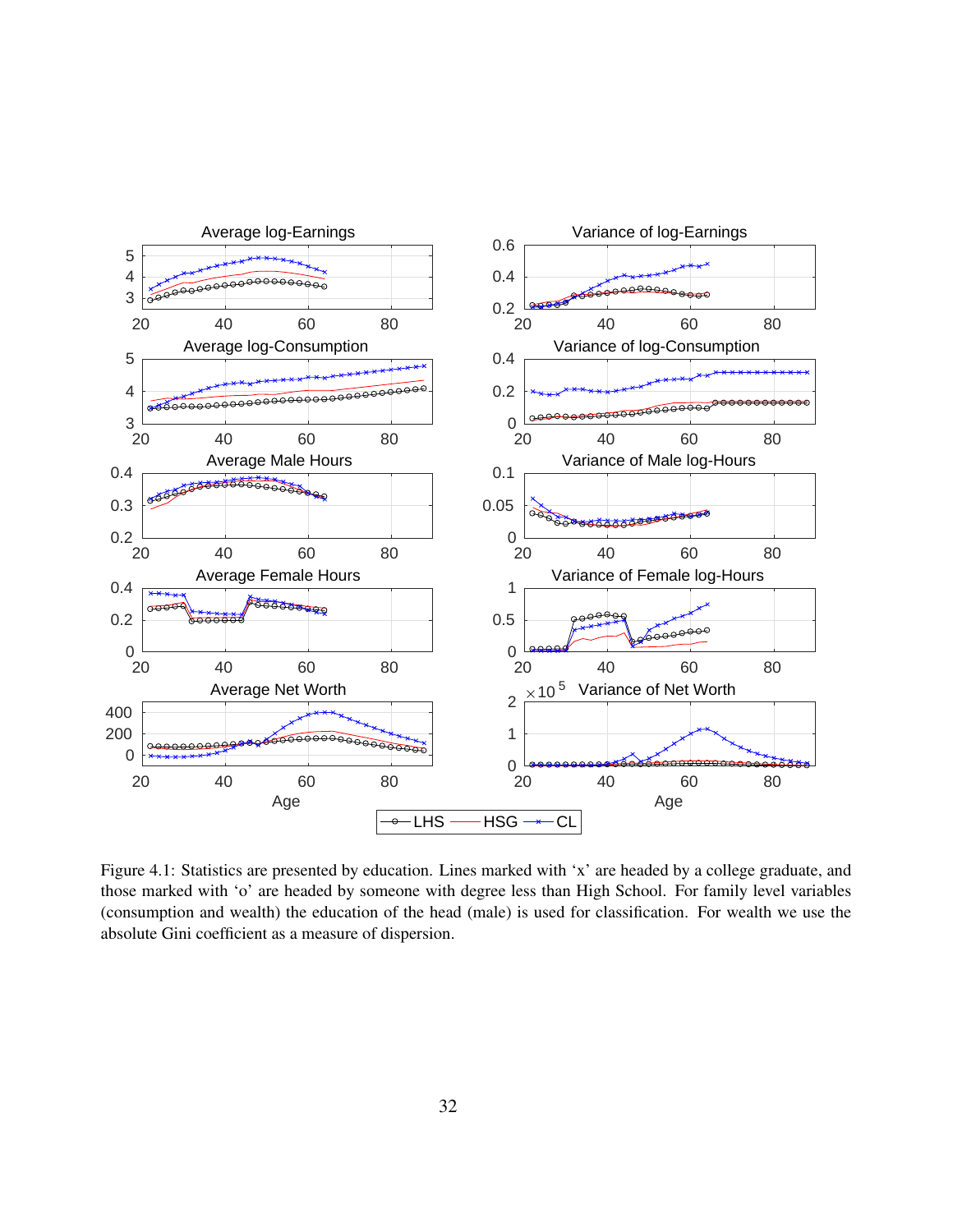Figure 4.1: Statistics are presented by education. Lines marked with 'x' are headed by a college graduate, and those marked with 'o' are headed by someone with degree less than High School. For family level variables (consumption and wealth) the education of the head (male) is used for classification. For wealth we use the absolute Gini coefficient as a measure of dispersion.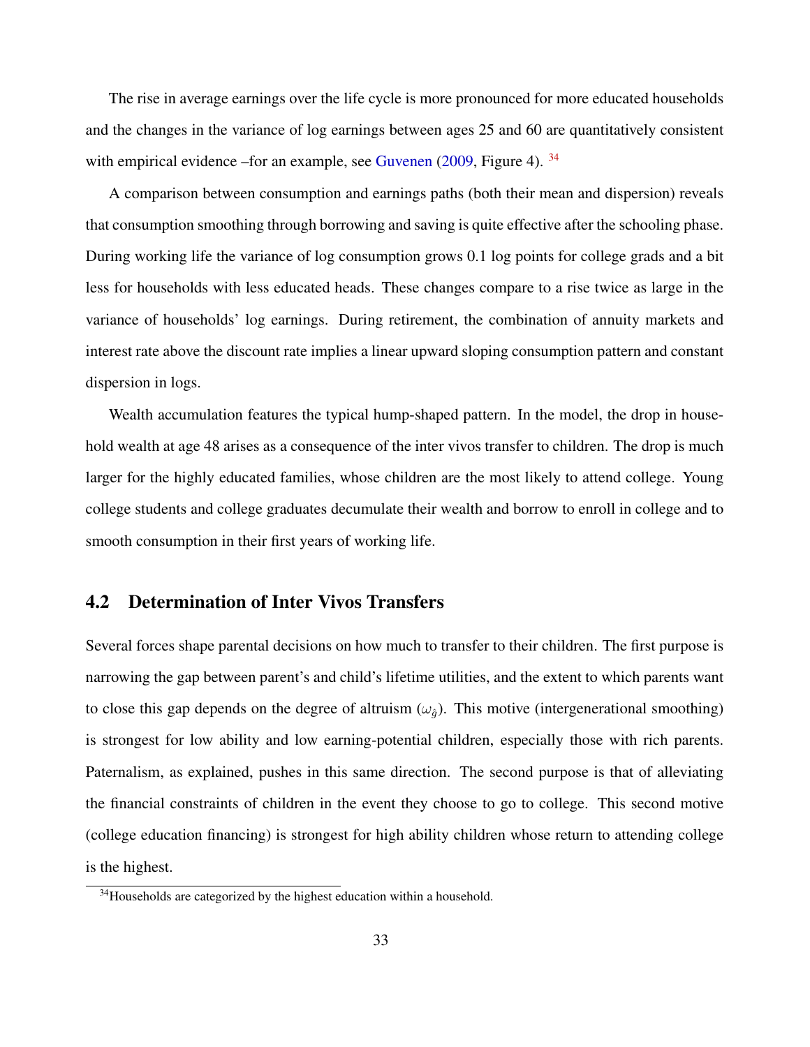The rise in average earnings over the life cycle is more pronounced for more educated households and the changes in the variance of log earnings between ages 25 and 60 are quantitatively consistent with empirical evidence –for an example, see Guvenen (2009, Figure 4). [34]

A comparison between consumption and earnings paths (both their mean and dispersion) reveals that consumption smoothing through borrowing and saving is quite effective after the schooling phase. During working life the variance of log consumption grows 0.1 log points for college grads and a bit less for households with less educated heads. These changes compare to a rise twice as large in the variance of households' log earnings. During retirement, the combination of annuity markets and interest rate above the discount rate implies a linear upward sloping consumption pattern and constant dispersion in logs.

Wealth accumulation features the typical hump-shaped pattern. In the model, the drop in household wealth at age 48 arises as a consequence of the inter vivos transfer to children. The drop is much larger for the highly educated families, whose children are the most likely to attend college. Young college students and college graduates decumulate their wealth and borrow to enroll in college and to smooth consumption in their first years of working life.

## 4.2 Determination of Inter Vivos Transfers

Several forces shape parental decisions on how much to transfer to their children. The first purpose is narrowing the gap between parent's and child's lifetime utilities, and the extent to which parents want to close this gap depends on the degree of altruism ($\omega_{\hat{g}}$). This motive (intergenerational smoothing) is strongest for low ability and low earning-potential children, especially those with rich parents. Paternalism, as explained, pushes in this same direction. The second purpose is that of alleviating the financial constraints of children in the event they choose to go to college. This second motive (college education financing) is strongest for high ability children whose return to attending college is the highest.

[34] Households are categorized by the highest education within a household.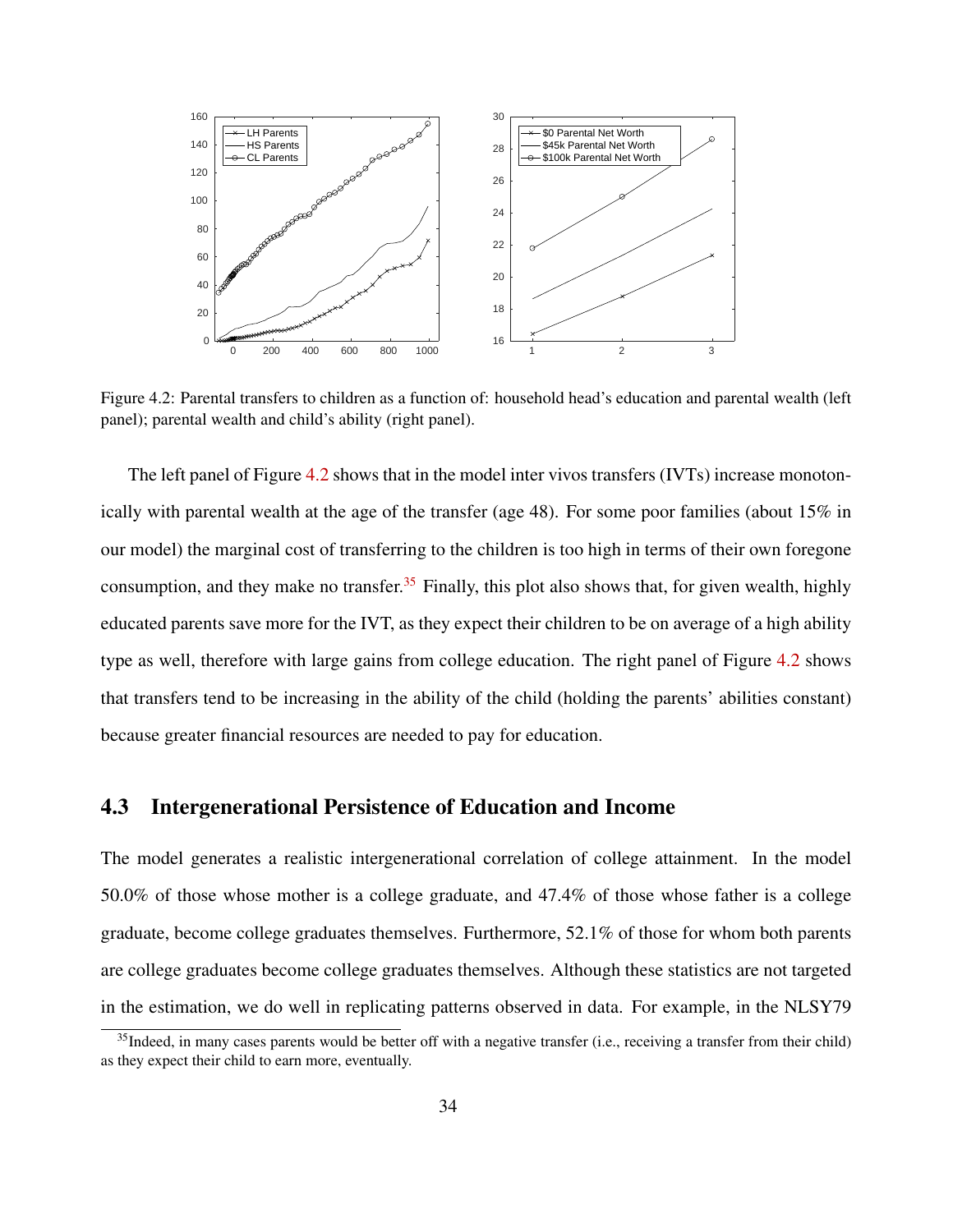Figure 4.2: Parental transfers to children as a function of: household head's education and parental wealth (left panel); parental wealth and child's ability (right panel).

The left panel of Figure 4.2 shows that in the model inter vivos transfers (IVTs) increase monotonically with parental wealth at the age of the transfer (age 48). For some poor families (about 15% in our model) the marginal cost of transferring to the children is too high in terms of their own foregone consumption, and they make no transfer.[35] Finally, this plot also shows that, for given wealth, highly educated parents save more for the IVT, as they expect their children to be on average of a high ability type as well, therefore with large gains from college education. The right panel of Figure 4.2 shows that transfers tend to be increasing in the ability of the child (holding the parents' abilities constant) because greater financial resources are needed to pay for education.

## 4.3 Intergenerational Persistence of Education and Income

The model generates a realistic intergenerational correlation of college attainment. In the model 50.0% of those whose mother is a college graduate, and 47.4% of those whose father is a college graduate, become college graduates themselves. Furthermore, 52.1% of those for whom both parents are college graduates become college graduates themselves. Although these statistics are not targeted in the estimation, we do well in replicating patterns observed in data. For example, in the NLSY79

[35] Indeed, in many cases parents would be better off with a negative transfer (i.e., receiving a transfer from their child) as they expect their child to earn more, eventually.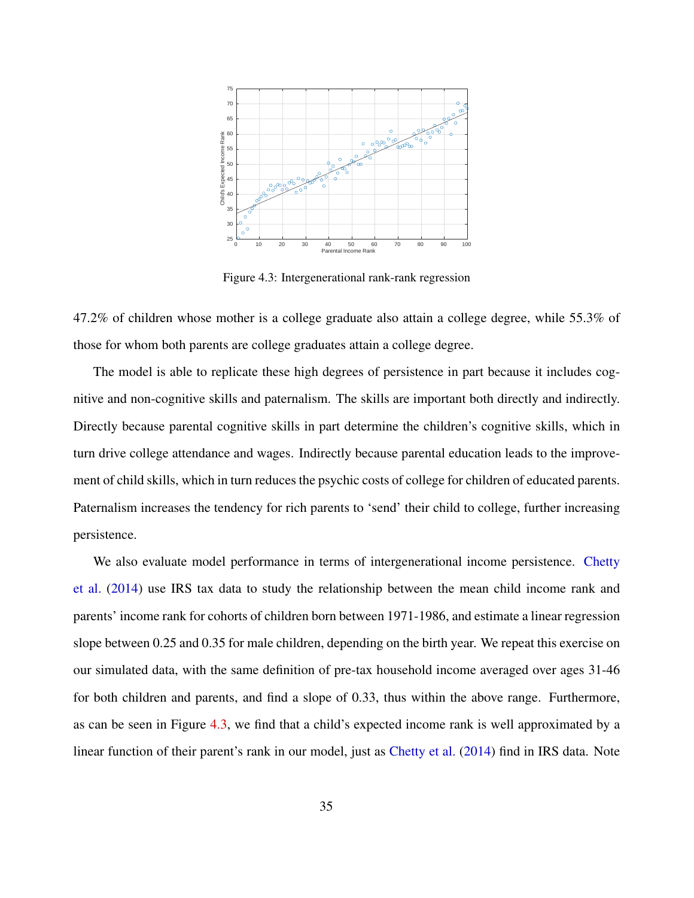Figure 4.3: Intergenerational rank-rank regression

47.2% of children whose mother is a college graduate also attain a college degree, while 55.3% of those for whom both parents are college graduates attain a college degree.

The model is able to replicate these high degrees of persistence in part because it includes cognitive and non-cognitive skills and paternalism. The skills are important both directly and indirectly. Directly because parental cognitive skills in part determine the children's cognitive skills, which in turn drive college attendance and wages. Indirectly because parental education leads to the improvement of child skills, which in turn reduces the psychic costs of college for children of educated parents. Paternalism increases the tendency for rich parents to 'send' their child to college, further increasing persistence.

We also evaluate model performance in terms of intergenerational income persistence. Chetty et al. (2014) use IRS tax data to study the relationship between the mean child income rank and parents' income rank for cohorts of children born between 1971-1986, and estimate a linear regression slope between 0.25 and 0.35 for male children, depending on the birth year. We repeat this exercise on our simulated data, with the same definition of pre-tax household income averaged over ages 31-46 for both children and parents, and find a slope of 0.33, thus within the above range. Furthermore, as can be seen in Figure 4.3, we find that a child's expected income rank is well approximated by a linear function of their parent's rank in our model, just as Chetty et al. (2014) find in IRS data. Note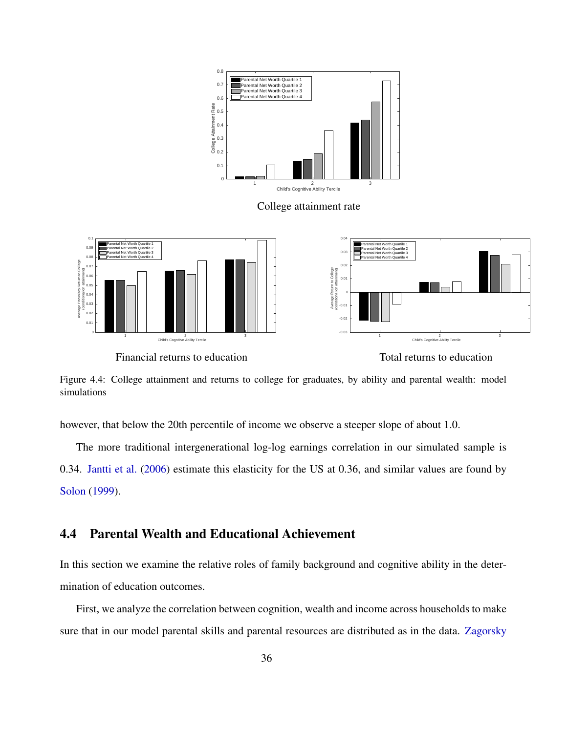College attainment rate

Financial returns to education

Total returns to education

Figure 4.4: College attainment and returns to college for graduates, by ability and parental wealth: model simulations

however, that below the 20th percentile of income we observe a steeper slope of about 1.0.

The more traditional intergenerational log-log earnings correlation in our simulated sample is 0.34. Jantti et al. (2006) estimate this elasticity for the US at 0.36, and similar values are found by Solon (1999).

## 4.4 Parental Wealth and Educational Achievement

In this section we examine the relative roles of family background and cognitive ability in the determination of education outcomes.

First, we analyze the correlation between cognition, wealth and income across households to make sure that in our model parental skills and parental resources are distributed as in the data. Zagorsky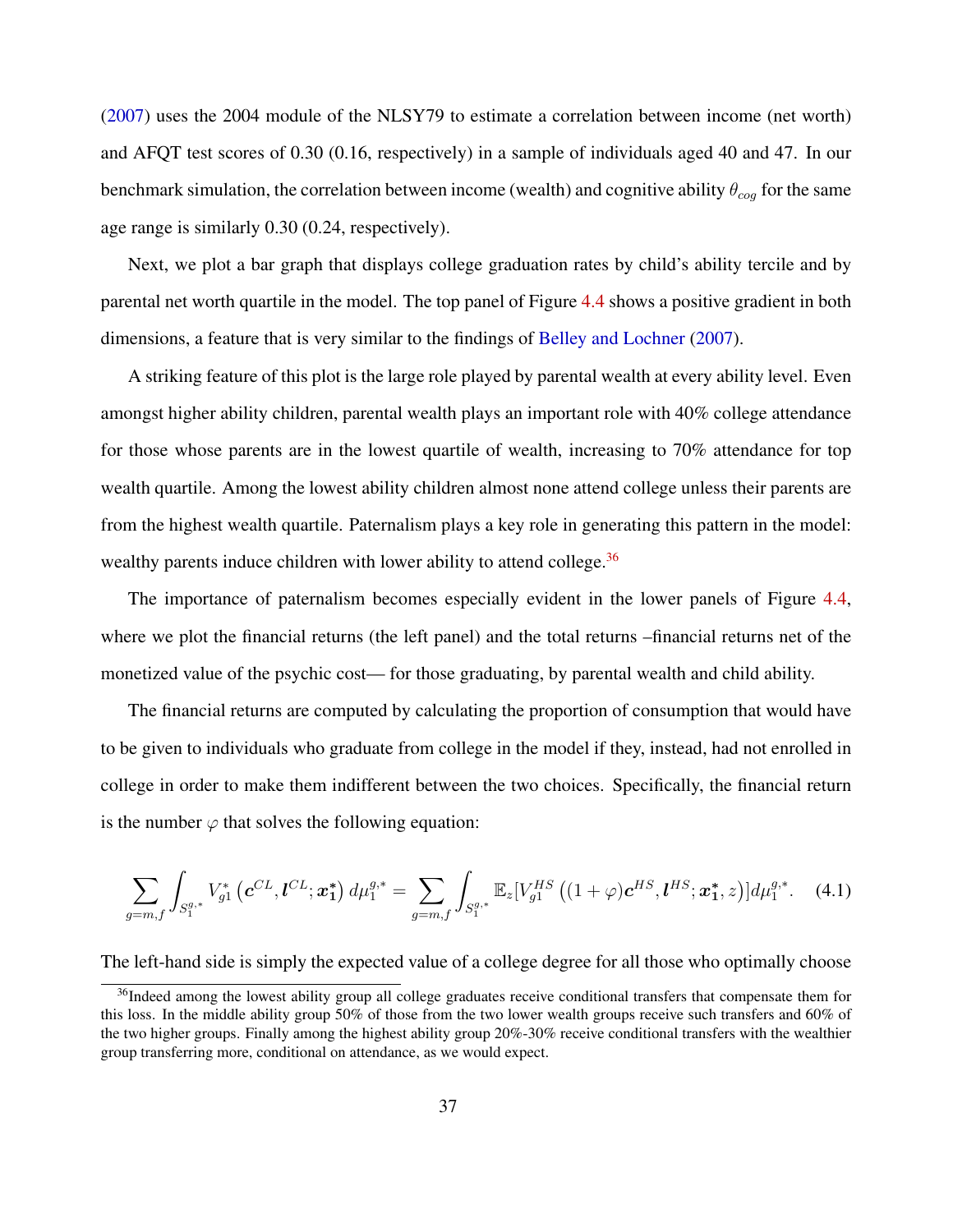(2007) uses the 2004 module of the NLSY79 to estimate a correlation between income (net worth) and AFQT test scores of 0.30 (0.16, respectively) in a sample of individuals aged 40 and 47. In our benchmark simulation, the correlation between income (wealth) and cognitive ability $\theta_{cog}$ for the same age range is similarly 0.30 (0.24, respectively).

Next, we plot a bar graph that displays college graduation rates by child's ability tercile and by parental net worth quartile in the model. The top panel of Figure 4.4 shows a positive gradient in both dimensions, a feature that is very similar to the findings of Belley and Lochner (2007).

A striking feature of this plot is the large role played by parental wealth at every ability level. Even amongst higher ability children, parental wealth plays an important role with 40% college attendance for those whose parents are in the lowest quartile of wealth, increasing to 70% attendance for top wealth quartile. Among the lowest ability children almost none attend college unless their parents are from the highest wealth quartile. Paternalism plays a key role in generating this pattern in the model: wealthy parents induce children with lower ability to attend college.[36]

The importance of paternalism becomes especially evident in the lower panels of Figure 4.4, where we plot the financial returns (the left panel) and the total returns –financial returns net of the monetized value of the psychic cost— for those graduating, by parental wealth and child ability.

The financial returns are computed by calculating the proportion of consumption that would have to be given to individuals who graduate from college in the model if they, instead, had not enrolled in college in order to make them indifferent between the two choices. Specifically, the financial return is the number $\varphi$ that solves the following equation:

$$\sum_{g=m,f} \int_{S_1^{g,*}} V_{g1}^{*} \left(\boldsymbol{c}^{CL}, \boldsymbol{l}^{CL}; \boldsymbol{x_1^*}\right) d\mu_1^{g,*} = \sum_{g=m,f} \int_{S_1^{g,*}} \mathbb{E}_z [V_{g1}^{HS} \left((1+\varphi)\boldsymbol{c}^{HS}, \boldsymbol{l}^{HS}; \boldsymbol{x_1^*}, z\right)] d\mu_1^{g,*}. \quad (4.1)$$

The left-hand side is simply the expected value of a college degree for all those who optimally choose

[36] Indeed among the lowest ability group all college graduates receive conditional transfers that compensate them for this loss. In the middle ability group 50% of those from the two lower wealth groups receive such transfers and 60% of the two higher groups. Finally among the highest ability group 20%-30% receive conditional transfers with the wealthier group transferring more, conditional on attendance, as we would expect.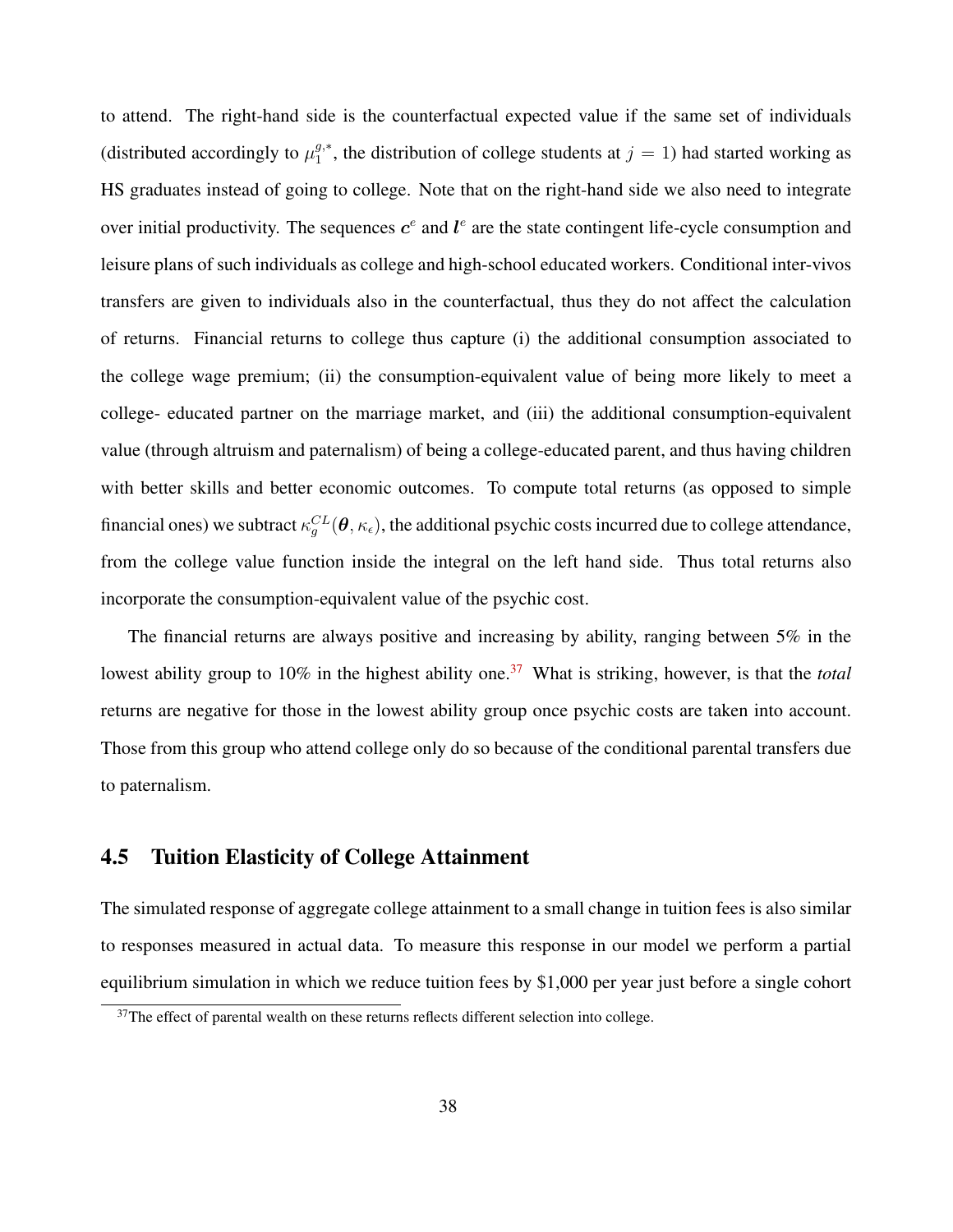to attend. The right-hand side is the counterfactual expected value if the same set of individuals (distributed accordingly to $\mu_1^{g,*}$, the distribution of college students at $j = 1$) had started working as HS graduates instead of going to college. Note that on the right-hand side we also need to integrate over initial productivity. The sequences $\boldsymbol{c}^e$ and $\boldsymbol{l}^e$ are the state contingent life-cycle consumption and leisure plans of such individuals as college and high-school educated workers. Conditional inter-vivos transfers are given to individuals also in the counterfactual, thus they do not affect the calculation of returns. Financial returns to college thus capture (i) the additional consumption associated to the college wage premium; (ii) the consumption-equivalent value of being more likely to meet a college- educated partner on the marriage market, and (iii) the additional consumption-equivalent value (through altruism and paternalism) of being a college-educated parent, and thus having children with better skills and better economic outcomes. To compute total returns (as opposed to simple financial ones) we subtract $\kappa_g^{CL}(\boldsymbol{\theta}, \kappa_\epsilon)$, the additional psychic costs incurred due to college attendance, from the college value function inside the integral on the left hand side. Thus total returns also incorporate the consumption-equivalent value of the psychic cost.

The financial returns are always positive and increasing by ability, ranging between 5% in the lowest ability group to 10% in the highest ability one.[37] What is striking, however, is that the *total* returns are negative for those in the lowest ability group once psychic costs are taken into account. Those from this group who attend college only do so because of the conditional parental transfers due to paternalism.

## 4.5 Tuition Elasticity of College Attainment

The simulated response of aggregate college attainment to a small change in tuition fees is also similar to responses measured in actual data. To measure this response in our model we perform a partial equilibrium simulation in which we reduce tuition fees by $1,000 per year just before a single cohort

[37]The effect of parental wealth on these returns reflects different selection into college.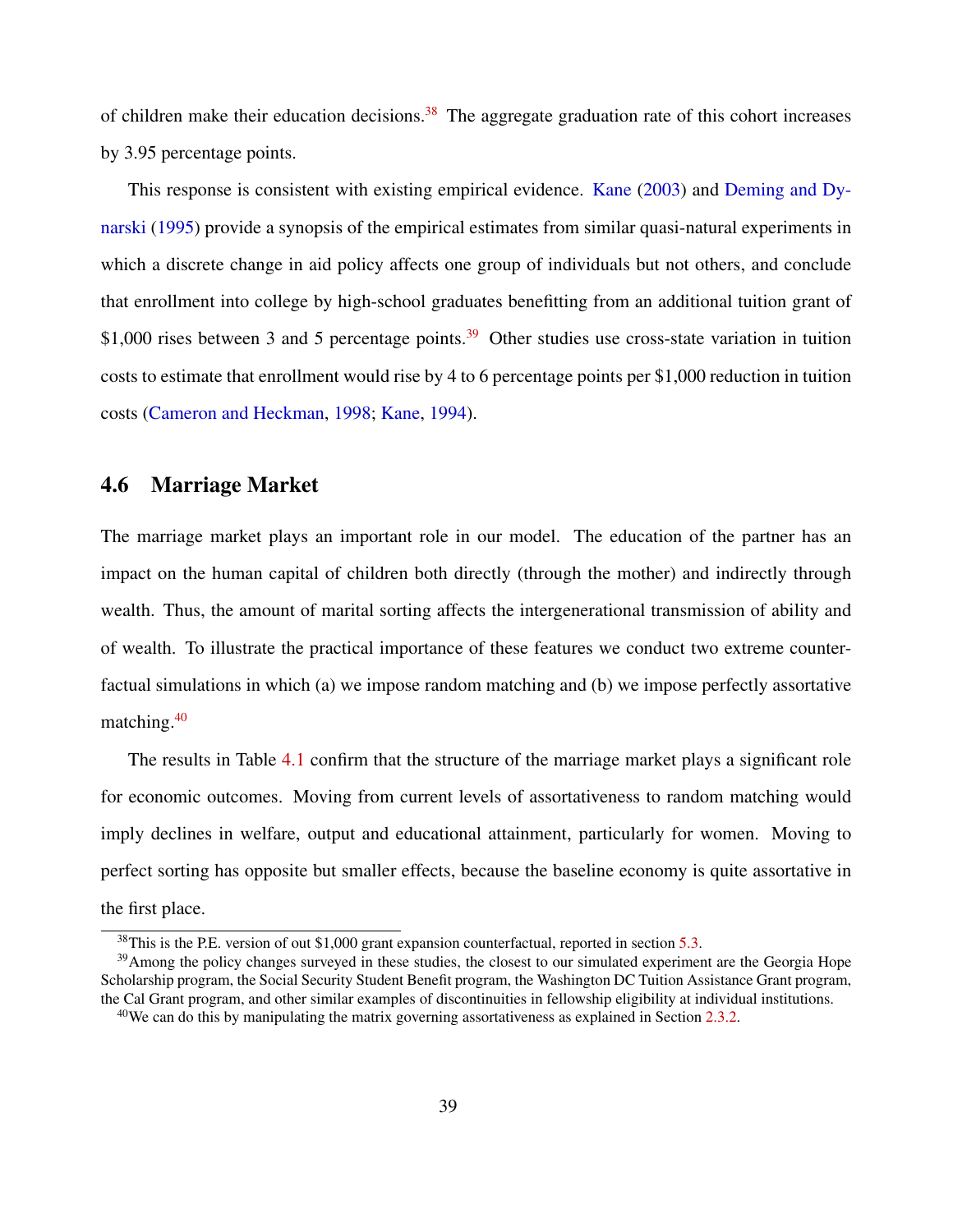of children make their education decisions.[38] The aggregate graduation rate of this cohort increases by 3.95 percentage points.

This response is consistent with existing empirical evidence. Kane (2003) and Deming and Dynarski (1995) provide a synopsis of the empirical estimates from similar quasi-natural experiments in which a discrete change in aid policy affects one group of individuals but not others, and conclude that enrollment into college by high-school graduates benefitting from an additional tuition grant of $1,000 rises between 3 and 5 percentage points.[39] Other studies use cross-state variation in tuition costs to estimate that enrollment would rise by 4 to 6 percentage points per $1,000 reduction in tuition costs (Cameron and Heckman, 1998; Kane, 1994).

## 4.6 Marriage Market

The marriage market plays an important role in our model. The education of the partner has an impact on the human capital of children both directly (through the mother) and indirectly through wealth. Thus, the amount of marital sorting affects the intergenerational transmission of ability and of wealth. To illustrate the practical importance of these features we conduct two extreme counterfactual simulations in which (a) we impose random matching and (b) we impose perfectly assortative matching.[40]

The results in Table 4.1 confirm that the structure of the marriage market plays a significant role for economic outcomes. Moving from current levels of assortativeness to random matching would imply declines in welfare, output and educational attainment, particularly for women. Moving to perfect sorting has opposite but smaller effects, because the baseline economy is quite assortative in the first place.

[38] This is the P.E. version of out $1,000 grant expansion counterfactual, reported in section 5.3.

[39] Among the policy changes surveyed in these studies, the closest to our simulated experiment are the Georgia Hope Scholarship program, the Social Security Student Benefit program, the Washington DC Tuition Assistance Grant program, the Cal Grant program, and other similar examples of discontinuities in fellowship eligibility at individual institutions.

[40] We can do this by manipulating the matrix governing assortativeness as explained in Section 2.3.2.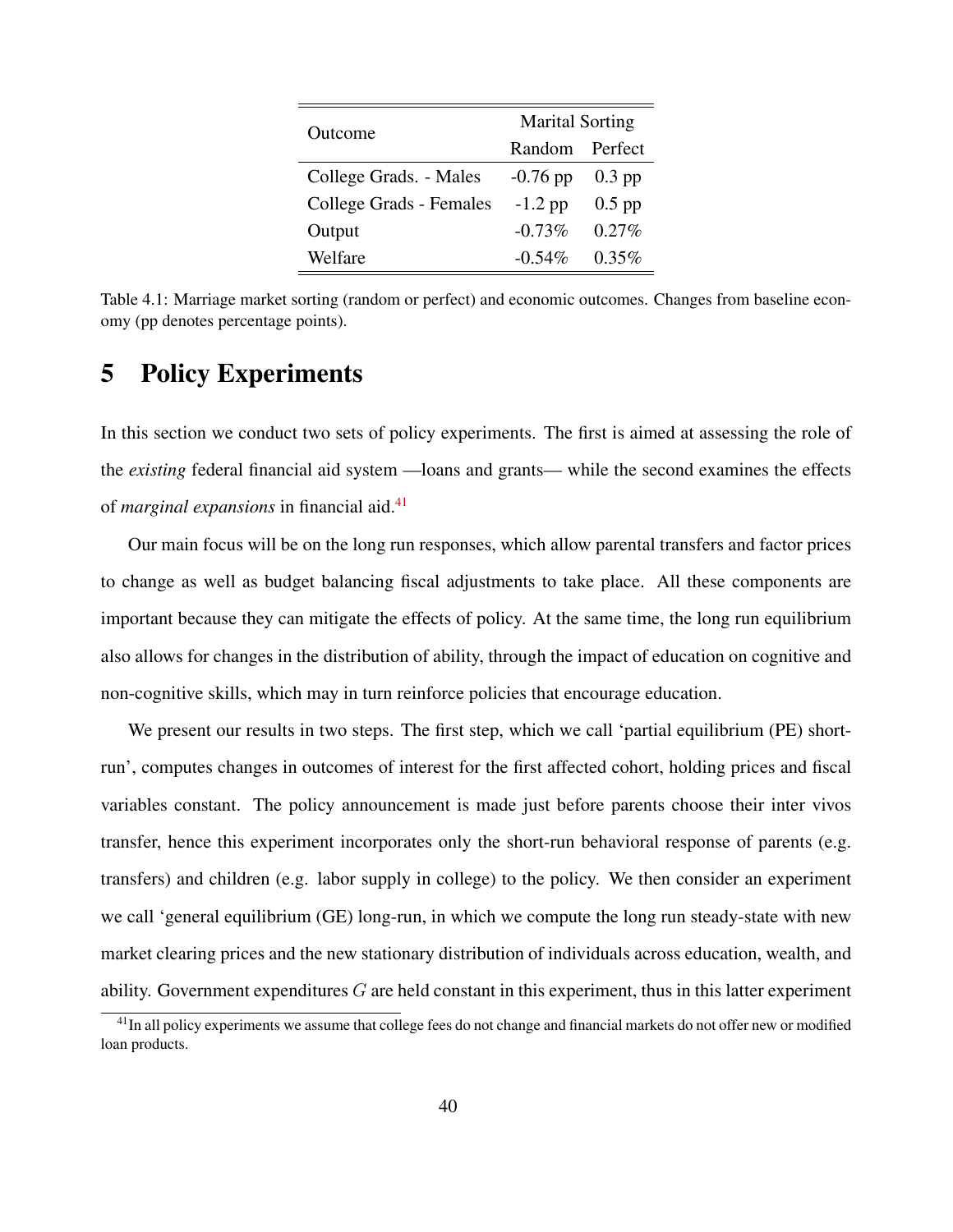| Outcome | Marital Sorting | |
|---|---|---|
| | Random | Perfect |
| College Grads. - Males | -0.76 pp | 0.3 pp |
| College Grads - Females | -1.2 pp | 0.5 pp |
| Output | -0.73% | 0.27% |
| Welfare | -0.54% | 0.35% |

Table 4.1: Marriage market sorting (random or perfect) and economic outcomes. Changes from baseline economy (pp denotes percentage points).

# 5 Policy Experiments

In this section we conduct two sets of policy experiments. The first is aimed at assessing the role of the *existing* federal financial aid system —loans and grants— while the second examines the effects of *marginal expansions* in financial aid.[41]

Our main focus will be on the long run responses, which allow parental transfers and factor prices to change as well as budget balancing fiscal adjustments to take place. All these components are important because they can mitigate the effects of policy. At the same time, the long run equilibrium also allows for changes in the distribution of ability, through the impact of education on cognitive and non-cognitive skills, which may in turn reinforce policies that encourage education.

We present our results in two steps. The first step, which we call 'partial equilibrium (PE) short-run', computes changes in outcomes of interest for the first affected cohort, holding prices and fiscal variables constant. The policy announcement is made just before parents choose their inter vivos transfer, hence this experiment incorporates only the short-run behavioral response of parents (e.g. transfers) and children (e.g. labor supply in college) to the policy. We then consider an experiment we call 'general equilibrium (GE) long-run, in which we compute the long run steady-state with new market clearing prices and the new stationary distribution of individuals across education, wealth, and ability. Government expenditures $G$ are held constant in this experiment, thus in this latter experiment

[41] In all policy experiments we assume that college fees do not change and financial markets do not offer new or modified loan products.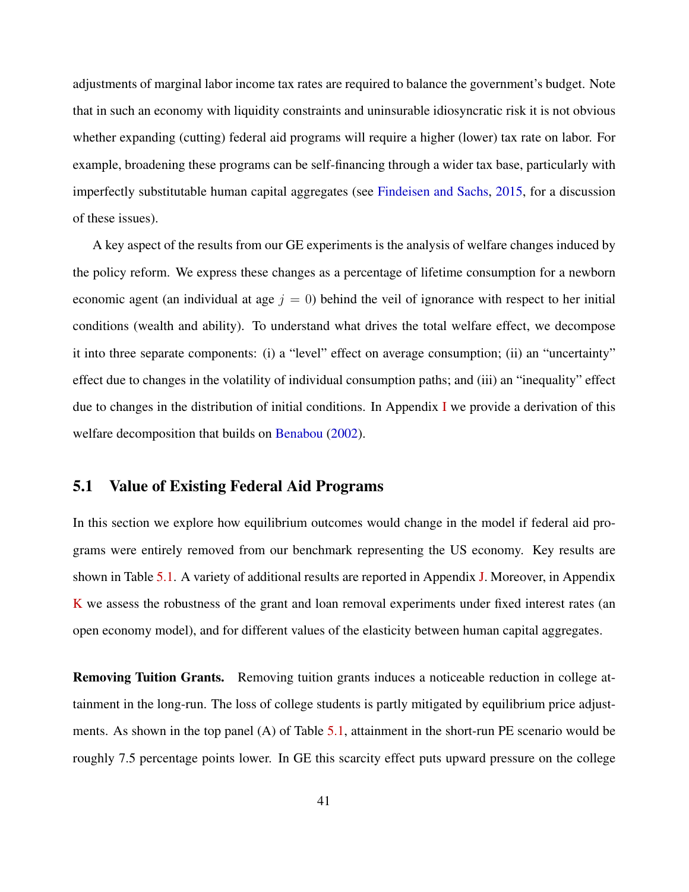adjustments of marginal labor income tax rates are required to balance the government's budget. Note that in such an economy with liquidity constraints and uninsurable idiosyncratic risk it is not obvious whether expanding (cutting) federal aid programs will require a higher (lower) tax rate on labor. For example, broadening these programs can be self-financing through a wider tax base, particularly with imperfectly substitutable human capital aggregates (see Findeisen and Sachs, 2015, for a discussion of these issues).

A key aspect of the results from our GE experiments is the analysis of welfare changes induced by the policy reform. We express these changes as a percentage of lifetime consumption for a newborn economic agent (an individual at age $j = 0$) behind the veil of ignorance with respect to her initial conditions (wealth and ability). To understand what drives the total welfare effect, we decompose it into three separate components: (i) a "level" effect on average consumption; (ii) an "uncertainty" effect due to changes in the volatility of individual consumption paths; and (iii) an "inequality" effect due to changes in the distribution of initial conditions. In Appendix I we provide a derivation of this welfare decomposition that builds on Benabou (2002).

## 5.1 Value of Existing Federal Aid Programs

In this section we explore how equilibrium outcomes would change in the model if federal aid programs were entirely removed from our benchmark representing the US economy. Key results are shown in Table 5.1. A variety of additional results are reported in Appendix J. Moreover, in Appendix K we assess the robustness of the grant and loan removal experiments under fixed interest rates (an open economy model), and for different values of the elasticity between human capital aggregates.

**Removing Tuition Grants.** Removing tuition grants induces a noticeable reduction in college attainment in the long-run. The loss of college students is partly mitigated by equilibrium price adjustments. As shown in the top panel (A) of Table 5.1, attainment in the short-run PE scenario would be roughly 7.5 percentage points lower. In GE this scarcity effect puts upward pressure on the college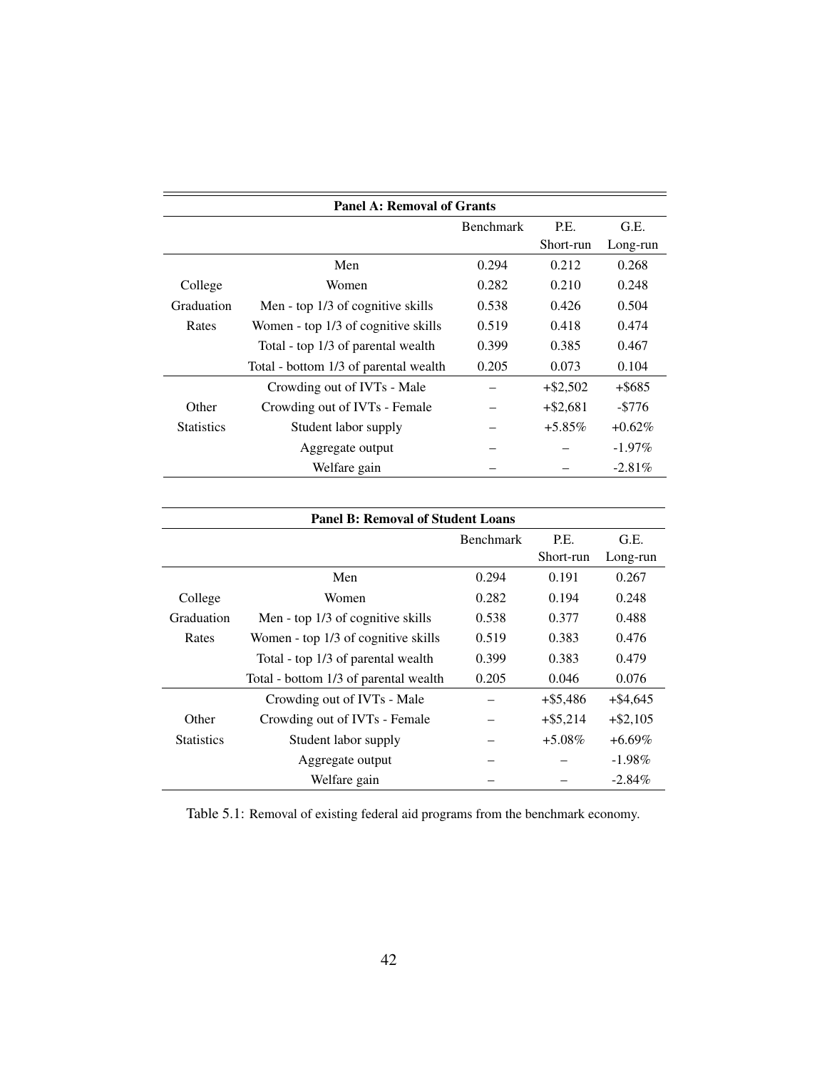| Panel A: Removal of Grants | | | | |
|---|---|---|---|---|
| | | Benchmark | P.E. Short-run | G.E. Long-run |
| College Graduation Rates | Men | 0.294 | 0.212 | 0.268 |
| | Women | 0.282 | 0.210 | 0.248 |
| | Men - top 1/3 of cognitive skills | 0.538 | 0.426 | 0.504 |
| | Women - top 1/3 of cognitive skills | 0.519 | 0.418 | 0.474 |
| | Total - top 1/3 of parental wealth | 0.399 | 0.385 | 0.467 |
| | Total - bottom 1/3 of parental wealth | 0.205 | 0.073 | 0.104 |
| Other Statistics | Crowding out of IVTs - Male | – | +$2,502 | +$685 |
| | Crowding out of IVTs - Female | – | +$2,681 | -$776 |
| | Student labor supply | – | +5.85% | +0.62% |
| | Aggregate output | – | – | -1.97% |
| | Welfare gain | – | – | -2.81% |

| Panel B: Removal of Student Loans | | | | |
|---|---|---|---|---|
| | | Benchmark | P.E. Short-run | G.E. Long-run |
| College Graduation Rates | Men | 0.294 | 0.191 | 0.267 |
| | Women | 0.282 | 0.194 | 0.248 |
| | Men - top 1/3 of cognitive skills | 0.538 | 0.377 | 0.488 |
| | Women - top 1/3 of cognitive skills | 0.519 | 0.383 | 0.476 |
| | Total - top 1/3 of parental wealth | 0.399 | 0.383 | 0.479 |
| | Total - bottom 1/3 of parental wealth | 0.205 | 0.046 | 0.076 |
| Other Statistics | Crowding out of IVTs - Male | – | +$5,486 | +$4,645 |
| | Crowding out of IVTs - Female | – | +$5,214 | +$2,105 |
| | Student labor supply | – | +5.08% | +6.69% |
| | Aggregate output | – | – | -1.98% |
| | Welfare gain | – | – | -2.84% |

Table 5.1: Removal of existing federal aid programs from the benchmark economy.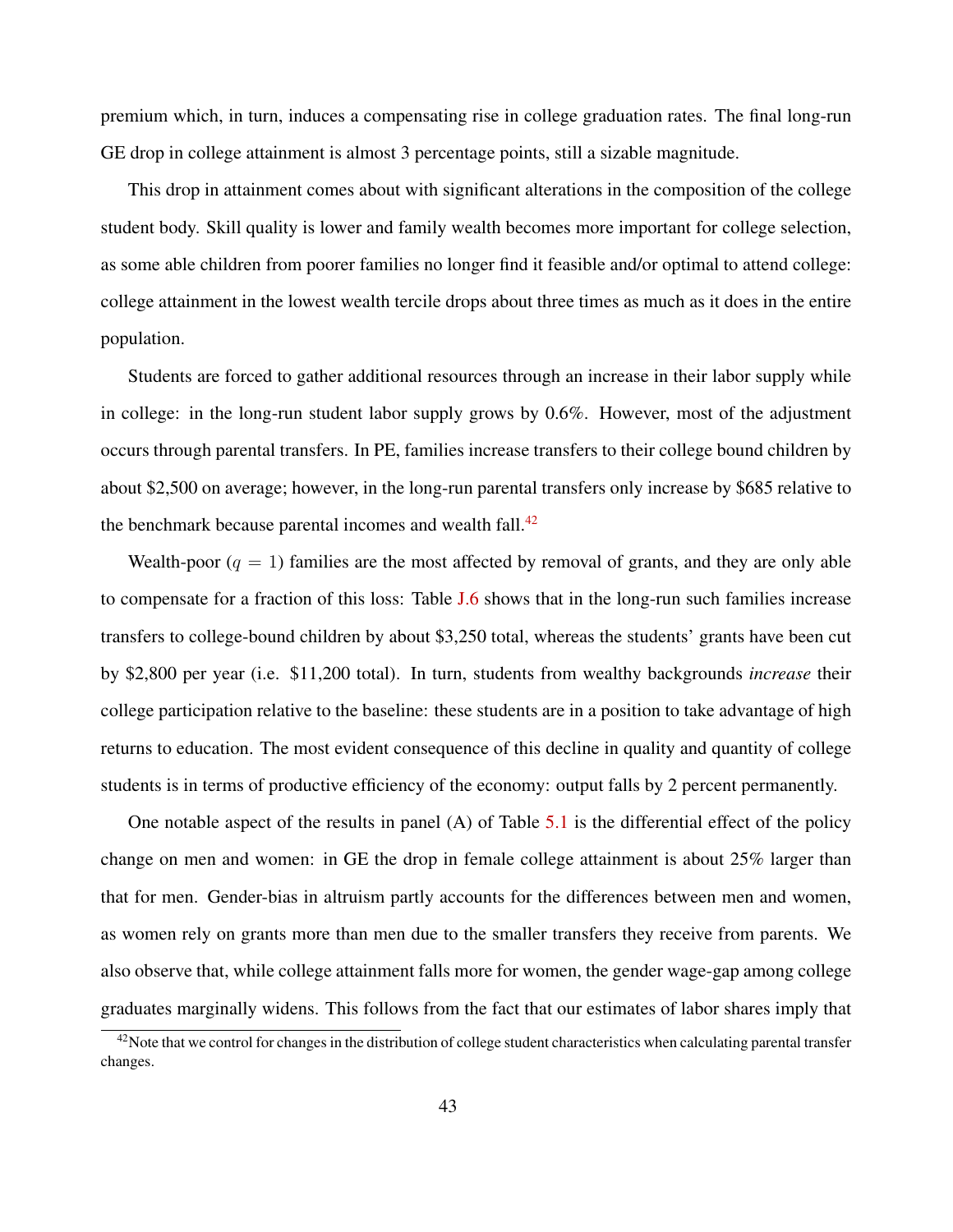premium which, in turn, induces a compensating rise in college graduation rates. The final long-run GE drop in college attainment is almost 3 percentage points, still a sizable magnitude.

This drop in attainment comes about with significant alterations in the composition of the college student body. Skill quality is lower and family wealth becomes more important for college selection, as some able children from poorer families no longer find it feasible and/or optimal to attend college: college attainment in the lowest wealth tercile drops about three times as much as it does in the entire population.

Students are forced to gather additional resources through an increase in their labor supply while in college: in the long-run student labor supply grows by 0.6%. However, most of the adjustment occurs through parental transfers. In PE, families increase transfers to their college bound children by about $2,500 on average; however, in the long-run parental transfers only increase by $685 relative to the benchmark because parental incomes and wealth fall.[42]

Wealth-poor ($q = 1$) families are the most affected by removal of grants, and they are only able to compensate for a fraction of this loss: Table J.6 shows that in the long-run such families increase transfers to college-bound children by about $3,250 total, whereas the students' grants have been cut by $2,800 per year (i.e. $11,200 total). In turn, students from wealthy backgrounds *increase* their college participation relative to the baseline: these students are in a position to take advantage of high returns to education. The most evident consequence of this decline in quality and quantity of college students is in terms of productive efficiency of the economy: output falls by 2 percent permanently.

One notable aspect of the results in panel (A) of Table 5.1 is the differential effect of the policy change on men and women: in GE the drop in female college attainment is about 25% larger than that for men. Gender-bias in altruism partly accounts for the differences between men and women, as women rely on grants more than men due to the smaller transfers they receive from parents. We also observe that, while college attainment falls more for women, the gender wage-gap among college graduates marginally widens. This follows from the fact that our estimates of labor shares imply that

[42] Note that we control for changes in the distribution of college student characteristics when calculating parental transfer changes.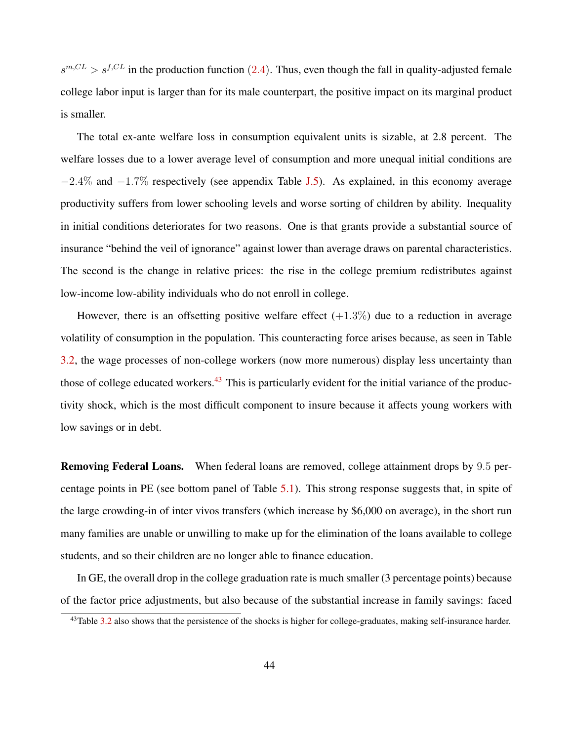$s^{m,CL} > s^{f,CL}$ in the production function (2.4). Thus, even though the fall in quality-adjusted female college labor input is larger than for its male counterpart, the positive impact on its marginal product is smaller.

The total ex-ante welfare loss in consumption equivalent units is sizable, at 2.8 percent. The welfare losses due to a lower average level of consumption and more unequal initial conditions are $-2.4\%$ and $-1.7\%$ respectively (see appendix Table J.5). As explained, in this economy average productivity suffers from lower schooling levels and worse sorting of children by ability. Inequality in initial conditions deteriorates for two reasons. One is that grants provide a substantial source of insurance "behind the veil of ignorance" against lower than average draws on parental characteristics. The second is the change in relative prices: the rise in the college premium redistributes against low-income low-ability individuals who do not enroll in college.

However, there is an offsetting positive welfare effect ($+1.3\%$) due to a reduction in average volatility of consumption in the population. This counteracting force arises because, as seen in Table 3.2, the wage processes of non-college workers (now more numerous) display less uncertainty than those of college educated workers.[43] This is particularly evident for the initial variance of the productivity shock, which is the most difficult component to insure because it affects young workers with low savings or in debt.

**Removing Federal Loans.** When federal loans are removed, college attainment drops by $9.5$ percentage points in PE (see bottom panel of Table 5.1). This strong response suggests that, in spite of the large crowding-in of inter vivos transfers (which increase by \$6,000 on average), in the short run many families are unable or unwilling to make up for the elimination of the loans available to college students, and so their children are no longer able to finance education.

In GE, the overall drop in the college graduation rate is much smaller (3 percentage points) because of the factor price adjustments, but also because of the substantial increase in family savings: faced

[43] Table 3.2 also shows that the persistence of the shocks is higher for college-graduates, making self-insurance harder.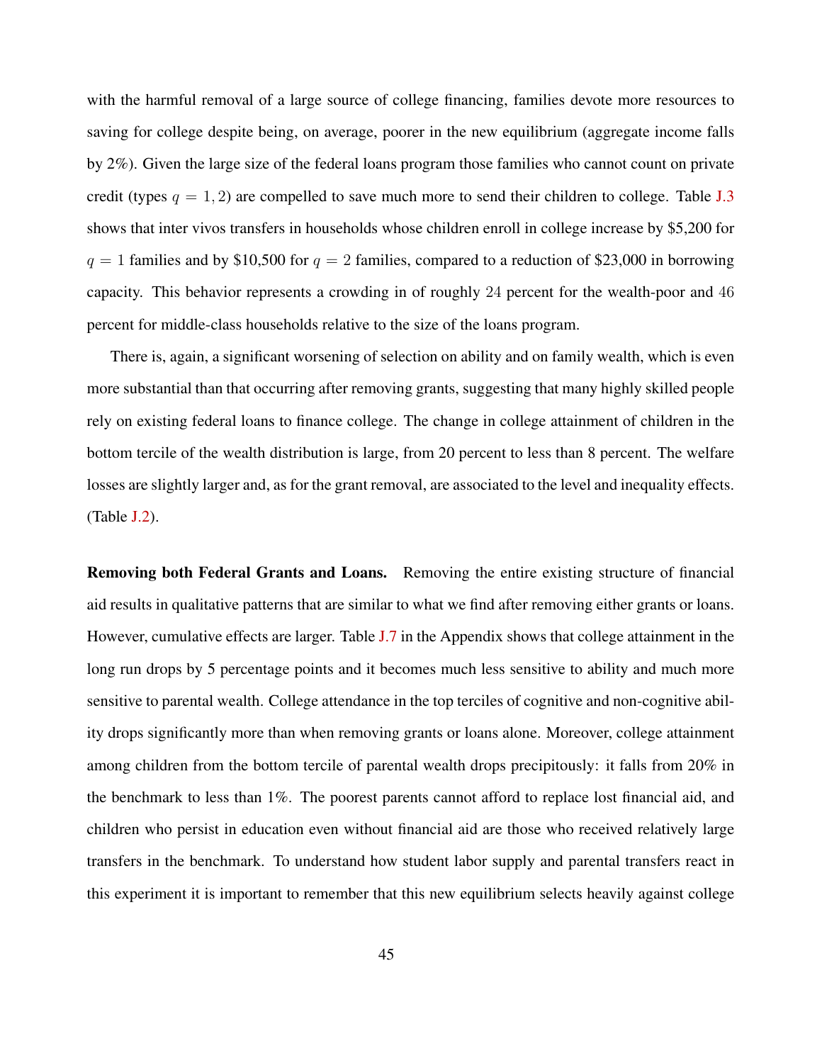with the harmful removal of a large source of college financing, families devote more resources to saving for college despite being, on average, poorer in the new equilibrium (aggregate income falls by 2%). Given the large size of the federal loans program those families who cannot count on private credit (types $q = 1, 2$) are compelled to save much more to send their children to college. Table J.3 shows that inter vivos transfers in households whose children enroll in college increase by $5,200 for $q = 1$ families and by $10,500 for $q = 2$ families, compared to a reduction of $23,000 in borrowing capacity. This behavior represents a crowding in of roughly 24 percent for the wealth-poor and 46 percent for middle-class households relative to the size of the loans program.

There is, again, a significant worsening of selection on ability and on family wealth, which is even more substantial than that occurring after removing grants, suggesting that many highly skilled people rely on existing federal loans to finance college. The change in college attainment of children in the bottom tercile of the wealth distribution is large, from 20 percent to less than 8 percent. The welfare losses are slightly larger and, as for the grant removal, are associated to the level and inequality effects. (Table J.2).

**Removing both Federal Grants and Loans.** Removing the entire existing structure of financial aid results in qualitative patterns that are similar to what we find after removing either grants or loans. However, cumulative effects are larger. Table J.7 in the Appendix shows that college attainment in the long run drops by 5 percentage points and it becomes much less sensitive to ability and much more sensitive to parental wealth. College attendance in the top terciles of cognitive and non-cognitive ability drops significantly more than when removing grants or loans alone. Moreover, college attainment among children from the bottom tercile of parental wealth drops precipitously: it falls from 20% in the benchmark to less than 1%. The poorest parents cannot afford to replace lost financial aid, and children who persist in education even without financial aid are those who received relatively large transfers in the benchmark. To understand how student labor supply and parental transfers react in this experiment it is important to remember that this new equilibrium selects heavily against college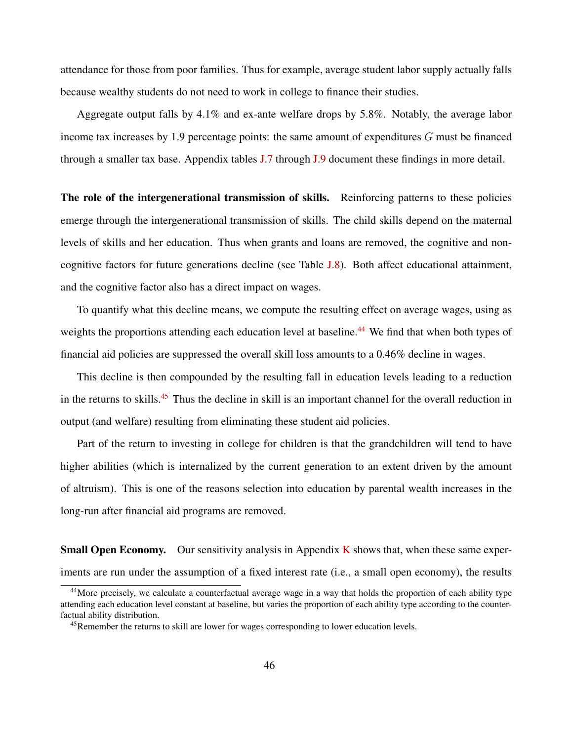attendance for those from poor families. Thus for example, average student labor supply actually falls because wealthy students do not need to work in college to finance their studies.

Aggregate output falls by 4.1% and ex-ante welfare drops by 5.8%. Notably, the average labor income tax increases by 1.9 percentage points: the same amount of expenditures $G$ must be financed through a smaller tax base. Appendix tables J.7 through J.9 document these findings in more detail.

**The role of the intergenerational transmission of skills.** Reinforcing patterns to these policies emerge through the intergenerational transmission of skills. The child skills depend on the maternal levels of skills and her education. Thus when grants and loans are removed, the cognitive and non-cognitive factors for future generations decline (see Table J.8). Both affect educational attainment, and the cognitive factor also has a direct impact on wages.

To quantify what this decline means, we compute the resulting effect on average wages, using as weights the proportions attending each education level at baseline.[44] We find that when both types of financial aid policies are suppressed the overall skill loss amounts to a 0.46% decline in wages.

This decline is then compounded by the resulting fall in education levels leading to a reduction in the returns to skills.[45] Thus the decline in skill is an important channel for the overall reduction in output (and welfare) resulting from eliminating these student aid policies.

Part of the return to investing in college for children is that the grandchildren will tend to have higher abilities (which is internalized by the current generation to an extent driven by the amount of altruism). This is one of the reasons selection into education by parental wealth increases in the long-run after financial aid programs are removed.

**Small Open Economy.** Our sensitivity analysis in Appendix K shows that, when these same experiments are run under the assumption of a fixed interest rate (i.e., a small open economy), the results

[44] More precisely, we calculate a counterfactual average wage in a way that holds the proportion of each ability type attending each education level constant at baseline, but varies the proportion of each ability type according to the counterfactual ability distribution.

[45] Remember the returns to skill are lower for wages corresponding to lower education levels.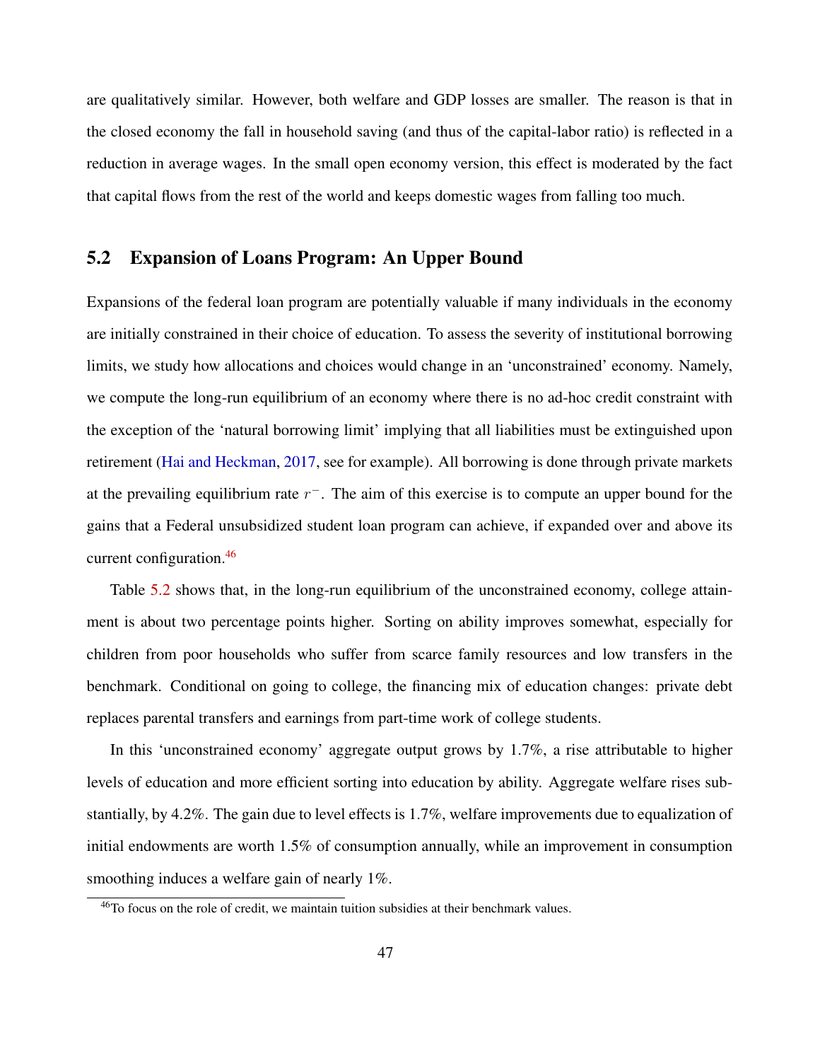are qualitatively similar. However, both welfare and GDP losses are smaller. The reason is that in the closed economy the fall in household saving (and thus of the capital-labor ratio) is reflected in a reduction in average wages. In the small open economy version, this effect is moderated by the fact that capital flows from the rest of the world and keeps domestic wages from falling too much.

## 5.2 Expansion of Loans Program: An Upper Bound

Expansions of the federal loan program are potentially valuable if many individuals in the economy are initially constrained in their choice of education. To assess the severity of institutional borrowing limits, we study how allocations and choices would change in an 'unconstrained' economy. Namely, we compute the long-run equilibrium of an economy where there is no ad-hoc credit constraint with the exception of the 'natural borrowing limit' implying that all liabilities must be extinguished upon retirement (Hai and Heckman, 2017, see for example). All borrowing is done through private markets at the prevailing equilibrium rate $r^{-}$. The aim of this exercise is to compute an upper bound for the gains that a Federal unsubsidized student loan program can achieve, if expanded over and above its current configuration.[46]

Table 5.2 shows that, in the long-run equilibrium of the unconstrained economy, college attainment is about two percentage points higher. Sorting on ability improves somewhat, especially for children from poor households who suffer from scarce family resources and low transfers in the benchmark. Conditional on going to college, the financing mix of education changes: private debt replaces parental transfers and earnings from part-time work of college students.

In this 'unconstrained economy' aggregate output grows by 1.7%, a rise attributable to higher levels of education and more efficient sorting into education by ability. Aggregate welfare rises substantially, by 4.2%. The gain due to level effects is 1.7%, welfare improvements due to equalization of initial endowments are worth 1.5% of consumption annually, while an improvement in consumption smoothing induces a welfare gain of nearly 1%.

[46]To focus on the role of credit, we maintain tuition subsidies at their benchmark values.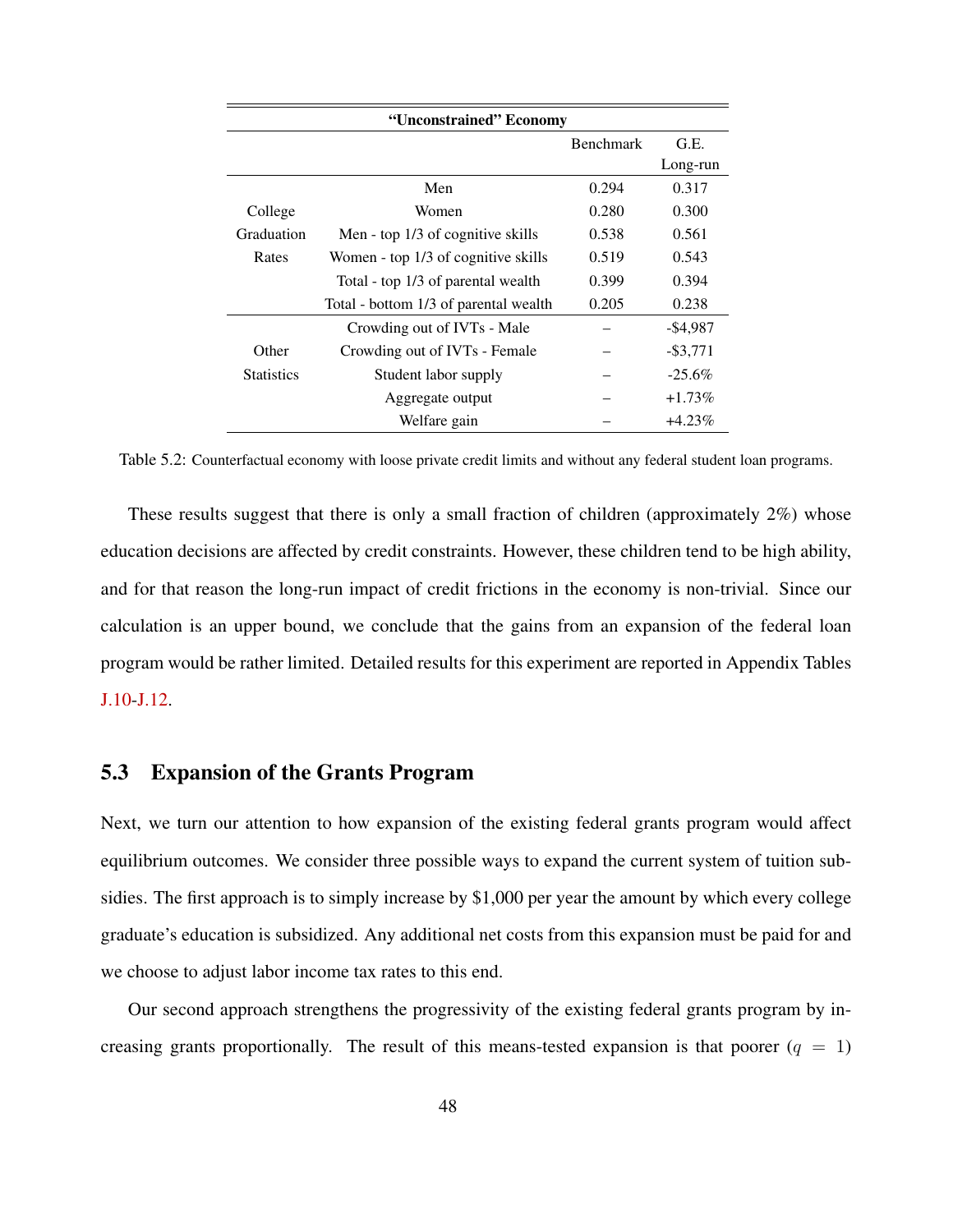| "Unconstrained" Economy | | | |
|---|---|---|---|
| | | Benchmark | G.E. Long-run |
| College Graduation Rates | Men | 0.294 | 0.317 |
| | Women | 0.280 | 0.300 |
| | Men - top 1/3 of cognitive skills | 0.538 | 0.561 |
| | Women - top 1/3 of cognitive skills | 0.519 | 0.543 |
| | Total - top 1/3 of parental wealth | 0.399 | 0.394 |
| | Total - bottom 1/3 of parental wealth | 0.205 | 0.238 |
| Other Statistics | Crowding out of IVTs - Male | – | -$4,987 |
| | Crowding out of IVTs - Female | – | -$3,771 |
| | Student labor supply | – | -25.6% |
| | Aggregate output | – | +1.73% |
| | Welfare gain | – | +4.23% |

Table 5.2: Counterfactual economy with loose private credit limits and without any federal student loan programs.

These results suggest that there is only a small fraction of children (approximately 2%) whose education decisions are affected by credit constraints. However, these children tend to be high ability, and for that reason the long-run impact of credit frictions in the economy is non-trivial. Since our calculation is an upper bound, we conclude that the gains from an expansion of the federal loan program would be rather limited. Detailed results for this experiment are reported in Appendix Tables J.10-J.12.

## 5.3 Expansion of the Grants Program

Next, we turn our attention to how expansion of the existing federal grants program would affect equilibrium outcomes. We consider three possible ways to expand the current system of tuition subsidies. The first approach is to simply increase by $1,000 per year the amount by which every college graduate's education is subsidized. Any additional net costs from this expansion must be paid for and we choose to adjust labor income tax rates to this end.

Our second approach strengthens the progressivity of the existing federal grants program by increasing grants proportionally. The result of this means-tested expansion is that poorer ($q = 1$)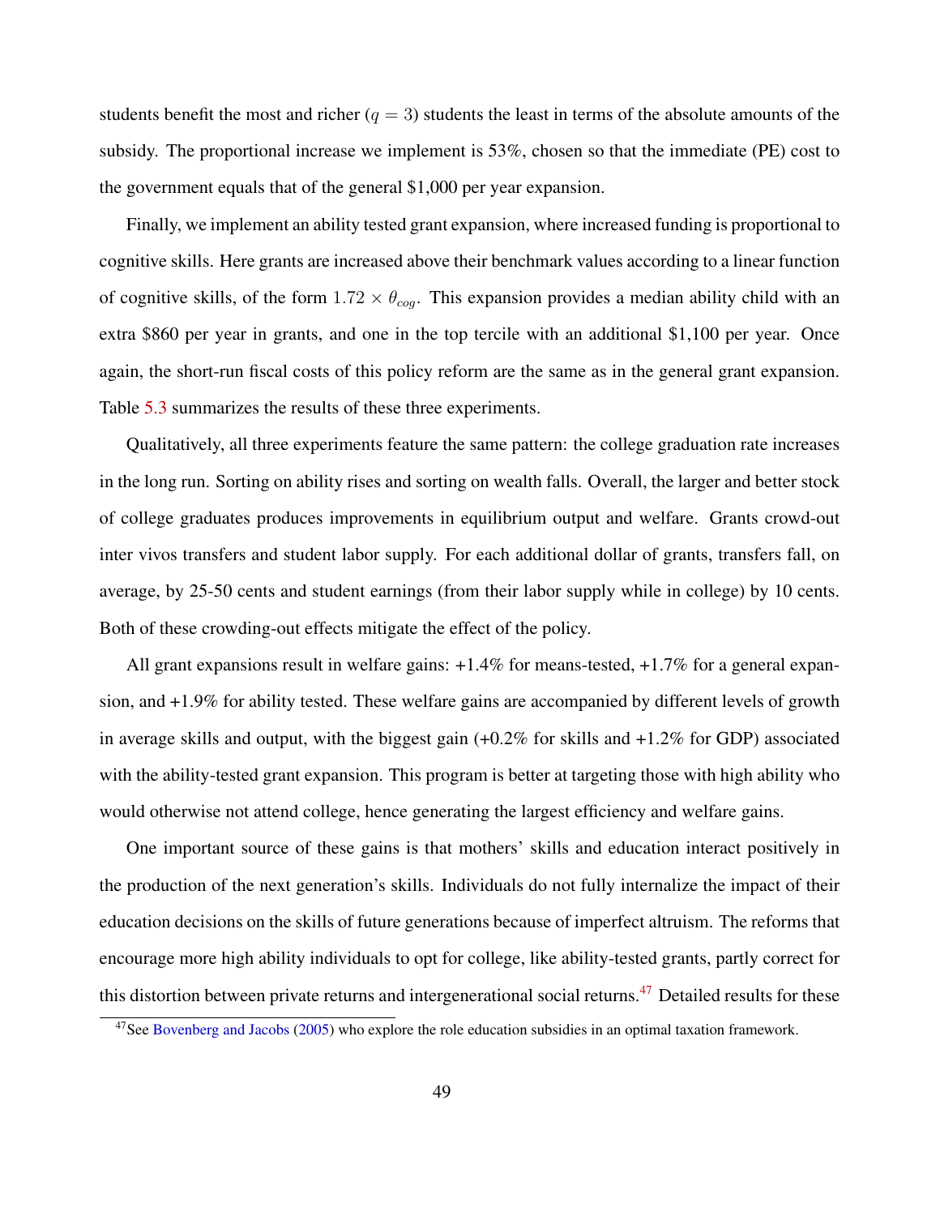students benefit the most and richer ($q = 3$) students the least in terms of the absolute amounts of the subsidy. The proportional increase we implement is 53%, chosen so that the immediate (PE) cost to the government equals that of the general $1,000 per year expansion.

Finally, we implement an ability tested grant expansion, where increased funding is proportional to cognitive skills. Here grants are increased above their benchmark values according to a linear function of cognitive skills, of the form $1.72 \times \theta_{cog}$. This expansion provides a median ability child with an extra $860 per year in grants, and one in the top tercile with an additional $1,100 per year. Once again, the short-run fiscal costs of this policy reform are the same as in the general grant expansion. Table 5.3 summarizes the results of these three experiments.

Qualitatively, all three experiments feature the same pattern: the college graduation rate increases in the long run. Sorting on ability rises and sorting on wealth falls. Overall, the larger and better stock of college graduates produces improvements in equilibrium output and welfare. Grants crowd-out inter vivos transfers and student labor supply. For each additional dollar of grants, transfers fall, on average, by 25-50 cents and student earnings (from their labor supply while in college) by 10 cents. Both of these crowding-out effects mitigate the effect of the policy.

All grant expansions result in welfare gains: +1.4% for means-tested, +1.7% for a general expansion, and +1.9% for ability tested. These welfare gains are accompanied by different levels of growth in average skills and output, with the biggest gain (+0.2% for skills and +1.2% for GDP) associated with the ability-tested grant expansion. This program is better at targeting those with high ability who would otherwise not attend college, hence generating the largest efficiency and welfare gains.

One important source of these gains is that mothers' skills and education interact positively in the production of the next generation's skills. Individuals do not fully internalize the impact of their education decisions on the skills of future generations because of imperfect altruism. The reforms that encourage more high ability individuals to opt for college, like ability-tested grants, partly correct for this distortion between private returns and intergenerational social returns.[47] Detailed results for these

[47] See Bovenberg and Jacobs (2005) who explore the role education subsidies in an optimal taxation framework.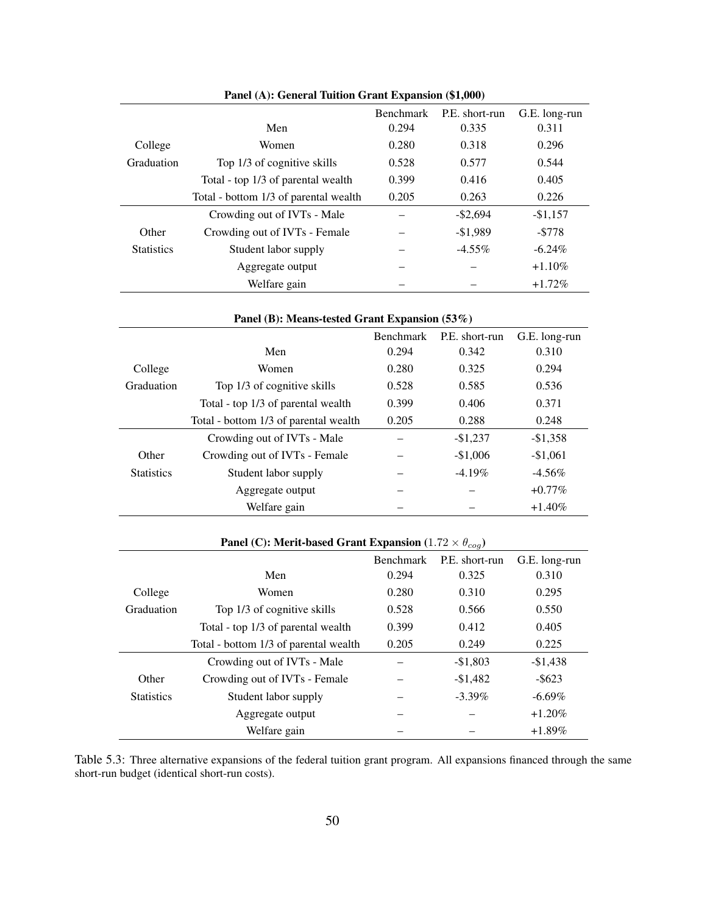**Panel (A): General Tuition Grant Expansion ($1,000)**

| | | Benchmark | P.E. short-run | G.E. long-run |
|---|---|---|---|---|
| College Graduation | Men | 0.294 | 0.335 | 0.311 |
| | Women | 0.280 | 0.318 | 0.296 |
| | Top 1/3 of cognitive skills | 0.528 | 0.577 | 0.544 |
| | Total - top 1/3 of parental wealth | 0.399 | 0.416 | 0.405 |
| | Total - bottom 1/3 of parental wealth | 0.205 | 0.263 | 0.226 |
| Other Statistics | Crowding out of IVTs - Male | – | -$2,694 | -$1,157 |
| | Crowding out of IVTs - Female | – | -$1,989 | -$778 |
| | Student labor supply | – | -4.55% | -6.24% |
| | Aggregate output | – | – | +1.10% |
| | Welfare gain | – | – | +1.72% |

**Panel (B): Means-tested Grant Expansion (53%)**

| | | Benchmark | P.E. short-run | G.E. long-run |
|---|---|---|---|---|
| College Graduation | Men | 0.294 | 0.342 | 0.310 |
| | Women | 0.280 | 0.325 | 0.294 |
| | Top 1/3 of cognitive skills | 0.528 | 0.585 | 0.536 |
| | Total - top 1/3 of parental wealth | 0.399 | 0.406 | 0.371 |
| | Total - bottom 1/3 of parental wealth | 0.205 | 0.288 | 0.248 |
| Other Statistics | Crowding out of IVTs - Male | – | -$1,237 | -$1,358 |
| | Crowding out of IVTs - Female | – | -$1,006 | -$1,061 |
| | Student labor supply | – | -4.19% | -4.56% |
| | Aggregate output | – | – | +0.77% |
| | Welfare gain | – | – | +1.40% |

**Panel (C): Merit-based Grant Expansion** ($1.72 \times \theta_{cog}$)

| | | Benchmark | P.E. short-run | G.E. long-run |
|---|---|---|---|---|
| College Graduation | Men | 0.294 | 0.325 | 0.310 |
| | Women | 0.280 | 0.310 | 0.295 |
| | Top 1/3 of cognitive skills | 0.528 | 0.566 | 0.550 |
| | Total - top 1/3 of parental wealth | 0.399 | 0.412 | 0.405 |
| | Total - bottom 1/3 of parental wealth | 0.205 | 0.249 | 0.225 |
| Other Statistics | Crowding out of IVTs - Male | – | -$1,803 | -$1,438 |
| | Crowding out of IVTs - Female | – | -$1,482 | -$623 |
| | Student labor supply | – | -3.39% | -6.69% |
| | Aggregate output | – | – | +1.20% |
| | Welfare gain | – | – | +1.89% |

Table 5.3: Three alternative expansions of the federal tuition grant program. All expansions financed through the same short-run budget (identical short-run costs).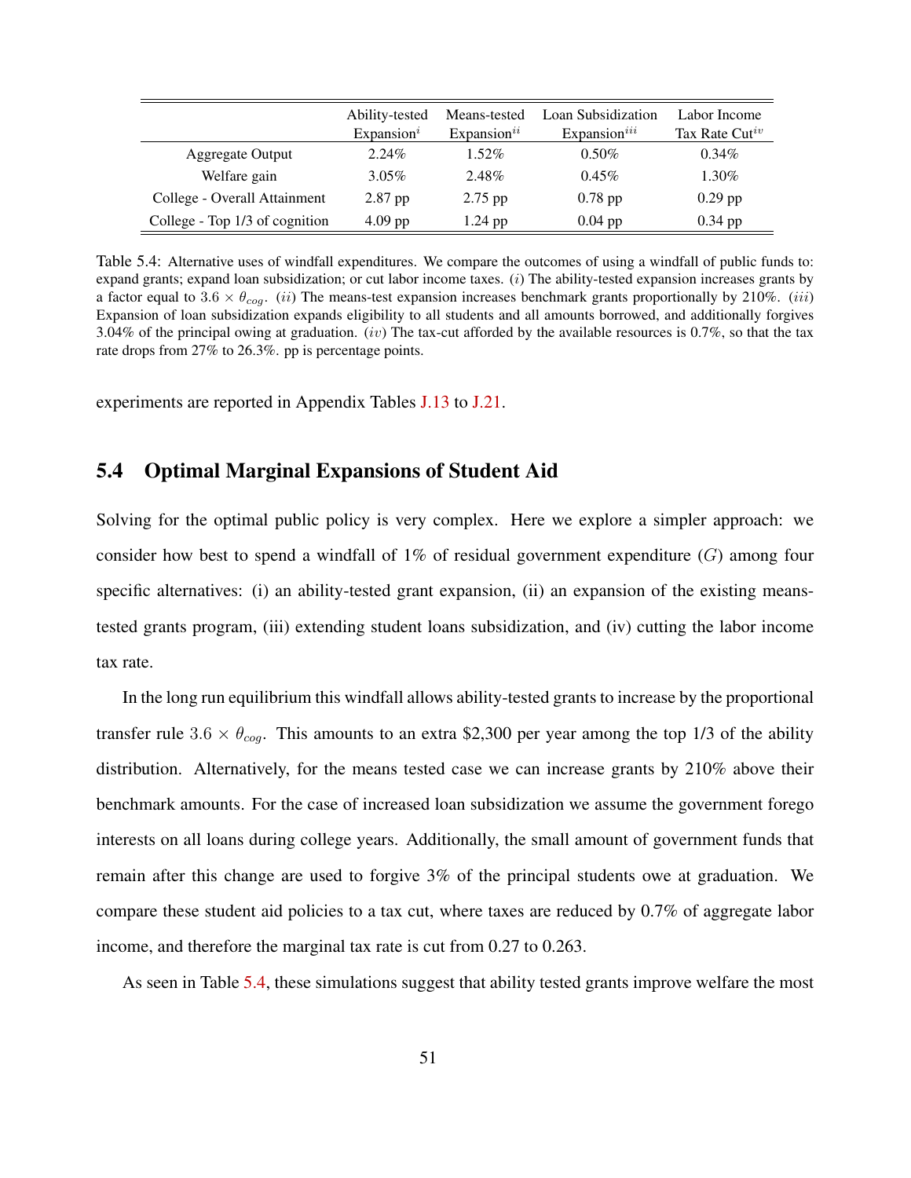| | Ability-tested Expansion[i] | Means-tested Expansion[ii] | Loan Subsidization Expansion[iii] | Labor Income Tax Rate Cut[iv] |
|---|---|---|---|---|
| Aggregate Output | 2.24% | 1.52% | 0.50% | 0.34% |
| Welfare gain | 3.05% | 2.48% | 0.45% | 1.30% |
| College - Overall Attainment | 2.87 pp | 2.75 pp | 0.78 pp | 0.29 pp |
| College - Top 1/3 of cognition | 4.09 pp | 1.24 pp | 0.04 pp | 0.34 pp |

Table 5.4: Alternative uses of windfall expenditures. We compare the outcomes of using a windfall of public funds to: expand grants; expand loan subsidization; or cut labor income taxes. ($i$) The ability-tested expansion increases grants by a factor equal to $3.6 \times \theta_{cog}$. ($ii$) The means-test expansion increases benchmark grants proportionally by 210%. ($iii$) Expansion of loan subsidization expands eligibility to all students and all amounts borrowed, and additionally forgives 3.04% of the principal owing at graduation. ($iv$) The tax-cut afforded by the available resources is 0.7%, so that the tax rate drops from 27% to 26.3%. pp is percentage points.

experiments are reported in Appendix Tables J.13 to J.21.

## 5.4 Optimal Marginal Expansions of Student Aid

Solving for the optimal public policy is very complex. Here we explore a simpler approach: we consider how best to spend a windfall of 1% of residual government expenditure ($G$) among four specific alternatives: (i) an ability-tested grant expansion, (ii) an expansion of the existing means-tested grants program, (iii) extending student loans subsidization, and (iv) cutting the labor income tax rate.

In the long run equilibrium this windfall allows ability-tested grants to increase by the proportional transfer rule $3.6 \times \theta_{cog}$. This amounts to an extra $2,300 per year among the top 1/3 of the ability distribution. Alternatively, for the means tested case we can increase grants by 210% above their benchmark amounts. For the case of increased loan subsidization we assume the government forego interests on all loans during college years. Additionally, the small amount of government funds that remain after this change are used to forgive 3% of the principal students owe at graduation. We compare these student aid policies to a tax cut, where taxes are reduced by 0.7% of aggregate labor income, and therefore the marginal tax rate is cut from 0.27 to 0.263.

As seen in Table 5.4, these simulations suggest that ability tested grants improve welfare the most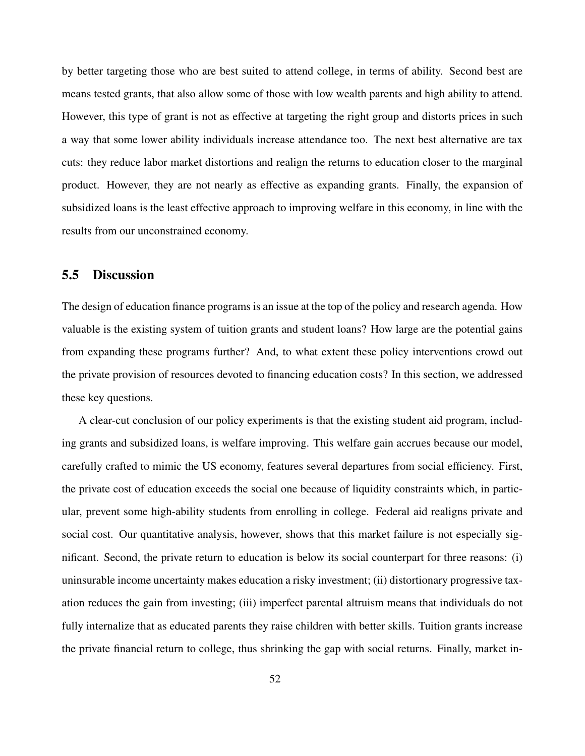by better targeting those who are best suited to attend college, in terms of ability. Second best are means tested grants, that also allow some of those with low wealth parents and high ability to attend. However, this type of grant is not as effective at targeting the right group and distorts prices in such a way that some lower ability individuals increase attendance too. The next best alternative are tax cuts: they reduce labor market distortions and realign the returns to education closer to the marginal product. However, they are not nearly as effective as expanding grants. Finally, the expansion of subsidized loans is the least effective approach to improving welfare in this economy, in line with the results from our unconstrained economy.

## 5.5 Discussion

The design of education finance programs is an issue at the top of the policy and research agenda. How valuable is the existing system of tuition grants and student loans? How large are the potential gains from expanding these programs further? And, to what extent these policy interventions crowd out the private provision of resources devoted to financing education costs? In this section, we addressed these key questions.

A clear-cut conclusion of our policy experiments is that the existing student aid program, including grants and subsidized loans, is welfare improving. This welfare gain accrues because our model, carefully crafted to mimic the US economy, features several departures from social efficiency. First, the private cost of education exceeds the social one because of liquidity constraints which, in particular, prevent some high-ability students from enrolling in college. Federal aid realigns private and social cost. Our quantitative analysis, however, shows that this market failure is not especially significant. Second, the private return to education is below its social counterpart for three reasons: (i) uninsurable income uncertainty makes education a risky investment; (ii) distortionary progressive taxation reduces the gain from investing; (iii) imperfect parental altruism means that individuals do not fully internalize that as educated parents they raise children with better skills. Tuition grants increase the private financial return to college, thus shrinking the gap with social returns. Finally, market in-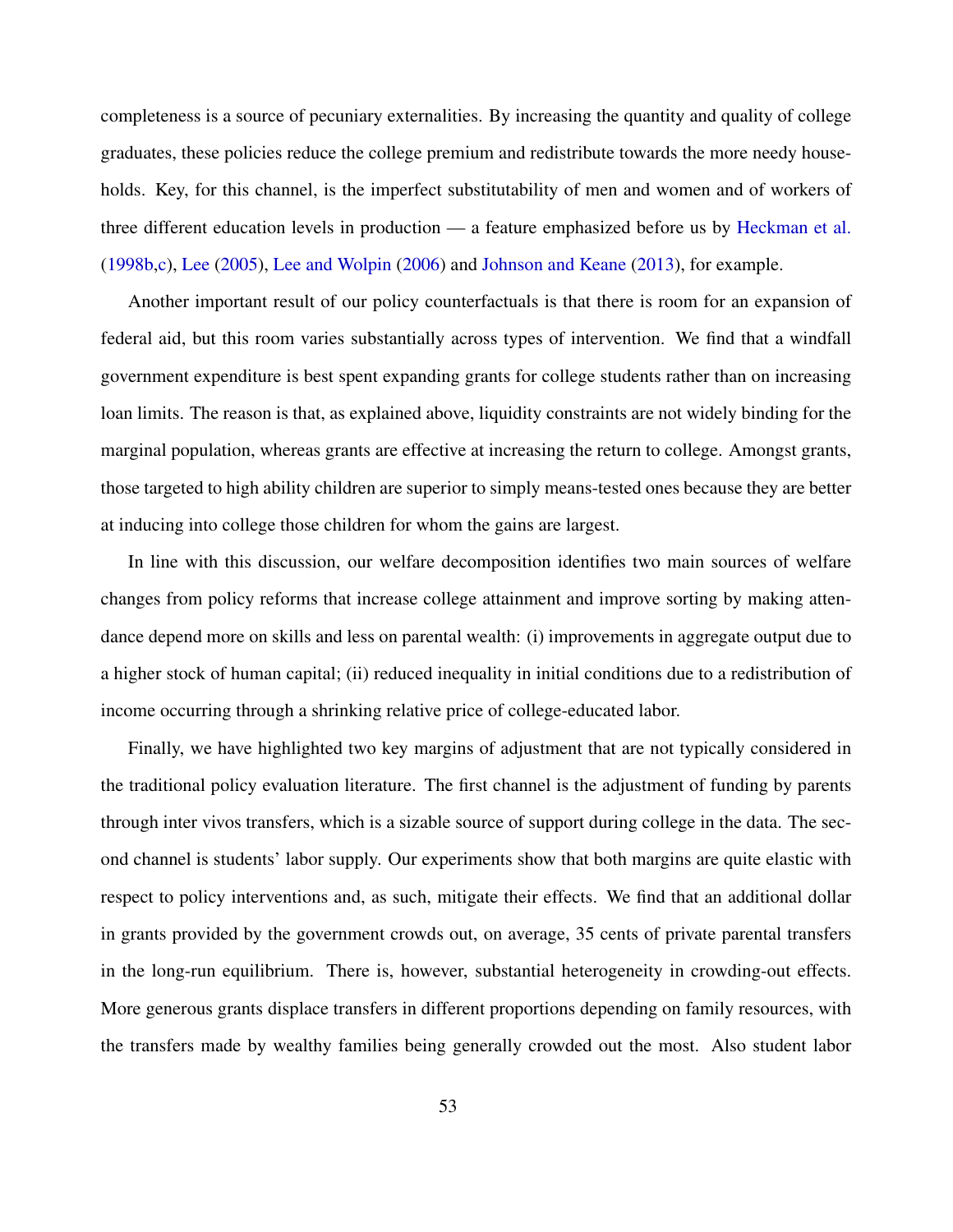completeness is a source of pecuniary externalities. By increasing the quantity and quality of college graduates, these policies reduce the college premium and redistribute towards the more needy households. Key, for this channel, is the imperfect substitutability of men and women and of workers of three different education levels in production — a feature emphasized before us by Heckman et al. (1998b,c), Lee (2005), Lee and Wolpin (2006) and Johnson and Keane (2013), for example.

Another important result of our policy counterfactuals is that there is room for an expansion of federal aid, but this room varies substantially across types of intervention. We find that a windfall government expenditure is best spent expanding grants for college students rather than on increasing loan limits. The reason is that, as explained above, liquidity constraints are not widely binding for the marginal population, whereas grants are effective at increasing the return to college. Amongst grants, those targeted to high ability children are superior to simply means-tested ones because they are better at inducing into college those children for whom the gains are largest.

In line with this discussion, our welfare decomposition identifies two main sources of welfare changes from policy reforms that increase college attainment and improve sorting by making attendance depend more on skills and less on parental wealth: (i) improvements in aggregate output due to a higher stock of human capital; (ii) reduced inequality in initial conditions due to a redistribution of income occurring through a shrinking relative price of college-educated labor.

Finally, we have highlighted two key margins of adjustment that are not typically considered in the traditional policy evaluation literature. The first channel is the adjustment of funding by parents through inter vivos transfers, which is a sizable source of support during college in the data. The second channel is students' labor supply. Our experiments show that both margins are quite elastic with respect to policy interventions and, as such, mitigate their effects. We find that an additional dollar in grants provided by the government crowds out, on average, 35 cents of private parental transfers in the long-run equilibrium. There is, however, substantial heterogeneity in crowding-out effects. More generous grants displace transfers in different proportions depending on family resources, with the transfers made by wealthy families being generally crowded out the most. Also student labor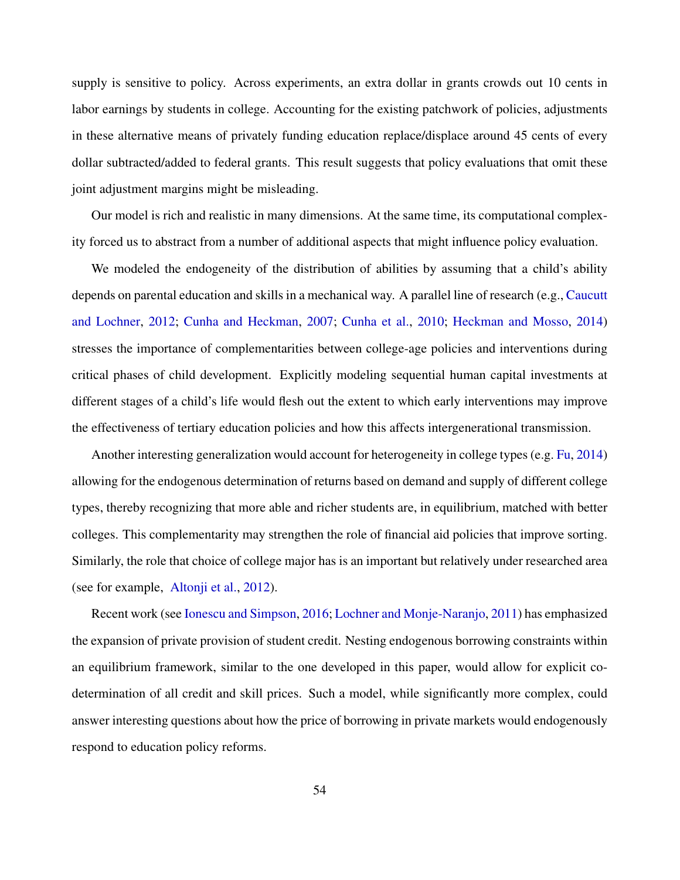supply is sensitive to policy. Across experiments, an extra dollar in grants crowds out 10 cents in labor earnings by students in college. Accounting for the existing patchwork of policies, adjustments in these alternative means of privately funding education replace/displace around 45 cents of every dollar subtracted/added to federal grants. This result suggests that policy evaluations that omit these joint adjustment margins might be misleading.

Our model is rich and realistic in many dimensions. At the same time, its computational complexity forced us to abstract from a number of additional aspects that might influence policy evaluation.

We modeled the endogeneity of the distribution of abilities by assuming that a child's ability depends on parental education and skills in a mechanical way. A parallel line of research (e.g., Caucutt and Lochner, 2012; Cunha and Heckman, 2007; Cunha et al., 2010; Heckman and Mosso, 2014) stresses the importance of complementarities between college-age policies and interventions during critical phases of child development. Explicitly modeling sequential human capital investments at different stages of a child's life would flesh out the extent to which early interventions may improve the effectiveness of tertiary education policies and how this affects intergenerational transmission.

Another interesting generalization would account for heterogeneity in college types (e.g. Fu, 2014) allowing for the endogenous determination of returns based on demand and supply of different college types, thereby recognizing that more able and richer students are, in equilibrium, matched with better colleges. This complementarity may strengthen the role of financial aid policies that improve sorting. Similarly, the role that choice of college major has is an important but relatively under researched area (see for example, Altonji et al., 2012).

Recent work (see Ionescu and Simpson, 2016; Lochner and Monje-Naranjo, 2011) has emphasized the expansion of private provision of student credit. Nesting endogenous borrowing constraints within an equilibrium framework, similar to the one developed in this paper, would allow for explicit co-determination of all credit and skill prices. Such a model, while significantly more complex, could answer interesting questions about how the price of borrowing in private markets would endogenously respond to education policy reforms.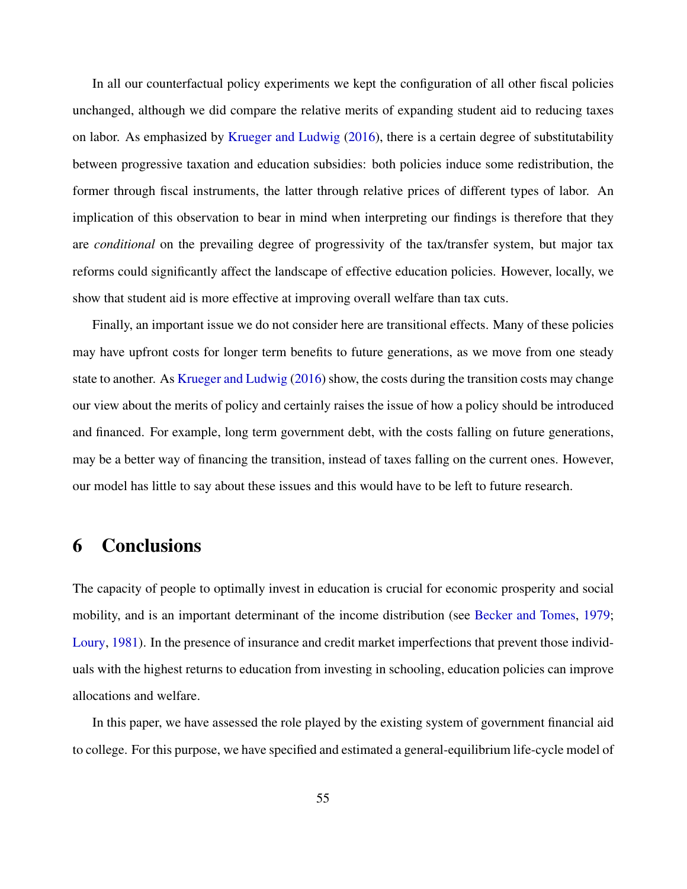In all our counterfactual policy experiments we kept the configuration of all other fiscal policies unchanged, although we did compare the relative merits of expanding student aid to reducing taxes on labor. As emphasized by Krueger and Ludwig (2016), there is a certain degree of substitutability between progressive taxation and education subsidies: both policies induce some redistribution, the former through fiscal instruments, the latter through relative prices of different types of labor. An implication of this observation to bear in mind when interpreting our findings is therefore that they are *conditional* on the prevailing degree of progressivity of the tax/transfer system, but major tax reforms could significantly affect the landscape of effective education policies. However, locally, we show that student aid is more effective at improving overall welfare than tax cuts.

Finally, an important issue we do not consider here are transitional effects. Many of these policies may have upfront costs for longer term benefits to future generations, as we move from one steady state to another. As Krueger and Ludwig (2016) show, the costs during the transition costs may change our view about the merits of policy and certainly raises the issue of how a policy should be introduced and financed. For example, long term government debt, with the costs falling on future generations, may be a better way of financing the transition, instead of taxes falling on the current ones. However, our model has little to say about these issues and this would have to be left to future research.

# 6 Conclusions

The capacity of people to optimally invest in education is crucial for economic prosperity and social mobility, and is an important determinant of the income distribution (see Becker and Tomes, 1979; Loury, 1981). In the presence of insurance and credit market imperfections that prevent those individuals with the highest returns to education from investing in schooling, education policies can improve allocations and welfare.

In this paper, we have assessed the role played by the existing system of government financial aid to college. For this purpose, we have specified and estimated a general-equilibrium life-cycle model of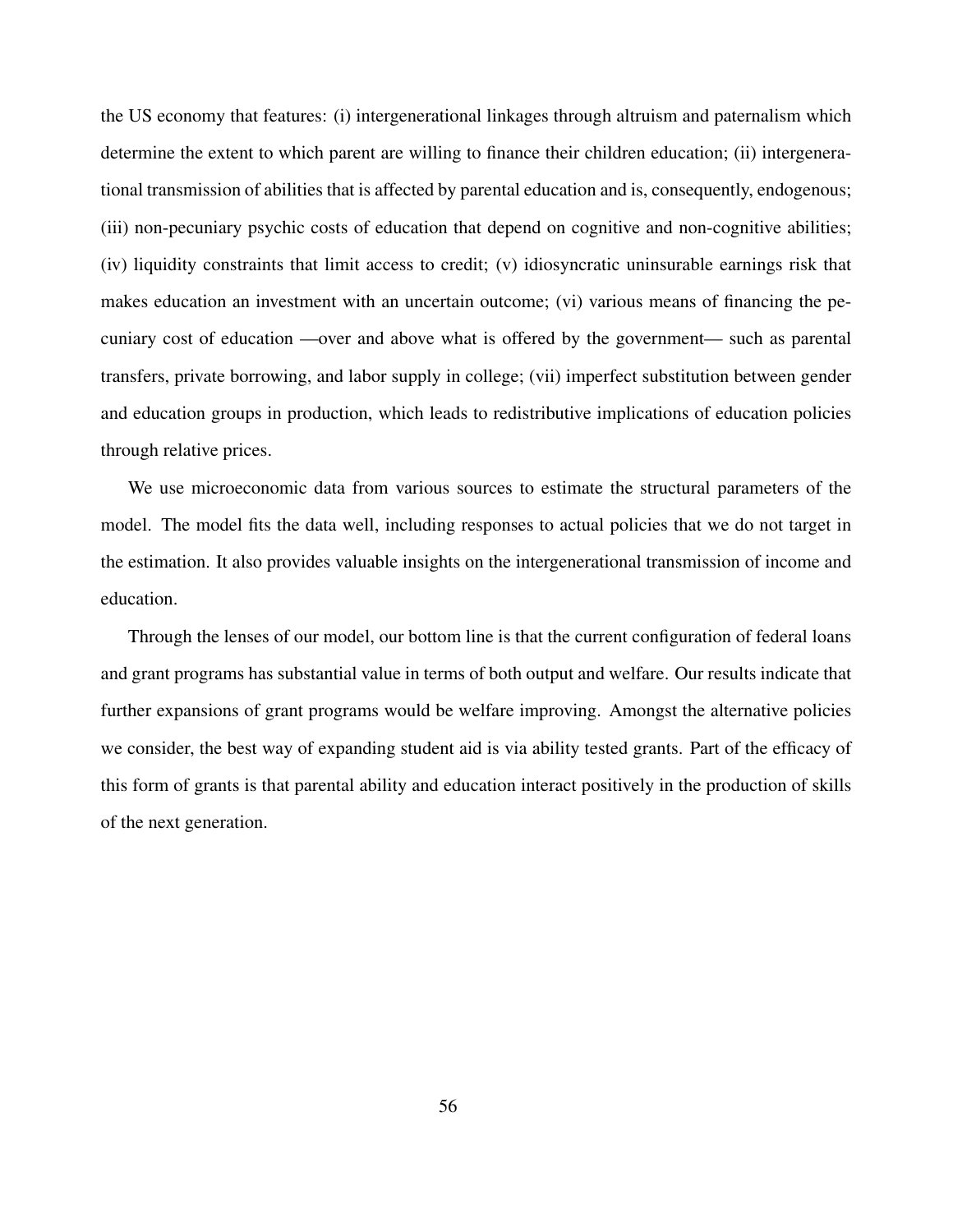the US economy that features: (i) intergenerational linkages through altruism and paternalism which determine the extent to which parent are willing to finance their children education; (ii) intergenerational transmission of abilities that is affected by parental education and is, consequently, endogenous; (iii) non-pecuniary psychic costs of education that depend on cognitive and non-cognitive abilities; (iv) liquidity constraints that limit access to credit; (v) idiosyncratic uninsurable earnings risk that makes education an investment with an uncertain outcome; (vi) various means of financing the pecuniary cost of education —over and above what is offered by the government— such as parental transfers, private borrowing, and labor supply in college; (vii) imperfect substitution between gender and education groups in production, which leads to redistributive implications of education policies through relative prices.

We use microeconomic data from various sources to estimate the structural parameters of the model. The model fits the data well, including responses to actual policies that we do not target in the estimation. It also provides valuable insights on the intergenerational transmission of income and education.

Through the lenses of our model, our bottom line is that the current configuration of federal loans and grant programs has substantial value in terms of both output and welfare. Our results indicate that further expansions of grant programs would be welfare improving. Amongst the alternative policies we consider, the best way of expanding student aid is via ability tested grants. Part of the efficacy of this form of grants is that parental ability and education interact positively in the production of skills of the next generation.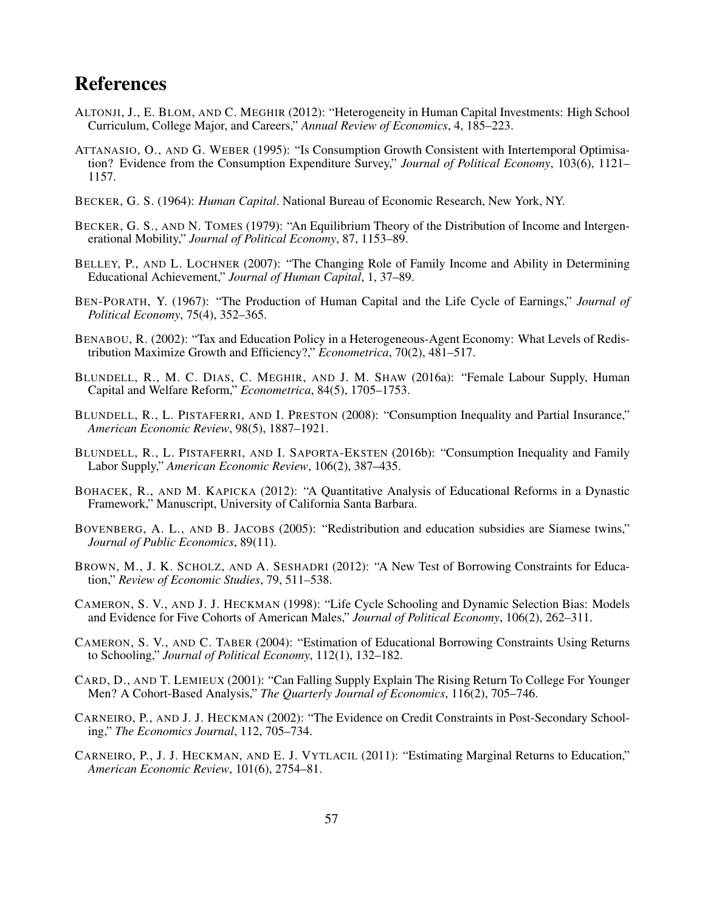# References

ALTONJI, J., E. BLOM, AND C. MEGHIR (2012): "Heterogeneity in Human Capital Investments: High School Curriculum, College Major, and Careers," *Annual Review of Economics*, 4, 185–223.

ATTANASIO, O., AND G. WEBER (1995): "Is Consumption Growth Consistent with Intertemporal Optimisation? Evidence from the Consumption Expenditure Survey," *Journal of Political Economy*, 103(6), 1121–1157.

BECKER, G. S. (1964): *Human Capital*. National Bureau of Economic Research, New York, NY.

BECKER, G. S., AND N. TOMES (1979): "An Equilibrium Theory of the Distribution of Income and Intergenerational Mobility," *Journal of Political Economy*, 87, 1153–89.

BELLEY, P., AND L. LOCHNER (2007): "The Changing Role of Family Income and Ability in Determining Educational Achievement," *Journal of Human Capital*, 1, 37–89.

BEN-PORATH, Y. (1967): "The Production of Human Capital and the Life Cycle of Earnings," *Journal of Political Economy*, 75(4), 352–365.

BENABOU, R. (2002): "Tax and Education Policy in a Heterogeneous-Agent Economy: What Levels of Redistribution Maximize Growth and Efficiency?," *Econometrica*, 70(2), 481–517.

BLUNDELL, R., M. C. DIAS, C. MEGHIR, AND J. M. SHAW (2016a): "Female Labour Supply, Human Capital and Welfare Reform," *Econometrica*, 84(5), 1705–1753.

BLUNDELL, R., L. PISTAFERRI, AND I. PRESTON (2008): "Consumption Inequality and Partial Insurance," *American Economic Review*, 98(5), 1887–1921.

BLUNDELL, R., L. PISTAFERRI, AND I. SAPORTA-EKSTEN (2016b): "Consumption Inequality and Family Labor Supply," *American Economic Review*, 106(2), 387–435.

BOHACEK, R., AND M. KAPICKA (2012): "A Quantitative Analysis of Educational Reforms in a Dynastic Framework," Manuscript, University of California Santa Barbara.

BOVENBERG, A. L., AND B. JACOBS (2005): "Redistribution and education subsidies are Siamese twins," *Journal of Public Economics*, 89(11).

BROWN, M., J. K. SCHOLZ, AND A. SESHADRI (2012): "A New Test of Borrowing Constraints for Education," *Review of Economic Studies*, 79, 511–538.

CAMERON, S. V., AND J. J. HECKMAN (1998): "Life Cycle Schooling and Dynamic Selection Bias: Models and Evidence for Five Cohorts of American Males," *Journal of Political Economy*, 106(2), 262–311.

CAMERON, S. V., AND C. TABER (2004): "Estimation of Educational Borrowing Constraints Using Returns to Schooling," *Journal of Political Economy*, 112(1), 132–182.

CARD, D., AND T. LEMIEUX (2001): "Can Falling Supply Explain The Rising Return To College For Younger Men? A Cohort-Based Analysis," *The Quarterly Journal of Economics*, 116(2), 705–746.

CARNEIRO, P., AND J. J. HECKMAN (2002): "The Evidence on Credit Constraints in Post-Secondary Schooling," *The Economics Journal*, 112, 705–734.

CARNEIRO, P., J. J. HECKMAN, AND E. J. VYTLACIL (2011): "Estimating Marginal Returns to Education," *American Economic Review*, 101(6), 2754–81.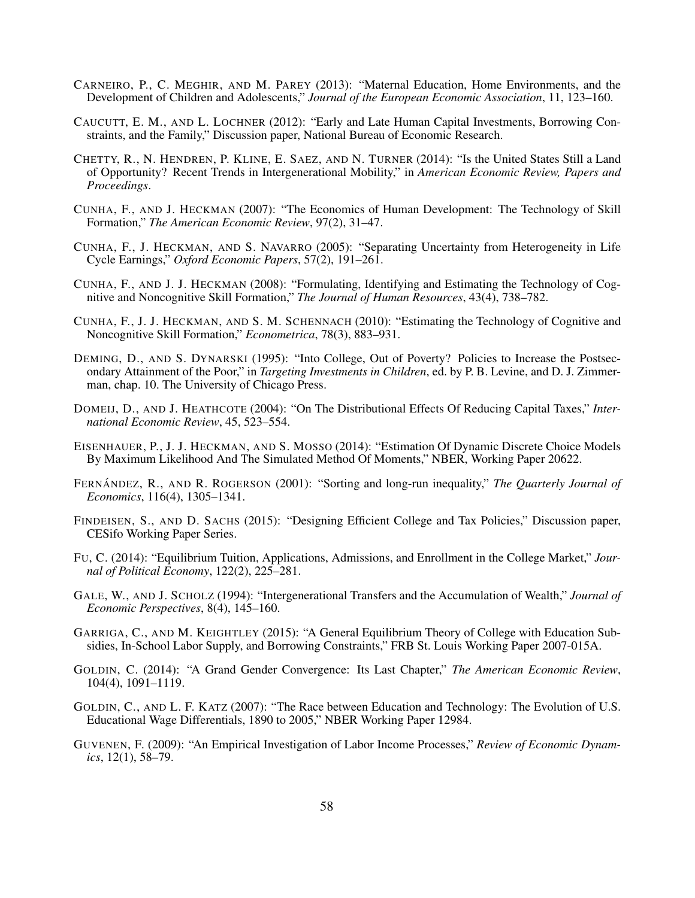CARNEIRO, P., C. MEGHIR, AND M. PAREY (2013): "Maternal Education, Home Environments, and the Development of Children and Adolescents," *Journal of the European Economic Association*, 11, 123–160.

CAUCUTT, E. M., AND L. LOCHNER (2012): "Early and Late Human Capital Investments, Borrowing Constraints, and the Family," Discussion paper, National Bureau of Economic Research.

CHETTY, R., N. HENDREN, P. KLINE, E. SAEZ, AND N. TURNER (2014): "Is the United States Still a Land of Opportunity? Recent Trends in Intergenerational Mobility," in *American Economic Review, Papers and Proceedings*.

CUNHA, F., AND J. HECKMAN (2007): "The Economics of Human Development: The Technology of Skill Formation," *The American Economic Review*, 97(2), 31–47.

CUNHA, F., J. HECKMAN, AND S. NAVARRO (2005): "Separating Uncertainty from Heterogeneity in Life Cycle Earnings," *Oxford Economic Papers*, 57(2), 191–261.

CUNHA, F., AND J. J. HECKMAN (2008): "Formulating, Identifying and Estimating the Technology of Cognitive and Noncognitive Skill Formation," *The Journal of Human Resources*, 43(4), 738–782.

CUNHA, F., J. J. HECKMAN, AND S. M. SCHENNACH (2010): "Estimating the Technology of Cognitive and Noncognitive Skill Formation," *Econometrica*, 78(3), 883–931.

DEMING, D., AND S. DYNARSKI (1995): "Into College, Out of Poverty? Policies to Increase the Postsecondary Attainment of the Poor," in *Targeting Investments in Children*, ed. by P. B. Levine, and D. J. Zimmerman, chap. 10. The University of Chicago Press.

DOMEIJ, D., AND J. HEATHCOTE (2004): "On The Distributional Effects Of Reducing Capital Taxes," *International Economic Review*, 45, 523–554.

EISENHAUER, P., J. J. HECKMAN, AND S. MOSSO (2014): "Estimation Of Dynamic Discrete Choice Models By Maximum Likelihood And The Simulated Method Of Moments," NBER, Working Paper 20622.

FERNÁNDEZ, R., AND R. ROGERSON (2001): "Sorting and long-run inequality," *The Quarterly Journal of Economics*, 116(4), 1305–1341.

FINDEISEN, S., AND D. SACHS (2015): "Designing Efficient College and Tax Policies," Discussion paper, CESifo Working Paper Series.

FU, C. (2014): "Equilibrium Tuition, Applications, Admissions, and Enrollment in the College Market," *Journal of Political Economy*, 122(2), 225–281.

GALE, W., AND J. SCHOLZ (1994): "Intergenerational Transfers and the Accumulation of Wealth," *Journal of Economic Perspectives*, 8(4), 145–160.

GARRIGA, C., AND M. KEIGHTLEY (2015): "A General Equilibrium Theory of College with Education Subsidies, In-School Labor Supply, and Borrowing Constraints," FRB St. Louis Working Paper 2007-015A.

GOLDIN, C. (2014): "A Grand Gender Convergence: Its Last Chapter," *The American Economic Review*, 104(4), 1091–1119.

GOLDIN, C., AND L. F. KATZ (2007): "The Race between Education and Technology: The Evolution of U.S. Educational Wage Differentials, 1890 to 2005," NBER Working Paper 12984.

GUVENEN, F. (2009): "An Empirical Investigation of Labor Income Processes," *Review of Economic Dynamics*, 12(1), 58–79.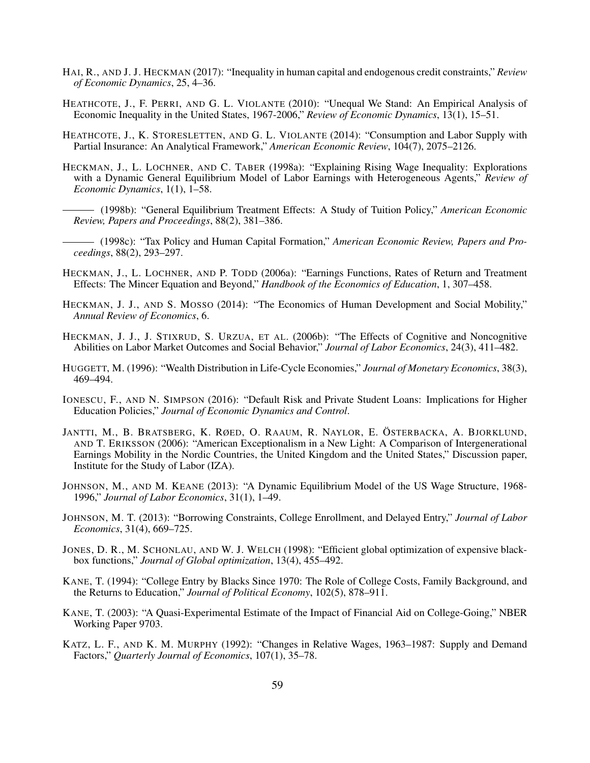HAI, R., AND J. J. HECKMAN (2017): "Inequality in human capital and endogenous credit constraints," *Review of Economic Dynamics*, 25, 4–36.

HEATHCOTE, J., F. PERRI, AND G. L. VIOLANTE (2010): "Unequal We Stand: An Empirical Analysis of Economic Inequality in the United States, 1967-2006," *Review of Economic Dynamics*, 13(1), 15–51.

HEATHCOTE, J., K. STORESLETTEN, AND G. L. VIOLANTE (2014): "Consumption and Labor Supply with Partial Insurance: An Analytical Framework," *American Economic Review*, 104(7), 2075–2126.

HECKMAN, J., L. LOCHNER, AND C. TABER (1998a): "Explaining Rising Wage Inequality: Explorations with a Dynamic General Equilibrium Model of Labor Earnings with Heterogeneous Agents," *Review of Economic Dynamics*, 1(1), 1–58.

——— (1998b): "General Equilibrium Treatment Effects: A Study of Tuition Policy," *American Economic Review, Papers and Proceedings*, 88(2), 381–386.

——— (1998c): "Tax Policy and Human Capital Formation," *American Economic Review, Papers and Proceedings*, 88(2), 293–297.

HECKMAN, J., L. LOCHNER, AND P. TODD (2006a): "Earnings Functions, Rates of Return and Treatment Effects: The Mincer Equation and Beyond," *Handbook of the Economics of Education*, 1, 307–458.

HECKMAN, J. J., AND S. MOSSO (2014): "The Economics of Human Development and Social Mobility," *Annual Review of Economics*, 6.

HECKMAN, J. J., J. STIXRUD, S. URZUA, ET AL. (2006b): "The Effects of Cognitive and Noncognitive Abilities on Labor Market Outcomes and Social Behavior," *Journal of Labor Economics*, 24(3), 411–482.

HUGGETT, M. (1996): "Wealth Distribution in Life-Cycle Economies," *Journal of Monetary Economics*, 38(3), 469–494.

IONESCU, F., AND N. SIMPSON (2016): "Default Risk and Private Student Loans: Implications for Higher Education Policies," *Journal of Economic Dynamics and Control*.

JANTTI, M., B. BRATSBERG, K. RØED, O. RAAUM, R. NAYLOR, E. ÖSTERBACKA, A. BJORKLUND, AND T. ERIKSSON (2006): "American Exceptionalism in a New Light: A Comparison of Intergenerational Earnings Mobility in the Nordic Countries, the United Kingdom and the United States," Discussion paper, Institute for the Study of Labor (IZA).

JOHNSON, M., AND M. KEANE (2013): "A Dynamic Equilibrium Model of the US Wage Structure, 1968-1996," *Journal of Labor Economics*, 31(1), 1–49.

JOHNSON, M. T. (2013): "Borrowing Constraints, College Enrollment, and Delayed Entry," *Journal of Labor Economics*, 31(4), 669–725.

JONES, D. R., M. SCHONLAU, AND W. J. WELCH (1998): "Efficient global optimization of expensive black-box functions," *Journal of Global optimization*, 13(4), 455–492.

KANE, T. (1994): "College Entry by Blacks Since 1970: The Role of College Costs, Family Background, and the Returns to Education," *Journal of Political Economy*, 102(5), 878–911.

KANE, T. (2003): "A Quasi-Experimental Estimate of the Impact of Financial Aid on College-Going," NBER Working Paper 9703.

KATZ, L. F., AND K. M. MURPHY (1992): "Changes in Relative Wages, 1963–1987: Supply and Demand Factors," *Quarterly Journal of Economics*, 107(1), 35–78.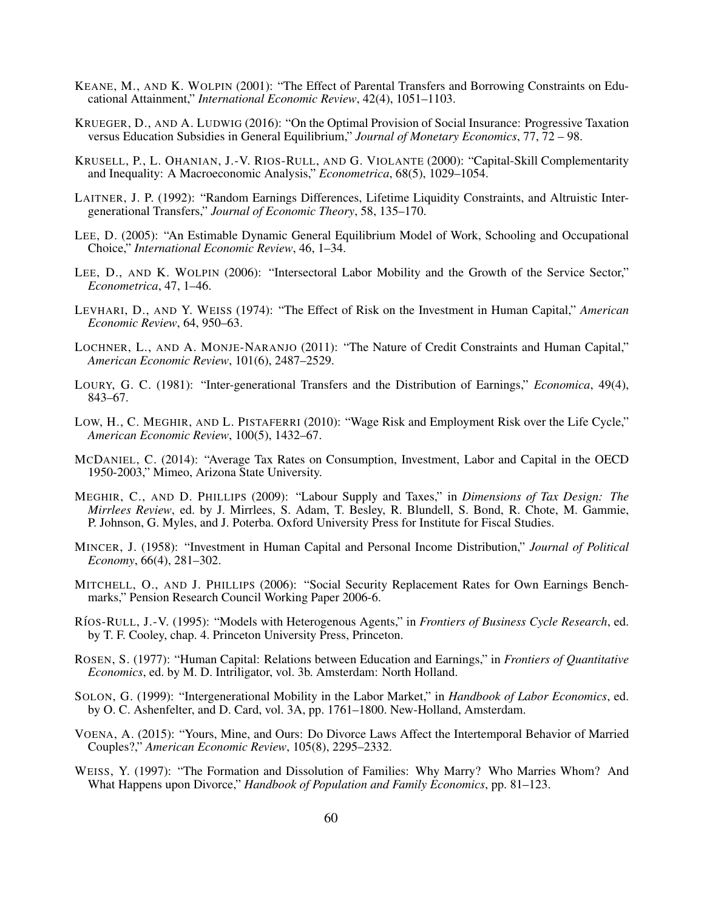KEANE, M., AND K. WOLPIN (2001): "The Effect of Parental Transfers and Borrowing Constraints on Educational Attainment," *International Economic Review*, 42(4), 1051–1103.

KRUEGER, D., AND A. LUDWIG (2016): "On the Optimal Provision of Social Insurance: Progressive Taxation versus Education Subsidies in General Equilibrium," *Journal of Monetary Economics*, 77, 72 – 98.

KRUSELL, P., L. OHANIAN, J.-V. RIOS-RULL, AND G. VIOLANTE (2000): "Capital-Skill Complementarity and Inequality: A Macroeconomic Analysis," *Econometrica*, 68(5), 1029–1054.

LAITNER, J. P. (1992): "Random Earnings Differences, Lifetime Liquidity Constraints, and Altruistic Intergenerational Transfers," *Journal of Economic Theory*, 58, 135–170.

LEE, D. (2005): "An Estimable Dynamic General Equilibrium Model of Work, Schooling and Occupational Choice," *International Economic Review*, 46, 1–34.

LEE, D., AND K. WOLPIN (2006): "Intersectoral Labor Mobility and the Growth of the Service Sector," *Econometrica*, 47, 1–46.

LEVHARI, D., AND Y. WEISS (1974): "The Effect of Risk on the Investment in Human Capital," *American Economic Review*, 64, 950–63.

LOCHNER, L., AND A. MONJE-NARANJO (2011): "The Nature of Credit Constraints and Human Capital," *American Economic Review*, 101(6), 2487–2529.

LOURY, G. C. (1981): "Inter-generational Transfers and the Distribution of Earnings," *Economica*, 49(4), 843–67.

LOW, H., C. MEGHIR, AND L. PISTAFERRI (2010): "Wage Risk and Employment Risk over the Life Cycle," *American Economic Review*, 100(5), 1432–67.

MCDANIEL, C. (2014): "Average Tax Rates on Consumption, Investment, Labor and Capital in the OECD 1950-2003," Mimeo, Arizona State University.

MEGHIR, C., AND D. PHILLIPS (2009): "Labour Supply and Taxes," in *Dimensions of Tax Design: The Mirrlees Review*, ed. by J. Mirrlees, S. Adam, T. Besley, R. Blundell, S. Bond, R. Chote, M. Gammie, P. Johnson, G. Myles, and J. Poterba. Oxford University Press for Institute for Fiscal Studies.

MINCER, J. (1958): "Investment in Human Capital and Personal Income Distribution," *Journal of Political Economy*, 66(4), 281–302.

MITCHELL, O., AND J. PHILLIPS (2006): "Social Security Replacement Rates for Own Earnings Benchmarks," Pension Research Council Working Paper 2006-6.

RÍOS-RULL, J.-V. (1995): "Models with Heterogenous Agents," in *Frontiers of Business Cycle Research*, ed. by T. F. Cooley, chap. 4. Princeton University Press, Princeton.

ROSEN, S. (1977): "Human Capital: Relations between Education and Earnings," in *Frontiers of Quantitative Economics*, ed. by M. D. Intriligator, vol. 3b. Amsterdam: North Holland.

SOLON, G. (1999): "Intergenerational Mobility in the Labor Market," in *Handbook of Labor Economics*, ed. by O. C. Ashenfelter, and D. Card, vol. 3A, pp. 1761–1800. New-Holland, Amsterdam.

VOENA, A. (2015): "Yours, Mine, and Ours: Do Divorce Laws Affect the Intertemporal Behavior of Married Couples?," *American Economic Review*, 105(8), 2295–2332.

WEISS, Y. (1997): "The Formation and Dissolution of Families: Why Marry? Who Marries Whom? And What Happens upon Divorce," *Handbook of Population and Family Economics*, pp. 81–123.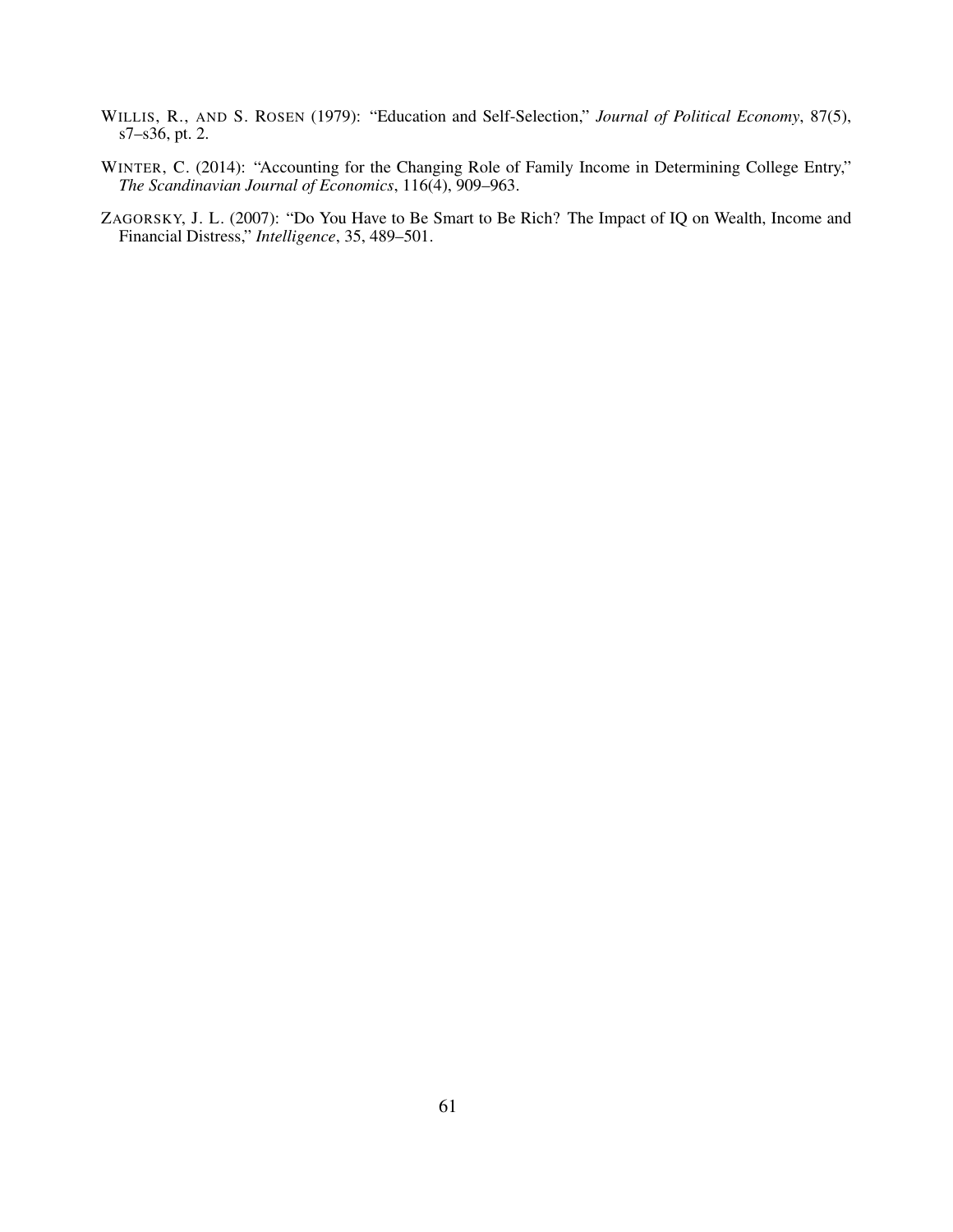WILLIS, R., AND S. ROSEN (1979): "Education and Self-Selection," *Journal of Political Economy*, 87(5), s7–s36, pt. 2.

WINTER, C. (2014): "Accounting for the Changing Role of Family Income in Determining College Entry," *The Scandinavian Journal of Economics*, 116(4), 909–963.

ZAGORSKY, J. L. (2007): "Do You Have to Be Smart to Be Rich? The Impact of IQ on Wealth, Income and Financial Distress," *Intelligence*, 35, 489–501.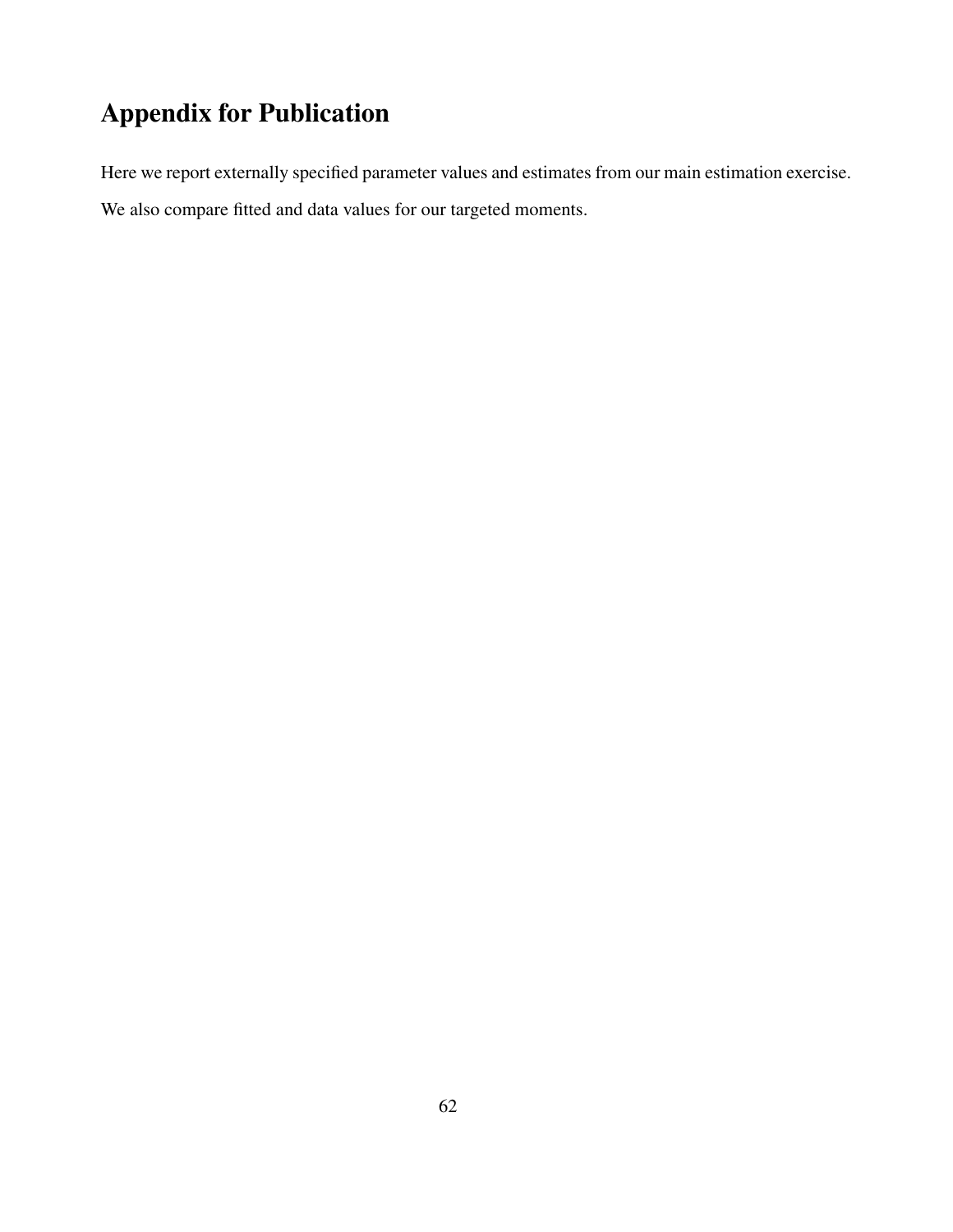# Appendix for Publication

Here we report externally specified parameter values and estimates from our main estimation exercise. We also compare fitted and data values for our targeted moments.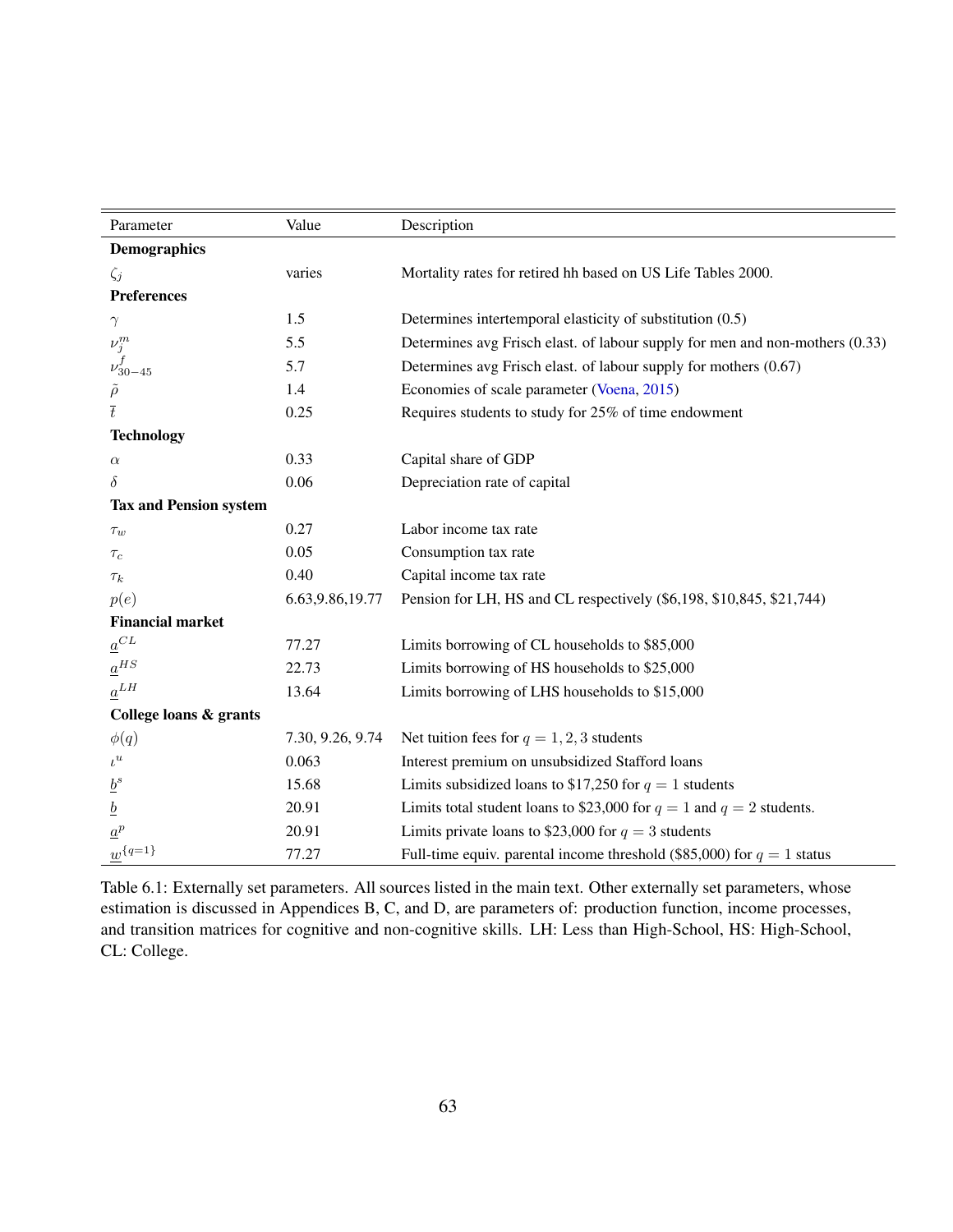| Parameter | Value | Description |
|---|---|---|
| **Demographics** | | |
| $\zeta_j$ | varies | Mortality rates for retired hh based on US Life Tables 2000. |
| **Preferences** | | |
| $\gamma$ | 1.5 | Determines intertemporal elasticity of substitution (0.5) |
| $\nu_j^m$ | 5.5 | Determines avg Frisch elast. of labour supply for men and non-mothers (0.33) |
| $\nu_{30-45}^f$ | 5.7 | Determines avg Frisch elast. of labour supply for mothers (0.67) |
| $\tilde{\rho}$ | 1.4 | Economies of scale parameter (Voena, 2015) |
| $\bar{t}$ | 0.25 | Requires students to study for 25% of time endowment |
| **Technology** | | |
| $\alpha$ | 0.33 | Capital share of GDP |
| $\delta$ | 0.06 | Depreciation rate of capital |
| **Tax and Pension system** | | |
| $\tau_w$ | 0.27 | Labor income tax rate |
| $\tau_c$ | 0.05 | Consumption tax rate |
| $\tau_k$ | 0.40 | Capital income tax rate |
| $p(e)$ | 6.63,9.86,19.77 | Pension for LH, HS and CL respectively (\$6,198, \$10,845, \$21,744) |
| **Financial market** | | |
| $\underline{a}^{CL}$ | 77.27 | Limits borrowing of CL households to \$85,000 |
| $\underline{a}^{HS}$ | 22.73 | Limits borrowing of HS households to \$25,000 |
| $\underline{a}^{LH}$ | 13.64 | Limits borrowing of LHS households to \$15,000 |
| **College loans & grants** | | |
| $\phi(q)$ | 7.30, 9.26, 9.74 | Net tuition fees for $q = 1, 2, 3$ students |
| $\iota^u$ | 0.063 | Interest premium on unsubsidized Stafford loans |
| $\underline{b}^s$ | 15.68 | Limits subsidized loans to \$17,250 for $q = 1$ students |
| $\underline{b}$ | 20.91 | Limits total student loans to \$23,000 for $q = 1$ and $q = 2$ students. |
| $\underline{a}^p$ | 20.91 | Limits private loans to \$23,000 for $q = 3$ students |
| $\underline{w}^{\{q=1\}}$ | 77.27 | Full-time equiv. parental income threshold (\$85,000) for $q = 1$ status |

Table 6.1: Externally set parameters. All sources listed in the main text. Other externally set parameters, whose estimation is discussed in Appendices B, C, and D, are parameters of: production function, income processes, and transition matrices for cognitive and non-cognitive skills. LH: Less than High-School, HS: High-School, CL: College.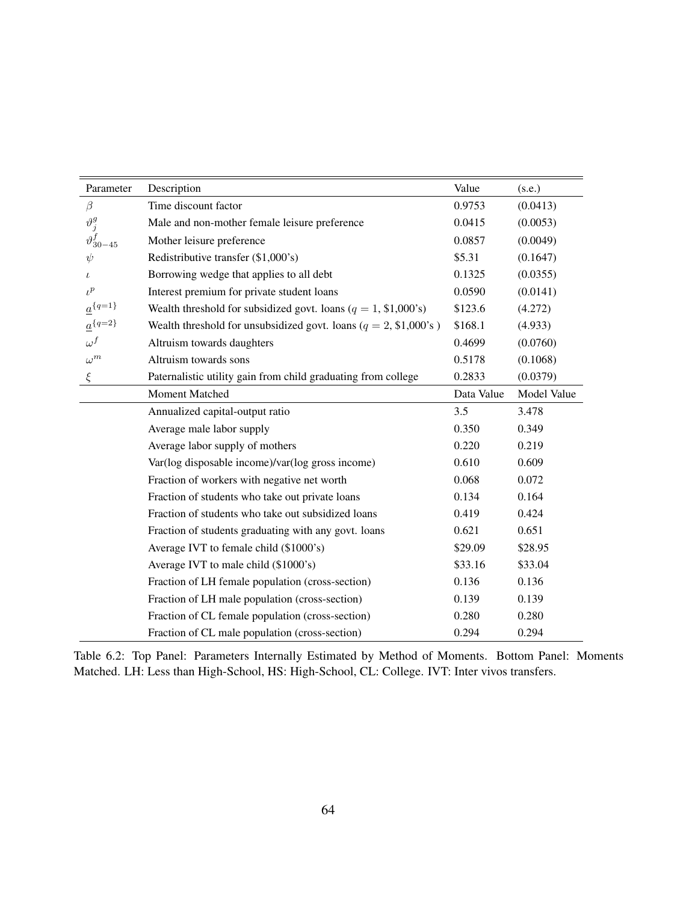| Parameter | Description | Value | (s.e.) |
|---|---|---|---|
| $\beta$ | Time discount factor | 0.9753 | (0.0413) |
| $\vartheta^g_j$ | Male and non-mother female leisure preference | 0.0415 | (0.0053) |
| $\vartheta^f_{30-45}$ | Mother leisure preference | 0.0857 | (0.0049) |
| $\psi$ | Redistributive transfer (\$1,000's) | \$5.31 | (0.1647) |
| $\iota$ | Borrowing wedge that applies to all debt | 0.1325 | (0.0355) |
| $\iota^p$ | Interest premium for private student loans | 0.0590 | (0.0141) |
| $\underline{a}^{\{q=1\}}$ | Wealth threshold for subsidized govt. loans ($q = 1$, \$1,000's) | \$123.6 | (4.272) |
| $\underline{a}^{\{q=2\}}$ | Wealth threshold for unsubsidized govt. loans ($q = 2$, \$1,000's ) | \$168.1 | (4.933) |
| $\omega^f$ | Altruism towards daughters | 0.4699 | (0.0760) |
| $\omega^m$ | Altruism towards sons | 0.5178 | (0.1068) |
| $\xi$ | Paternalistic utility gain from child graduating from college | 0.2833 | (0.0379) |
| | **Moment Matched** | **Data Value** | **Model Value** |
| | Annualized capital-output ratio | 3.5 | 3.478 |
| | Average male labor supply | 0.350 | 0.349 |
| | Average labor supply of mothers | 0.220 | 0.219 |
| | Var(log disposable income)/var(log gross income) | 0.610 | 0.609 |
| | Fraction of workers with negative net worth | 0.068 | 0.072 |
| | Fraction of students who take out private loans | 0.134 | 0.164 |
| | Fraction of students who take out subsidized loans | 0.419 | 0.424 |
| | Fraction of students graduating with any govt. loans | 0.621 | 0.651 |
| | Average IVT to female child (\$1000's) | \$29.09 | \$28.95 |
| | Average IVT to male child (\$1000's) | \$33.16 | \$33.04 |
| | Fraction of LH female population (cross-section) | 0.136 | 0.136 |
| | Fraction of LH male population (cross-section) | 0.139 | 0.139 |
| | Fraction of CL female population (cross-section) | 0.280 | 0.280 |
| | Fraction of CL male population (cross-section) | 0.294 | 0.294 |

Table 6.2: Top Panel: Parameters Internally Estimated by Method of Moments. Bottom Panel: Moments Matched. LH: Less than High-School, HS: High-School, CL: College. IVT: Inter vivos transfers.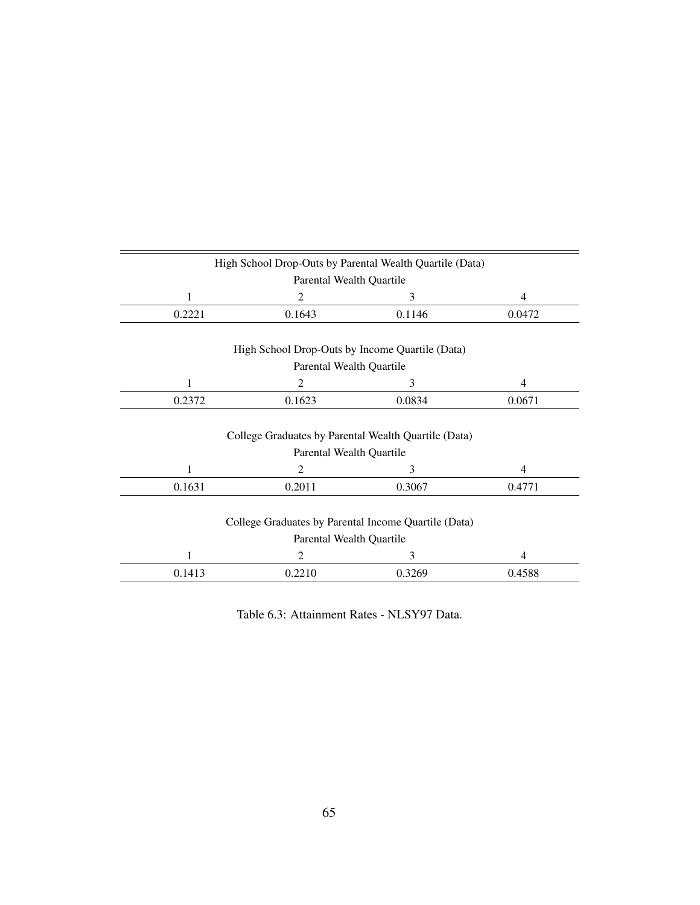| High School Drop-Outs by Parental Wealth Quartile (Data) | | | |
|---|---|---|---|
| Parental Wealth Quartile | | | |
| 1 | 2 | 3 | 4 |
| 0.2221 | 0.1643 | 0.1146 | 0.0472 |

| High School Drop-Outs by Income Quartile (Data) | | | |
|---|---|---|---|
| Parental Wealth Quartile | | | |
| 1 | 2 | 3 | 4 |
| 0.2372 | 0.1623 | 0.0834 | 0.0671 |

| College Graduates by Parental Wealth Quartile (Data) | | | |
|---|---|---|---|
| Parental Wealth Quartile | | | |
| 1 | 2 | 3 | 4 |
| 0.1631 | 0.2011 | 0.3067 | 0.4771 |

| College Graduates by Parental Income Quartile (Data) | | | |
|---|---|---|---|
| Parental Wealth Quartile | | | |
| 1 | 2 | 3 | 4 |
| 0.1413 | 0.2210 | 0.3269 | 0.4588 |

Table 6.3: Attainment Rates - NLSY97 Data.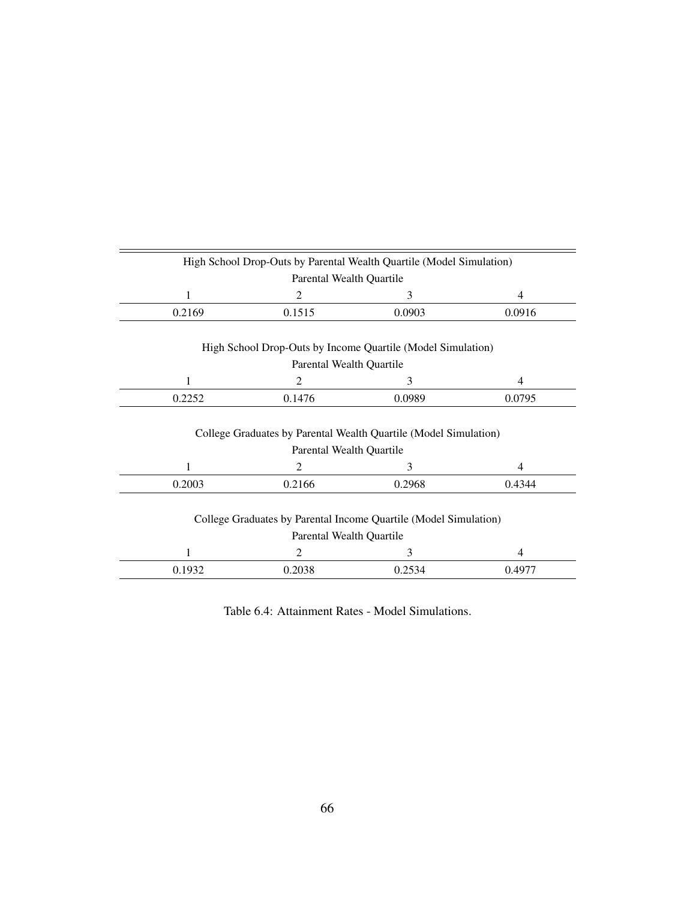| High School Drop-Outs by Parental Wealth Quartile (Model Simulation) | | | |
|---|---|---|---|
| Parental Wealth Quartile | | | |
| 1 | 2 | 3 | 4 |
| 0.2169 | 0.1515 | 0.0903 | 0.0916 |

| High School Drop-Outs by Income Quartile (Model Simulation) | | | |
|---|---|---|---|
| Parental Wealth Quartile | | | |
| 1 | 2 | 3 | 4 |
| 0.2252 | 0.1476 | 0.0989 | 0.0795 |

| College Graduates by Parental Wealth Quartile (Model Simulation) | | | |
|---|---|---|---|
| Parental Wealth Quartile | | | |
| 1 | 2 | 3 | 4 |
| 0.2003 | 0.2166 | 0.2968 | 0.4344 |

| College Graduates by Parental Income Quartile (Model Simulation) | | | |
|---|---|---|---|
| Parental Wealth Quartile | | | |
| 1 | 2 | 3 | 4 |
| 0.1932 | 0.2038 | 0.2534 | 0.4977 |

Table 6.4: Attainment Rates - Model Simulations.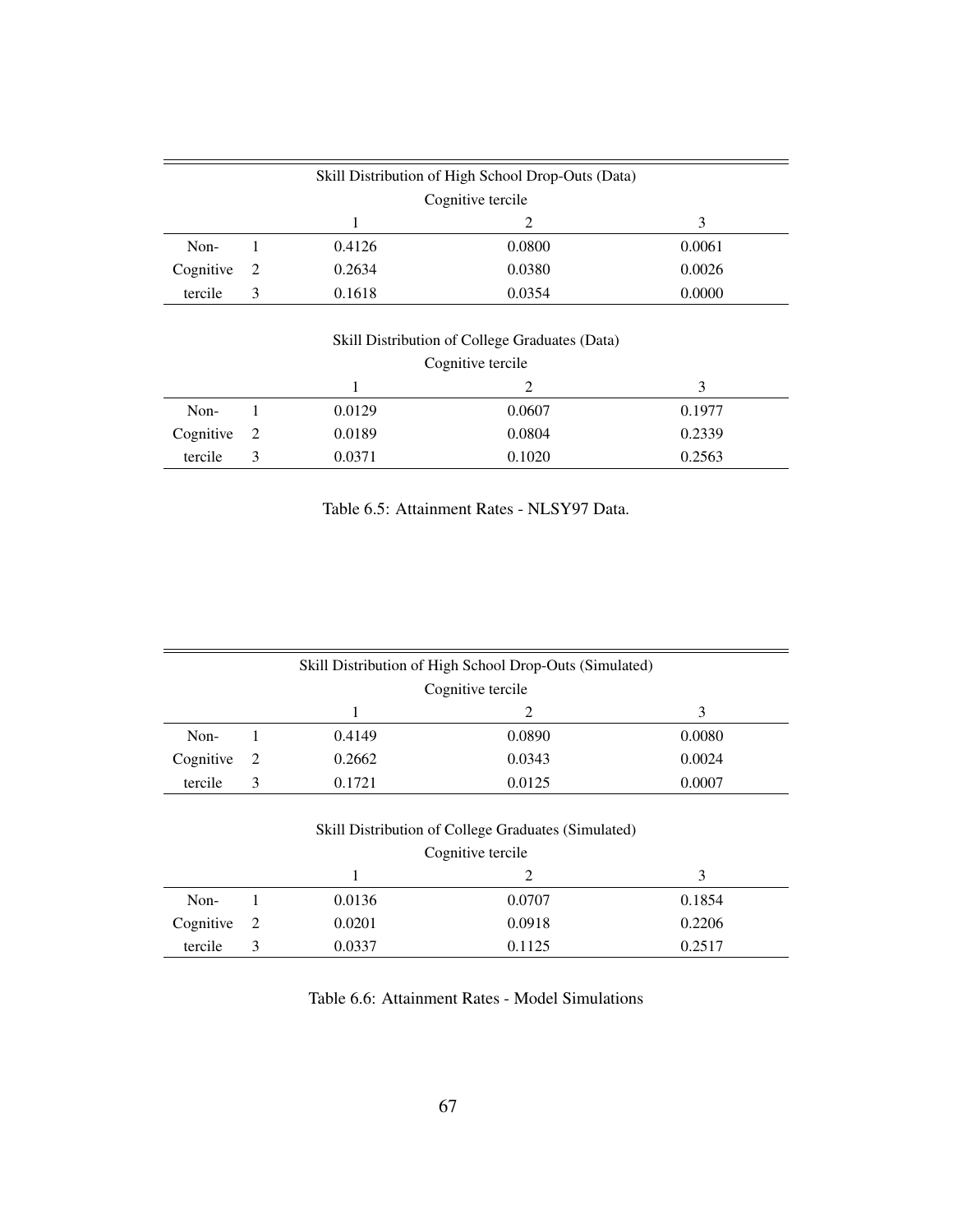| Skill Distribution of High School Drop-Outs (Data) | | | | |
|---|---|---|---|---|
| | | Cognitive tercile | | |
| | | 1 | 2 | 3 |
| Non- | 1 | 0.4126 | 0.0800 | 0.0061 |
| Cognitive | 2 | 0.2634 | 0.0380 | 0.0026 |
| tercile | 3 | 0.1618 | 0.0354 | 0.0000 |

| Skill Distribution of College Graduates (Data) | | | | |
|---|---|---|---|---|
| | | Cognitive tercile | | |
| | | 1 | 2 | 3 |
| Non- | 1 | 0.0129 | 0.0607 | 0.1977 |
| Cognitive | 2 | 0.0189 | 0.0804 | 0.2339 |
| tercile | 3 | 0.0371 | 0.1020 | 0.2563 |

Table 6.5: Attainment Rates - NLSY97 Data.

| Skill Distribution of High School Drop-Outs (Simulated) | | | | |
|---|---|---|---|---|
| | | Cognitive tercile | | |
| | | 1 | 2 | 3 |
| Non- | 1 | 0.4149 | 0.0890 | 0.0080 |
| Cognitive | 2 | 0.2662 | 0.0343 | 0.0024 |
| tercile | 3 | 0.1721 | 0.0125 | 0.0007 |

| Skill Distribution of College Graduates (Simulated) | | | | |
|---|---|---|---|---|
| | | Cognitive tercile | | |
| | | 1 | 2 | 3 |
| Non- | 1 | 0.0136 | 0.0707 | 0.1854 |
| Cognitive | 2 | 0.0201 | 0.0918 | 0.2206 |
| tercile | 3 | 0.0337 | 0.1125 | 0.2517 |

Table 6.6: Attainment Rates - Model Simulations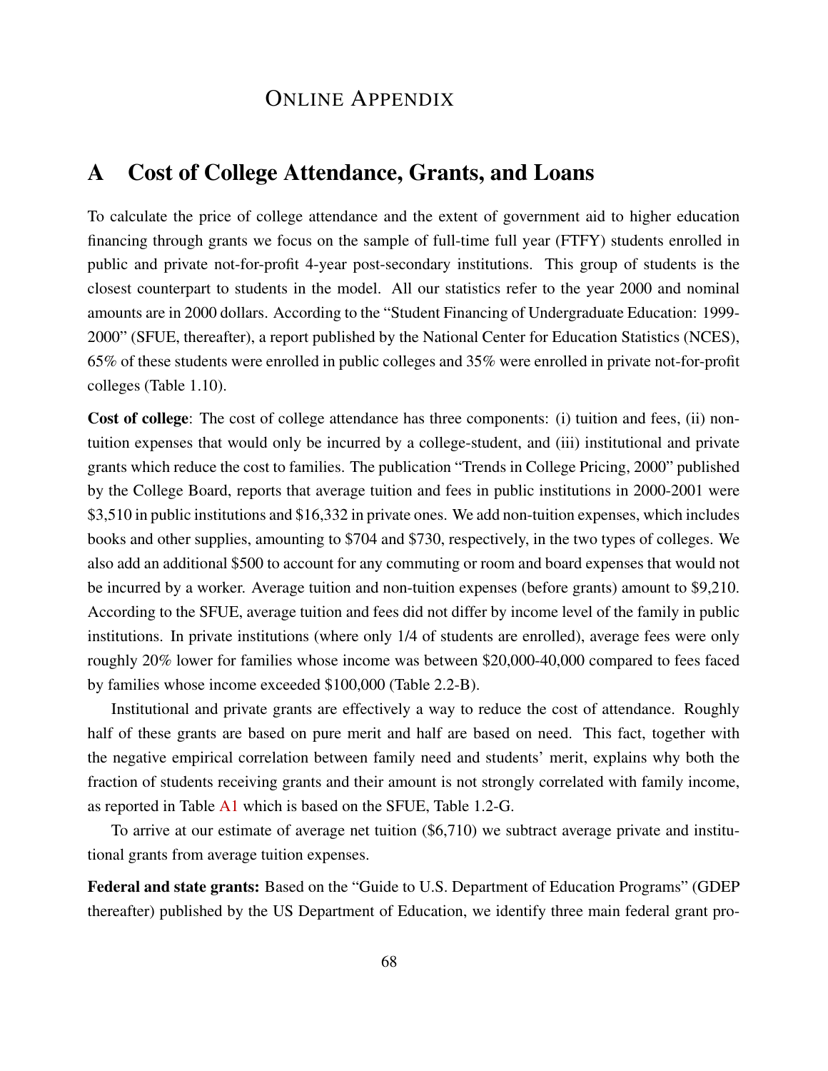# Online Appendix

## A Cost of College Attendance, Grants, and Loans

To calculate the price of college attendance and the extent of government aid to higher education financing through grants we focus on the sample of full-time full year (FTFY) students enrolled in public and private not-for-profit 4-year post-secondary institutions. This group of students is the closest counterpart to students in the model. All our statistics refer to the year 2000 and nominal amounts are in 2000 dollars. According to the "Student Financing of Undergraduate Education: 1999-2000" (SFUE, thereafter), a report published by the National Center for Education Statistics (NCES), 65% of these students were enrolled in public colleges and 35% were enrolled in private not-for-profit colleges (Table 1.10).

**Cost of college**: The cost of college attendance has three components: (i) tuition and fees, (ii) non-tuition expenses that would only be incurred by a college-student, and (iii) institutional and private grants which reduce the cost to families. The publication "Trends in College Pricing, 2000" published by the College Board, reports that average tuition and fees in public institutions in 2000-2001 were $3,510 in public institutions and $16,332 in private ones. We add non-tuition expenses, which includes books and other supplies, amounting to $704 and $730, respectively, in the two types of colleges. We also add an additional $500 to account for any commuting or room and board expenses that would not be incurred by a worker. Average tuition and non-tuition expenses (before grants) amount to $9,210. According to the SFUE, average tuition and fees did not differ by income level of the family in public institutions. In private institutions (where only 1/4 of students are enrolled), average fees were only roughly 20% lower for families whose income was between $20,000-40,000 compared to fees faced by families whose income exceeded $100,000 (Table 2.2-B).

Institutional and private grants are effectively a way to reduce the cost of attendance. Roughly half of these grants are based on pure merit and half are based on need. This fact, together with the negative empirical correlation between family need and students' merit, explains why both the fraction of students receiving grants and their amount is not strongly correlated with family income, as reported in Table A1 which is based on the SFUE, Table 1.2-G.

To arrive at our estimate of average net tuition ($6,710) we subtract average private and institutional grants from average tuition expenses.

**Federal and state grants:** Based on the "Guide to U.S. Department of Education Programs" (GDEP thereafter) published by the US Department of Education, we identify three main federal grant pro-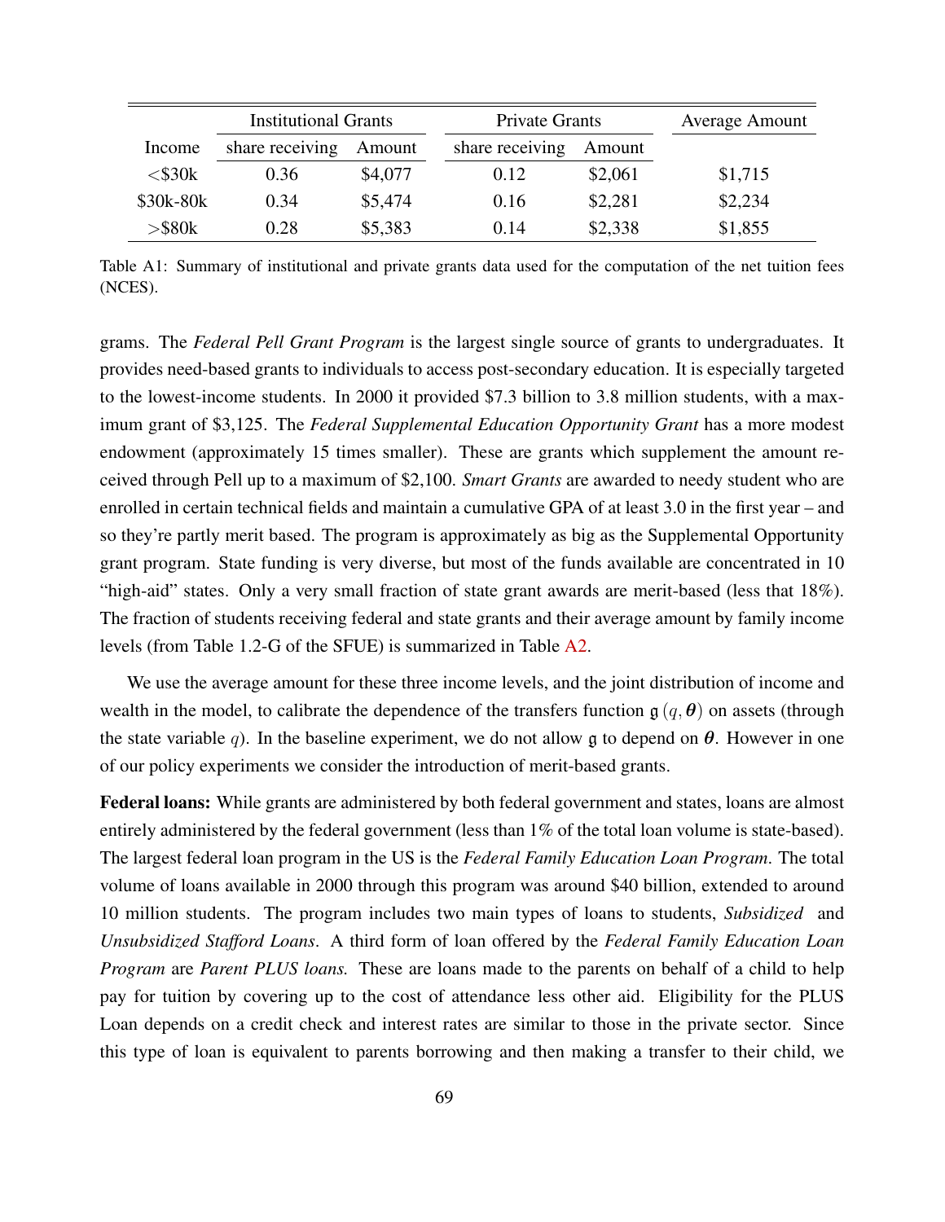| | Institutional Grants | | Private Grants | | Average Amount |
|---|---|---|---|---|---|
| Income | share receiving | Amount | share receiving | Amount | |
| <$30k | 0.36 | $4,077 | 0.12 | $2,061 | $1,715 |
| $30k-80k | 0.34 | $5,474 | 0.16 | $2,281 | $2,234 |
| >$80k | 0.28 | $5,383 | 0.14 | $2,338 | $1,855 |

Table A1: Summary of institutional and private grants data used for the computation of the net tuition fees (NCES).

grams. The *Federal Pell Grant Program* is the largest single source of grants to undergraduates. It provides need-based grants to individuals to access post-secondary education. It is especially targeted to the lowest-income students. In 2000 it provided $7.3 billion to 3.8 million students, with a maximum grant of $3,125. The *Federal Supplemental Education Opportunity Grant* has a more modest endowment (approximately 15 times smaller). These are grants which supplement the amount received through Pell up to a maximum of $2,100. *Smart Grants* are awarded to needy student who are enrolled in certain technical fields and maintain a cumulative GPA of at least 3.0 in the first year – and so they're partly merit based. The program is approximately as big as the Supplemental Opportunity grant program. State funding is very diverse, but most of the funds available are concentrated in 10 "high-aid" states. Only a very small fraction of state grant awards are merit-based (less that 18%). The fraction of students receiving federal and state grants and their average amount by family income levels (from Table 1.2-G of the SFUE) is summarized in Table A2.

We use the average amount for these three income levels, and the joint distribution of income and wealth in the model, to calibrate the dependence of the transfers function $\mathfrak{g}(q, \boldsymbol{\theta})$ on assets (through the state variable $q$). In the baseline experiment, we do not allow $\mathfrak{g}$ to depend on $\boldsymbol{\theta}$. However in one of our policy experiments we consider the introduction of merit-based grants.

**Federal loans:** While grants are administered by both federal government and states, loans are almost entirely administered by the federal government (less than 1% of the total loan volume is state-based). The largest federal loan program in the US is the *Federal Family Education Loan Program*. The total volume of loans available in 2000 through this program was around $40 billion, extended to around 10 million students. The program includes two main types of loans to students, *Subsidized* and *Unsubsidized Stafford Loans*. A third form of loan offered by the *Federal Family Education Loan Program* are *Parent PLUS loans.* These are loans made to the parents on behalf of a child to help pay for tuition by covering up to the cost of attendance less other aid. Eligibility for the PLUS Loan depends on a credit check and interest rates are similar to those in the private sector. Since this type of loan is equivalent to parents borrowing and then making a transfer to their child, we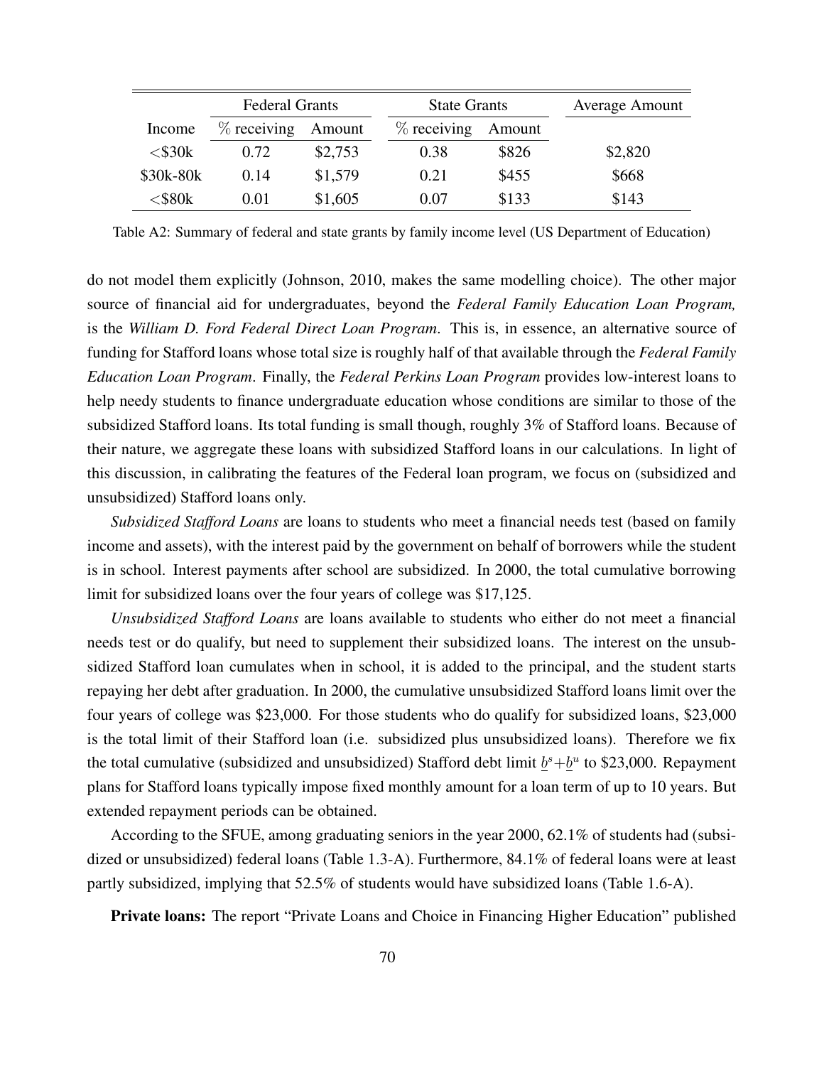| | Federal Grants | | State Grants | | Average Amount |
|---|---|---|---|---|---|
| Income | % receiving | Amount | % receiving | Amount | |
| <$30k | 0.72 | $2,753 | 0.38 | $826 | $2,820 |
| $30k-80k | 0.14 | $1,579 | 0.21 | $455 | $668 |
| <$80k | 0.01 | $1,605 | 0.07 | $133 | $143 |

Table A2: Summary of federal and state grants by family income level (US Department of Education)

do not model them explicitly (Johnson, 2010, makes the same modelling choice). The other major source of financial aid for undergraduates, beyond the *Federal Family Education Loan Program,* is the *William D. Ford Federal Direct Loan Program*. This is, in essence, an alternative source of funding for Stafford loans whose total size is roughly half of that available through the *Federal Family Education Loan Program*. Finally, the *Federal Perkins Loan Program* provides low-interest loans to help needy students to finance undergraduate education whose conditions are similar to those of the subsidized Stafford loans. Its total funding is small though, roughly 3% of Stafford loans. Because of their nature, we aggregate these loans with subsidized Stafford loans in our calculations. In light of this discussion, in calibrating the features of the Federal loan program, we focus on (subsidized and unsubsidized) Stafford loans only.

*Subsidized Stafford Loans* are loans to students who meet a financial needs test (based on family income and assets), with the interest paid by the government on behalf of borrowers while the student is in school. Interest payments after school are subsidized. In 2000, the total cumulative borrowing limit for subsidized loans over the four years of college was $17,125.

*Unsubsidized Stafford Loans* are loans available to students who either do not meet a financial needs test or do qualify, but need to supplement their subsidized loans. The interest on the unsubsidized Stafford loan cumulates when in school, it is added to the principal, and the student starts repaying her debt after graduation. In 2000, the cumulative unsubsidized Stafford loans limit over the four years of college was $23,000. For those students who do qualify for subsidized loans, $23,000 is the total limit of their Stafford loan (i.e. subsidized plus unsubsidized loans). Therefore we fix the total cumulative (subsidized and unsubsidized) Stafford debt limit $\underline{b}^s + \underline{b}^u$ to $23,000. Repayment plans for Stafford loans typically impose fixed monthly amount for a loan term of up to 10 years. But extended repayment periods can be obtained.

According to the SFUE, among graduating seniors in the year 2000, 62.1% of students had (subsidized or unsubsidized) federal loans (Table 1.3-A). Furthermore, 84.1% of federal loans were at least partly subsidized, implying that 52.5% of students would have subsidized loans (Table 1.6-A).

**Private loans:** The report "Private Loans and Choice in Financing Higher Education" published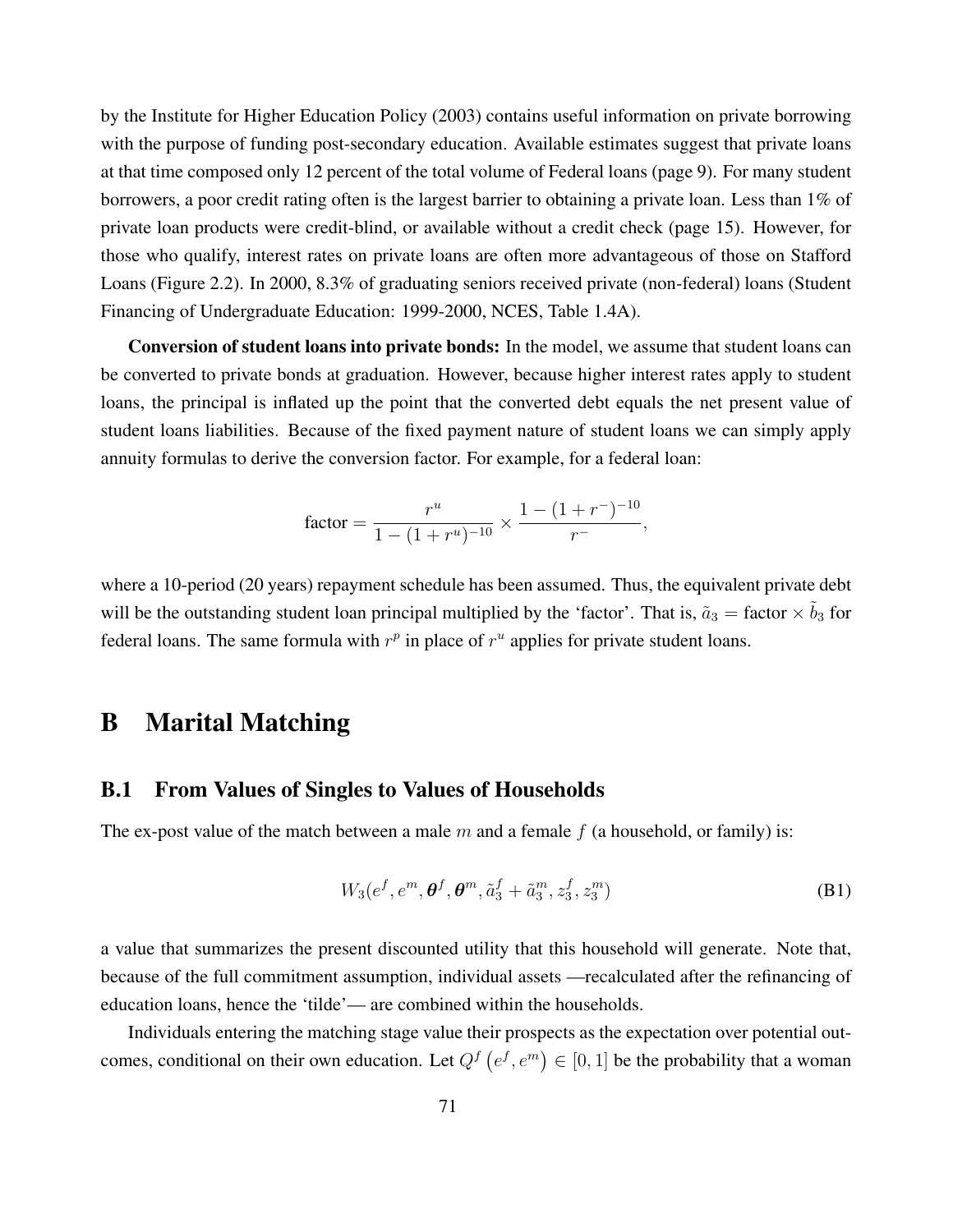by the Institute for Higher Education Policy (2003) contains useful information on private borrowing with the purpose of funding post-secondary education. Available estimates suggest that private loans at that time composed only 12 percent of the total volume of Federal loans (page 9). For many student borrowers, a poor credit rating often is the largest barrier to obtaining a private loan. Less than 1% of private loan products were credit-blind, or available without a credit check (page 15). However, for those who qualify, interest rates on private loans are often more advantageous of those on Stafford Loans (Figure 2.2). In 2000, 8.3% of graduating seniors received private (non-federal) loans (Student Financing of Undergraduate Education: 1999-2000, NCES, Table 1.4A).

**Conversion of student loans into private bonds:** In the model, we assume that student loans can be converted to private bonds at graduation. However, because higher interest rates apply to student loans, the principal is inflated up the point that the converted debt equals the net present value of student loans liabilities. Because of the fixed payment nature of student loans we can simply apply annuity formulas to derive the conversion factor. For example, for a federal loan:

$$\text{factor} = \frac{r^u}{1-(1+r^u)^{-10}} \times \frac{1-(1+r^-)^{-10}}{r^-},$$

where a 10-period (20 years) repayment schedule has been assumed. Thus, the equivalent private debt will be the outstanding student loan principal multiplied by the 'factor'. That is, $\tilde{a}_3 = \text{factor} \times \tilde{b}_3$ for federal loans. The same formula with $r^p$ in place of $r^u$ applies for private student loans.

# B Marital Matching

## B.1 From Values of Singles to Values of Households

The ex-post value of the match between a male $m$ and a female $f$ (a household, or family) is:

$$W_3(e^f, e^m, \boldsymbol{\theta}^f, \boldsymbol{\theta}^m, \tilde{a}_3^f + \tilde{a}_3^m, z_3^f, z_3^m) \tag{B1}$$

a value that summarizes the present discounted utility that this household will generate. Note that, because of the full commitment assumption, individual assets —recalculated after the refinancing of education loans, hence the 'tilde'— are combined within the households.

Individuals entering the matching stage value their prospects as the expectation over potential outcomes, conditional on their own education. Let $Q^f\left(e^f, e^m\right) \in [0,1]$ be the probability that a woman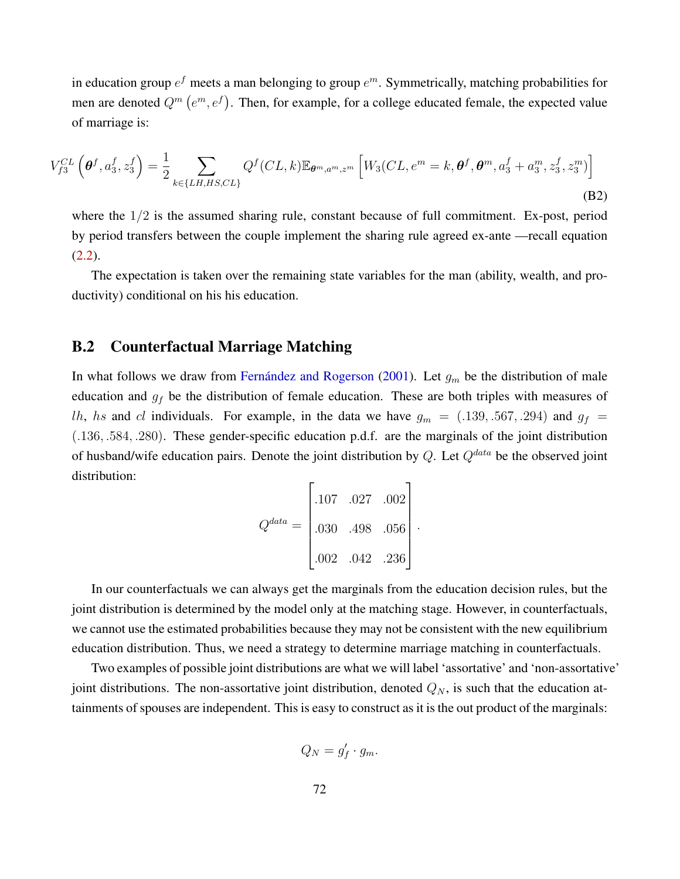in education group $e^f$ meets a man belonging to group $e^m$. Symmetrically, matching probabilities for men are denoted $Q^m\left(e^m, e^f\right)$. Then, for example, for a college educated female, the expected value of marriage is:

$$V_{f3}^{CL}\left(\boldsymbol{\theta}^f, a_3^f, z_3^f\right) = \frac{1}{2}\sum_{k\in\{LH,HS,CL\}} Q^f(CL,k)\mathbb{E}_{\boldsymbol{\theta}^m,a^m,z^m}\left[W_3(CL, e^m = k, \boldsymbol{\theta}^f, \boldsymbol{\theta}^m, a_3^f + a_3^m, z_3^f, z_3^m)\right] \tag{B2}$$

where the $1/2$ is the assumed sharing rule, constant because of full commitment. Ex-post, period by period transfers between the couple implement the sharing rule agreed ex-ante —recall equation (2.2).

The expectation is taken over the remaining state variables for the man (ability, wealth, and productivity) conditional on his his education.

## B.2 Counterfactual Marriage Matching

In what follows we draw from Fernández and Rogerson (2001). Let $g_m$ be the distribution of male education and $g_f$ be the distribution of female education. These are both triples with measures of $lh$, $hs$ and $cl$ individuals. For example, in the data we have $g_m = (.139, .567, .294)$ and $g_f = (.136, .584, .280)$. These gender-specific education p.d.f. are the marginals of the joint distribution of husband/wife education pairs. Denote the joint distribution by $Q$. Let $Q^{data}$ be the observed joint distribution:

$$Q^{data} = \begin{bmatrix} .107 & .027 & .002 \\ .030 & .498 & .056 \\ .002 & .042 & .236 \end{bmatrix}.$$

In our counterfactuals we can always get the marginals from the education decision rules, but the joint distribution is determined by the model only at the matching stage. However, in counterfactuals, we cannot use the estimated probabilities because they may not be consistent with the new equilibrium education distribution. Thus, we need a strategy to determine marriage matching in counterfactuals.

Two examples of possible joint distributions are what we will label 'assortative' and 'non-assortative' joint distributions. The non-assortative joint distribution, denoted $Q_N$, is such that the education attainments of spouses are independent. This is easy to construct as it is the out product of the marginals:

$$Q_N = g_f' \cdot g_m.$$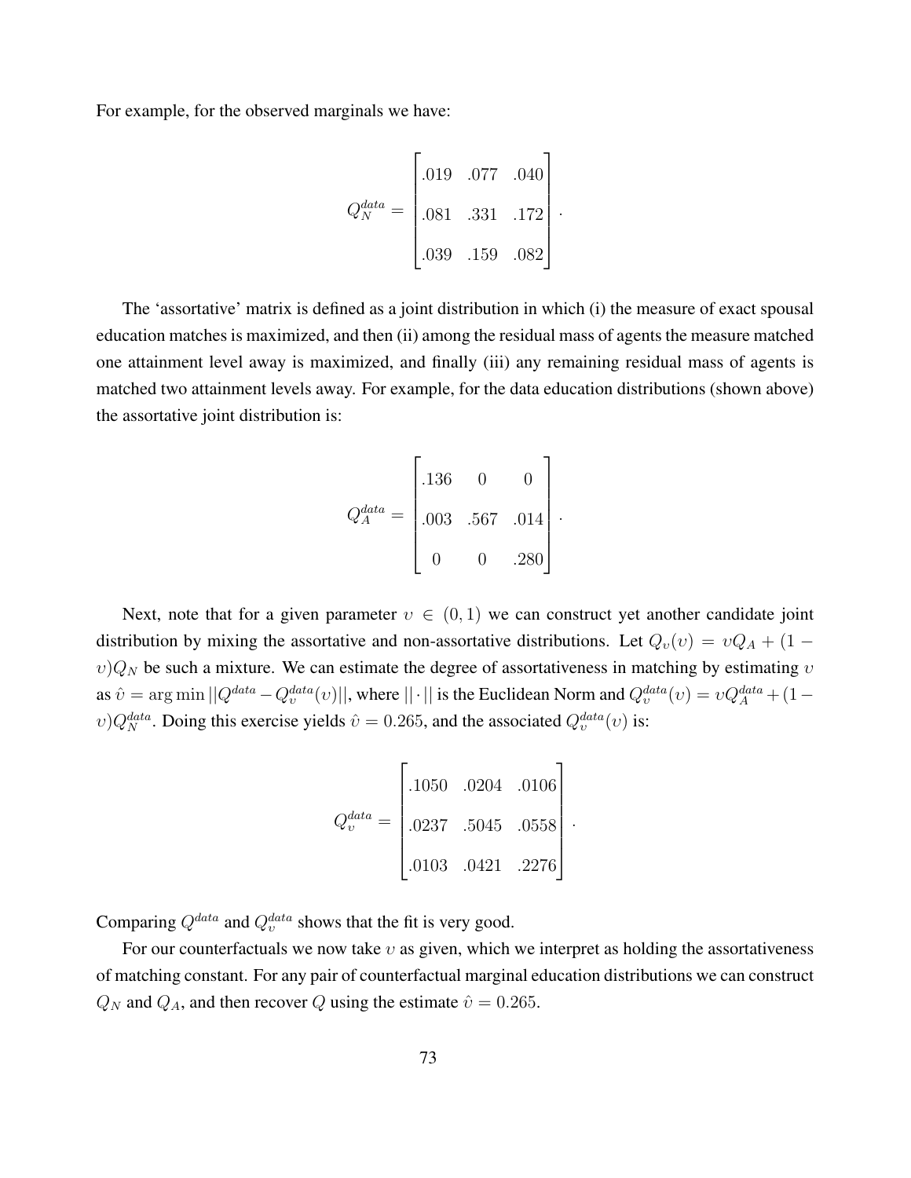For example, for the observed marginals we have:

$$Q_N^{data} = \begin{bmatrix} .019 & .077 & .040 \\ .081 & .331 & .172 \\ .039 & .159 & .082 \end{bmatrix}.$$

The 'assortative' matrix is defined as a joint distribution in which (i) the measure of exact spousal education matches is maximized, and then (ii) among the residual mass of agents the measure matched one attainment level away is maximized, and finally (iii) any remaining residual mass of agents is matched two attainment levels away. For example, for the data education distributions (shown above) the assortative joint distribution is:

$$Q_A^{data} = \begin{bmatrix} .136 & 0 & 0 \\ .003 & .567 & .014 \\ 0 & 0 & .280 \end{bmatrix}.$$

Next, note that for a given parameter $\upsilon \in (0, 1)$ we can construct yet another candidate joint distribution by mixing the assortative and non-assortative distributions. Let $Q_\upsilon(\upsilon) = \upsilon Q_A + (1 - \upsilon)Q_N$ be such a mixture. We can estimate the degree of assortativeness in matching by estimating $\upsilon$ as $\hat{\upsilon} = \arg\min ||Q^{data} - Q_\upsilon^{data}(\upsilon)||$, where $||\cdot||$ is the Euclidean Norm and $Q_\upsilon^{data}(\upsilon) = \upsilon Q_A^{data} + (1 - \upsilon)Q_N^{data}$. Doing this exercise yields $\hat{\upsilon} = 0.265$, and the associated $Q_\upsilon^{data}(\upsilon)$ is:

$$Q_\upsilon^{data} = \begin{bmatrix} .1050 & .0204 & .0106 \\ .0237 & .5045 & .0558 \\ .0103 & .0421 & .2276 \end{bmatrix}.$$

Comparing $Q^{data}$ and $Q_\upsilon^{data}$ shows that the fit is very good.

For our counterfactuals we now take $\upsilon$ as given, which we interpret as holding the assortativeness of matching constant. For any pair of counterfactual marginal education distributions we can construct $Q_N$ and $Q_A$, and then recover $Q$ using the estimate $\hat{\upsilon} = 0.265$.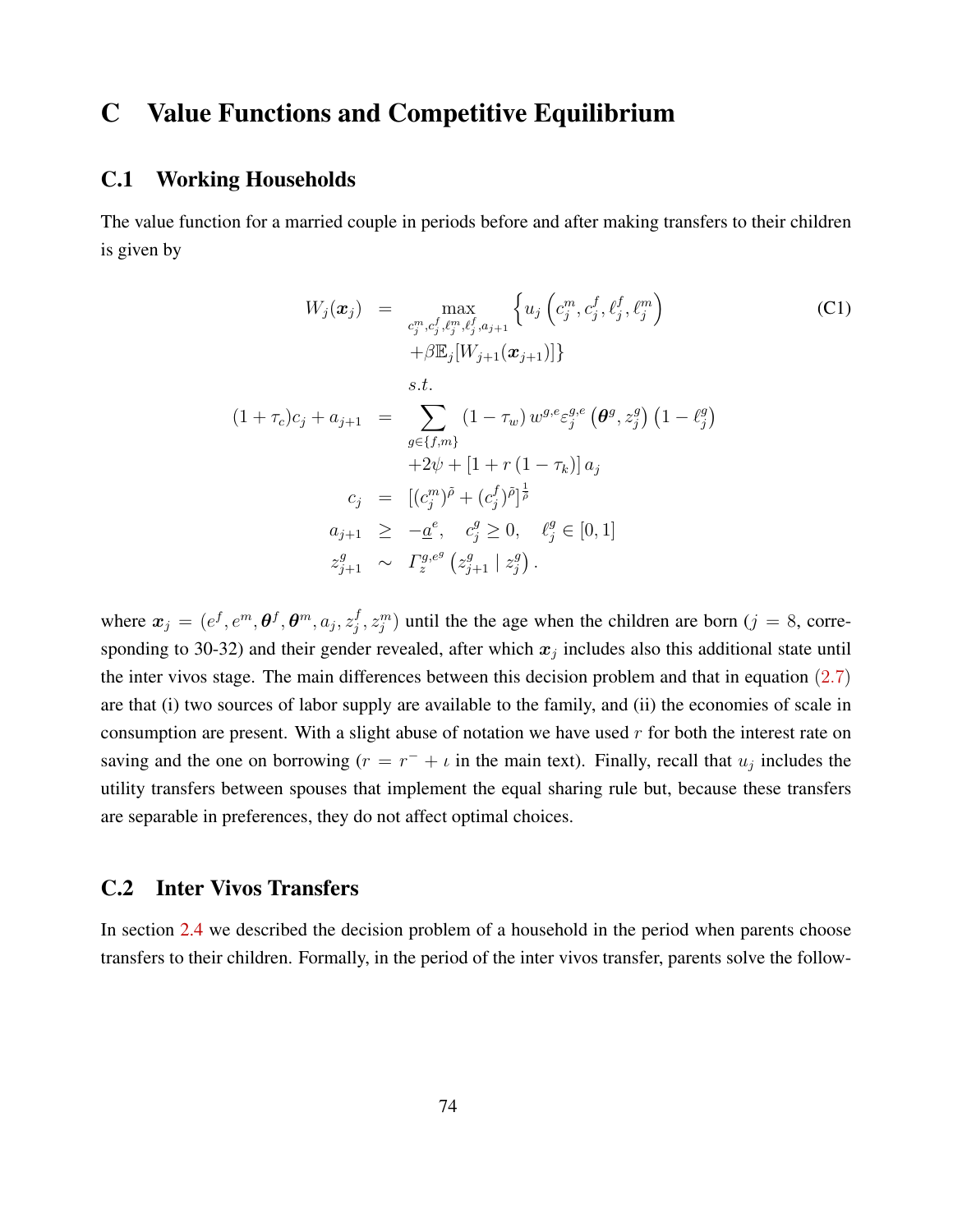# C Value Functions and Competitive Equilibrium

## C.1 Working Households

The value function for a married couple in periods before and after making transfers to their children is given by

$$
\begin{aligned}
W_j(\boldsymbol{x}_j) &= \max_{c_j^m, c_j^f, \ell_j^m, \ell_j^f, a_{j+1}} \left\{ u_j\left(c_j^m, c_j^f, \ell_j^f, \ell_j^m\right) \right. \\
&\quad \left. + \beta \mathbb{E}_j[W_{j+1}(\boldsymbol{x}_{j+1})] \right\} \\
&\quad s.t. \\
(1+\tau_c)c_j + a_{j+1} &= \sum_{g \in \{f,m\}} (1-\tau_w) w^{g,e} \varepsilon_j^{g,e}\left(\boldsymbol{\theta}^g, z_j^g\right)\left(1-\ell_j^g\right) \\
&\quad + 2\psi + \left[1 + r\left(1-\tau_k\right)\right] a_j \\
c_j &= [(c_j^m)^{\tilde{\rho}} + (c_j^f)^{\tilde{\rho}}]^{\frac{1}{\tilde{\rho}}} \\
a_{j+1} &\geq -\underline{a}^e, \quad c_j^g \geq 0, \quad \ell_j^g \in [0,1] \\
z_{j+1}^g &\sim \Gamma_z^{g,e^g}\left(z_{j+1}^g \mid z_j^g\right).
\end{aligned}
\tag{C1}
$$

where $\boldsymbol{x}_j = (e^f, e^m, \boldsymbol{\theta}^f, \boldsymbol{\theta}^m, a_j, z_j^f, z_j^m)$ until the the age when the children are born ($j = 8$, corresponding to 30-32) and their gender revealed, after which $\boldsymbol{x}_j$ includes also this additional state until the inter vivos stage. The main differences between this decision problem and that in equation (2.7) are that (i) two sources of labor supply are available to the family, and (ii) the economies of scale in consumption are present. With a slight abuse of notation we have used $r$ for both the interest rate on saving and the one on borrowing ($r = r^- + \iota$ in the main text). Finally, recall that $u_j$ includes the utility transfers between spouses that implement the equal sharing rule but, because these transfers are separable in preferences, they do not affect optimal choices.

## C.2 Inter Vivos Transfers

In section 2.4 we described the decision problem of a household in the period when parents choose transfers to their children. Formally, in the period of the inter vivos transfer, parents solve the follow-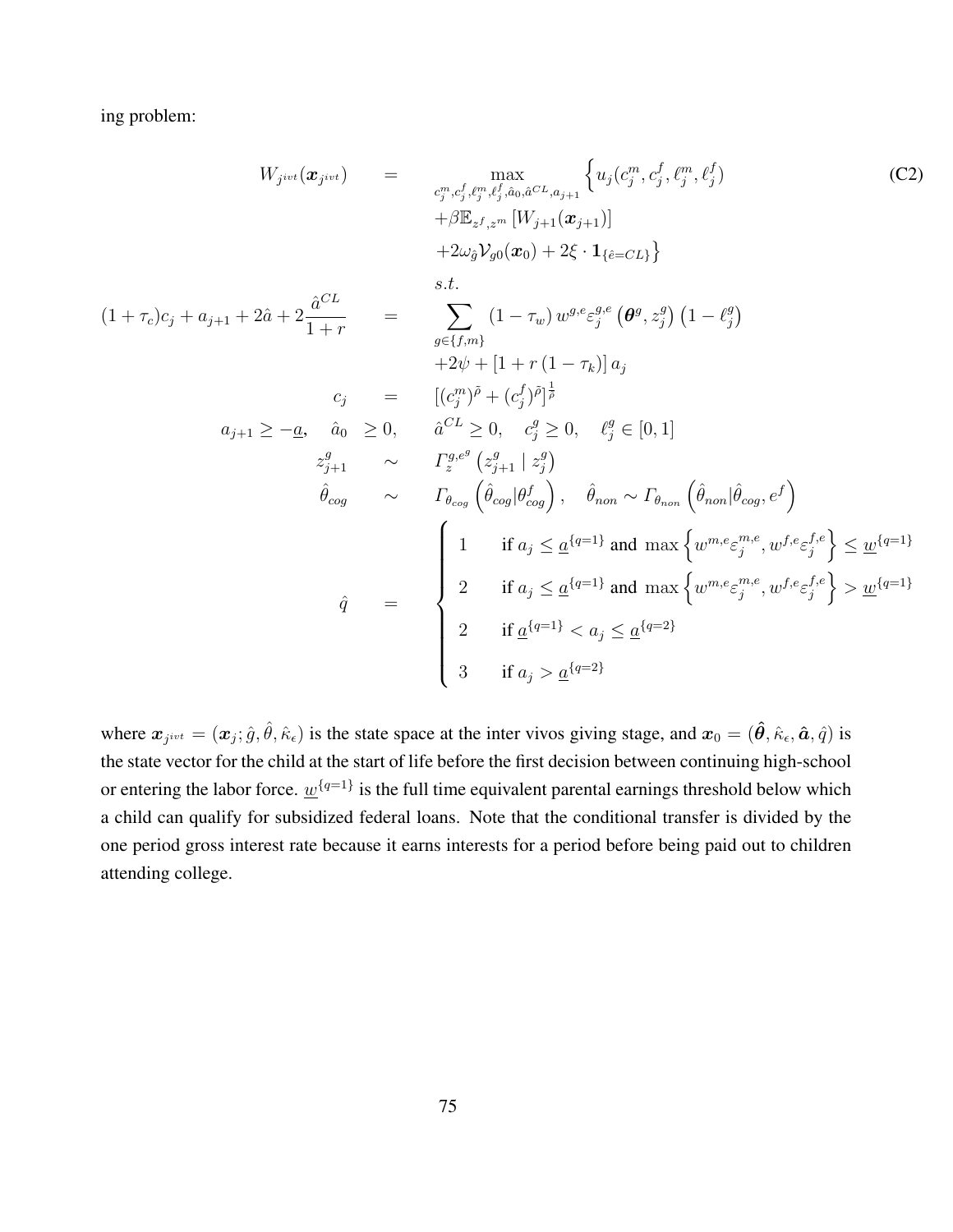ing problem:

$$
\begin{aligned}
W_{j^{ivt}}(\boldsymbol{x}_{j^{ivt}}) \quad &= \max_{c_j^m, c_j^f, \ell_j^m, \ell_j^f, \hat{a}_0, \hat{a}^{CL}, a_{j+1}} \Big\{ u_j(c_j^m, c_j^f, \ell_j^m, \ell_j^f) \\
&\quad + \beta \mathbb{E}_{z^f, z^m} \left[ W_{j+1}(\boldsymbol{x}_{j+1}) \right] \\
&\quad + 2\omega_{\hat{g}} \mathcal{V}_{g0}(\boldsymbol{x}_0) + 2\xi \cdot \mathbf{1}_{\{\hat{e}=CL\}} \Big\} \\
&\quad s.t. \\
(1+\tau_c)c_j + a_{j+1} + 2\hat{a} + 2\frac{\hat{a}^{CL}}{1+r} \quad &= \sum_{g \in \{f,m\}} (1-\tau_w)\, w^{g,e} \varepsilon_j^{g,e}\left(\boldsymbol{\theta}^g, z_j^g\right)\left(1-\ell_j^g\right) \\
&\quad + 2\psi + \left[1 + r\left(1-\tau_k\right)\right] a_j \\
c_j \quad &= \left[(c_j^m)^{\tilde{\rho}} + (c_j^f)^{\tilde{\rho}}\right]^{\frac{1}{\tilde{\rho}}} \\
a_{j+1} \geq -\underline{a}, \quad \hat{a}_0 \quad &\geq 0, \quad \hat{a}^{CL} \geq 0, \quad c_j^g \geq 0, \quad \ell_j^g \in [0,1] \\
z_{j+1}^g \quad &\sim \quad \mathit{\Gamma}_z^{g,e^g}\left(z_{j+1}^g \mid z_j^g\right) \\
\hat{\theta}_{cog} \quad &\sim \quad \mathit{\Gamma}_{\theta_{cog}}\left(\hat{\theta}_{cog} | \theta_{cog}^f\right), \quad \hat{\theta}_{non} \sim \mathit{\Gamma}_{\theta_{non}}\left(\hat{\theta}_{non} | \hat{\theta}_{cog}, e^f\right) \\
\hat{q} \quad &= \begin{cases} 1 & \text{if } a_j \leq \underline{a}^{\{q=1\}} \text{ and } \max\left\{w^{m,e}\varepsilon_j^{m,e}, w^{f,e}\varepsilon_j^{f,e}\right\} \leq \underline{w}^{\{q=1\}} \\ 2 & \text{if } a_j \leq \underline{a}^{\{q=1\}} \text{ and } \max\left\{w^{m,e}\varepsilon_j^{m,e}, w^{f,e}\varepsilon_j^{f,e}\right\} > \underline{w}^{\{q=1\}} \\ 2 & \text{if } \underline{a}^{\{q=1\}} < a_j \leq \underline{a}^{\{q=2\}} \\ 3 & \text{if } a_j > \underline{a}^{\{q=2\}} \end{cases}
\end{aligned}
\tag{C2}
$$

where $\boldsymbol{x}_{j^{ivt}} = (\boldsymbol{x}_j; \hat{g}, \hat{\theta}, \hat{\kappa}_\epsilon)$ is the state space at the inter vivos giving stage, and $\boldsymbol{x}_0 = (\hat{\boldsymbol{\theta}}, \hat{\kappa}_\epsilon, \hat{\boldsymbol{a}}, \hat{q})$ is the state vector for the child at the start of life before the first decision between continuing high-school or entering the labor force. $\underline{w}^{\{q=1\}}$ is the full time equivalent parental earnings threshold below which a child can qualify for subsidized federal loans. Note that the conditional transfer is divided by the one period gross interest rate because it earns interests for a period before being paid out to children attending college.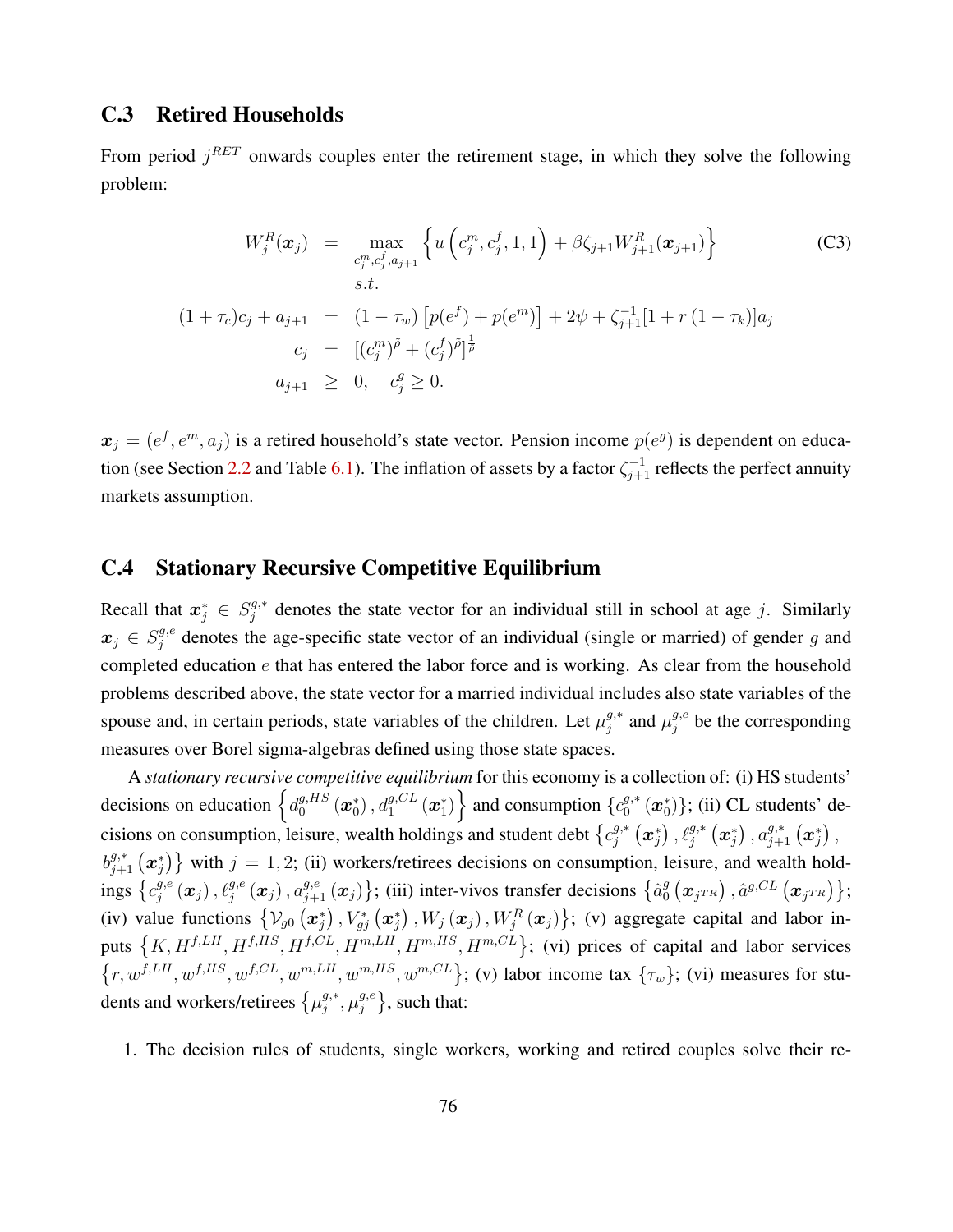## C.3 Retired Households

From period $j^{RET}$ onwards couples enter the retirement stage, in which they solve the following problem:

$$
\begin{aligned}
W_j^R(\boldsymbol{x}_j) &= \max_{c_j^m, c_j^f, a_{j+1}} \left\{ u\left(c_j^m, c_j^f, 1, 1\right) + \beta \zeta_{j+1} W_{j+1}^R(\boldsymbol{x}_{j+1}) \right\} \qquad \text{(C3)} \\
& \quad s.t. \\
(1+\tau_c) c_j + a_{j+1} &= (1-\tau_w)\left[p(e^f) + p(e^m)\right] + 2\psi + \zeta_{j+1}^{-1}[1 + r(1-\tau_k)] a_j \\
c_j &= [(c_j^m)^{\tilde{\rho}} + (c_j^f)^{\tilde{\rho}}]^{\frac{1}{\tilde{\rho}}} \\
a_{j+1} &\geq 0, \quad c_j^g \geq 0.
\end{aligned}
$$

$\boldsymbol{x}_j = (e^f, e^m, a_j)$ is a retired household's state vector. Pension income $p(e^g)$ is dependent on education (see Section 2.2 and Table 6.1). The inflation of assets by a factor $\zeta_{j+1}^{-1}$ reflects the perfect annuity markets assumption.

## C.4 Stationary Recursive Competitive Equilibrium

Recall that $\boldsymbol{x}_j^* \in S_j^{g,*}$ denotes the state vector for an individual still in school at age $j$. Similarly $\boldsymbol{x}_j \in S_j^{g,e}$ denotes the age-specific state vector of an individual (single or married) of gender $g$ and completed education $e$ that has entered the labor force and is working. As clear from the household problems described above, the state vector for a married individual includes also state variables of the spouse and, in certain periods, state variables of the children. Let $\mu_j^{g,*}$ and $\mu_j^{g,e}$ be the corresponding measures over Borel sigma-algebras defined using those state spaces.

A *stationary recursive competitive equilibrium* for this economy is a collection of: (i) HS students' decisions on education $\left\{d_0^{g,HS}(\boldsymbol{x}_0^*), d_1^{g,CL}(\boldsymbol{x}_1^*)\right\}$ and consumption $\{c_0^{g,*}(\boldsymbol{x}_0^*)\}$; (ii) CL students' decisions on consumption, leisure, wealth holdings and student debt $\left\{c_j^{g,*}(\boldsymbol{x}_j^*), \ell_j^{g,*}(\boldsymbol{x}_j^*), a_{j+1}^{g,*}(\boldsymbol{x}_j^*),\right.$ $\left. b_{j+1}^{g,*}(\boldsymbol{x}_j^*)\right\}$ with $j = 1, 2$; (ii) workers/retirees decisions on consumption, leisure, and wealth holdings $\left\{c_j^{g,e}(\boldsymbol{x}_j), \ell_j^{g,e}(\boldsymbol{x}_j), a_{j+1}^{g,e}(\boldsymbol{x}_j)\right\}$; (iii) inter-vivos transfer decisions $\left\{\hat{a}_0^g(\boldsymbol{x}_{j^{TR}}), \hat{a}^{g,CL}(\boldsymbol{x}_{j^{TR}})\right\}$; (iv) value functions $\left\{\mathcal{V}_{g0}(\boldsymbol{x}_j^*), V_{gj}^*(\boldsymbol{x}_j^*), W_j(\boldsymbol{x}_j), W_j^R(\boldsymbol{x}_j)\right\}$; (v) aggregate capital and labor inputs $\left\{K, H^{f,LH}, H^{f,HS}, H^{f,CL}, H^{m,LH}, H^{m,HS}, H^{m,CL}\right\}$; (vi) prices of capital and labor services $\left\{r, w^{f,LH}, w^{f,HS}, w^{f,CL}, w^{m,LH}, w^{m,HS}, w^{m,CL}\right\}$; (v) labor income tax $\{\tau_w\}$; (vi) measures for students and workers/retirees $\left\{\mu_j^{g,*}, \mu_j^{g,e}\right\}$, such that:

1. The decision rules of students, single workers, working and retired couples solve their re-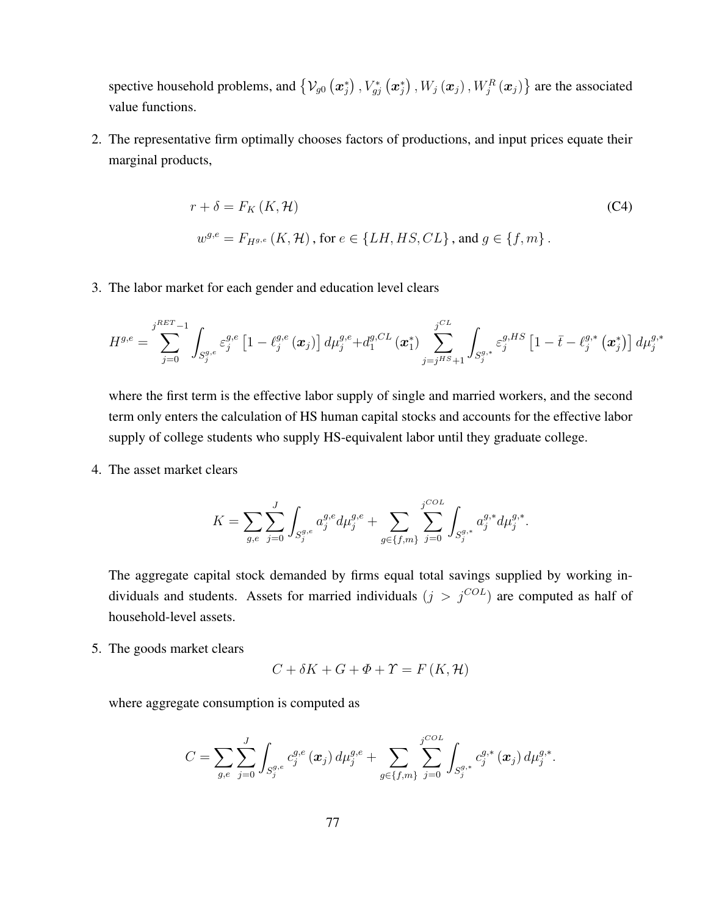spective household problems, and $\left\{ \mathcal{V}_{g0}\left(\boldsymbol{x}_j^*\right), V_{gj}^*\left(\boldsymbol{x}_j^*\right), W_j\left(\boldsymbol{x}_j\right), W_j^R\left(\boldsymbol{x}_j\right) \right\}$ are the associated value functions.

2. The representative firm optimally chooses factors of productions, and input prices equate their marginal products,

$$
\begin{aligned}
r + \delta &= F_K\left(K, \mathcal{H}\right) \qquad \text{(C4)} \\
w^{g,e} &= F_{H^{g,e}}\left(K, \mathcal{H}\right), \text{ for } e \in \{LH, HS, CL\}, \text{ and } g \in \{f, m\}.
\end{aligned}
$$

3. The labor market for each gender and education level clears

$$
H^{g,e} = \sum_{j=0}^{j^{RET}-1} \int_{S_j^{g,e}} \varepsilon_j^{g,e}\left[1 - \ell_j^{g,e}\left(\boldsymbol{x}_j\right)\right] d\mu_j^{g,e} + d_1^{g,CL}\left(\boldsymbol{x}_1^*\right) \sum_{j=j^{HS}+1}^{j^{CL}} \int_{S_j^{g,*}} \varepsilon_j^{g,HS}\left[1 - \bar{t} - \ell_j^{g,*}\left(\boldsymbol{x}_j^*\right)\right] d\mu_j^{g,*}
$$

where the first term is the effective labor supply of single and married workers, and the second term only enters the calculation of HS human capital stocks and accounts for the effective labor supply of college students who supply HS-equivalent labor until they graduate college.

4. The asset market clears

$$
K = \sum_{g,e} \sum_{j=0}^{J} \int_{S_j^{g,e}} a_j^{g,e} d\mu_j^{g,e} + \sum_{g \in \{f,m\}} \sum_{j=0}^{j^{COL}} \int_{S_j^{g,*}} a_j^{g,*} d\mu_j^{g,*}.
$$

The aggregate capital stock demanded by firms equal total savings supplied by working individuals and students. Assets for married individuals ($j > j^{COL}$) are computed as half of household-level assets.

5. The goods market clears

$$
C + \delta K + G + \varPhi + \varUpsilon = F\left(K, \mathcal{H}\right)
$$

where aggregate consumption is computed as

$$
C = \sum_{g,e} \sum_{j=0}^{J} \int_{S_j^{g,e}} c_j^{g,e}\left(\boldsymbol{x}_j\right) d\mu_j^{g,e} + \sum_{g \in \{f,m\}} \sum_{j=0}^{j^{COL}} \int_{S_j^{g,*}} c_j^{g,*}\left(\boldsymbol{x}_j\right) d\mu_j^{g,*}.
$$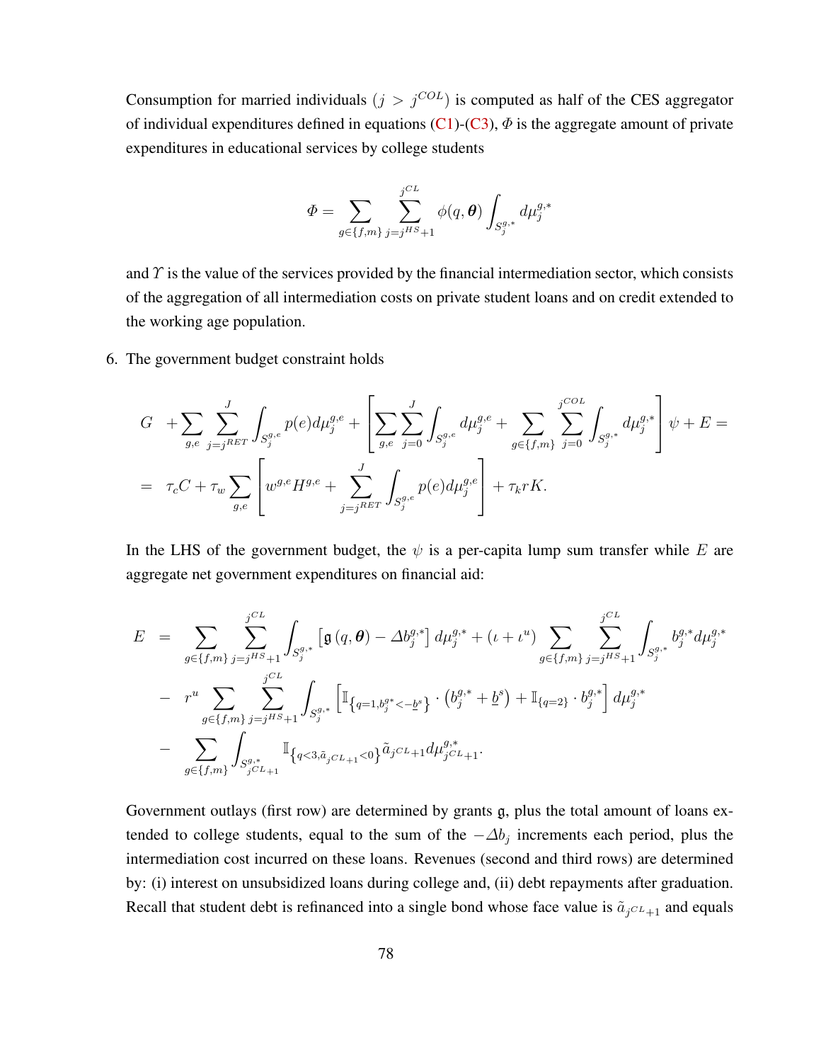Consumption for married individuals ($j > j^{COL}$) is computed as half of the CES aggregator of individual expenditures defined in equations (C1)-(C3), $\Phi$ is the aggregate amount of private expenditures in educational services by college students

$$\Phi = \sum_{g \in \{f,m\}} \sum_{j=j^{HS}+1}^{j^{CL}} \phi(q, \boldsymbol{\theta}) \int_{S_j^{g,*}} d\mu_j^{g,*}$$

and $\Upsilon$ is the value of the services provided by the financial intermediation sector, which consists of the aggregation of all intermediation costs on private student loans and on credit extended to the working age population.

6. The government budget constraint holds

$$\begin{aligned} G \quad &+ \sum_{g,e} \sum_{j=j^{RET}}^{J} \int_{S_j^{g,e}} p(e) d\mu_j^{g,e} + \left[ \sum_{g,e} \sum_{j=0}^{J} \int_{S_j^{g,e}} d\mu_j^{g,e} + \sum_{g \in \{f,m\}} \sum_{j=0}^{j^{COL}} \int_{S_j^{g,*}} d\mu_j^{g,*} \right] \psi + E = \\ &= \tau_c C + \tau_w \sum_{g,e} \left[ w^{g,e} H^{g,e} + \sum_{j=j^{RET}}^{J} \int_{S_j^{g,e}} p(e) d\mu_j^{g,e} \right] + \tau_k r K. \end{aligned}$$

In the LHS of the government budget, the $\psi$ is a per-capita lump sum transfer while $E$ are aggregate net government expenditures on financial aid:

$$\begin{aligned} E \;\; &= \sum_{g \in \{f,m\}} \sum_{j=j^{HS}+1}^{j^{CL}} \int_{S_j^{g,*}} \left[ \mathfrak{g}\left(q, \boldsymbol{\theta}\right) - \Delta b_j^{g,*} \right] d\mu_j^{g,*} + (\iota + \iota^u) \sum_{g \in \{f,m\}} \sum_{j=j^{HS}+1}^{j^{CL}} \int_{S_j^{g,*}} b_j^{g,*} d\mu_j^{g,*} \\ &- \; r^u \sum_{g \in \{f,m\}} \sum_{j=j^{HS}+1}^{j^{CL}} \int_{S_j^{g,*}} \left[ \mathbb{I}_{\left\{q=1, b_j^{g*} < -\underline{b}^s\right\}} \cdot \left( b_j^{g,*} + \underline{b}^s \right) + \mathbb{I}_{\{q=2\}} \cdot b_j^{g,*} \right] d\mu_j^{g,*} \\ &- \sum_{g \in \{f,m\}} \int_{S_{j^{CL}+1}^{g,*}} \mathbb{I}_{\left\{q<3, \tilde{a}_{j^{CL}+1} < 0\right\}} \tilde{a}_{j^{CL}+1} d\mu_{j^{CL}+1}^{g,*}. \end{aligned}$$

Government outlays (first row) are determined by grants $\mathfrak{g}$, plus the total amount of loans extended to college students, equal to the sum of the $-\Delta b_j$ increments each period, plus the intermediation cost incurred on these loans. Revenues (second and third rows) are determined by: (i) interest on unsubsidized loans during college and, (ii) debt repayments after graduation. Recall that student debt is refinanced into a single bond whose face value is $\tilde{a}_{j^{CL}+1}$ and equals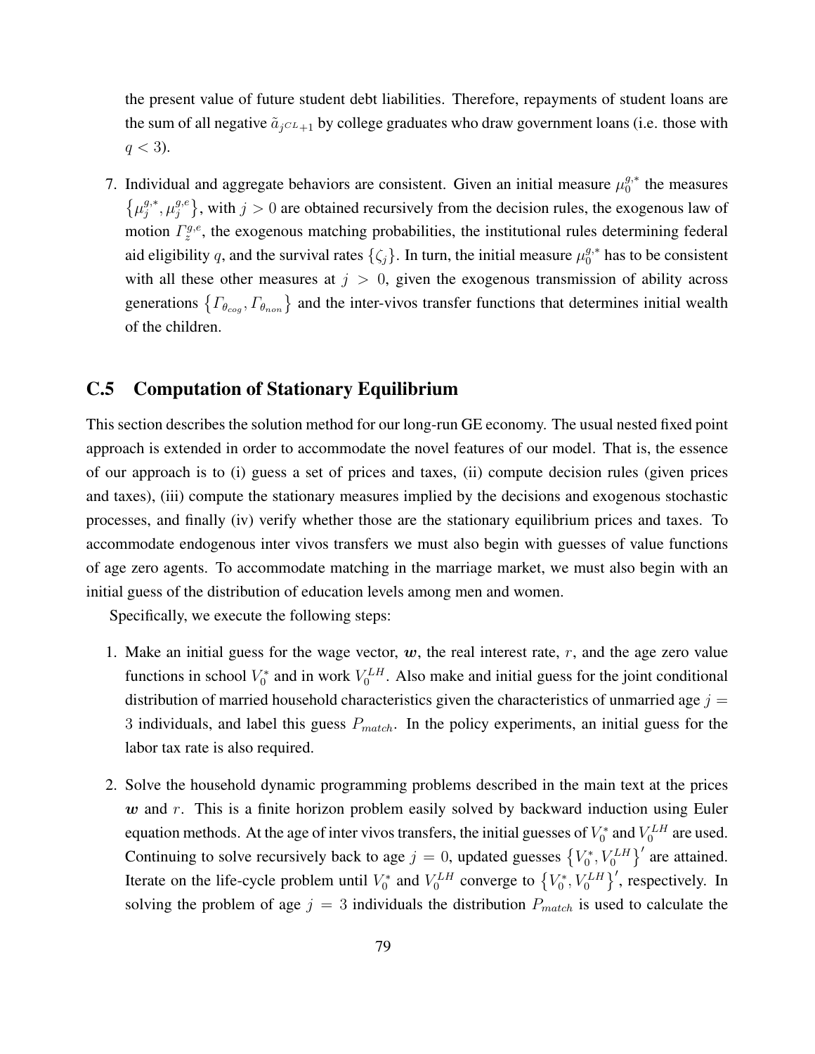the present value of future student debt liabilities. Therefore, repayments of student loans are the sum of all negative $\tilde{a}_{j^{CL}+1}$ by college graduates who draw government loans (i.e. those with $q < 3$).

7. Individual and aggregate behaviors are consistent. Given an initial measure $\mu_0^{g,*}$ the measures $\left\{\mu_j^{g,*}, \mu_j^{g,e}\right\}$, with $j > 0$ are obtained recursively from the decision rules, the exogenous law of motion $\Gamma_z^{g,e}$, the exogenous matching probabilities, the institutional rules determining federal aid eligibility $q$, and the survival rates $\{\zeta_j\}$. In turn, the initial measure $\mu_0^{g,*}$ has to be consistent with all these other measures at $j > 0$, given the exogenous transmission of ability across generations $\left\{\Gamma_{\theta_{cog}}, \Gamma_{\theta_{non}}\right\}$ and the inter-vivos transfer functions that determines initial wealth of the children.

## C.5 Computation of Stationary Equilibrium

This section describes the solution method for our long-run GE economy. The usual nested fixed point approach is extended in order to accommodate the novel features of our model. That is, the essence of our approach is to (i) guess a set of prices and taxes, (ii) compute decision rules (given prices and taxes), (iii) compute the stationary measures implied by the decisions and exogenous stochastic processes, and finally (iv) verify whether those are the stationary equilibrium prices and taxes. To accommodate endogenous inter vivos transfers we must also begin with guesses of value functions of age zero agents. To accommodate matching in the marriage market, we must also begin with an initial guess of the distribution of education levels among men and women.

Specifically, we execute the following steps:

1. Make an initial guess for the wage vector, $\boldsymbol{w}$, the real interest rate, $r$, and the age zero value functions in school $V_0^*$ and in work $V_0^{LH}$. Also make and initial guess for the joint conditional distribution of married household characteristics given the characteristics of unmarried age $j = 3$ individuals, and label this guess $P_{match}$. In the policy experiments, an initial guess for the labor tax rate is also required.

2. Solve the household dynamic programming problems described in the main text at the prices $\boldsymbol{w}$ and $r$. This is a finite horizon problem easily solved by backward induction using Euler equation methods. At the age of inter vivos transfers, the initial guesses of $V_0^*$ and $V_0^{LH}$ are used. Continuing to solve recursively back to age $j = 0$, updated guesses $\left\{V_0^*, V_0^{LH}\right\}'$ are attained. Iterate on the life-cycle problem until $V_0^*$ and $V_0^{LH}$ converge to $\left\{V_0^*, V_0^{LH}\right\}'$, respectively. In solving the problem of age $j = 3$ individuals the distribution $P_{match}$ is used to calculate the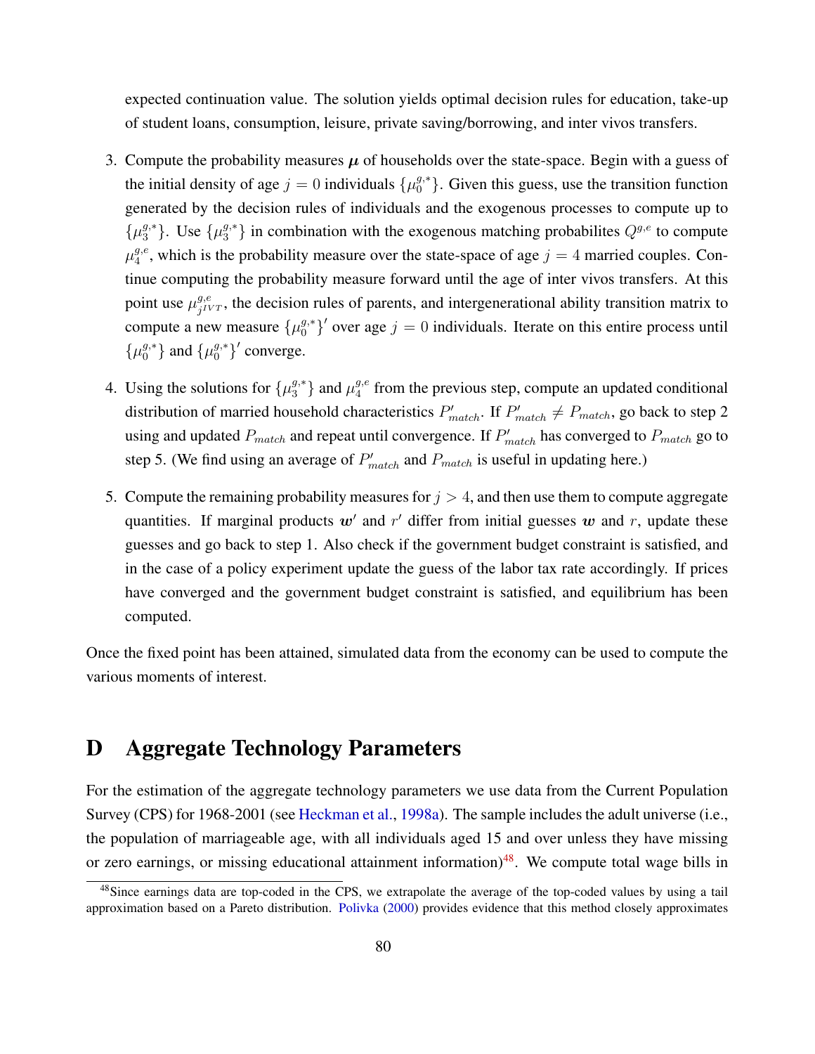expected continuation value. The solution yields optimal decision rules for education, take-up of student loans, consumption, leisure, private saving/borrowing, and inter vivos transfers.

3. Compute the probability measures $\boldsymbol{\mu}$ of households over the state-space. Begin with a guess of the initial density of age $j = 0$ individuals $\{\mu_0^{g,*}\}$. Given this guess, use the transition function generated by the decision rules of individuals and the exogenous processes to compute up to $\{\mu_3^{g,*}\}$. Use $\{\mu_3^{g,*}\}$ in combination with the exogenous matching probabilites $Q^{g,e}$ to compute $\mu_4^{g,e}$, which is the probability measure over the state-space of age $j = 4$ married couples. Continue computing the probability measure forward until the age of inter vivos transfers. At this point use $\mu_{j^{IVT}}^{g,e}$, the decision rules of parents, and intergenerational ability transition matrix to compute a new measure $\{\mu_0^{g,*}\}'$ over age $j = 0$ individuals. Iterate on this entire process until $\{\mu_0^{g,*}\}$ and $\{\mu_0^{g,*}\}'$ converge.

4. Using the solutions for $\{\mu_3^{g,*}\}$ and $\mu_4^{g,e}$ from the previous step, compute an updated conditional distribution of married household characteristics $P'_{match}$. If $P'_{match} \neq P_{match}$, go back to step 2 using and updated $P_{match}$ and repeat until convergence. If $P'_{match}$ has converged to $P_{match}$ go to step 5. (We find using an average of $P'_{match}$ and $P_{match}$ is useful in updating here.)

5. Compute the remaining probability measures for $j > 4$, and then use them to compute aggregate quantities. If marginal products $\boldsymbol{w}'$ and $r'$ differ from initial guesses $\boldsymbol{w}$ and $r$, update these guesses and go back to step 1. Also check if the government budget constraint is satisfied, and in the case of a policy experiment update the guess of the labor tax rate accordingly. If prices have converged and the government budget constraint is satisfied, and equilibrium has been computed.

Once the fixed point has been attained, simulated data from the economy can be used to compute the various moments of interest.

# D Aggregate Technology Parameters

For the estimation of the aggregate technology parameters we use data from the Current Population Survey (CPS) for 1968-2001 (see Heckman et al., 1998a). The sample includes the adult universe (i.e., the population of marriageable age, with all individuals aged 15 and over unless they have missing or zero earnings, or missing educational attainment information)[48]. We compute total wage bills in

[48] Since earnings data are top-coded in the CPS, we extrapolate the average of the top-coded values by using a tail approximation based on a Pareto distribution. Polivka (2000) provides evidence that this method closely approximates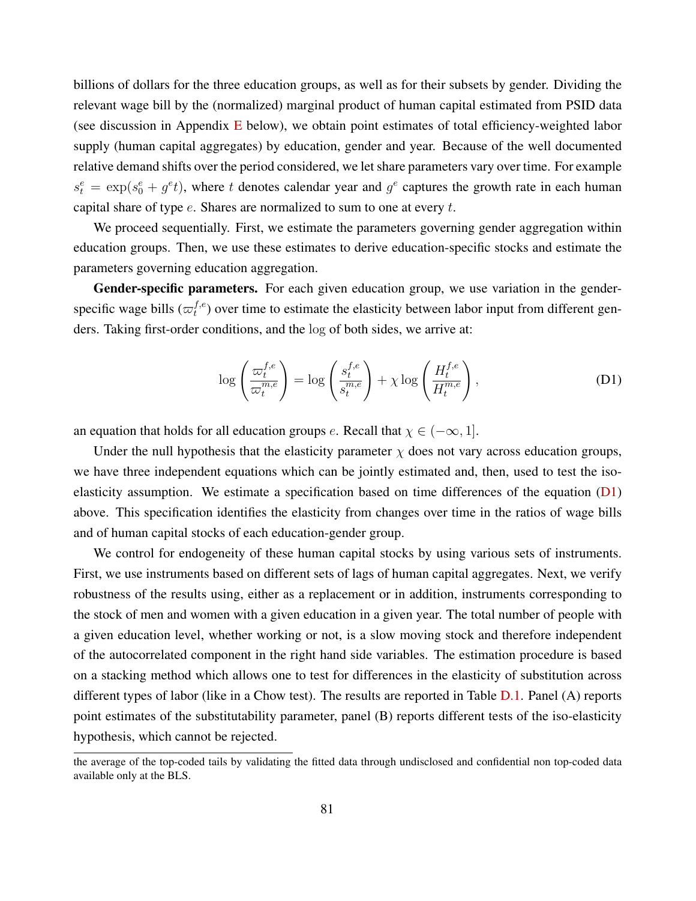billions of dollars for the three education groups, as well as for their subsets by gender. Dividing the relevant wage bill by the (normalized) marginal product of human capital estimated from PSID data (see discussion in Appendix E below), we obtain point estimates of total efficiency-weighted labor supply (human capital aggregates) by education, gender and year. Because of the well documented relative demand shifts over the period considered, we let share parameters vary over time. For example $s_t^e = \exp(s_0^e + g^e t)$, where $t$ denotes calendar year and $g^e$ captures the growth rate in each human capital share of type $e$. Shares are normalized to sum to one at every $t$.

We proceed sequentially. First, we estimate the parameters governing gender aggregation within education groups. Then, we use these estimates to derive education-specific stocks and estimate the parameters governing education aggregation.

**Gender-specific parameters.** For each given education group, we use variation in the gender-specific wage bills ($\varpi_t^{f,e}$) over time to estimate the elasticity between labor input from different genders. Taking first-order conditions, and the log of both sides, we arrive at:

$$\log\left(\frac{\varpi_t^{f,e}}{\varpi_t^{m,e}}\right) = \log\left(\frac{s_t^{f,e}}{s_t^{m,e}}\right) + \chi \log\left(\frac{H_t^{f,e}}{H_t^{m,e}}\right), \tag{D1}$$

an equation that holds for all education groups $e$. Recall that $\chi \in (-\infty, 1]$.

Under the null hypothesis that the elasticity parameter $\chi$ does not vary across education groups, we have three independent equations which can be jointly estimated and, then, used to test the iso-elasticity assumption. We estimate a specification based on time differences of the equation (D1) above. This specification identifies the elasticity from changes over time in the ratios of wage bills and of human capital stocks of each education-gender group.

We control for endogeneity of these human capital stocks by using various sets of instruments. First, we use instruments based on different sets of lags of human capital aggregates. Next, we verify robustness of the results using, either as a replacement or in addition, instruments corresponding to the stock of men and women with a given education in a given year. The total number of people with a given education level, whether working or not, is a slow moving stock and therefore independent of the autocorrelated component in the right hand side variables. The estimation procedure is based on a stacking method which allows one to test for differences in the elasticity of substitution across different types of labor (like in a Chow test). The results are reported in Table D.1. Panel (A) reports point estimates of the substitutability parameter, panel (B) reports different tests of the iso-elasticity hypothesis, which cannot be rejected.

the average of the top-coded tails by validating the fitted data through undisclosed and confidential non top-coded data available only at the BLS.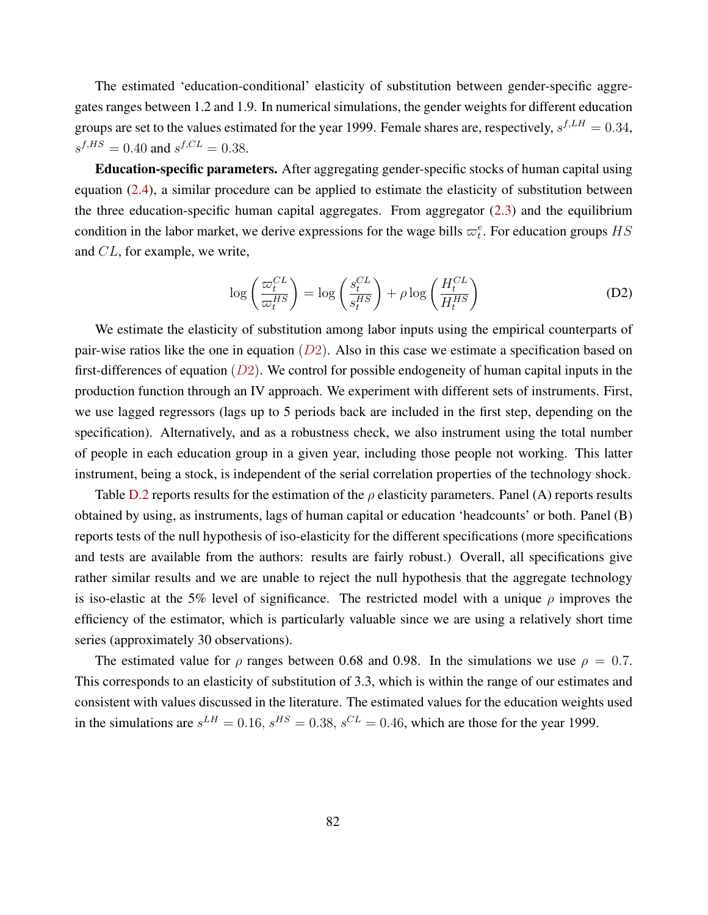The estimated 'education-conditional' elasticity of substitution between gender-specific aggregates ranges between 1.2 and 1.9. In numerical simulations, the gender weights for different education groups are set to the values estimated for the year 1999. Female shares are, respectively, $s^{f,LH} = 0.34$, $s^{f,HS} = 0.40$ and $s^{f,CL} = 0.38$.

**Education-specific parameters.** After aggregating gender-specific stocks of human capital using equation (2.4), a similar procedure can be applied to estimate the elasticity of substitution between the three education-specific human capital aggregates. From aggregator (2.3) and the equilibrium condition in the labor market, we derive expressions for the wage bills $\varpi_t^e$. For education groups $HS$ and $CL$, for example, we write,

$$\log\left(\frac{\varpi_t^{CL}}{\varpi_t^{HS}}\right) = \log\left(\frac{s_t^{CL}}{s_t^{HS}}\right) + \rho \log\left(\frac{H_t^{CL}}{H_t^{HS}}\right) \tag{D2}$$

We estimate the elasticity of substitution among labor inputs using the empirical counterparts of pair-wise ratios like the one in equation $(D2)$. Also in this case we estimate a specification based on first-differences of equation $(D2)$. We control for possible endogeneity of human capital inputs in the production function through an IV approach. We experiment with different sets of instruments. First, we use lagged regressors (lags up to 5 periods back are included in the first step, depending on the specification). Alternatively, and as a robustness check, we also instrument using the total number of people in each education group in a given year, including those people not working. This latter instrument, being a stock, is independent of the serial correlation properties of the technology shock.

Table D.2 reports results for the estimation of the $\rho$ elasticity parameters. Panel (A) reports results obtained by using, as instruments, lags of human capital or education 'headcounts' or both. Panel (B) reports tests of the null hypothesis of iso-elasticity for the different specifications (more specifications and tests are available from the authors: results are fairly robust.) Overall, all specifications give rather similar results and we are unable to reject the null hypothesis that the aggregate technology is iso-elastic at the 5% level of significance. The restricted model with a unique $\rho$ improves the efficiency of the estimator, which is particularly valuable since we are using a relatively short time series (approximately 30 observations).

The estimated value for $\rho$ ranges between 0.68 and 0.98. In the simulations we use $\rho = 0.7$. This corresponds to an elasticity of substitution of 3.3, which is within the range of our estimates and consistent with values discussed in the literature. The estimated values for the education weights used in the simulations are $s^{LH} = 0.16$, $s^{HS} = 0.38$, $s^{CL} = 0.46$, which are those for the year 1999.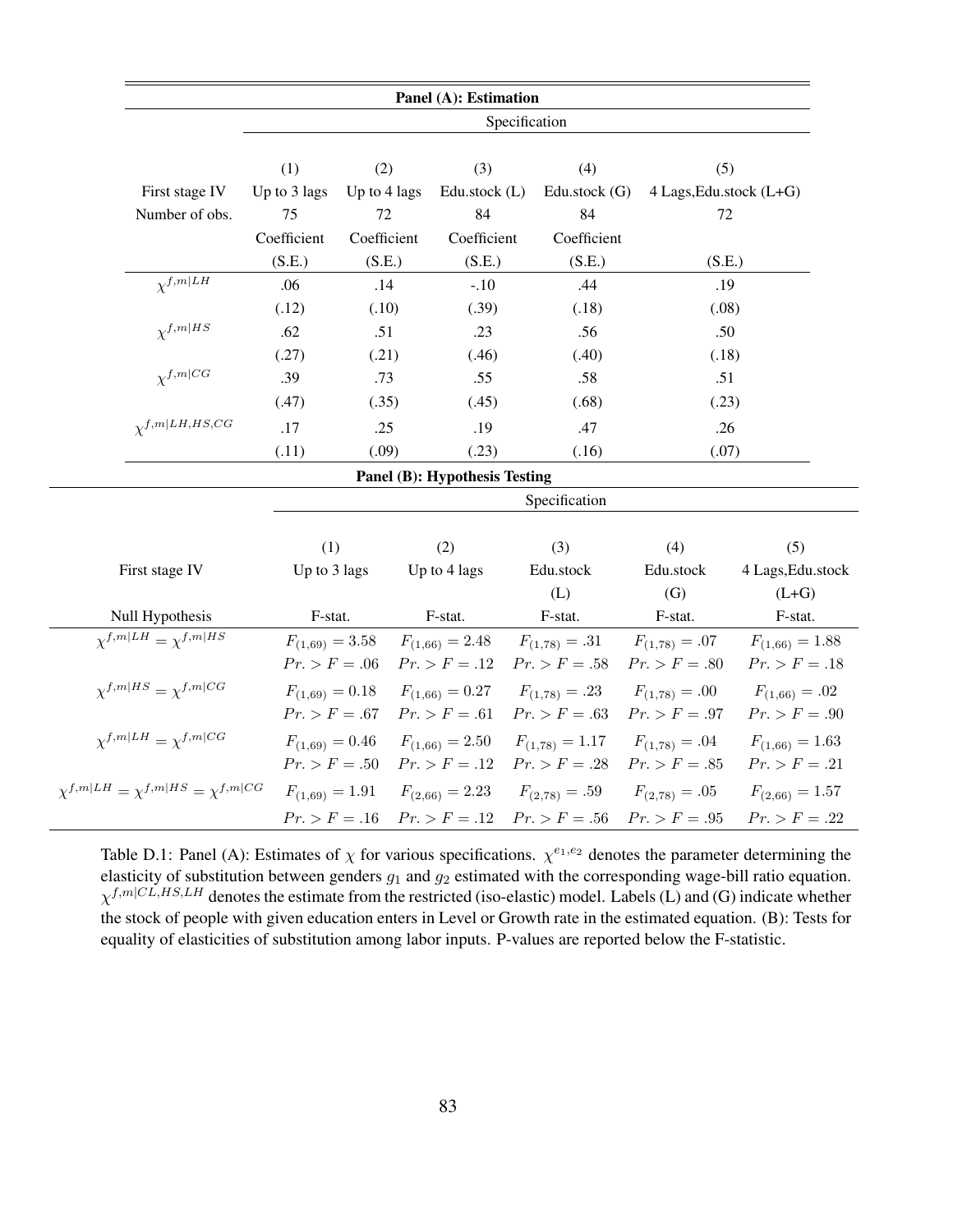| Panel (A): Estimation | | | | | |
|---|---|---|---|---|---|
| | Specification | | | | |
| | (1) | (2) | (3) | (4) | (5) |
| First stage IV | Up to 3 lags | Up to 4 lags | Edu.stock (L) | Edu.stock (G) | 4 Lags,Edu.stock (L+G) |
| Number of obs. | 75 | 72 | 84 | 84 | 72 |
| | Coefficient | Coefficient | Coefficient | Coefficient | |
| | (S.E.) | (S.E.) | (S.E.) | (S.E.) | (S.E.) |
| $\chi^{f,m\|LH}$ | .06 | .14 | -.10 | .44 | .19 |
| | (.12) | (.10) | (.39) | (.18) | (.08) |
| $\chi^{f,m\|HS}$ | .62 | .51 | .23 | .56 | .50 |
| | (.27) | (.21) | (.46) | (.40) | (.18) |
| $\chi^{f,m\|CG}$ | .39 | .73 | .55 | .58 | .51 |
| | (.47) | (.35) | (.45) | (.68) | (.23) |
| $\chi^{f,m\|LH,HS,CG}$ | .17 | .25 | .19 | .47 | .26 |
| | (.11) | (.09) | (.23) | (.16) | (.07) |

| Panel (B): Hypothesis Testing | | | | | |
|---|---|---|---|---|---|
| | Specification | | | | |
| | (1) | (2) | (3) | (4) | (5) |
| First stage IV | Up to 3 lags | Up to 4 lags | Edu.stock (L) | Edu.stock (G) | 4 Lags,Edu.stock (L+G) |
| Null Hypothesis | F-stat. | F-stat. | F-stat. | F-stat. | F-stat. |
| $\chi^{f,m\|LH} = \chi^{f,m\|HS}$ | $F_{(1,69)} = 3.58$ | $F_{(1,66)} = 2.48$ | $F_{(1,78)} = .31$ | $F_{(1,78)} = .07$ | $F_{(1,66)} = 1.88$ |
| | $Pr. > F = .06$ | $Pr. > F = .12$ | $Pr. > F = .58$ | $Pr. > F = .80$ | $Pr. > F = .18$ |
| $\chi^{f,m\|HS} = \chi^{f,m\|CG}$ | $F_{(1,69)} = 0.18$ | $F_{(1,66)} = 0.27$ | $F_{(1,78)} = .23$ | $F_{(1,78)} = .00$ | $F_{(1,66)} = .02$ |
| | $Pr. > F = .67$ | $Pr. > F = .61$ | $Pr. > F = .63$ | $Pr. > F = .97$ | $Pr. > F = .90$ |
| $\chi^{f,m\|LH} = \chi^{f,m\|CG}$ | $F_{(1,69)} = 0.46$ | $F_{(1,66)} = 2.50$ | $F_{(1,78)} = 1.17$ | $F_{(1,78)} = .04$ | $F_{(1,66)} = 1.63$ |
| | $Pr. > F = .50$ | $Pr. > F = .12$ | $Pr. > F = .28$ | $Pr. > F = .85$ | $Pr. > F = .21$ |
| $\chi^{f,m\|LH} = \chi^{f,m\|HS} = \chi^{f,m\|CG}$ | $F_{(1,69)} = 1.91$ | $F_{(2,66)} = 2.23$ | $F_{(2,78)} = .59$ | $F_{(2,78)} = .05$ | $F_{(2,66)} = 1.57$ |
| | $Pr. > F = .16$ | $Pr. > F = .12$ | $Pr. > F = .56$ | $Pr. > F = .95$ | $Pr. > F = .22$ |

Table D.1: Panel (A): Estimates of $\chi$ for various specifications. $\chi^{e_1,e_2}$ denotes the parameter determining the elasticity of substitution between genders $g_1$ and $g_2$ estimated with the corresponding wage-bill ratio equation. $\chi^{f,m|CL,HS,LH}$ denotes the estimate from the restricted (iso-elastic) model. Labels (L) and (G) indicate whether the stock of people with given education enters in Level or Growth rate in the estimated equation. (B): Tests for equality of elasticities of substitution among labor inputs. P-values are reported below the F-statistic.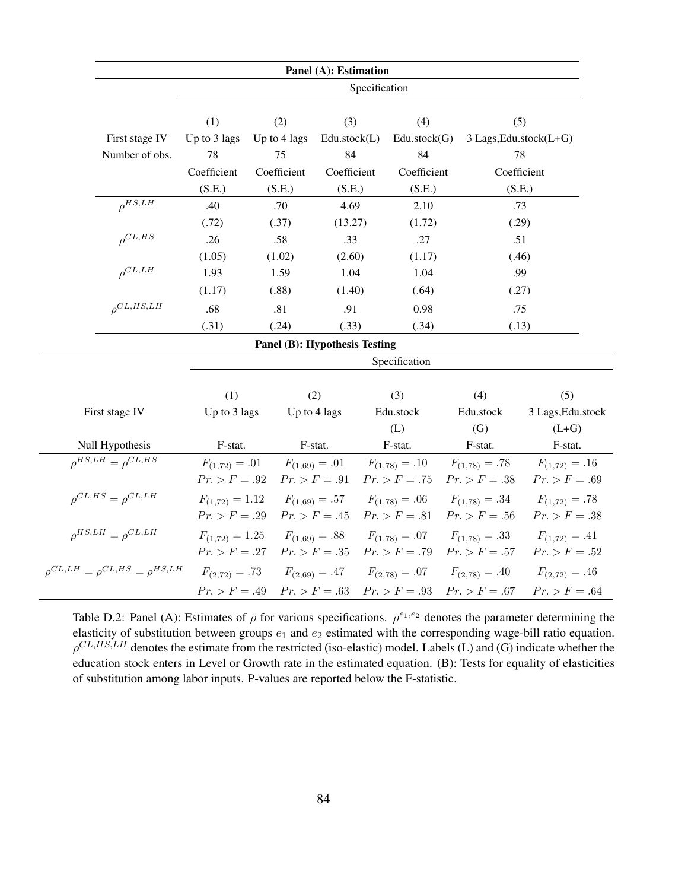**Panel (A): Estimation**

| | Specification | | | | |
|---|---|---|---|---|---|
| | (1) | (2) | (3) | (4) | (5) |
| First stage IV | Up to 3 lags | Up to 4 lags | Edu.stock(L) | Edu.stock(G) | 3 Lags,Edu.stock(L+G) |
| Number of obs. | 78 | 75 | 84 | 84 | 78 |
| | Coefficient | Coefficient | Coefficient | Coefficient | Coefficient |
| | (S.E.) | (S.E.) | (S.E.) | (S.E.) | (S.E.) |
| $\rho^{HS,LH}$ | .40 | .70 | 4.69 | 2.10 | .73 |
| | (.72) | (.37) | (13.27) | (1.72) | (.29) |
| $\rho^{CL,HS}$ | .26 | .58 | .33 | .27 | .51 |
| | (1.05) | (1.02) | (2.60) | (1.17) | (.46) |
| $\rho^{CL,LH}$ | 1.93 | 1.59 | 1.04 | 1.04 | .99 |
| | (1.17) | (.88) | (1.40) | (.64) | (.27) |
| $\rho^{CL,HS,LH}$ | .68 | .81 | .91 | 0.98 | .75 |
| | (.31) | (.24) | (.33) | (.34) | (.13) |

**Panel (B): Hypothesis Testing**

| | Specification | | | | |
|---|---|---|---|---|---|
| | (1) | (2) | (3) | (4) | (5) |
| First stage IV | Up to 3 lags | Up to 4 lags | Edu.stock (L) | Edu.stock (G) | 3 Lags,Edu.stock (L+G) |
| Null Hypothesis | F-stat. | F-stat. | F-stat. | F-stat. | F-stat. |
| $\rho^{HS,LH} = \rho^{CL,HS}$ | $F_{(1,72)} = .01$ | $F_{(1,69)} = .01$ | $F_{(1,78)} = .10$ | $F_{(1,78)} = .78$ | $F_{(1,72)} = .16$ |
| | $Pr. > F = .92$ | $Pr. > F = .91$ | $Pr. > F = .75$ | $Pr. > F = .38$ | $Pr. > F = .69$ |
| $\rho^{CL,HS} = \rho^{CL,LH}$ | $F_{(1,72)} = 1.12$ | $F_{(1,69)} = .57$ | $F_{(1,78)} = .06$ | $F_{(1,78)} = .34$ | $F_{(1,72)} = .78$ |
| | $Pr. > F = .29$ | $Pr. > F = .45$ | $Pr. > F = .81$ | $Pr. > F = .56$ | $Pr. > F = .38$ |
| $\rho^{HS,LH} = \rho^{CL,LH}$ | $F_{(1,72)} = 1.25$ | $F_{(1,69)} = .88$ | $F_{(1,78)} = .07$ | $F_{(1,78)} = .33$ | $F_{(1,72)} = .41$ |
| | $Pr. > F = .27$ | $Pr. > F = .35$ | $Pr. > F = .79$ | $Pr. > F = .57$ | $Pr. > F = .52$ |
| $\rho^{CL,LH} = \rho^{CL,HS} = \rho^{HS,LH}$ | $F_{(2,72)} = .73$ | $F_{(2,69)} = .47$ | $F_{(2,78)} = .07$ | $F_{(2,78)} = .40$ | $F_{(2,72)} = .46$ |
| | $Pr. > F = .49$ | $Pr. > F = .63$ | $Pr. > F = .93$ | $Pr. > F = .67$ | $Pr. > F = .64$ |

Table D.2: Panel (A): Estimates of $\rho$ for various specifications. $\rho^{e_1,e_2}$ denotes the parameter determining the elasticity of substitution between groups $e_1$ and $e_2$ estimated with the corresponding wage-bill ratio equation. $\rho^{CL,HS,LH}$ denotes the estimate from the restricted (iso-elastic) model. Labels (L) and (G) indicate whether the education stock enters in Level or Growth rate in the estimated equation. (B): Tests for equality of elasticities of substitution among labor inputs. P-values are reported below the F-statistic.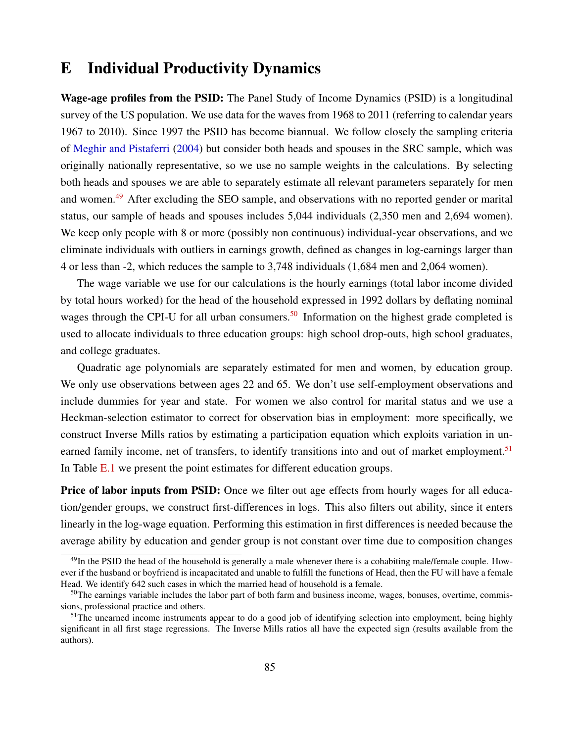# E Individual Productivity Dynamics

**Wage-age profiles from the PSID:** The Panel Study of Income Dynamics (PSID) is a longitudinal survey of the US population. We use data for the waves from 1968 to 2011 (referring to calendar years 1967 to 2010). Since 1997 the PSID has become biannual. We follow closely the sampling criteria of Meghir and Pistaferri (2004) but consider both heads and spouses in the SRC sample, which was originally nationally representative, so we use no sample weights in the calculations. By selecting both heads and spouses we are able to separately estimate all relevant parameters separately for men and women.[49] After excluding the SEO sample, and observations with no reported gender or marital status, our sample of heads and spouses includes 5,044 individuals (2,350 men and 2,694 women). We keep only people with 8 or more (possibly non continuous) individual-year observations, and we eliminate individuals with outliers in earnings growth, defined as changes in log-earnings larger than 4 or less than -2, which reduces the sample to 3,748 individuals (1,684 men and 2,064 women).

The wage variable we use for our calculations is the hourly earnings (total labor income divided by total hours worked) for the head of the household expressed in 1992 dollars by deflating nominal wages through the CPI-U for all urban consumers.[50] Information on the highest grade completed is used to allocate individuals to three education groups: high school drop-outs, high school graduates, and college graduates.

Quadratic age polynomials are separately estimated for men and women, by education group. We only use observations between ages 22 and 65. We don't use self-employment observations and include dummies for year and state. For women we also control for marital status and we use a Heckman-selection estimator to correct for observation bias in employment: more specifically, we construct Inverse Mills ratios by estimating a participation equation which exploits variation in unearned family income, net of transfers, to identify transitions into and out of market employment.[51] In Table E.1 we present the point estimates for different education groups.

**Price of labor inputs from PSID:** Once we filter out age effects from hourly wages for all education/gender groups, we construct first-differences in logs. This also filters out ability, since it enters linearly in the log-wage equation. Performing this estimation in first differences is needed because the average ability by education and gender group is not constant over time due to composition changes

[49] In the PSID the head of the household is generally a male whenever there is a cohabiting male/female couple. However if the husband or boyfriend is incapacitated and unable to fulfill the functions of Head, then the FU will have a female Head. We identify 642 such cases in which the married head of household is a female.

[50] The earnings variable includes the labor part of both farm and business income, wages, bonuses, overtime, commissions, professional practice and others.

[51] The unearned income instruments appear to do a good job of identifying selection into employment, being highly significant in all first stage regressions. The Inverse Mills ratios all have the expected sign (results available from the authors).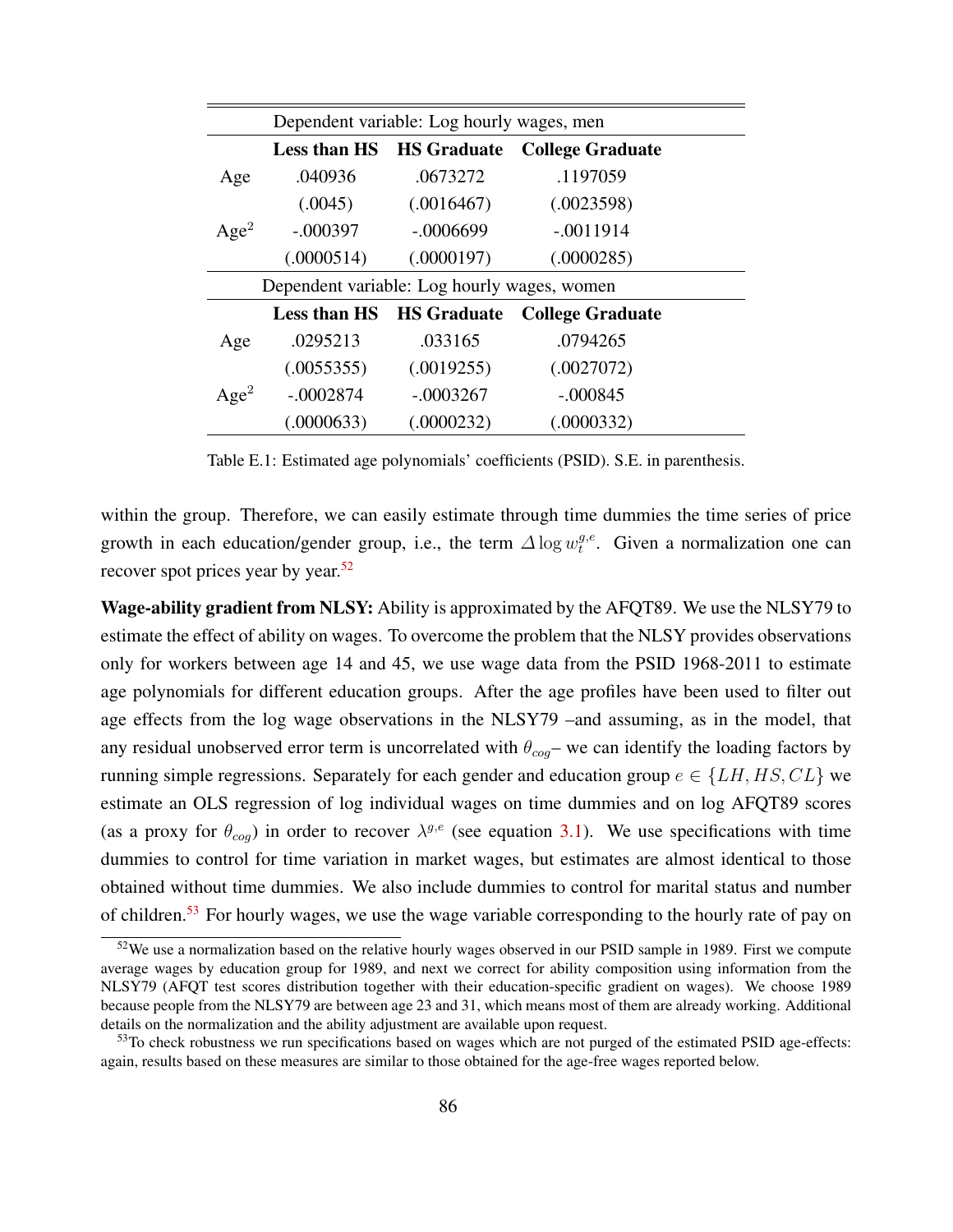| Dependent variable: Log hourly wages, men | | | |
|---|---|---|---|
| | **Less than HS** | **HS Graduate** | **College Graduate** |
| Age | .040936 | .0673272 | .1197059 |
| | (.0045) | (.0016467) | (.0023598) |
| Age$^2$ | -.000397 | -.0006699 | -.0011914 |
| | (.0000514) | (.0000197) | (.0000285) |
| Dependent variable: Log hourly wages, women | | | |
| | **Less than HS** | **HS Graduate** | **College Graduate** |
| Age | .0295213 | .033165 | .0794265 |
| | (.0055355) | (.0019255) | (.0027072) |
| Age$^2$ | -.0002874 | -.0003267 | -.000845 |
| | (.0000633) | (.0000232) | (.0000332) |

Table E.1: Estimated age polynomials' coefficients (PSID). S.E. in parenthesis.

within the group. Therefore, we can easily estimate through time dummies the time series of price growth in each education/gender group, i.e., the term $\Delta \log w_t^{g,e}$. Given a normalization one can recover spot prices year by year.[52]

**Wage-ability gradient from NLSY:** Ability is approximated by the AFQT89. We use the NLSY79 to estimate the effect of ability on wages. To overcome the problem that the NLSY provides observations only for workers between age 14 and 45, we use wage data from the PSID 1968-2011 to estimate age polynomials for different education groups. After the age profiles have been used to filter out age effects from the log wage observations in the NLSY79 –and assuming, as in the model, that any residual unobserved error term is uncorrelated with $\theta_{cog}$– we can identify the loading factors by running simple regressions. Separately for each gender and education group $e \in \{LH, HS, CL\}$ we estimate an OLS regression of log individual wages on time dummies and on log AFQT89 scores (as a proxy for $\theta_{cog}$) in order to recover $\lambda^{g,e}$ (see equation 3.1). We use specifications with time dummies to control for time variation in market wages, but estimates are almost identical to those obtained without time dummies. We also include dummies to control for marital status and number of children.[53] For hourly wages, we use the wage variable corresponding to the hourly rate of pay on

[52] We use a normalization based on the relative hourly wages observed in our PSID sample in 1989. First we compute average wages by education group for 1989, and next we correct for ability composition using information from the NLSY79 (AFQT test scores distribution together with their education-specific gradient on wages). We choose 1989 because people from the NLSY79 are between age 23 and 31, which means most of them are already working. Additional details on the normalization and the ability adjustment are available upon request.

[53] To check robustness we run specifications based on wages which are not purged of the estimated PSID age-effects: again, results based on these measures are similar to those obtained for the age-free wages reported below.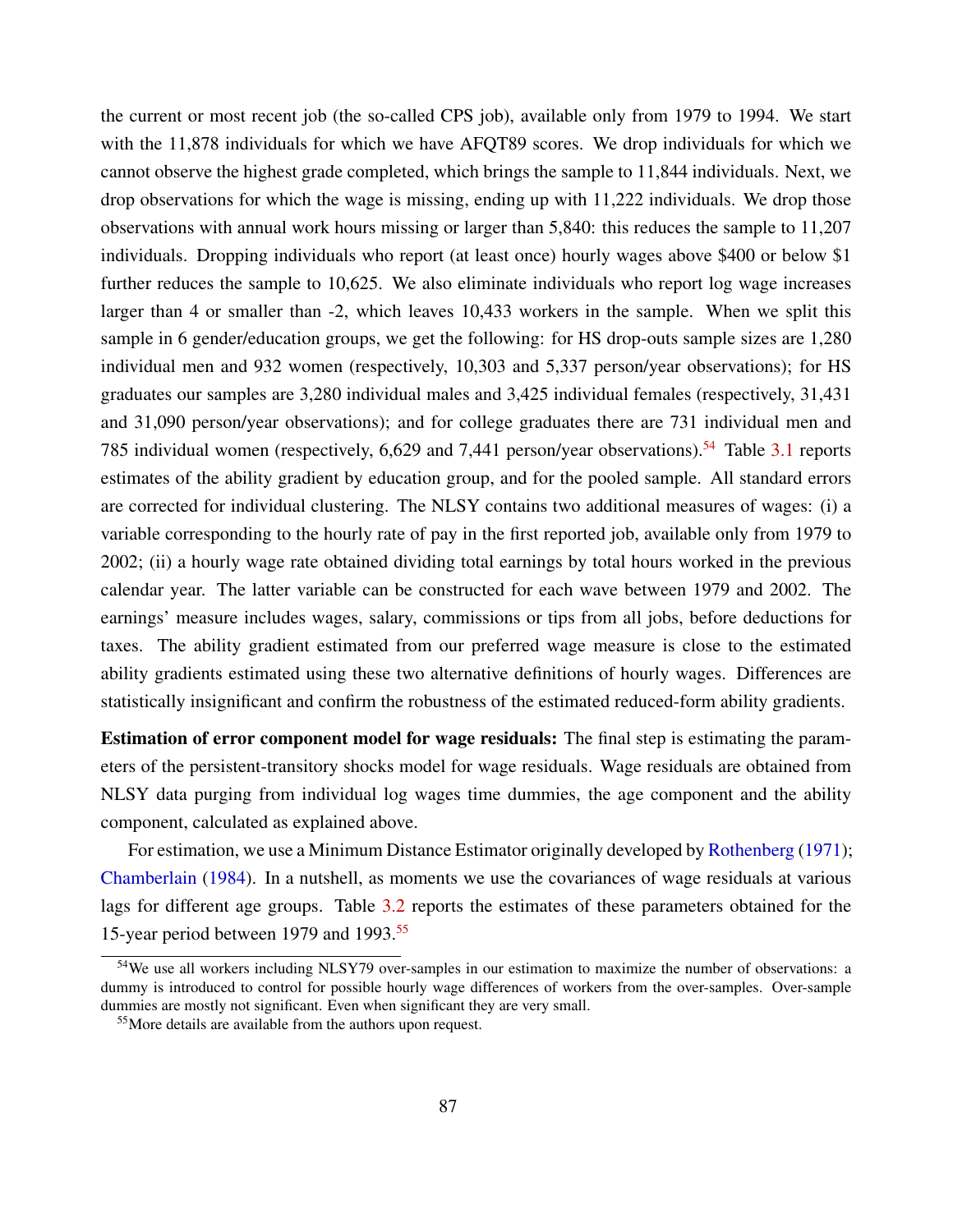the current or most recent job (the so-called CPS job), available only from 1979 to 1994. We start with the 11,878 individuals for which we have AFQT89 scores. We drop individuals for which we cannot observe the highest grade completed, which brings the sample to 11,844 individuals. Next, we drop observations for which the wage is missing, ending up with 11,222 individuals. We drop those observations with annual work hours missing or larger than 5,840: this reduces the sample to 11,207 individuals. Dropping individuals who report (at least once) hourly wages above $400 or below $1 further reduces the sample to 10,625. We also eliminate individuals who report log wage increases larger than 4 or smaller than -2, which leaves 10,433 workers in the sample. When we split this sample in 6 gender/education groups, we get the following: for HS drop-outs sample sizes are 1,280 individual men and 932 women (respectively, 10,303 and 5,337 person/year observations); for HS graduates our samples are 3,280 individual males and 3,425 individual females (respectively, 31,431 and 31,090 person/year observations); and for college graduates there are 731 individual men and 785 individual women (respectively, 6,629 and 7,441 person/year observations).[54] Table 3.1 reports estimates of the ability gradient by education group, and for the pooled sample. All standard errors are corrected for individual clustering. The NLSY contains two additional measures of wages: (i) a variable corresponding to the hourly rate of pay in the first reported job, available only from 1979 to 2002; (ii) a hourly wage rate obtained dividing total earnings by total hours worked in the previous calendar year. The latter variable can be constructed for each wave between 1979 and 2002. The earnings' measure includes wages, salary, commissions or tips from all jobs, before deductions for taxes. The ability gradient estimated from our preferred wage measure is close to the estimated ability gradients estimated using these two alternative definitions of hourly wages. Differences are statistically insignificant and confirm the robustness of the estimated reduced-form ability gradients.

**Estimation of error component model for wage residuals:** The final step is estimating the parameters of the persistent-transitory shocks model for wage residuals. Wage residuals are obtained from NLSY data purging from individual log wages time dummies, the age component and the ability component, calculated as explained above.

For estimation, we use a Minimum Distance Estimator originally developed by Rothenberg (1971); Chamberlain (1984). In a nutshell, as moments we use the covariances of wage residuals at various lags for different age groups. Table 3.2 reports the estimates of these parameters obtained for the 15-year period between 1979 and 1993.[55]

---

[54] We use all workers including NLSY79 over-samples in our estimation to maximize the number of observations: a dummy is introduced to control for possible hourly wage differences of workers from the over-samples. Over-sample dummies are mostly not significant. Even when significant they are very small.

[55] More details are available from the authors upon request.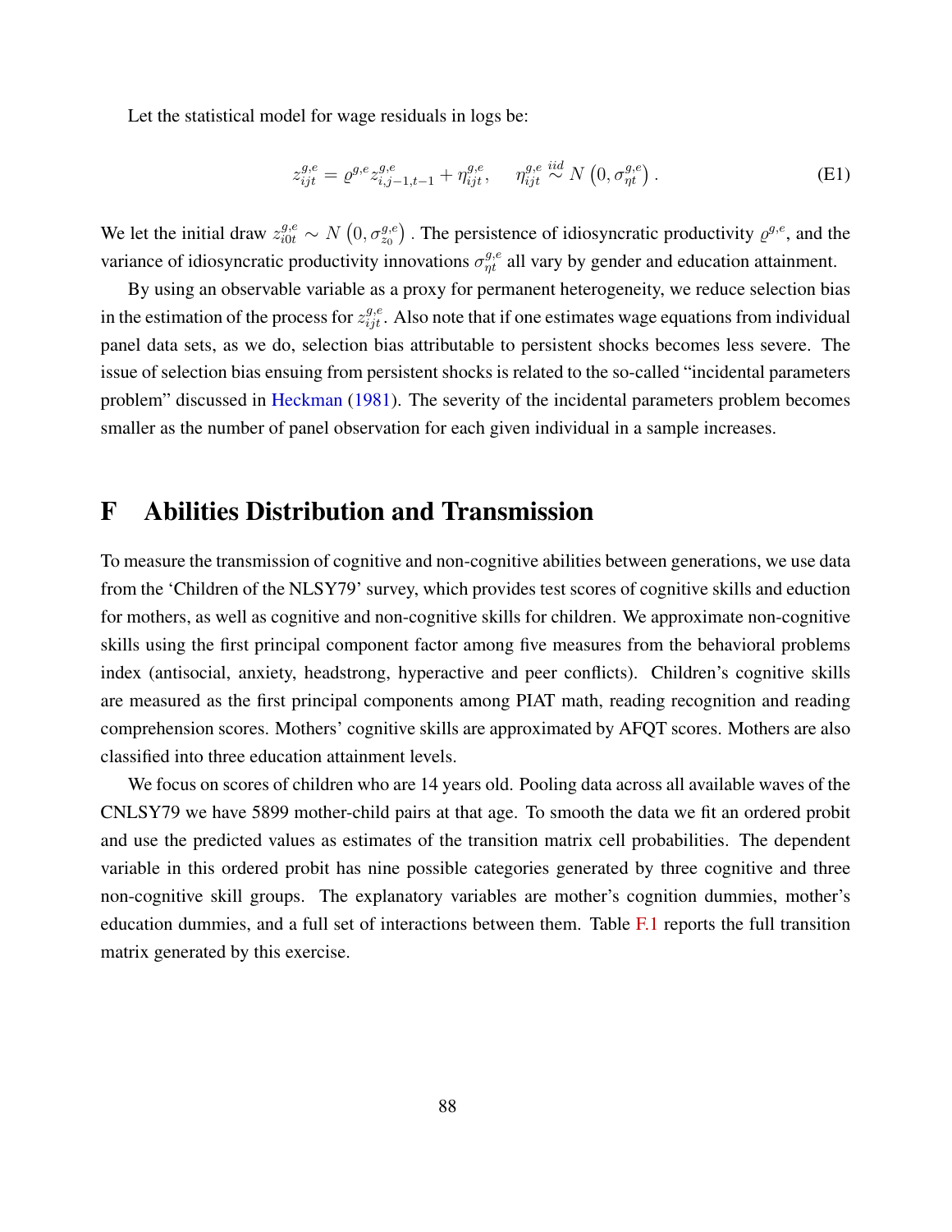Let the statistical model for wage residuals in logs be:

$$z_{ijt}^{g,e} = \varrho^{g,e} z_{i,j-1,t-1}^{g,e} + \eta_{ijt}^{g,e}, \qquad \eta_{ijt}^{g,e} \overset{iid}{\sim} N\left(0, \sigma_{\eta t}^{g,e}\right). \tag{E1}$$

We let the initial draw $z_{i0t}^{g,e} \sim N\left(0, \sigma_{z_0}^{g,e}\right)$. The persistence of idiosyncratic productivity $\varrho^{g,e}$, and the variance of idiosyncratic productivity innovations $\sigma_{\eta t}^{g,e}$ all vary by gender and education attainment.

By using an observable variable as a proxy for permanent heterogeneity, we reduce selection bias in the estimation of the process for $z_{ijt}^{g,e}$. Also note that if one estimates wage equations from individual panel data sets, as we do, selection bias attributable to persistent shocks becomes less severe. The issue of selection bias ensuing from persistent shocks is related to the so-called "incidental parameters problem" discussed in Heckman (1981). The severity of the incidental parameters problem becomes smaller as the number of panel observation for each given individual in a sample increases.

# F Abilities Distribution and Transmission

To measure the transmission of cognitive and non-cognitive abilities between generations, we use data from the 'Children of the NLSY79' survey, which provides test scores of cognitive skills and eduction for mothers, as well as cognitive and non-cognitive skills for children. We approximate non-cognitive skills using the first principal component factor among five measures from the behavioral problems index (antisocial, anxiety, headstrong, hyperactive and peer conflicts). Children's cognitive skills are measured as the first principal components among PIAT math, reading recognition and reading comprehension scores. Mothers' cognitive skills are approximated by AFQT scores. Mothers are also classified into three education attainment levels.

We focus on scores of children who are 14 years old. Pooling data across all available waves of the CNLSY79 we have 5899 mother-child pairs at that age. To smooth the data we fit an ordered probit and use the predicted values as estimates of the transition matrix cell probabilities. The dependent variable in this ordered probit has nine possible categories generated by three cognitive and three non-cognitive skill groups. The explanatory variables are mother's cognition dummies, mother's education dummies, and a full set of interactions between them. Table F.1 reports the full transition matrix generated by this exercise.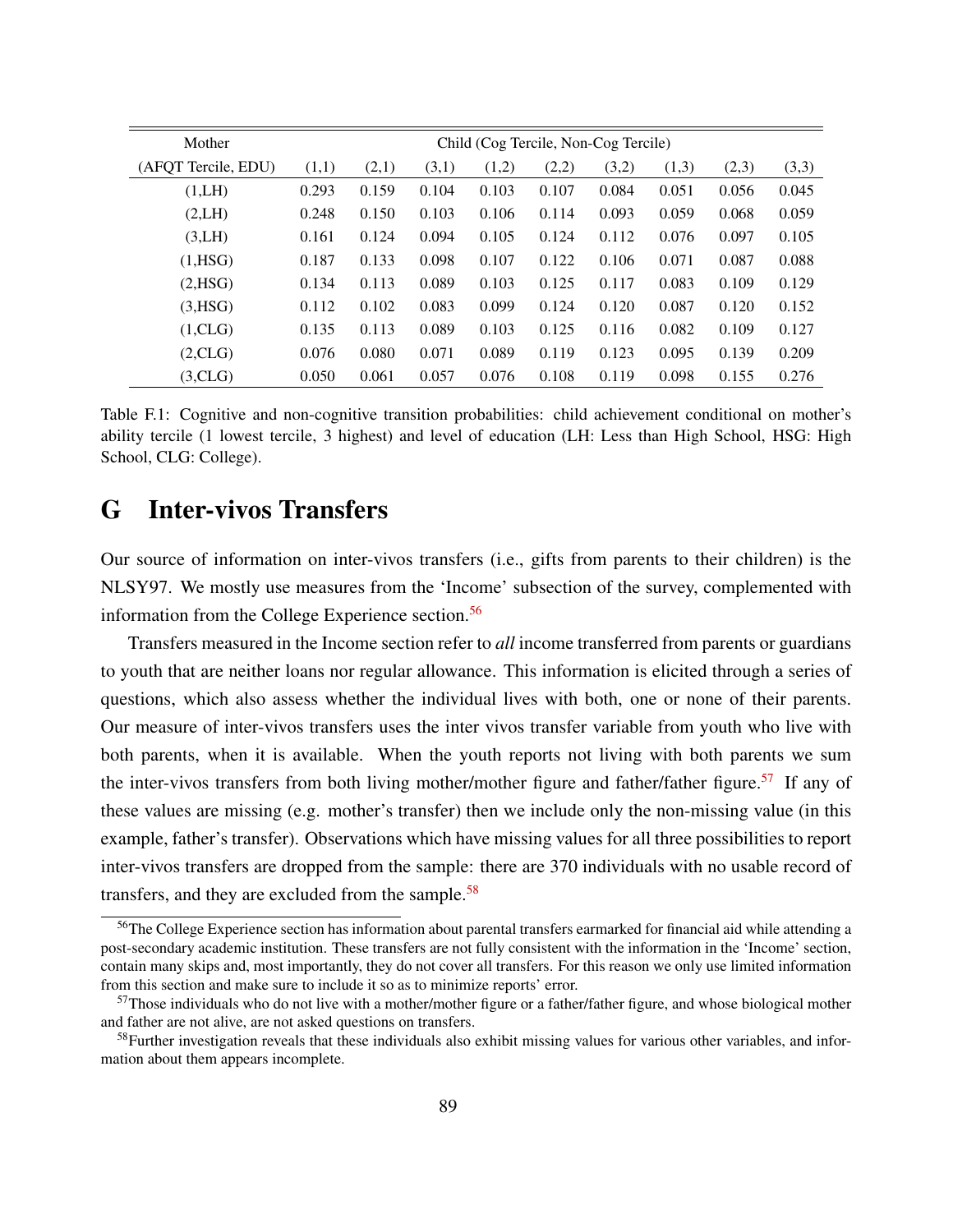| Mother | Child (Cog Tercile, Non-Cog Tercile) | | | | | | | | |
|---|---|---|---|---|---|---|---|---|---|
| (AFQT Tercile, EDU) | (1,1) | (2,1) | (3,1) | (1,2) | (2,2) | (3,2) | (1,3) | (2,3) | (3,3) |
| (1,LH) | 0.293 | 0.159 | 0.104 | 0.103 | 0.107 | 0.084 | 0.051 | 0.056 | 0.045 |
| (2,LH) | 0.248 | 0.150 | 0.103 | 0.106 | 0.114 | 0.093 | 0.059 | 0.068 | 0.059 |
| (3,LH) | 0.161 | 0.124 | 0.094 | 0.105 | 0.124 | 0.112 | 0.076 | 0.097 | 0.105 |
| (1,HSG) | 0.187 | 0.133 | 0.098 | 0.107 | 0.122 | 0.106 | 0.071 | 0.087 | 0.088 |
| (2,HSG) | 0.134 | 0.113 | 0.089 | 0.103 | 0.125 | 0.117 | 0.083 | 0.109 | 0.129 |
| (3,HSG) | 0.112 | 0.102 | 0.083 | 0.099 | 0.124 | 0.120 | 0.087 | 0.120 | 0.152 |
| (1,CLG) | 0.135 | 0.113 | 0.089 | 0.103 | 0.125 | 0.116 | 0.082 | 0.109 | 0.127 |
| (2,CLG) | 0.076 | 0.080 | 0.071 | 0.089 | 0.119 | 0.123 | 0.095 | 0.139 | 0.209 |
| (3,CLG) | 0.050 | 0.061 | 0.057 | 0.076 | 0.108 | 0.119 | 0.098 | 0.155 | 0.276 |

Table F.1: Cognitive and non-cognitive transition probabilities: child achievement conditional on mother's ability tercile (1 lowest tercile, 3 highest) and level of education (LH: Less than High School, HSG: High School, CLG: College).

# G Inter-vivos Transfers

Our source of information on inter-vivos transfers (i.e., gifts from parents to their children) is the NLSY97. We mostly use measures from the 'Income' subsection of the survey, complemented with information from the College Experience section.[56]

Transfers measured in the Income section refer to *all* income transferred from parents or guardians to youth that are neither loans nor regular allowance. This information is elicited through a series of questions, which also assess whether the individual lives with both, one or none of their parents. Our measure of inter-vivos transfers uses the inter vivos transfer variable from youth who live with both parents, when it is available. When the youth reports not living with both parents we sum the inter-vivos transfers from both living mother/mother figure and father/father figure.[57] If any of these values are missing (e.g. mother's transfer) then we include only the non-missing value (in this example, father's transfer). Observations which have missing values for all three possibilities to report inter-vivos transfers are dropped from the sample: there are 370 individuals with no usable record of transfers, and they are excluded from the sample.[58]

[56] The College Experience section has information about parental transfers earmarked for financial aid while attending a post-secondary academic institution. These transfers are not fully consistent with the information in the 'Income' section, contain many skips and, most importantly, they do not cover all transfers. For this reason we only use limited information from this section and make sure to include it so as to minimize reports' error.

[57] Those individuals who do not live with a mother/mother figure or a father/father figure, and whose biological mother and father are not alive, are not asked questions on transfers.

[58] Further investigation reveals that these individuals also exhibit missing values for various other variables, and information about them appears incomplete.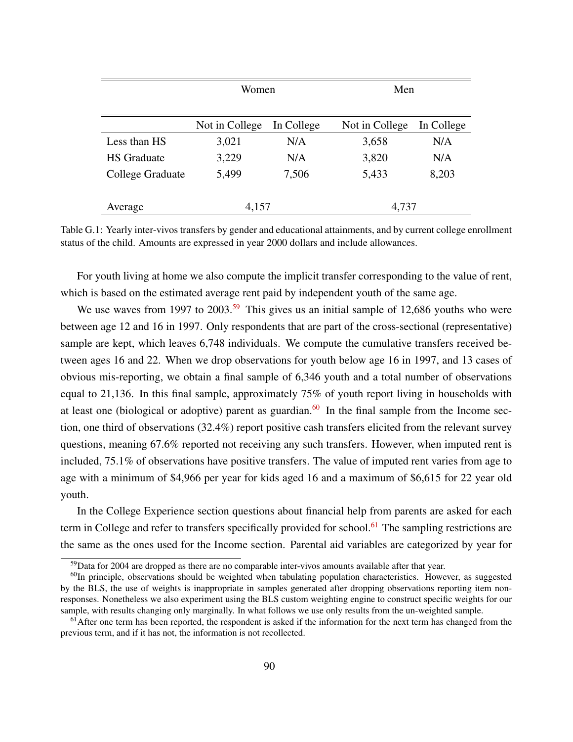| | Women | | Men | |
|---|---|---|---|---|
| | Not in College | In College | Not in College | In College |
| Less than HS | 3,021 | N/A | 3,658 | N/A |
| HS Graduate | 3,229 | N/A | 3,820 | N/A |
| College Graduate | 5,499 | 7,506 | 5,433 | 8,203 |
| Average | 4,157 | | 4,737 | |

Table G.1: Yearly inter-vivos transfers by gender and educational attainments, and by current college enrollment status of the child. Amounts are expressed in year 2000 dollars and include allowances.

For youth living at home we also compute the implicit transfer corresponding to the value of rent, which is based on the estimated average rent paid by independent youth of the same age.

We use waves from 1997 to 2003.[59] This gives us an initial sample of 12,686 youths who were between age 12 and 16 in 1997. Only respondents that are part of the cross-sectional (representative) sample are kept, which leaves 6,748 individuals. We compute the cumulative transfers received between ages 16 and 22. When we drop observations for youth below age 16 in 1997, and 13 cases of obvious mis-reporting, we obtain a final sample of 6,346 youth and a total number of observations equal to 21,136. In this final sample, approximately 75% of youth report living in households with at least one (biological or adoptive) parent as guardian.[60] In the final sample from the Income section, one third of observations (32.4%) report positive cash transfers elicited from the relevant survey questions, meaning 67.6% reported not receiving any such transfers. However, when imputed rent is included, 75.1% of observations have positive transfers. The value of imputed rent varies from age to age with a minimum of $4,966 per year for kids aged 16 and a maximum of $6,615 for 22 year old youth.

In the College Experience section questions about financial help from parents are asked for each term in College and refer to transfers specifically provided for school.[61] The sampling restrictions are the same as the ones used for the Income section. Parental aid variables are categorized by year for

[59] Data for 2004 are dropped as there are no comparable inter-vivos amounts available after that year.

[60] In principle, observations should be weighted when tabulating population characteristics. However, as suggested by the BLS, the use of weights is inappropriate in samples generated after dropping observations reporting item non-responses. Nonetheless we also experiment using the BLS custom weighting engine to construct specific weights for our sample, with results changing only marginally. In what follows we use only results from the un-weighted sample.

[61] After one term has been reported, the respondent is asked if the information for the next term has changed from the previous term, and if it has not, the information is not recollected.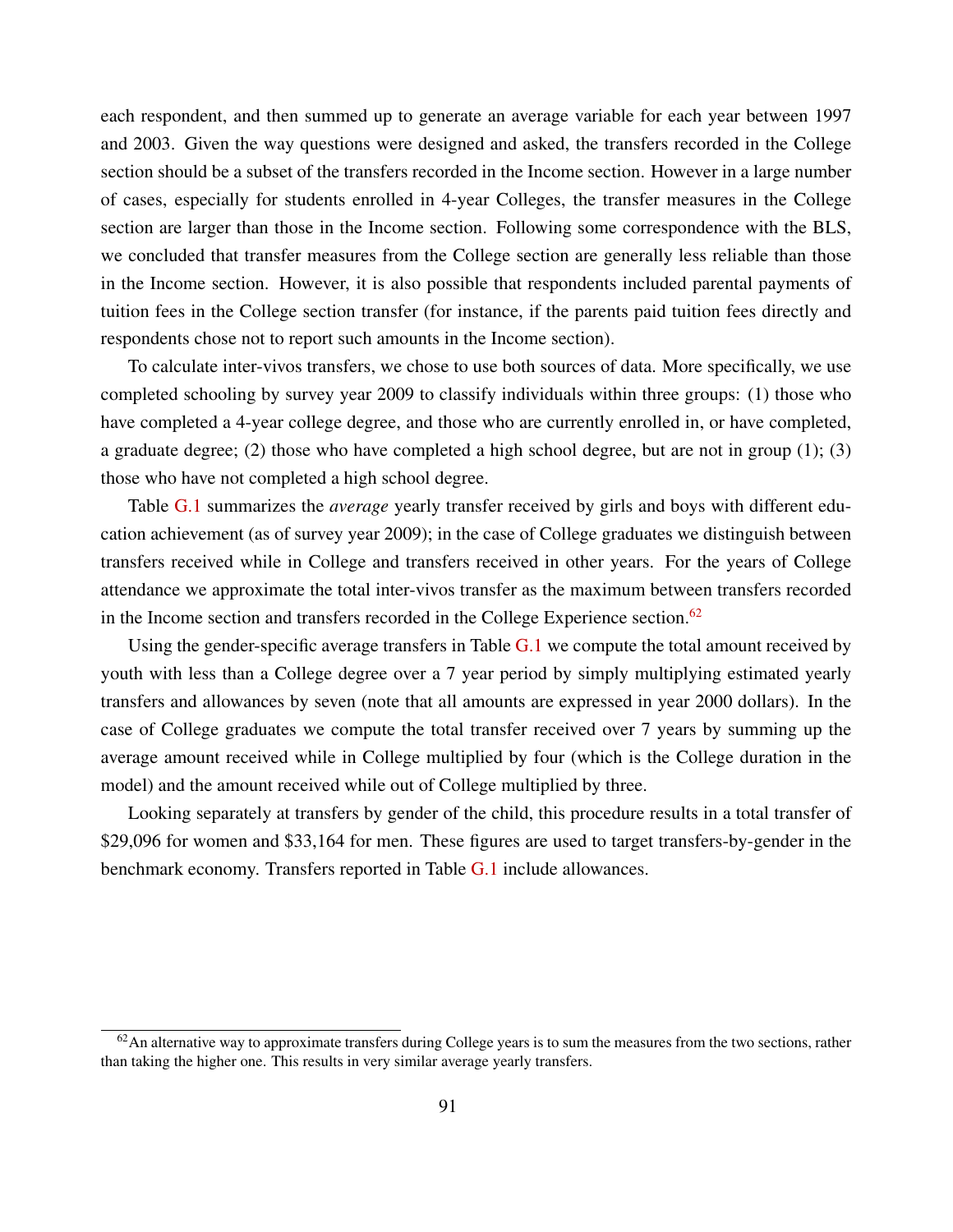each respondent, and then summed up to generate an average variable for each year between 1997 and 2003. Given the way questions were designed and asked, the transfers recorded in the College section should be a subset of the transfers recorded in the Income section. However in a large number of cases, especially for students enrolled in 4-year Colleges, the transfer measures in the College section are larger than those in the Income section. Following some correspondence with the BLS, we concluded that transfer measures from the College section are generally less reliable than those in the Income section. However, it is also possible that respondents included parental payments of tuition fees in the College section transfer (for instance, if the parents paid tuition fees directly and respondents chose not to report such amounts in the Income section).

To calculate inter-vivos transfers, we chose to use both sources of data. More specifically, we use completed schooling by survey year 2009 to classify individuals within three groups: (1) those who have completed a 4-year college degree, and those who are currently enrolled in, or have completed, a graduate degree; (2) those who have completed a high school degree, but are not in group (1); (3) those who have not completed a high school degree.

Table G.1 summarizes the *average* yearly transfer received by girls and boys with different education achievement (as of survey year 2009); in the case of College graduates we distinguish between transfers received while in College and transfers received in other years. For the years of College attendance we approximate the total inter-vivos transfer as the maximum between transfers recorded in the Income section and transfers recorded in the College Experience section.[62]

Using the gender-specific average transfers in Table G.1 we compute the total amount received by youth with less than a College degree over a 7 year period by simply multiplying estimated yearly transfers and allowances by seven (note that all amounts are expressed in year 2000 dollars). In the case of College graduates we compute the total transfer received over 7 years by summing up the average amount received while in College multiplied by four (which is the College duration in the model) and the amount received while out of College multiplied by three.

Looking separately at transfers by gender of the child, this procedure results in a total transfer of $29,096 for women and $33,164 for men. These figures are used to target transfers-by-gender in the benchmark economy. Transfers reported in Table G.1 include allowances.

[62] An alternative way to approximate transfers during College years is to sum the measures from the two sections, rather than taking the higher one. This results in very similar average yearly transfers.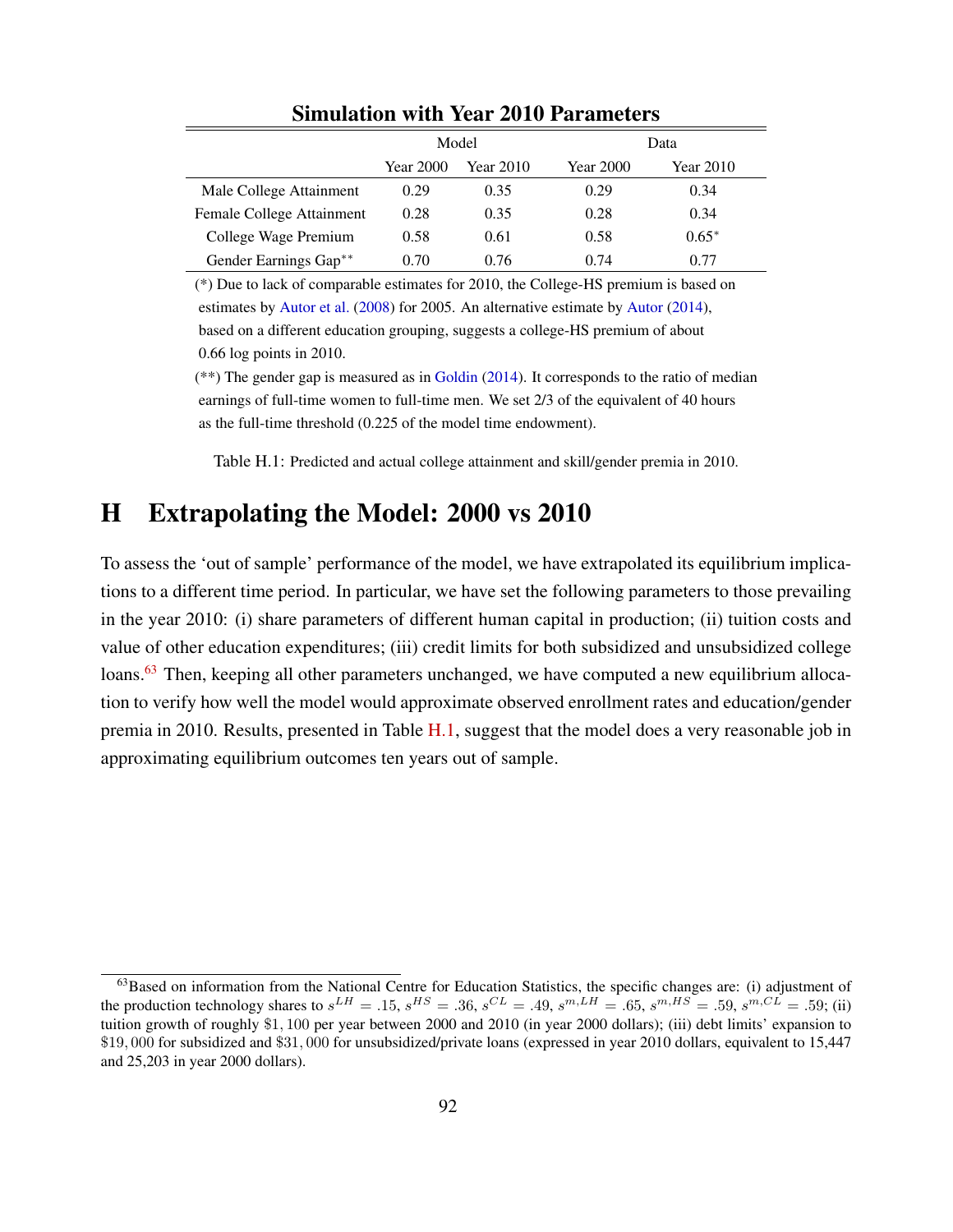**Simulation with Year 2010 Parameters**

| | Model | | Data | |
|---|---|---|---|---|
| | Year 2000 | Year 2010 | Year 2000 | Year 2010 |
| Male College Attainment | 0.29 | 0.35 | 0.29 | 0.34 |
| Female College Attainment | 0.28 | 0.35 | 0.28 | 0.34 |
| College Wage Premium | 0.58 | 0.61 | 0.58 | $0.65^{*}$ |
| Gender Earnings Gap$^{**}$ | 0.70 | 0.76 | 0.74 | 0.77 |

(*) Due to lack of comparable estimates for 2010, the College-HS premium is based on estimates by Autor et al. (2008) for 2005. An alternative estimate by Autor (2014), based on a different education grouping, suggests a college-HS premium of about 0.66 log points in 2010.

(**) The gender gap is measured as in Goldin (2014). It corresponds to the ratio of median earnings of full-time women to full-time men. We set 2/3 of the equivalent of 40 hours as the full-time threshold (0.225 of the model time endowment).

Table H.1: Predicted and actual college attainment and skill/gender premia in 2010.

# H Extrapolating the Model: 2000 vs 2010

To assess the 'out of sample' performance of the model, we have extrapolated its equilibrium implications to a different time period. In particular, we have set the following parameters to those prevailing in the year 2010: (i) share parameters of different human capital in production; (ii) tuition costs and value of other education expenditures; (iii) credit limits for both subsidized and unsubsidized college loans.[63] Then, keeping all other parameters unchanged, we have computed a new equilibrium allocation to verify how well the model would approximate observed enrollment rates and education/gender premia in 2010. Results, presented in Table H.1, suggest that the model does a very reasonable job in approximating equilibrium outcomes ten years out of sample.

[63] Based on information from the National Centre for Education Statistics, the specific changes are: (i) adjustment of the production technology shares to $s^{LH} = .15$, $s^{HS} = .36$, $s^{CL} = .49$, $s^{m,LH} = .65$, $s^{m,HS} = .59$, $s^{m,CL} = .59$; (ii) tuition growth of roughly \$1,100 per year between 2000 and 2010 (in year 2000 dollars); (iii) debt limits' expansion to \$19,000 for subsidized and \$31,000 for unsubsidized/private loans (expressed in year 2010 dollars, equivalent to 15,447 and 25,203 in year 2000 dollars).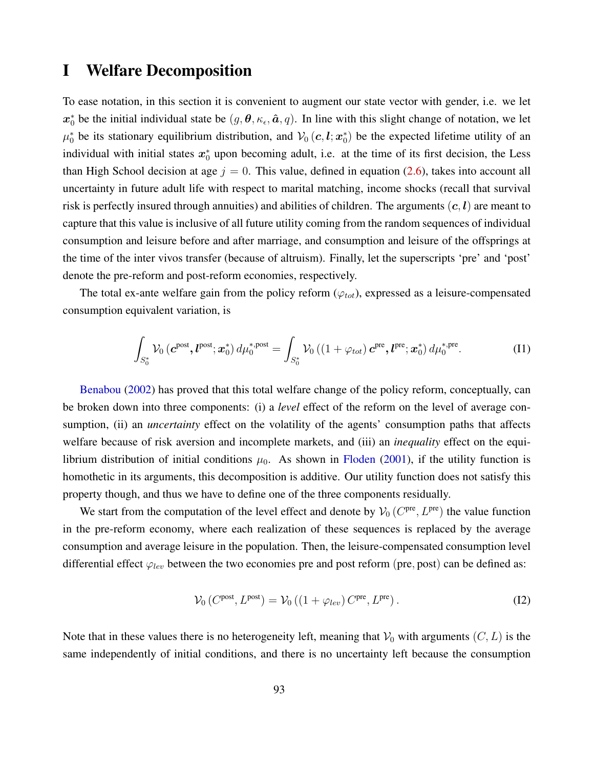# I Welfare Decomposition

To ease notation, in this section it is convenient to augment our state vector with gender, i.e. we let $\boldsymbol{x}_0^*$ be the initial individual state be $(g, \boldsymbol{\theta}, \kappa_\epsilon, \hat{\boldsymbol{a}}, q)$. In line with this slight change of notation, we let $\mu_0^*$ be its stationary equilibrium distribution, and $\mathcal{V}_0(\boldsymbol{c}, \boldsymbol{l}; \boldsymbol{x}_0^*)$ be the expected lifetime utility of an individual with initial states $\boldsymbol{x}_0^*$ upon becoming adult, i.e. at the time of its first decision, the Less than High School decision at age $j = 0$. This value, defined in equation (2.6), takes into account all uncertainty in future adult life with respect to marital matching, income shocks (recall that survival risk is perfectly insured through annuities) and abilities of children. The arguments $(\boldsymbol{c}, \boldsymbol{l})$ are meant to capture that this value is inclusive of all future utility coming from the random sequences of individual consumption and leisure before and after marriage, and consumption and leisure of the offsprings at the time of the inter vivos transfer (because of altruism). Finally, let the superscripts 'pre' and 'post' denote the pre-reform and post-reform economies, respectively.

The total ex-ante welfare gain from the policy reform ($\varphi_{tot}$), expressed as a leisure-compensated consumption equivalent variation, is

$$\int_{S_0^*} \mathcal{V}_0\left(\boldsymbol{c}^{\text{post}}, \boldsymbol{l}^{\text{post}}; \boldsymbol{x}_0^*\right) d\mu_0^{*,\text{post}} = \int_{S_0^*} \mathcal{V}_0\left((1+\varphi_{tot})\, \boldsymbol{c}^{\text{pre}}, \boldsymbol{l}^{\text{pre}}; \boldsymbol{x}_0^*\right) d\mu_0^{*,\text{pre}}. \tag{I1}$$

Benabou (2002) has proved that this total welfare change of the policy reform, conceptually, can be broken down into three components: (i) a *level* effect of the reform on the level of average consumption, (ii) an *uncertainty* effect on the volatility of the agents' consumption paths that affects welfare because of risk aversion and incomplete markets, and (iii) an *inequality* effect on the equilibrium distribution of initial conditions $\mu_0$. As shown in Floden (2001), if the utility function is homothetic in its arguments, this decomposition is additive. Our utility function does not satisfy this property though, and thus we have to define one of the three components residually.

We start from the computation of the level effect and denote by $\mathcal{V}_0\left(C^{\text{pre}}, L^{\text{pre}}\right)$ the value function in the pre-reform economy, where each realization of these sequences is replaced by the average consumption and average leisure in the population. Then, the leisure-compensated consumption level differential effect $\varphi_{lev}$ between the two economies pre and post reform (pre, post) can be defined as:

$$\mathcal{V}_0\left(C^{\text{post}}, L^{\text{post}}\right) = \mathcal{V}_0\left((1+\varphi_{lev})\, C^{\text{pre}}, L^{\text{pre}}\right). \tag{I2}$$

Note that in these values there is no heterogeneity left, meaning that $\mathcal{V}_0$ with arguments $(C, L)$ is the same independently of initial conditions, and there is no uncertainty left because the consumption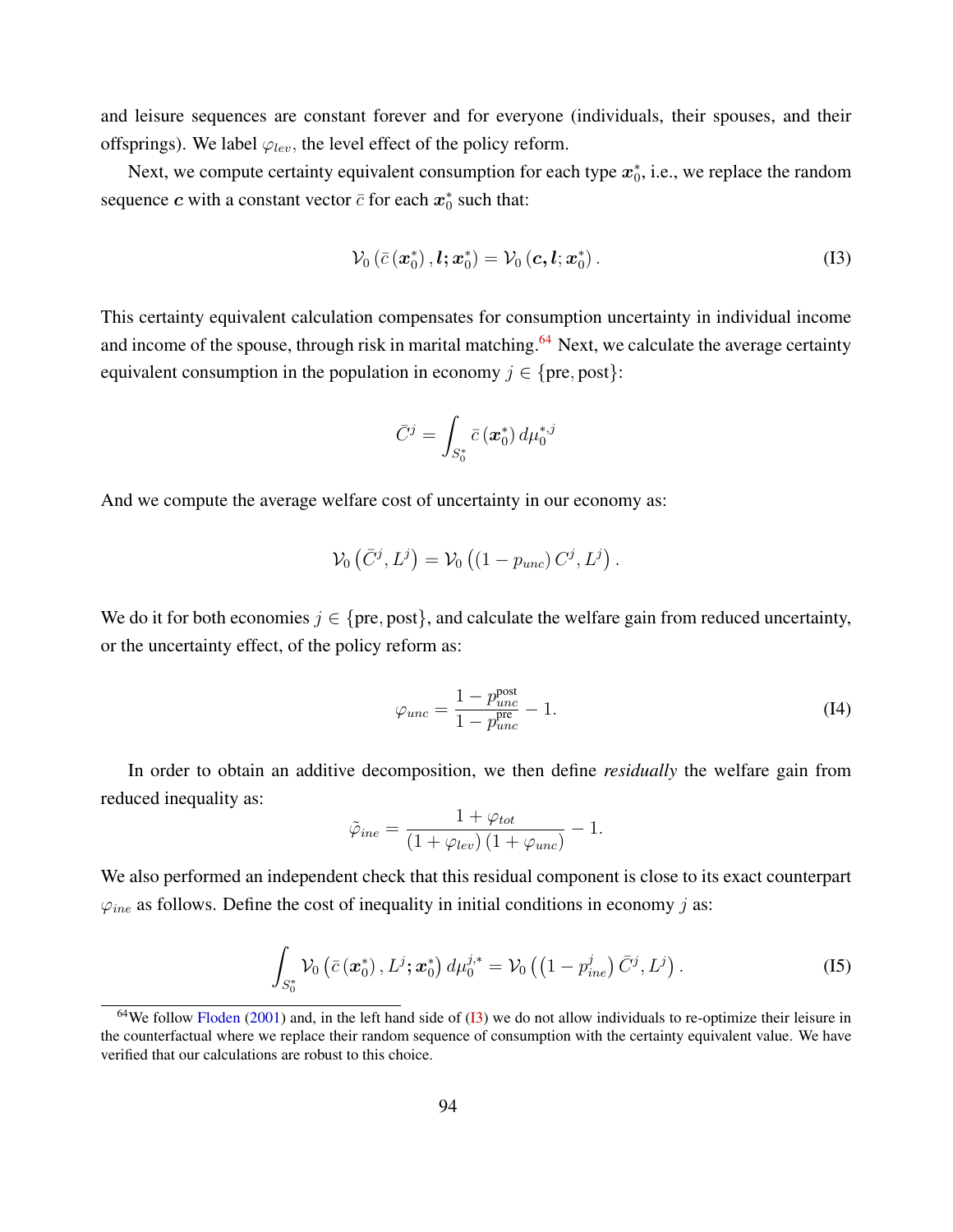and leisure sequences are constant forever and for everyone (individuals, their spouses, and their offsprings). We label $\varphi_{lev}$, the level effect of the policy reform.

Next, we compute certainty equivalent consumption for each type $\boldsymbol{x}_0^*$, i.e., we replace the random sequence $\boldsymbol{c}$ with a constant vector $\bar{c}$ for each $\boldsymbol{x}_0^*$ such that:

$$\mathcal{V}_0\left(\bar{c}\left(\boldsymbol{x}_0^*\right), \boldsymbol{l}; \boldsymbol{x}_0^*\right) = \mathcal{V}_0\left(\boldsymbol{c}, \boldsymbol{l}; \boldsymbol{x}_0^*\right). \tag{I3}$$

This certainty equivalent calculation compensates for consumption uncertainty in individual income and income of the spouse, through risk in marital matching.[64] Next, we calculate the average certainty equivalent consumption in the population in economy $j \in \{\text{pre}, \text{post}\}$:

$$\bar{C}^j = \int_{S_0^*} \bar{c}\left(\boldsymbol{x}_0^*\right) d\mu_0^{*,j}$$

And we compute the average welfare cost of uncertainty in our economy as:

$$\mathcal{V}_0\left(\bar{C}^j, L^j\right) = \mathcal{V}_0\left(\left(1 - p_{unc}\right) C^j, L^j\right).$$

We do it for both economies $j \in \{\text{pre}, \text{post}\}$, and calculate the welfare gain from reduced uncertainty, or the uncertainty effect, of the policy reform as:

$$\varphi_{unc} = \frac{1 - p_{unc}^{\text{post}}}{1 - p_{unc}^{\text{pre}}} - 1. \tag{I4}$$

In order to obtain an additive decomposition, we then define *residually* the welfare gain from reduced inequality as:

$$\tilde{\varphi}_{ine} = \frac{1 + \varphi_{tot}}{\left(1 + \varphi_{lev}\right)\left(1 + \varphi_{unc}\right)} - 1.$$

We also performed an independent check that this residual component is close to its exact counterpart $\varphi_{ine}$ as follows. Define the cost of inequality in initial conditions in economy $j$ as:

$$\int_{S_0^*} \mathcal{V}_0\left(\bar{c}\left(\boldsymbol{x}_0^*\right), L^j; \boldsymbol{x}_0^*\right) d\mu_0^{j,*} = \mathcal{V}_0\left(\left(1 - p_{ine}^j\right) \bar{C}^j, L^j\right). \tag{I5}$$

[64] We follow Floden (2001) and, in the left hand side of (I3) we do not allow individuals to re-optimize their leisure in the counterfactual where we replace their random sequence of consumption with the certainty equivalent value. We have verified that our calculations are robust to this choice.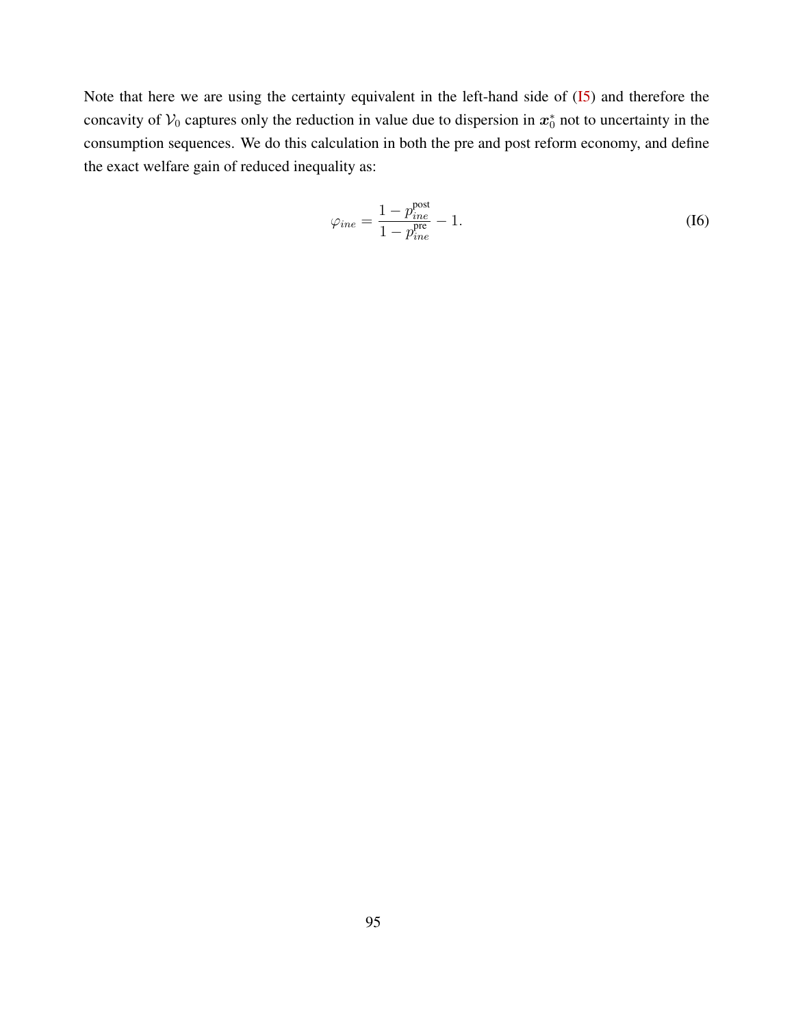Note that here we are using the certainty equivalent in the left-hand side of (I5) and therefore the concavity of $\mathcal{V}_0$ captures only the reduction in value due to dispersion in $\boldsymbol{x}_0^*$ not to uncertainty in the consumption sequences. We do this calculation in both the pre and post reform economy, and define the exact welfare gain of reduced inequality as:

$$\varphi_{ine} = \frac{1 - p_{ine}^{\text{post}}}{1 - p_{ine}^{\text{pre}}} - 1. \tag{I6}$$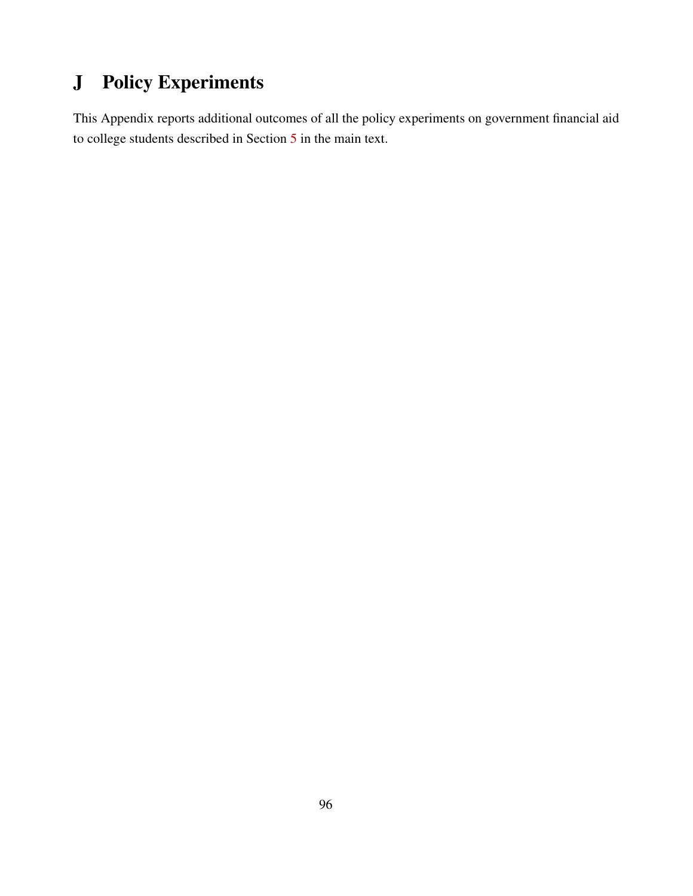# J Policy Experiments

This Appendix reports additional outcomes of all the policy experiments on government financial aid to college students described in Section 5 in the main text.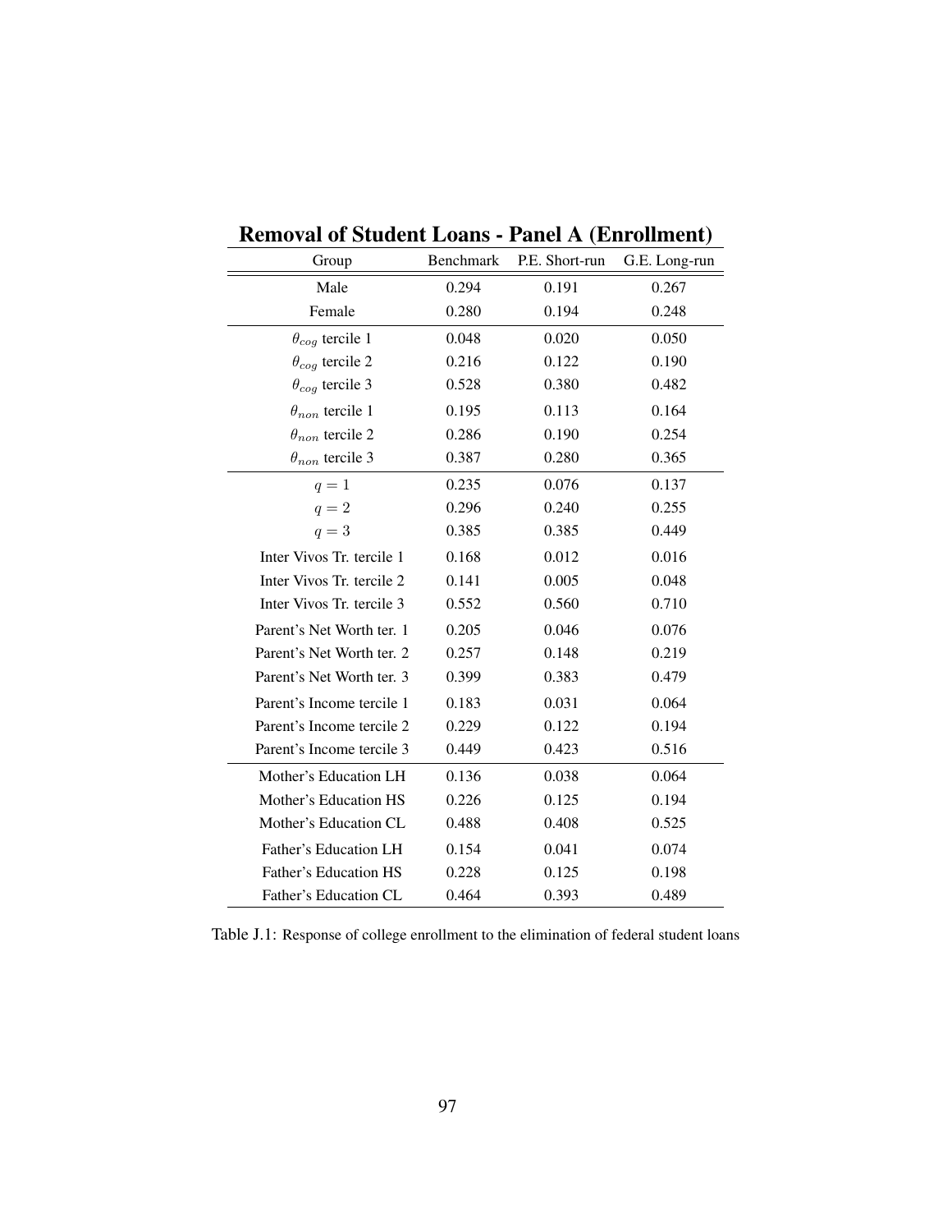## Removal of Student Loans - Panel A (Enrollment)

| Group | Benchmark | P.E. Short-run | G.E. Long-run |
|---|---|---|---|
| Male | 0.294 | 0.191 | 0.267 |
| Female | 0.280 | 0.194 | 0.248 |
| $\theta_{cog}$ tercile 1 | 0.048 | 0.020 | 0.050 |
| $\theta_{cog}$ tercile 2 | 0.216 | 0.122 | 0.190 |
| $\theta_{cog}$ tercile 3 | 0.528 | 0.380 | 0.482 |
| $\theta_{non}$ tercile 1 | 0.195 | 0.113 | 0.164 |
| $\theta_{non}$ tercile 2 | 0.286 | 0.190 | 0.254 |
| $\theta_{non}$ tercile 3 | 0.387 | 0.280 | 0.365 |
| $q = 1$ | 0.235 | 0.076 | 0.137 |
| $q = 2$ | 0.296 | 0.240 | 0.255 |
| $q = 3$ | 0.385 | 0.385 | 0.449 |
| Inter Vivos Tr. tercile 1 | 0.168 | 0.012 | 0.016 |
| Inter Vivos Tr. tercile 2 | 0.141 | 0.005 | 0.048 |
| Inter Vivos Tr. tercile 3 | 0.552 | 0.560 | 0.710 |
| Parent's Net Worth ter. 1 | 0.205 | 0.046 | 0.076 |
| Parent's Net Worth ter. 2 | 0.257 | 0.148 | 0.219 |
| Parent's Net Worth ter. 3 | 0.399 | 0.383 | 0.479 |
| Parent's Income tercile 1 | 0.183 | 0.031 | 0.064 |
| Parent's Income tercile 2 | 0.229 | 0.122 | 0.194 |
| Parent's Income tercile 3 | 0.449 | 0.423 | 0.516 |
| Mother's Education LH | 0.136 | 0.038 | 0.064 |
| Mother's Education HS | 0.226 | 0.125 | 0.194 |
| Mother's Education CL | 0.488 | 0.408 | 0.525 |
| Father's Education LH | 0.154 | 0.041 | 0.074 |
| Father's Education HS | 0.228 | 0.125 | 0.198 |
| Father's Education CL | 0.464 | 0.393 | 0.489 |

Table J.1: Response of college enrollment to the elimination of federal student loans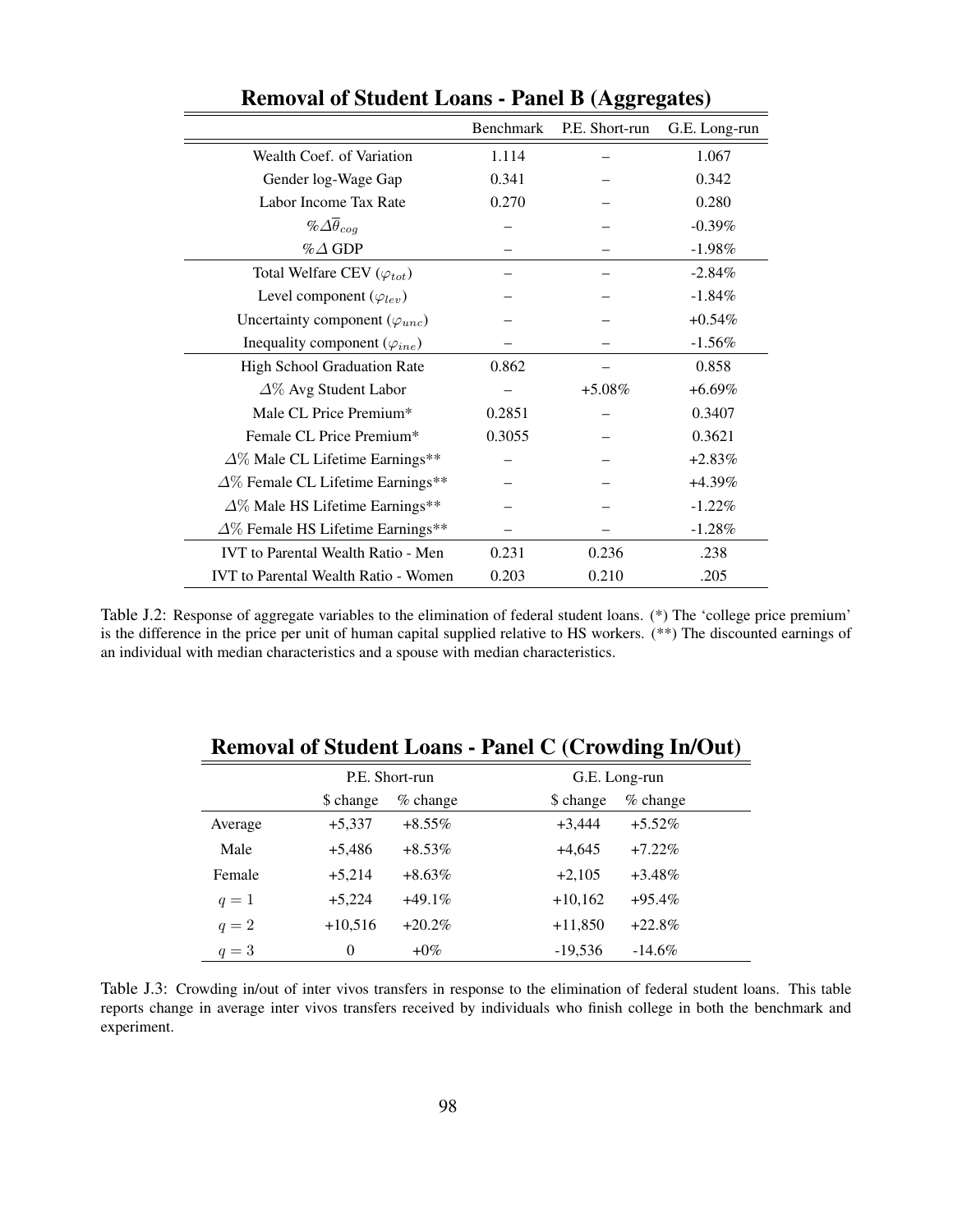**Removal of Student Loans - Panel B (Aggregates)**

| | Benchmark | P.E. Short-run | G.E. Long-run |
|---|---|---|---|
| Wealth Coef. of Variation | 1.114 | – | 1.067 |
| Gender log-Wage Gap | 0.341 | – | 0.342 |
| Labor Income Tax Rate | 0.270 | – | 0.280 |
| $\%\Delta\overline{\theta}_{cog}$ | – | – | -0.39% |
| $\%\Delta$ GDP | – | – | -1.98% |
| Total Welfare CEV ($\varphi_{tot}$) | – | – | -2.84% |
| Level component ($\varphi_{lev}$) | – | – | -1.84% |
| Uncertainty component ($\varphi_{unc}$) | – | – | +0.54% |
| Inequality component ($\varphi_{ine}$) | – | – | -1.56% |
| High School Graduation Rate | 0.862 | – | 0.858 |
| $\Delta\%$ Avg Student Labor | – | +5.08% | +6.69% |
| Male CL Price Premium* | 0.2851 | – | 0.3407 |
| Female CL Price Premium* | 0.3055 | – | 0.3621 |
| $\Delta\%$ Male CL Lifetime Earnings** | – | – | +2.83% |
| $\Delta\%$ Female CL Lifetime Earnings** | – | – | +4.39% |
| $\Delta\%$ Male HS Lifetime Earnings** | – | – | -1.22% |
| $\Delta\%$ Female HS Lifetime Earnings** | – | – | -1.28% |
| IVT to Parental Wealth Ratio - Men | 0.231 | 0.236 | .238 |
| IVT to Parental Wealth Ratio - Women | 0.203 | 0.210 | .205 |

Table J.2: Response of aggregate variables to the elimination of federal student loans. (*) The 'college price premium' is the difference in the price per unit of human capital supplied relative to HS workers. (**) The discounted earnings of an individual with median characteristics and a spouse with median characteristics.

**Removal of Student Loans - Panel C (Crowding In/Out)**

| | P.E. Short-run | | G.E. Long-run | |
|---|---|---|---|---|
| | $ change | % change | $ change | % change |
| Average | +5,337 | +8.55% | +3,444 | +5.52% |
| Male | +5,486 | +8.53% | +4,645 | +7.22% |
| Female | +5,214 | +8.63% | +2,105 | +3.48% |
| $q = 1$ | +5,224 | +49.1% | +10,162 | +95.4% |
| $q = 2$ | +10,516 | +20.2% | +11,850 | +22.8% |
| $q = 3$ | 0 | +0% | -19,536 | -14.6% |

Table J.3: Crowding in/out of inter vivos transfers in response to the elimination of federal student loans. This table reports change in average inter vivos transfers received by individuals who finish college in both the benchmark and experiment.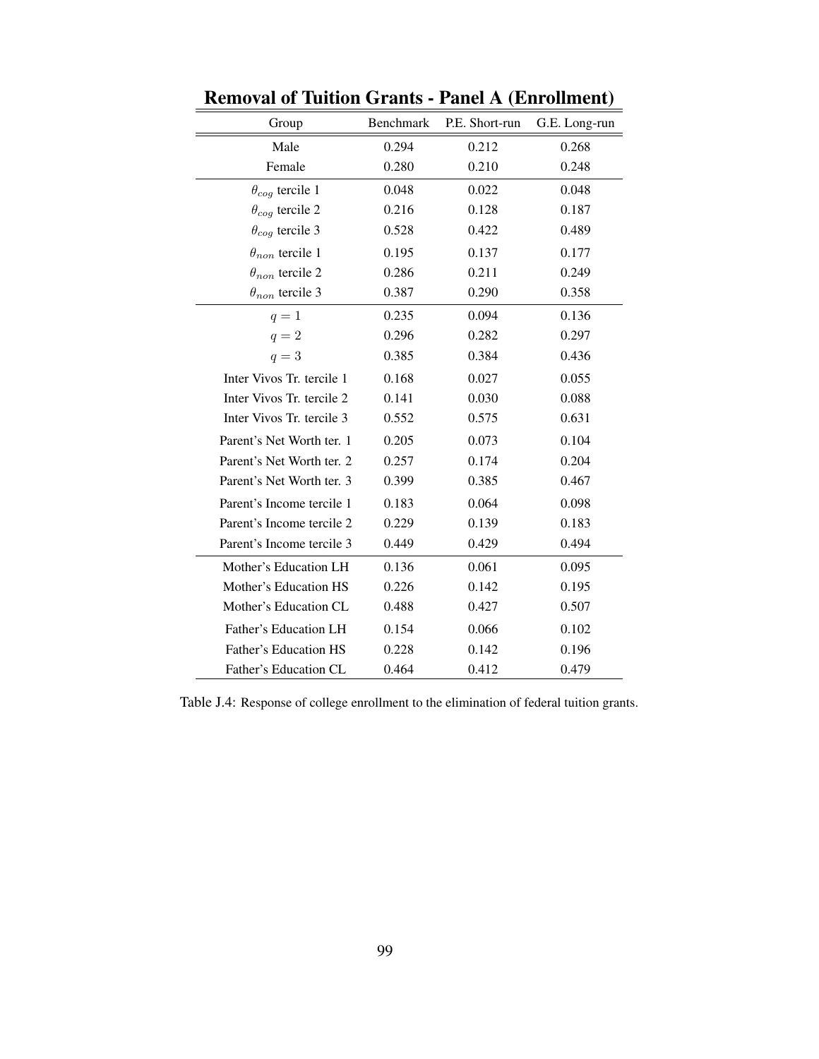**Removal of Tuition Grants - Panel A (Enrollment)**

| Group | Benchmark | P.E. Short-run | G.E. Long-run |
|---|---|---|---|
| Male | 0.294 | 0.212 | 0.268 |
| Female | 0.280 | 0.210 | 0.248 |
| $\theta_{cog}$ tercile 1 | 0.048 | 0.022 | 0.048 |
| $\theta_{cog}$ tercile 2 | 0.216 | 0.128 | 0.187 |
| $\theta_{cog}$ tercile 3 | 0.528 | 0.422 | 0.489 |
| $\theta_{non}$ tercile 1 | 0.195 | 0.137 | 0.177 |
| $\theta_{non}$ tercile 2 | 0.286 | 0.211 | 0.249 |
| $\theta_{non}$ tercile 3 | 0.387 | 0.290 | 0.358 |
| $q = 1$ | 0.235 | 0.094 | 0.136 |
| $q = 2$ | 0.296 | 0.282 | 0.297 |
| $q = 3$ | 0.385 | 0.384 | 0.436 |
| Inter Vivos Tr. tercile 1 | 0.168 | 0.027 | 0.055 |
| Inter Vivos Tr. tercile 2 | 0.141 | 0.030 | 0.088 |
| Inter Vivos Tr. tercile 3 | 0.552 | 0.575 | 0.631 |
| Parent's Net Worth ter. 1 | 0.205 | 0.073 | 0.104 |
| Parent's Net Worth ter. 2 | 0.257 | 0.174 | 0.204 |
| Parent's Net Worth ter. 3 | 0.399 | 0.385 | 0.467 |
| Parent's Income tercile 1 | 0.183 | 0.064 | 0.098 |
| Parent's Income tercile 2 | 0.229 | 0.139 | 0.183 |
| Parent's Income tercile 3 | 0.449 | 0.429 | 0.494 |
| Mother's Education LH | 0.136 | 0.061 | 0.095 |
| Mother's Education HS | 0.226 | 0.142 | 0.195 |
| Mother's Education CL | 0.488 | 0.427 | 0.507 |
| Father's Education LH | 0.154 | 0.066 | 0.102 |
| Father's Education HS | 0.228 | 0.142 | 0.196 |
| Father's Education CL | 0.464 | 0.412 | 0.479 |

Table J.4: Response of college enrollment to the elimination of federal tuition grants.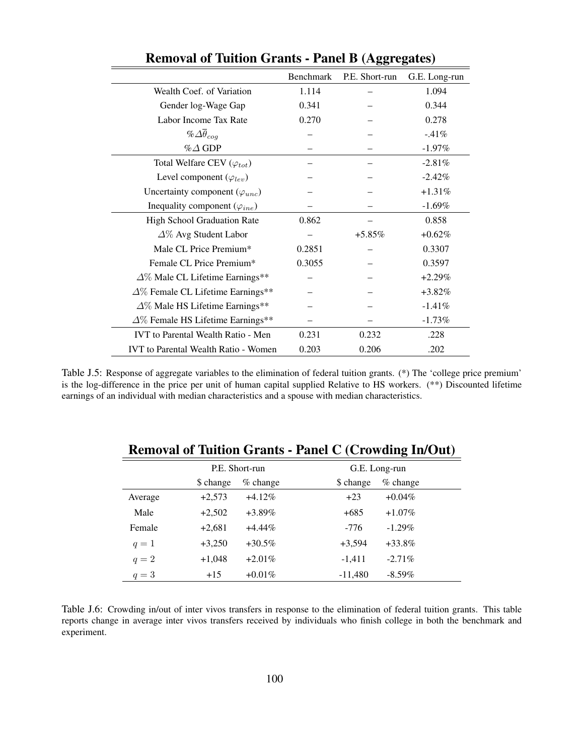**Removal of Tuition Grants - Panel B (Aggregates)**

| | Benchmark | P.E. Short-run | G.E. Long-run |
|---|---|---|---|
| Wealth Coef. of Variation | 1.114 | – | 1.094 |
| Gender log-Wage Gap | 0.341 | – | 0.344 |
| Labor Income Tax Rate | 0.270 | – | 0.278 |
| $\%\Delta\overline{\theta}_{cog}$ | – | – | -.41% |
| $\%\Delta$ GDP | – | – | -1.97% |
| Total Welfare CEV ($\varphi_{tot}$) | – | – | -2.81% |
| Level component ($\varphi_{lev}$) | – | – | -2.42% |
| Uncertainty component ($\varphi_{unc}$) | – | – | +1.31% |
| Inequality component ($\varphi_{ine}$) | – | – | -1.69% |
| High School Graduation Rate | 0.862 | – | 0.858 |
| $\Delta\%$ Avg Student Labor | – | +5.85% | +0.62% |
| Male CL Price Premium* | 0.2851 | – | 0.3307 |
| Female CL Price Premium* | 0.3055 | – | 0.3597 |
| $\Delta\%$ Male CL Lifetime Earnings** | – | – | +2.29% |
| $\Delta\%$ Female CL Lifetime Earnings** | – | – | +3.82% |
| $\Delta\%$ Male HS Lifetime Earnings** | – | – | -1.41% |
| $\Delta\%$ Female HS Lifetime Earnings** | – | – | -1.73% |
| IVT to Parental Wealth Ratio - Men | 0.231 | 0.232 | .228 |
| IVT to Parental Wealth Ratio - Women | 0.203 | 0.206 | .202 |

Table J.5: Response of aggregate variables to the elimination of federal tuition grants. (*) The 'college price premium' is the log-difference in the price per unit of human capital supplied Relative to HS workers. (**) Discounted lifetime earnings of an individual with median characteristics and a spouse with median characteristics.

**Removal of Tuition Grants - Panel C (Crowding In/Out)**

| | P.E. Short-run | | G.E. Long-run | |
|---|---|---|---|---|
| | \$ change | % change | \$ change | % change |
| Average | +2,573 | +4.12% | +23 | +0.04% |
| Male | +2,502 | +3.89% | +685 | +1.07% |
| Female | +2,681 | +4.44% | -776 | -1.29% |
| $q = 1$ | +3,250 | +30.5% | +3,594 | +33.8% |
| $q = 2$ | +1,048 | +2.01% | -1,411 | -2.71% |
| $q = 3$ | +15 | +0.01% | -11,480 | -8.59% |

Table J.6: Crowding in/out of inter vivos transfers in response to the elimination of federal tuition grants. This table reports change in average inter vivos transfers received by individuals who finish college in both the benchmark and experiment.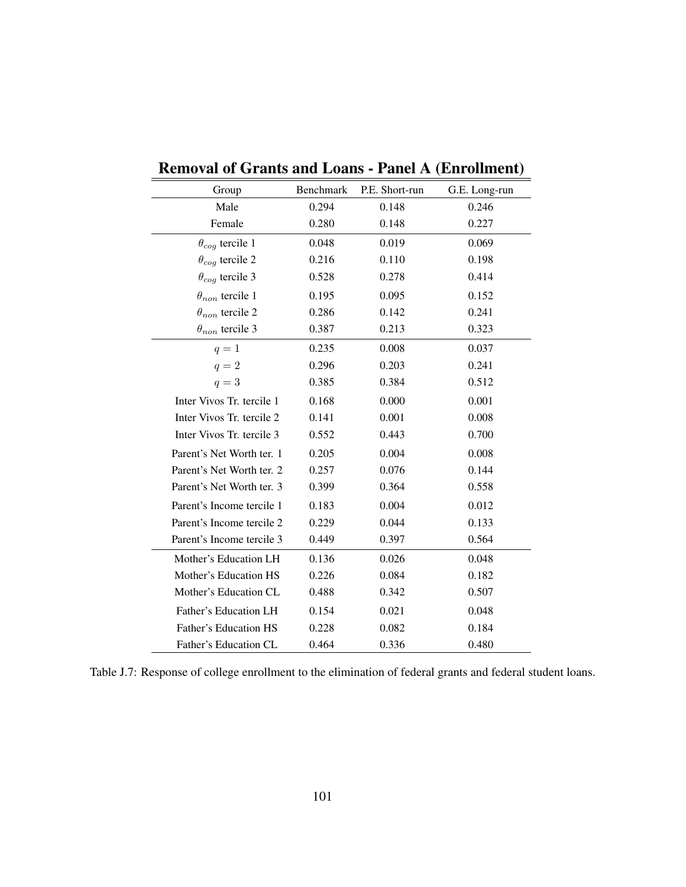## Removal of Grants and Loans - Panel A (Enrollment)

| Group | Benchmark | P.E. Short-run | G.E. Long-run |
|---|---|---|---|
| Male | 0.294 | 0.148 | 0.246 |
| Female | 0.280 | 0.148 | 0.227 |
| $\theta_{cog}$ tercile 1 | 0.048 | 0.019 | 0.069 |
| $\theta_{cog}$ tercile 2 | 0.216 | 0.110 | 0.198 |
| $\theta_{cog}$ tercile 3 | 0.528 | 0.278 | 0.414 |
| $\theta_{non}$ tercile 1 | 0.195 | 0.095 | 0.152 |
| $\theta_{non}$ tercile 2 | 0.286 | 0.142 | 0.241 |
| $\theta_{non}$ tercile 3 | 0.387 | 0.213 | 0.323 |
| $q = 1$ | 0.235 | 0.008 | 0.037 |
| $q = 2$ | 0.296 | 0.203 | 0.241 |
| $q = 3$ | 0.385 | 0.384 | 0.512 |
| Inter Vivos Tr. tercile 1 | 0.168 | 0.000 | 0.001 |
| Inter Vivos Tr. tercile 2 | 0.141 | 0.001 | 0.008 |
| Inter Vivos Tr. tercile 3 | 0.552 | 0.443 | 0.700 |
| Parent's Net Worth ter. 1 | 0.205 | 0.004 | 0.008 |
| Parent's Net Worth ter. 2 | 0.257 | 0.076 | 0.144 |
| Parent's Net Worth ter. 3 | 0.399 | 0.364 | 0.558 |
| Parent's Income tercile 1 | 0.183 | 0.004 | 0.012 |
| Parent's Income tercile 2 | 0.229 | 0.044 | 0.133 |
| Parent's Income tercile 3 | 0.449 | 0.397 | 0.564 |
| Mother's Education LH | 0.136 | 0.026 | 0.048 |
| Mother's Education HS | 0.226 | 0.084 | 0.182 |
| Mother's Education CL | 0.488 | 0.342 | 0.507 |
| Father's Education LH | 0.154 | 0.021 | 0.048 |
| Father's Education HS | 0.228 | 0.082 | 0.184 |
| Father's Education CL | 0.464 | 0.336 | 0.480 |

Table J.7: Response of college enrollment to the elimination of federal grants and federal student loans.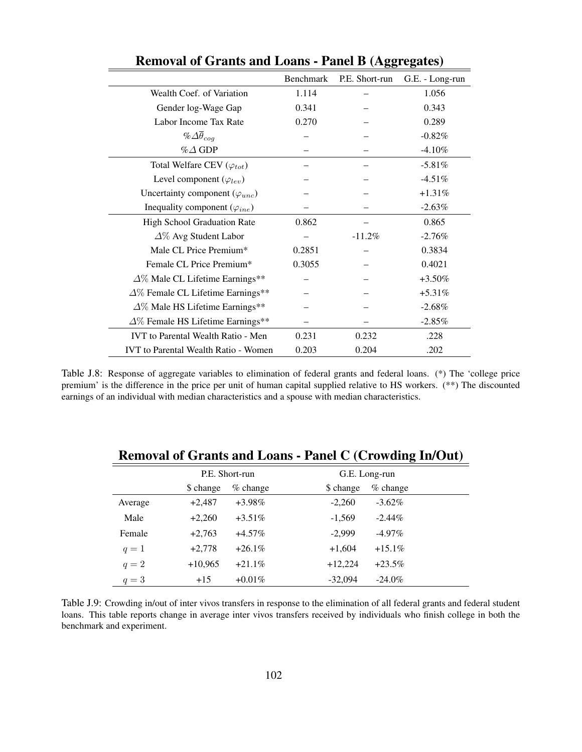## Removal of Grants and Loans - Panel B (Aggregates)

| | Benchmark | P.E. Short-run | G.E. - Long-run |
|---|---|---|---|
| Wealth Coef. of Variation | 1.114 | – | 1.056 |
| Gender log-Wage Gap | 0.341 | – | 0.343 |
| Labor Income Tax Rate | 0.270 | – | 0.289 |
| $\%\Delta\bar{\theta}_{cog}$ | – | – | -0.82% |
| $\%\Delta$ GDP | – | – | -4.10% |
| Total Welfare CEV ($\varphi_{tot}$) | – | – | -5.81% |
| Level component ($\varphi_{lev}$) | – | – | -4.51% |
| Uncertainty component ($\varphi_{unc}$) | – | – | +1.31% |
| Inequality component ($\varphi_{ine}$) | – | – | -2.63% |
| High School Graduation Rate | 0.862 | – | 0.865 |
| $\Delta\%$ Avg Student Labor | – | -11.2% | -2.76% |
| Male CL Price Premium* | 0.2851 | – | 0.3834 |
| Female CL Price Premium* | 0.3055 | – | 0.4021 |
| $\Delta\%$ Male CL Lifetime Earnings** | – | – | +3.50% |
| $\Delta\%$ Female CL Lifetime Earnings** | – | – | +5.31% |
| $\Delta\%$ Male HS Lifetime Earnings** | – | – | -2.68% |
| $\Delta\%$ Female HS Lifetime Earnings** | – | – | -2.85% |
| IVT to Parental Wealth Ratio - Men | 0.231 | 0.232 | .228 |
| IVT to Parental Wealth Ratio - Women | 0.203 | 0.204 | .202 |

Table J.8: Response of aggregate variables to elimination of federal grants and federal loans. (*) The 'college price premium' is the difference in the price per unit of human capital supplied relative to HS workers. (**) The discounted earnings of an individual with median characteristics and a spouse with median characteristics.

## Removal of Grants and Loans - Panel C (Crowding In/Out)

| | P.E. Short-run | | G.E. Long-run | |
|---|---|---|---|---|
| | $ change | % change | $ change | % change |
| Average | +2,487 | +3.98% | -2,260 | -3.62% |
| Male | +2,260 | +3.51% | -1,569 | -2.44% |
| Female | +2,763 | +4.57% | -2,999 | -4.97% |
| $q = 1$ | +2,778 | +26.1% | +1,604 | +15.1% |
| $q = 2$ | +10,965 | +21.1% | +12,224 | +23.5% |
| $q = 3$ | +15 | +0.01% | -32,094 | -24.0% |

Table J.9: Crowding in/out of inter vivos transfers in response to the elimination of all federal grants and federal student loans. This table reports change in average inter vivos transfers received by individuals who finish college in both the benchmark and experiment.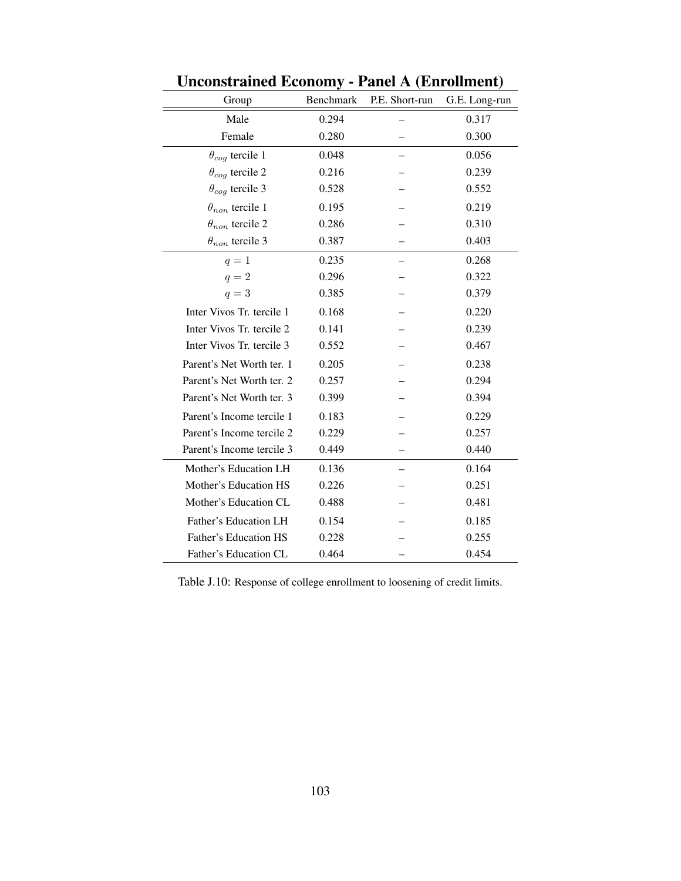## Unconstrained Economy - Panel A (Enrollment)

| Group | Benchmark | P.E. Short-run | G.E. Long-run |
|---|---|---|---|
| Male | 0.294 | – | 0.317 |
| Female | 0.280 | – | 0.300 |
| $\theta_{cog}$ tercile 1 | 0.048 | – | 0.056 |
| $\theta_{cog}$ tercile 2 | 0.216 | – | 0.239 |
| $\theta_{cog}$ tercile 3 | 0.528 | – | 0.552 |
| $\theta_{non}$ tercile 1 | 0.195 | – | 0.219 |
| $\theta_{non}$ tercile 2 | 0.286 | – | 0.310 |
| $\theta_{non}$ tercile 3 | 0.387 | – | 0.403 |
| $q = 1$ | 0.235 | – | 0.268 |
| $q = 2$ | 0.296 | – | 0.322 |
| $q = 3$ | 0.385 | – | 0.379 |
| Inter Vivos Tr. tercile 1 | 0.168 | – | 0.220 |
| Inter Vivos Tr. tercile 2 | 0.141 | – | 0.239 |
| Inter Vivos Tr. tercile 3 | 0.552 | – | 0.467 |
| Parent's Net Worth ter. 1 | 0.205 | – | 0.238 |
| Parent's Net Worth ter. 2 | 0.257 | – | 0.294 |
| Parent's Net Worth ter. 3 | 0.399 | – | 0.394 |
| Parent's Income tercile 1 | 0.183 | – | 0.229 |
| Parent's Income tercile 2 | 0.229 | – | 0.257 |
| Parent's Income tercile 3 | 0.449 | – | 0.440 |
| Mother's Education LH | 0.136 | – | 0.164 |
| Mother's Education HS | 0.226 | – | 0.251 |
| Mother's Education CL | 0.488 | – | 0.481 |
| Father's Education LH | 0.154 | – | 0.185 |
| Father's Education HS | 0.228 | – | 0.255 |
| Father's Education CL | 0.464 | – | 0.454 |

Table J.10: Response of college enrollment to loosening of credit limits.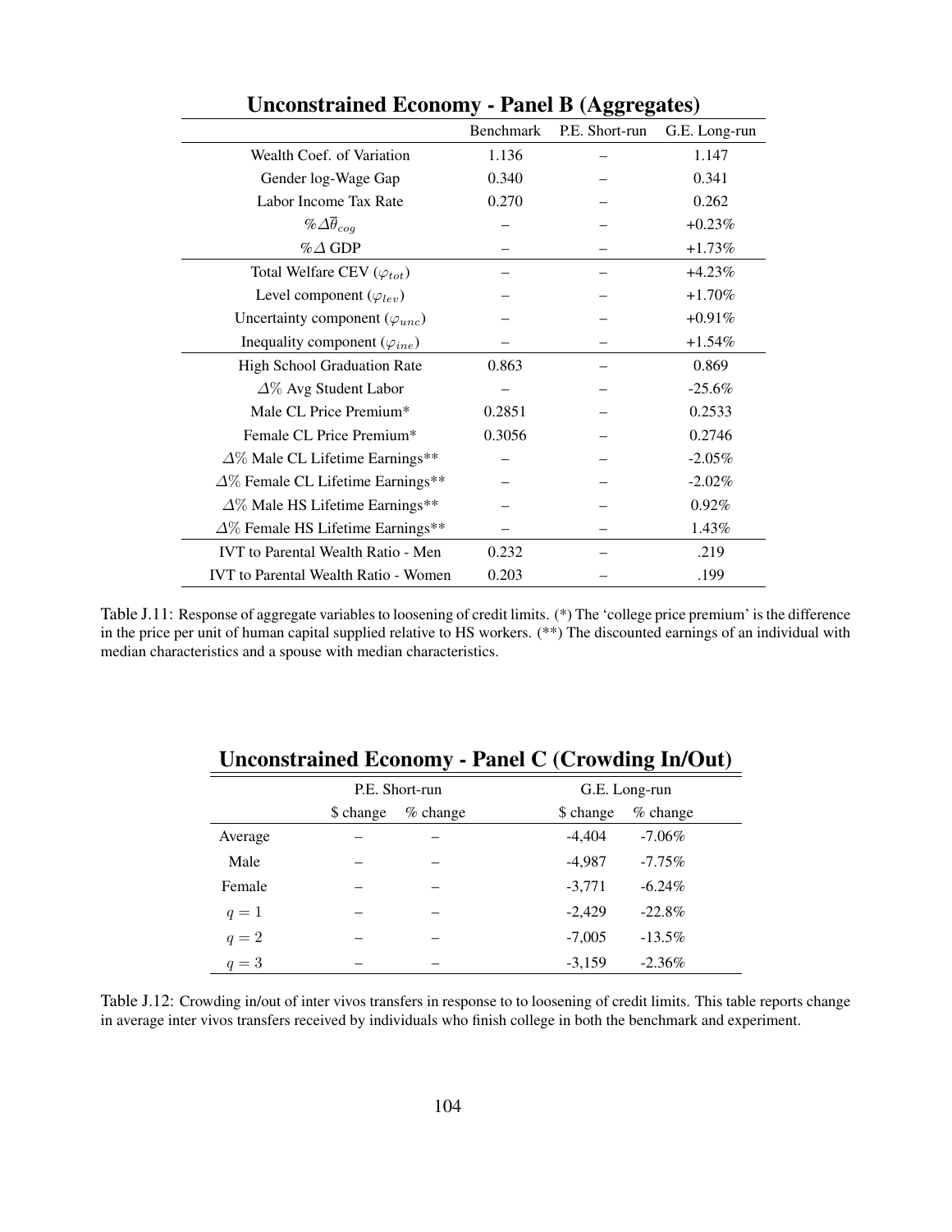## Unconstrained Economy - Panel B (Aggregates)

| | Benchmark | P.E. Short-run | G.E. Long-run |
|---|---|---|---|
| Wealth Coef. of Variation | 1.136 | – | 1.147 |
| Gender log-Wage Gap | 0.340 | – | 0.341 |
| Labor Income Tax Rate | 0.270 | – | 0.262 |
| $\%\Delta\overline{\theta}_{cog}$ | – | – | +0.23% |
| $\%\Delta$ GDP | – | – | +1.73% |
| Total Welfare CEV ($\varphi_{tot}$) | – | – | +4.23% |
| Level component ($\varphi_{lev}$) | – | – | +1.70% |
| Uncertainty component ($\varphi_{unc}$) | – | – | +0.91% |
| Inequality component ($\varphi_{ine}$) | – | – | +1.54% |
| High School Graduation Rate | 0.863 | – | 0.869 |
| $\Delta\%$ Avg Student Labor | – | – | -25.6% |
| Male CL Price Premium* | 0.2851 | – | 0.2533 |
| Female CL Price Premium* | 0.3056 | – | 0.2746 |
| $\Delta\%$ Male CL Lifetime Earnings** | – | – | -2.05% |
| $\Delta\%$ Female CL Lifetime Earnings** | – | – | -2.02% |
| $\Delta\%$ Male HS Lifetime Earnings** | – | – | 0.92% |
| $\Delta\%$ Female HS Lifetime Earnings** | – | – | 1.43% |
| IVT to Parental Wealth Ratio - Men | 0.232 | – | .219 |
| IVT to Parental Wealth Ratio - Women | 0.203 | – | .199 |

Table J.11: Response of aggregate variables to loosening of credit limits. (*) The 'college price premium' is the difference in the price per unit of human capital supplied relative to HS workers. (**) The discounted earnings of an individual with median characteristics and a spouse with median characteristics.

## Unconstrained Economy - Panel C (Crowding In/Out)

| | P.E. Short-run | | G.E. Long-run | |
|---|---|---|---|---|
| | \$ change | % change | \$ change | % change |
| Average | – | – | -4,404 | -7.06% |
| Male | – | – | -4,987 | -7.75% |
| Female | – | – | -3,771 | -6.24% |
| $q = 1$ | – | – | -2,429 | -22.8% |
| $q = 2$ | – | – | -7,005 | -13.5% |
| $q = 3$ | – | – | -3,159 | -2.36% |

Table J.12: Crowding in/out of inter vivos transfers in response to to loosening of credit limits. This table reports change in average inter vivos transfers received by individuals who finish college in both the benchmark and experiment.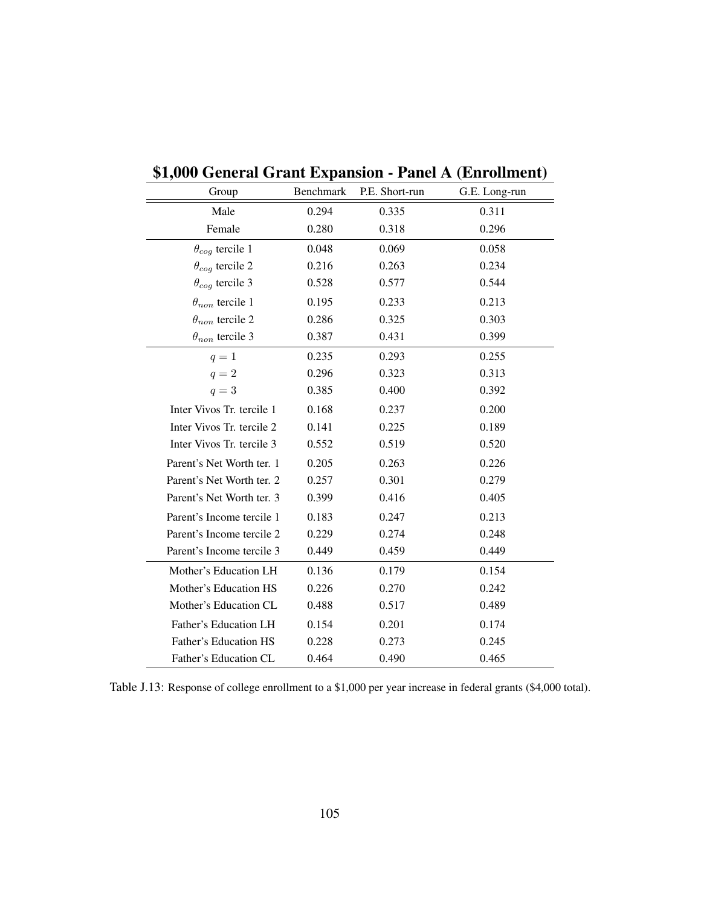**\$1,000 General Grant Expansion - Panel A (Enrollment)**

| Group | Benchmark | P.E. Short-run | G.E. Long-run |
|---|---|---|---|
| Male | 0.294 | 0.335 | 0.311 |
| Female | 0.280 | 0.318 | 0.296 |
| $\theta_{cog}$ tercile 1 | 0.048 | 0.069 | 0.058 |
| $\theta_{cog}$ tercile 2 | 0.216 | 0.263 | 0.234 |
| $\theta_{cog}$ tercile 3 | 0.528 | 0.577 | 0.544 |
| $\theta_{non}$ tercile 1 | 0.195 | 0.233 | 0.213 |
| $\theta_{non}$ tercile 2 | 0.286 | 0.325 | 0.303 |
| $\theta_{non}$ tercile 3 | 0.387 | 0.431 | 0.399 |
| $q = 1$ | 0.235 | 0.293 | 0.255 |
| $q = 2$ | 0.296 | 0.323 | 0.313 |
| $q = 3$ | 0.385 | 0.400 | 0.392 |
| Inter Vivos Tr. tercile 1 | 0.168 | 0.237 | 0.200 |
| Inter Vivos Tr. tercile 2 | 0.141 | 0.225 | 0.189 |
| Inter Vivos Tr. tercile 3 | 0.552 | 0.519 | 0.520 |
| Parent's Net Worth ter. 1 | 0.205 | 0.263 | 0.226 |
| Parent's Net Worth ter. 2 | 0.257 | 0.301 | 0.279 |
| Parent's Net Worth ter. 3 | 0.399 | 0.416 | 0.405 |
| Parent's Income tercile 1 | 0.183 | 0.247 | 0.213 |
| Parent's Income tercile 2 | 0.229 | 0.274 | 0.248 |
| Parent's Income tercile 3 | 0.449 | 0.459 | 0.449 |
| Mother's Education LH | 0.136 | 0.179 | 0.154 |
| Mother's Education HS | 0.226 | 0.270 | 0.242 |
| Mother's Education CL | 0.488 | 0.517 | 0.489 |
| Father's Education LH | 0.154 | 0.201 | 0.174 |
| Father's Education HS | 0.228 | 0.273 | 0.245 |
| Father's Education CL | 0.464 | 0.490 | 0.465 |

Table J.13: Response of college enrollment to a \$1,000 per year increase in federal grants (\$4,000 total).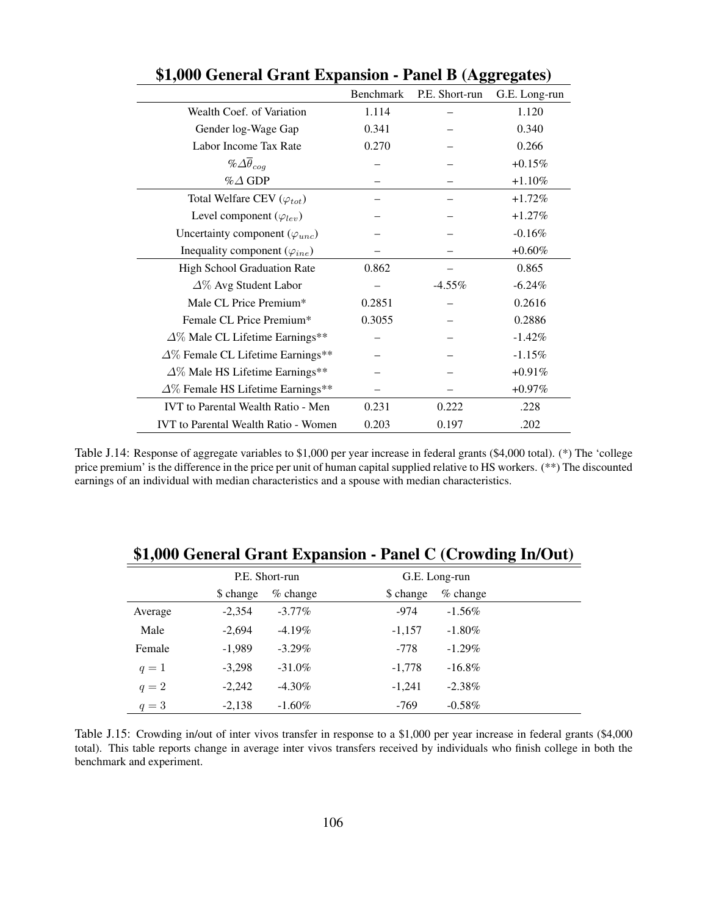### $1,000 General Grant Expansion - Panel B (Aggregates)

| | Benchmark | P.E. Short-run | G.E. Long-run |
|---|---|---|---|
| Wealth Coef. of Variation | 1.114 | – | 1.120 |
| Gender log-Wage Gap | 0.341 | – | 0.340 |
| Labor Income Tax Rate | 0.270 | – | 0.266 |
| $\%\Delta\overline{\theta}_{cog}$ | – | – | +0.15% |
| $\%\Delta$ GDP | – | – | +1.10% |
| Total Welfare CEV ($\varphi_{tot}$) | – | – | +1.72% |
| Level component ($\varphi_{lev}$) | – | – | +1.27% |
| Uncertainty component ($\varphi_{unc}$) | – | – | -0.16% |
| Inequality component ($\varphi_{ine}$) | – | – | +0.60% |
| High School Graduation Rate | 0.862 | – | 0.865 |
| $\Delta\%$ Avg Student Labor | – | -4.55% | -6.24% |
| Male CL Price Premium* | 0.2851 | – | 0.2616 |
| Female CL Price Premium* | 0.3055 | – | 0.2886 |
| $\Delta\%$ Male CL Lifetime Earnings** | – | – | -1.42% |
| $\Delta\%$ Female CL Lifetime Earnings** | – | – | -1.15% |
| $\Delta\%$ Male HS Lifetime Earnings** | – | – | +0.91% |
| $\Delta\%$ Female HS Lifetime Earnings** | – | – | +0.97% |
| IVT to Parental Wealth Ratio - Men | 0.231 | 0.222 | .228 |
| IVT to Parental Wealth Ratio - Women | 0.203 | 0.197 | .202 |

Table J.14: Response of aggregate variables to $1,000 per year increase in federal grants ($4,000 total). (*) The 'college price premium' is the difference in the price per unit of human capital supplied relative to HS workers. (**) The discounted earnings of an individual with median characteristics and a spouse with median characteristics.

### $1,000 General Grant Expansion - Panel C (Crowding In/Out)

| | P.E. Short-run | | G.E. Long-run | |
|---|---|---|---|---|
| | $ change | % change | $ change | % change |
| Average | -2,354 | -3.77% | -974 | -1.56% |
| Male | -2,694 | -4.19% | -1,157 | -1.80% |
| Female | -1,989 | -3.29% | -778 | -1.29% |
| $q = 1$ | -3,298 | -31.0% | -1,778 | -16.8% |
| $q = 2$ | -2,242 | -4.30% | -1,241 | -2.38% |
| $q = 3$ | -2,138 | -1.60% | -769 | -0.58% |

Table J.15: Crowding in/out of inter vivos transfer in response to a $1,000 per year increase in federal grants ($4,000 total). This table reports change in average inter vivos transfers received by individuals who finish college in both the benchmark and experiment.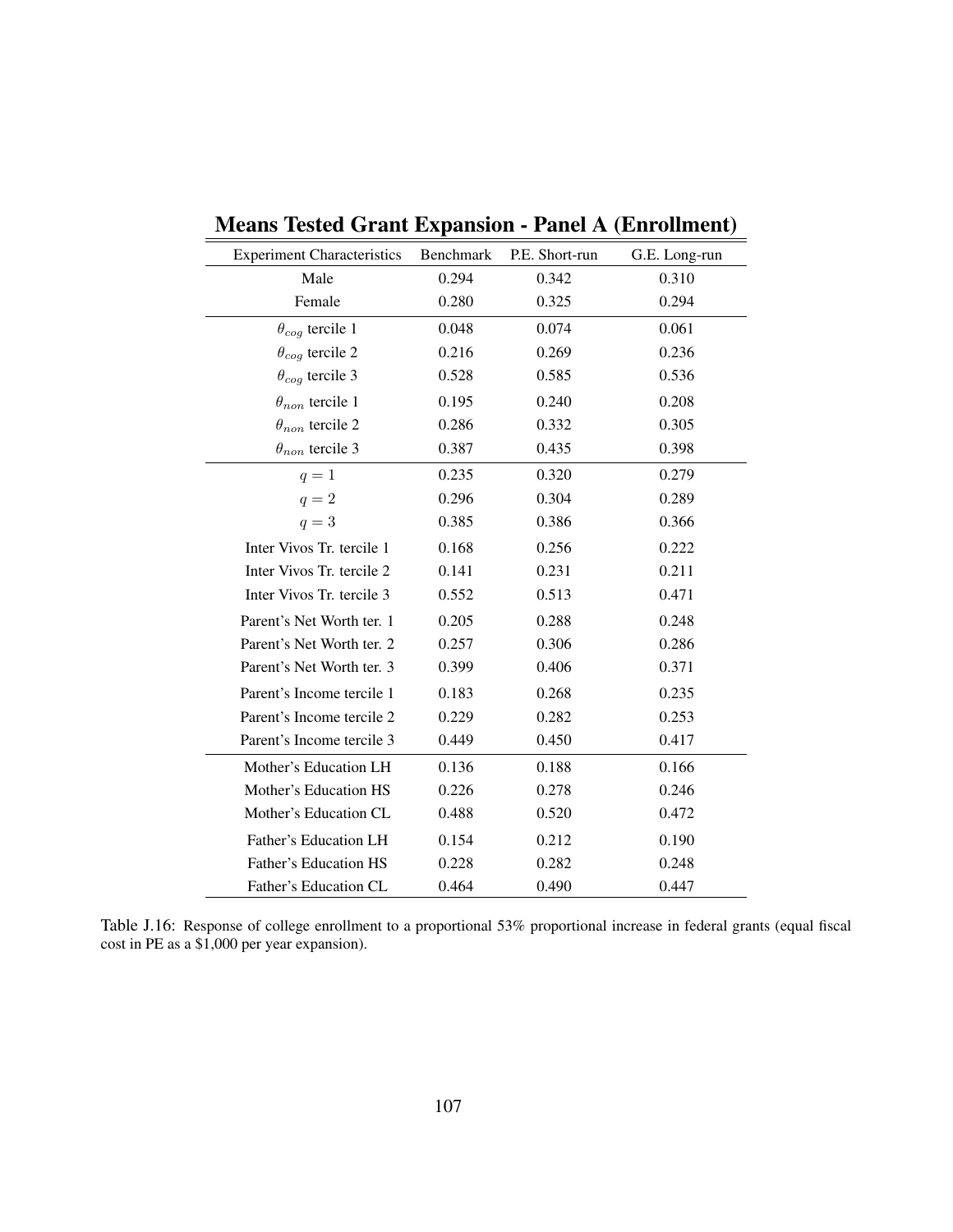## Means Tested Grant Expansion - Panel A (Enrollment)

| Experiment Characteristics | Benchmark | P.E. Short-run | G.E. Long-run |
|---|---|---|---|
| Male | 0.294 | 0.342 | 0.310 |
| Female | 0.280 | 0.325 | 0.294 |
| $\theta_{cog}$ tercile 1 | 0.048 | 0.074 | 0.061 |
| $\theta_{cog}$ tercile 2 | 0.216 | 0.269 | 0.236 |
| $\theta_{cog}$ tercile 3 | 0.528 | 0.585 | 0.536 |
| $\theta_{non}$ tercile 1 | 0.195 | 0.240 | 0.208 |
| $\theta_{non}$ tercile 2 | 0.286 | 0.332 | 0.305 |
| $\theta_{non}$ tercile 3 | 0.387 | 0.435 | 0.398 |
| $q = 1$ | 0.235 | 0.320 | 0.279 |
| $q = 2$ | 0.296 | 0.304 | 0.289 |
| $q = 3$ | 0.385 | 0.386 | 0.366 |
| Inter Vivos Tr. tercile 1 | 0.168 | 0.256 | 0.222 |
| Inter Vivos Tr. tercile 2 | 0.141 | 0.231 | 0.211 |
| Inter Vivos Tr. tercile 3 | 0.552 | 0.513 | 0.471 |
| Parent's Net Worth ter. 1 | 0.205 | 0.288 | 0.248 |
| Parent's Net Worth ter. 2 | 0.257 | 0.306 | 0.286 |
| Parent's Net Worth ter. 3 | 0.399 | 0.406 | 0.371 |
| Parent's Income tercile 1 | 0.183 | 0.268 | 0.235 |
| Parent's Income tercile 2 | 0.229 | 0.282 | 0.253 |
| Parent's Income tercile 3 | 0.449 | 0.450 | 0.417 |
| Mother's Education LH | 0.136 | 0.188 | 0.166 |
| Mother's Education HS | 0.226 | 0.278 | 0.246 |
| Mother's Education CL | 0.488 | 0.520 | 0.472 |
| Father's Education LH | 0.154 | 0.212 | 0.190 |
| Father's Education HS | 0.228 | 0.282 | 0.248 |
| Father's Education CL | 0.464 | 0.490 | 0.447 |

Table J.16: Response of college enrollment to a proportional 53% proportional increase in federal grants (equal fiscal cost in PE as a $1,000 per year expansion).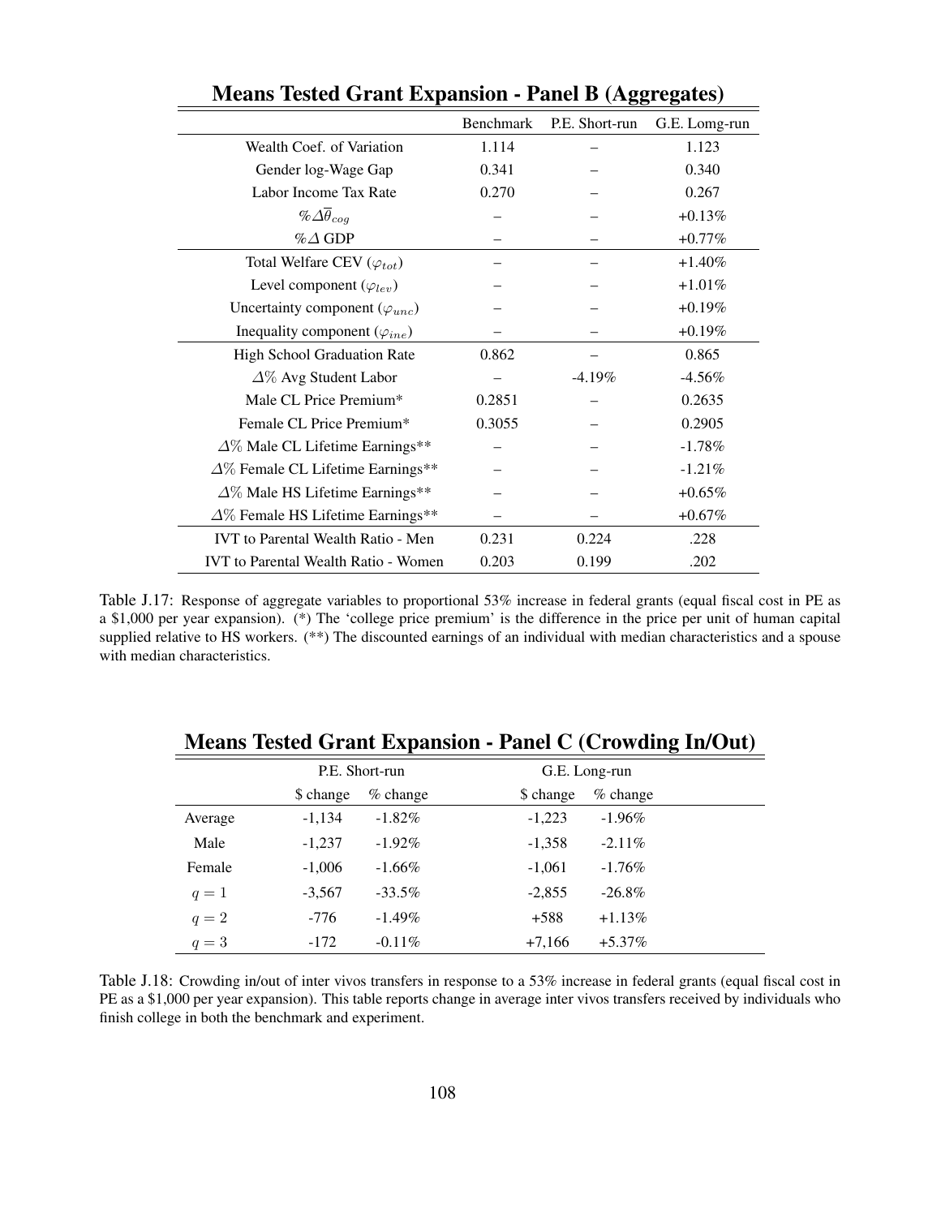## Means Tested Grant Expansion - Panel B (Aggregates)

| | Benchmark | P.E. Short-run | G.E. Lomg-run |
|---|---|---|---|
| Wealth Coef. of Variation | 1.114 | – | 1.123 |
| Gender log-Wage Gap | 0.341 | – | 0.340 |
| Labor Income Tax Rate | 0.270 | – | 0.267 |
| $\%\Delta\overline{\theta}_{cog}$ | – | – | +0.13% |
| $\%\Delta$ GDP | – | – | +0.77% |
| Total Welfare CEV ($\varphi_{tot}$) | – | – | +1.40% |
| Level component ($\varphi_{lev}$) | – | – | +1.01% |
| Uncertainty component ($\varphi_{unc}$) | – | – | +0.19% |
| Inequality component ($\varphi_{ine}$) | – | – | +0.19% |
| High School Graduation Rate | 0.862 | – | 0.865 |
| $\Delta\%$ Avg Student Labor | – | -4.19% | -4.56% |
| Male CL Price Premium* | 0.2851 | – | 0.2635 |
| Female CL Price Premium* | 0.3055 | – | 0.2905 |
| $\Delta\%$ Male CL Lifetime Earnings** | – | – | -1.78% |
| $\Delta\%$ Female CL Lifetime Earnings** | – | – | -1.21% |
| $\Delta\%$ Male HS Lifetime Earnings** | – | – | +0.65% |
| $\Delta\%$ Female HS Lifetime Earnings** | – | – | +0.67% |
| IVT to Parental Wealth Ratio - Men | 0.231 | 0.224 | .228 |
| IVT to Parental Wealth Ratio - Women | 0.203 | 0.199 | .202 |

Table J.17: Response of aggregate variables to proportional 53% increase in federal grants (equal fiscal cost in PE as a $1,000 per year expansion). (*) The 'college price premium' is the difference in the price per unit of human capital supplied relative to HS workers. (**) The discounted earnings of an individual with median characteristics and a spouse with median characteristics.

## Means Tested Grant Expansion - Panel C (Crowding In/Out)

| | P.E. Short-run | | G.E. Long-run | |
|---|---|---|---|---|
| | $ change | % change | $ change | % change |
| Average | -1,134 | -1.82% | -1,223 | -1.96% |
| Male | -1,237 | -1.92% | -1,358 | -2.11% |
| Female | -1,006 | -1.66% | -1,061 | -1.76% |
| $q = 1$ | -3,567 | -33.5% | -2,855 | -26.8% |
| $q = 2$ | -776 | -1.49% | +588 | +1.13% |
| $q = 3$ | -172 | -0.11% | +7,166 | +5.37% |

Table J.18: Crowding in/out of inter vivos transfers in response to a 53% increase in federal grants (equal fiscal cost in PE as a $1,000 per year expansion). This table reports change in average inter vivos transfers received by individuals who finish college in both the benchmark and experiment.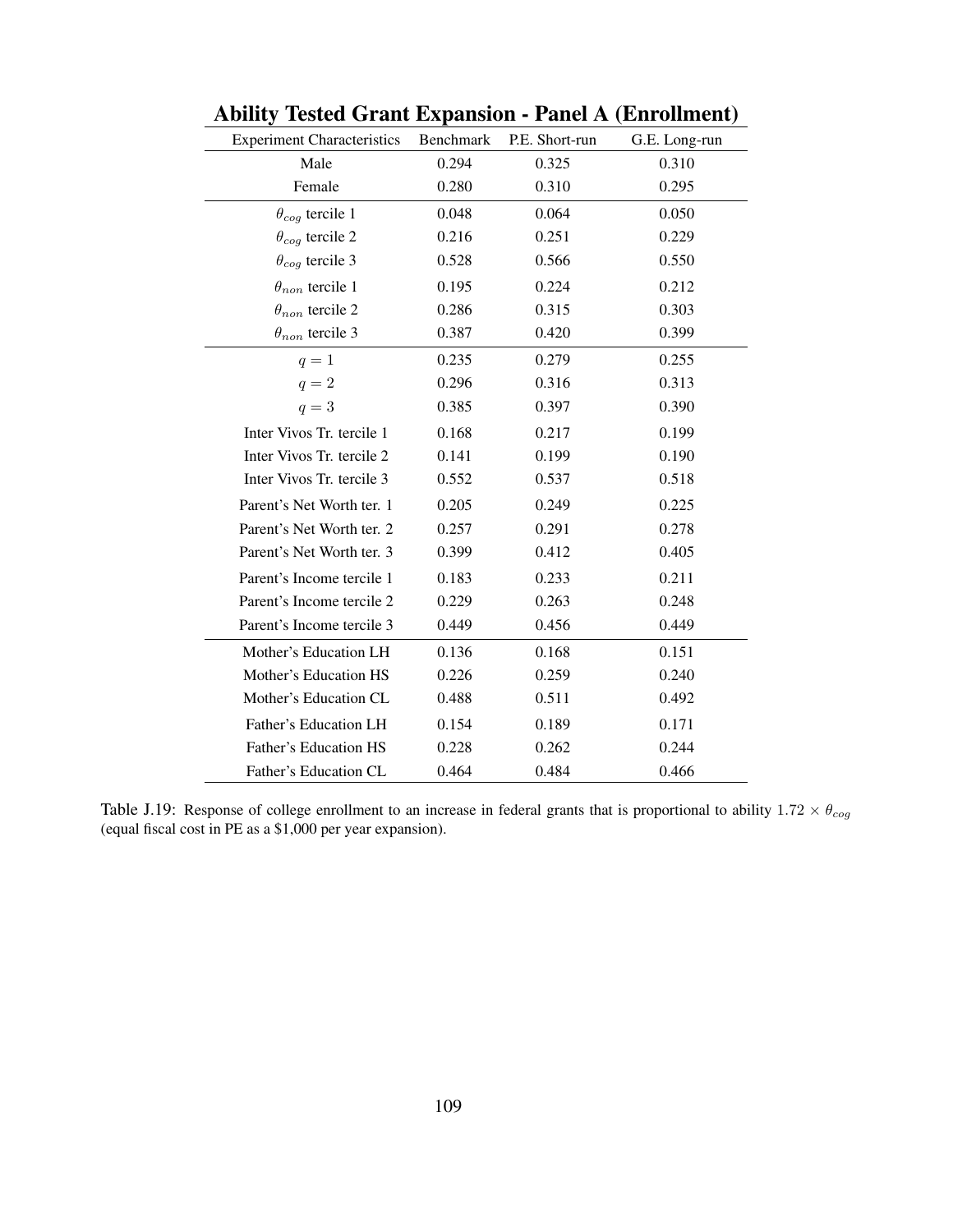## Ability Tested Grant Expansion - Panel A (Enrollment)

| Experiment Characteristics | Benchmark | P.E. Short-run | G.E. Long-run |
|---|---|---|---|
| Male | 0.294 | 0.325 | 0.310 |
| Female | 0.280 | 0.310 | 0.295 |
| $\theta_{cog}$ tercile 1 | 0.048 | 0.064 | 0.050 |
| $\theta_{cog}$ tercile 2 | 0.216 | 0.251 | 0.229 |
| $\theta_{cog}$ tercile 3 | 0.528 | 0.566 | 0.550 |
| $\theta_{non}$ tercile 1 | 0.195 | 0.224 | 0.212 |
| $\theta_{non}$ tercile 2 | 0.286 | 0.315 | 0.303 |
| $\theta_{non}$ tercile 3 | 0.387 | 0.420 | 0.399 |
| $q = 1$ | 0.235 | 0.279 | 0.255 |
| $q = 2$ | 0.296 | 0.316 | 0.313 |
| $q = 3$ | 0.385 | 0.397 | 0.390 |
| Inter Vivos Tr. tercile 1 | 0.168 | 0.217 | 0.199 |
| Inter Vivos Tr. tercile 2 | 0.141 | 0.199 | 0.190 |
| Inter Vivos Tr. tercile 3 | 0.552 | 0.537 | 0.518 |
| Parent's Net Worth ter. 1 | 0.205 | 0.249 | 0.225 |
| Parent's Net Worth ter. 2 | 0.257 | 0.291 | 0.278 |
| Parent's Net Worth ter. 3 | 0.399 | 0.412 | 0.405 |
| Parent's Income tercile 1 | 0.183 | 0.233 | 0.211 |
| Parent's Income tercile 2 | 0.229 | 0.263 | 0.248 |
| Parent's Income tercile 3 | 0.449 | 0.456 | 0.449 |
| Mother's Education LH | 0.136 | 0.168 | 0.151 |
| Mother's Education HS | 0.226 | 0.259 | 0.240 |
| Mother's Education CL | 0.488 | 0.511 | 0.492 |
| Father's Education LH | 0.154 | 0.189 | 0.171 |
| Father's Education HS | 0.228 | 0.262 | 0.244 |
| Father's Education CL | 0.464 | 0.484 | 0.466 |

Table J.19: Response of college enrollment to an increase in federal grants that is proportional to ability $1.72 \times \theta_{cog}$ (equal fiscal cost in PE as a $1,000 per year expansion).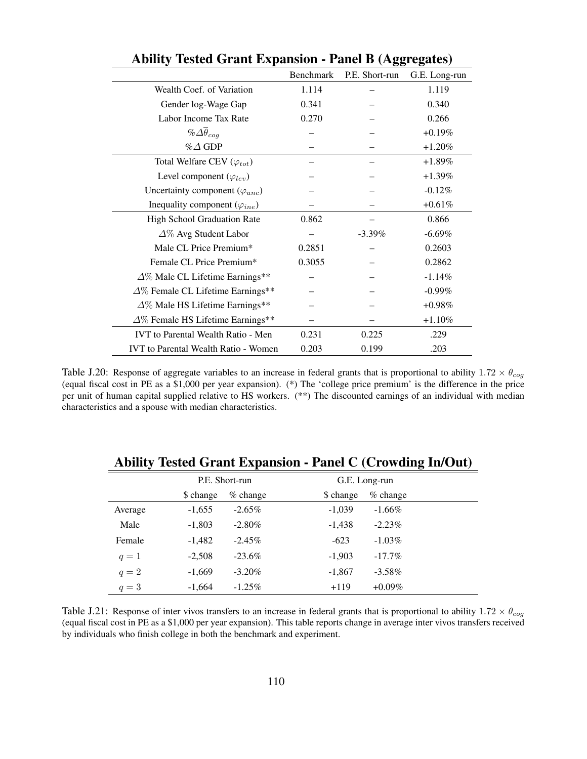## Ability Tested Grant Expansion - Panel B (Aggregates)

| | Benchmark | P.E. Short-run | G.E. Long-run |
|---|---|---|---|
| Wealth Coef. of Variation | 1.114 | – | 1.119 |
| Gender log-Wage Gap | 0.341 | – | 0.340 |
| Labor Income Tax Rate | 0.270 | – | 0.266 |
| $\%\Delta\overline{\theta}_{cog}$ | – | – | +0.19% |
| $\%\Delta$ GDP | – | – | +1.20% |
| Total Welfare CEV ($\varphi_{tot}$) | – | – | +1.89% |
| Level component ($\varphi_{lev}$) | – | – | +1.39% |
| Uncertainty component ($\varphi_{unc}$) | – | – | -0.12% |
| Inequality component ($\varphi_{ine}$) | – | – | +0.61% |
| High School Graduation Rate | 0.862 | – | 0.866 |
| $\Delta\%$ Avg Student Labor | – | -3.39% | -6.69% |
| Male CL Price Premium* | 0.2851 | – | 0.2603 |
| Female CL Price Premium* | 0.3055 | – | 0.2862 |
| $\Delta\%$ Male CL Lifetime Earnings** | – | – | -1.14% |
| $\Delta\%$ Female CL Lifetime Earnings** | – | – | -0.99% |
| $\Delta\%$ Male HS Lifetime Earnings** | – | – | +0.98% |
| $\Delta\%$ Female HS Lifetime Earnings** | – | – | +1.10% |
| IVT to Parental Wealth Ratio - Men | 0.231 | 0.225 | .229 |
| IVT to Parental Wealth Ratio - Women | 0.203 | 0.199 | .203 |

Table J.20: Response of aggregate variables to an increase in federal grants that is proportional to ability $1.72 \times \theta_{cog}$ (equal fiscal cost in PE as a $1,000 per year expansion). (*) The 'college price premium' is the difference in the price per unit of human capital supplied relative to HS workers. (**) The discounted earnings of an individual with median characteristics and a spouse with median characteristics.

## Ability Tested Grant Expansion - Panel C (Crowding In/Out)

| | P.E. Short-run | | G.E. Long-run | |
|---|---|---|---|---|
| | $ change | % change | $ change | % change |
| Average | -1,655 | -2.65% | -1,039 | -1.66% |
| Male | -1,803 | -2.80% | -1,438 | -2.23% |
| Female | -1,482 | -2.45% | -623 | -1.03% |
| $q = 1$ | -2,508 | -23.6% | -1,903 | -17.7% |
| $q = 2$ | -1,669 | -3.20% | -1,867 | -3.58% |
| $q = 3$ | -1,664 | -1.25% | +119 | +0.09% |

Table J.21: Response of inter vivos transfers to an increase in federal grants that is proportional to ability $1.72 \times \theta_{cog}$ (equal fiscal cost in PE as a $1,000 per year expansion). This table reports change in average inter vivos transfers received by individuals who finish college in both the benchmark and experiment.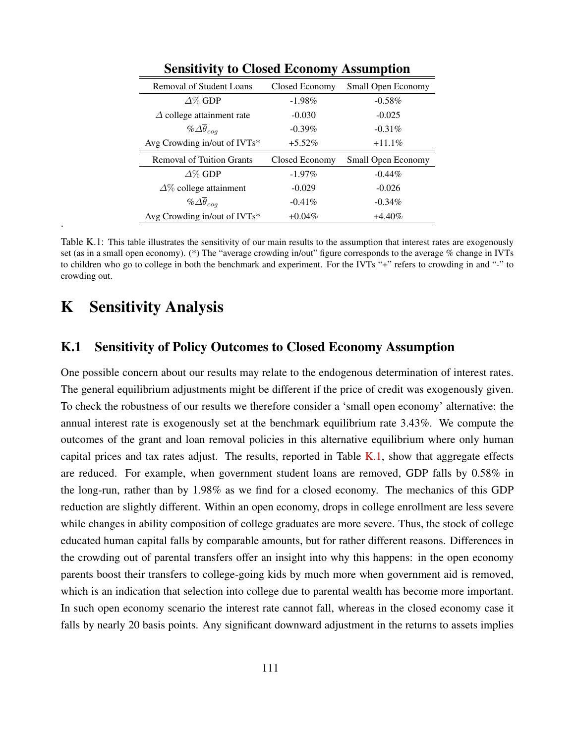**Sensitivity to Closed Economy Assumption**

| Removal of Student Loans | Closed Economy | Small Open Economy |
|---|---|---|
| $\Delta$% GDP | -1.98% | -0.58% |
| $\Delta$ college attainment rate | -0.030 | -0.025 |
| $\%\Delta\overline{\theta}_{cog}$ | -0.39% | -0.31% |
| Avg Crowding in/out of IVTs* | +5.52% | +11.1% |
| **Removal of Tuition Grants** | **Closed Economy** | **Small Open Economy** |
| $\Delta$% GDP | -1.97% | -0.44% |
| $\Delta$% college attainment | -0.029 | -0.026 |
| $\%\Delta\overline{\theta}_{cog}$ | -0.41% | -0.34% |
| Avg Crowding in/out of IVTs* | +0.04% | +4.40% |

.

Table K.1: This table illustrates the sensitivity of our main results to the assumption that interest rates are exogenously set (as in a small open economy). (*) The "average crowding in/out" figure corresponds to the average % change in IVTs to children who go to college in both the benchmark and experiment. For the IVTs "+" refers to crowding in and "-" to crowding out.

# K Sensitivity Analysis

## K.1 Sensitivity of Policy Outcomes to Closed Economy Assumption

One possible concern about our results may relate to the endogenous determination of interest rates. The general equilibrium adjustments might be different if the price of credit was exogenously given. To check the robustness of our results we therefore consider a 'small open economy' alternative: the annual interest rate is exogenously set at the benchmark equilibrium rate 3.43%. We compute the outcomes of the grant and loan removal policies in this alternative equilibrium where only human capital prices and tax rates adjust. The results, reported in Table K.1, show that aggregate effects are reduced. For example, when government student loans are removed, GDP falls by 0.58% in the long-run, rather than by 1.98% as we find for a closed economy. The mechanics of this GDP reduction are slightly different. Within an open economy, drops in college enrollment are less severe while changes in ability composition of college graduates are more severe. Thus, the stock of college educated human capital falls by comparable amounts, but for rather different reasons. Differences in the crowding out of parental transfers offer an insight into why this happens: in the open economy parents boost their transfers to college-going kids by much more when government aid is removed, which is an indication that selection into college due to parental wealth has become more important. In such open economy scenario the interest rate cannot fall, whereas in the closed economy case it falls by nearly 20 basis points. Any significant downward adjustment in the returns to assets implies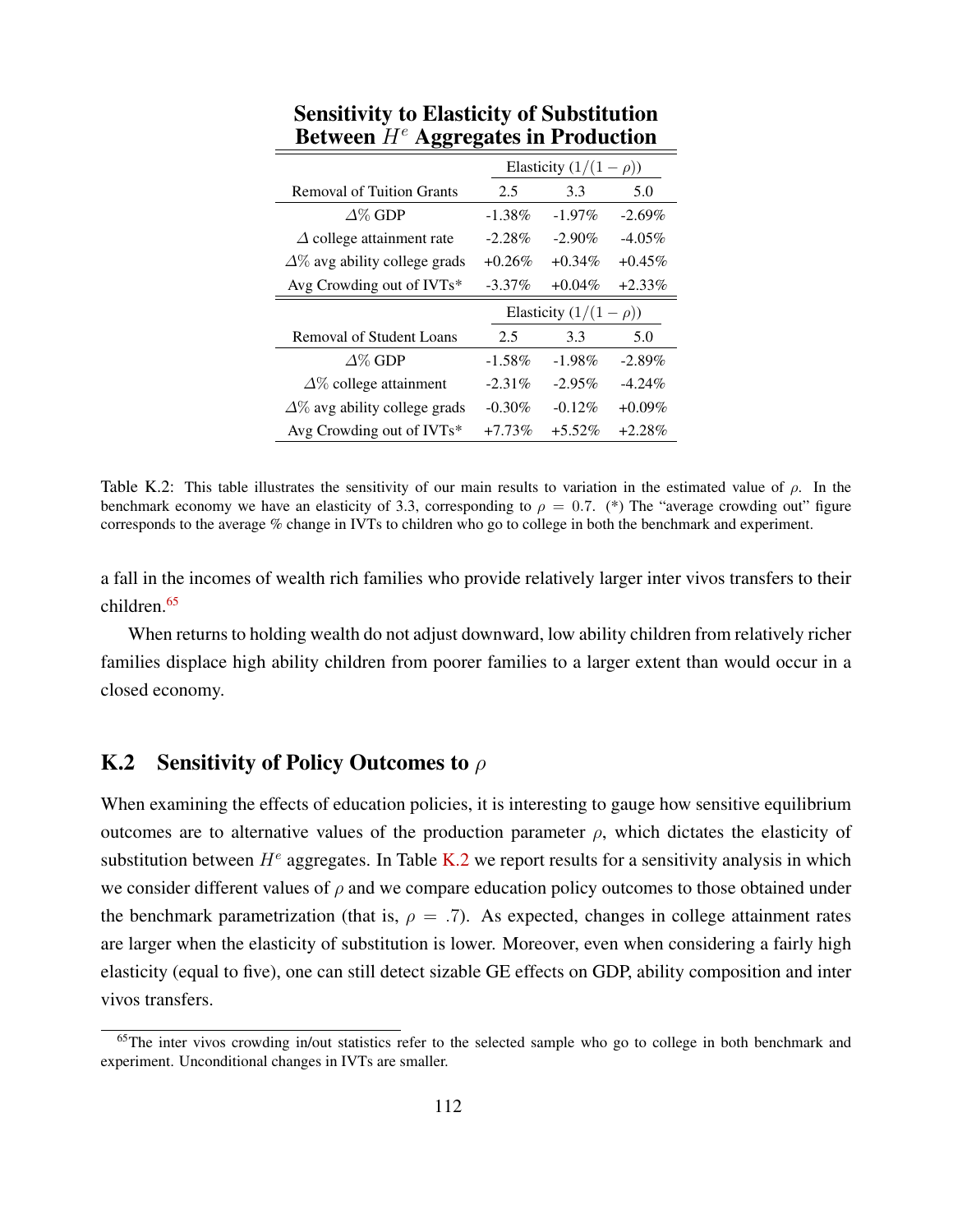**Sensitivity to Elasticity of Substitution Between $H^e$ Aggregates in Production**

| | Elasticity $(1/(1-\rho))$ | | |
|---|---|---|---|
| Removal of Tuition Grants | 2.5 | 3.3 | 5.0 |
| $\Delta$% GDP | -1.38% | -1.97% | -2.69% |
| $\Delta$ college attainment rate | -2.28% | -2.90% | -4.05% |
| $\Delta$% avg ability college grads | +0.26% | +0.34% | +0.45% |
| Avg Crowding out of IVTs* | -3.37% | +0.04% | +2.33% |
| | Elasticity $(1/(1-\rho))$ | | |
| Removal of Student Loans | 2.5 | 3.3 | 5.0 |
| $\Delta$% GDP | -1.58% | -1.98% | -2.89% |
| $\Delta$% college attainment | -2.31% | -2.95% | -4.24% |
| $\Delta$% avg ability college grads | -0.30% | -0.12% | +0.09% |
| Avg Crowding out of IVTs* | +7.73% | +5.52% | +2.28% |

Table K.2: This table illustrates the sensitivity of our main results to variation in the estimated value of $\rho$. In the benchmark economy we have an elasticity of 3.3, corresponding to $\rho = 0.7$. (*) The "average crowding out" figure corresponds to the average % change in IVTs to children who go to college in both the benchmark and experiment.

a fall in the incomes of wealth rich families who provide relatively larger inter vivos transfers to their children.[65]

When returns to holding wealth do not adjust downward, low ability children from relatively richer families displace high ability children from poorer families to a larger extent than would occur in a closed economy.

## K.2 Sensitivity of Policy Outcomes to $\rho$

When examining the effects of education policies, it is interesting to gauge how sensitive equilibrium outcomes are to alternative values of the production parameter $\rho$, which dictates the elasticity of substitution between $H^e$ aggregates. In Table K.2 we report results for a sensitivity analysis in which we consider different values of $\rho$ and we compare education policy outcomes to those obtained under the benchmark parametrization (that is, $\rho = .7$). As expected, changes in college attainment rates are larger when the elasticity of substitution is lower. Moreover, even when considering a fairly high elasticity (equal to five), one can still detect sizable GE effects on GDP, ability composition and inter vivos transfers.

[65] The inter vivos crowding in/out statistics refer to the selected sample who go to college in both benchmark and experiment. Unconditional changes in IVTs are smaller.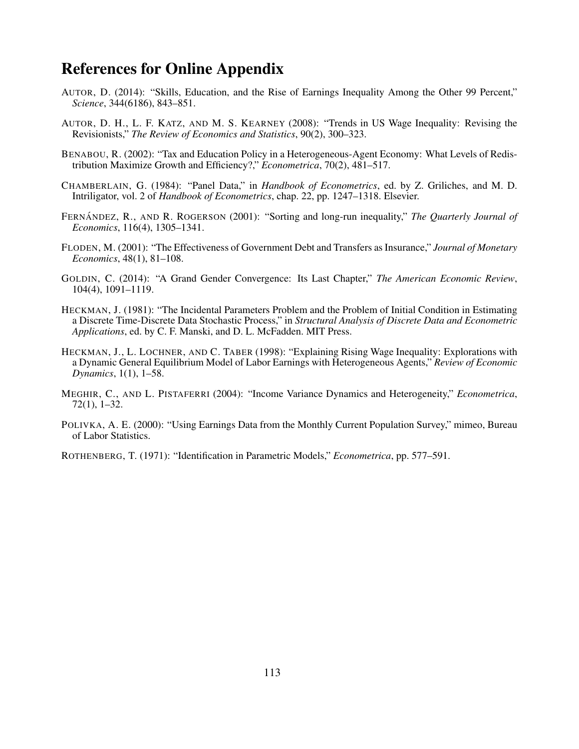# References for Online Appendix

AUTOR, D. (2014): "Skills, Education, and the Rise of Earnings Inequality Among the Other 99 Percent," *Science*, 344(6186), 843–851.

AUTOR, D. H., L. F. KATZ, AND M. S. KEARNEY (2008): "Trends in US Wage Inequality: Revising the Revisionists," *The Review of Economics and Statistics*, 90(2), 300–323.

BENABOU, R. (2002): "Tax and Education Policy in a Heterogeneous-Agent Economy: What Levels of Redistribution Maximize Growth and Efficiency?," *Econometrica*, 70(2), 481–517.

CHAMBERLAIN, G. (1984): "Panel Data," in *Handbook of Econometrics*, ed. by Z. Griliches, and M. D. Intriligator, vol. 2 of *Handbook of Econometrics*, chap. 22, pp. 1247–1318. Elsevier.

FERNÁNDEZ, R., AND R. ROGERSON (2001): "Sorting and long-run inequality," *The Quarterly Journal of Economics*, 116(4), 1305–1341.

FLODEN, M. (2001): "The Effectiveness of Government Debt and Transfers as Insurance," *Journal of Monetary Economics*, 48(1), 81–108.

GOLDIN, C. (2014): "A Grand Gender Convergence: Its Last Chapter," *The American Economic Review*, 104(4), 1091–1119.

HECKMAN, J. (1981): "The Incidental Parameters Problem and the Problem of Initial Condition in Estimating a Discrete Time-Discrete Data Stochastic Process," in *Structural Analysis of Discrete Data and Econometric Applications*, ed. by C. F. Manski, and D. L. McFadden. MIT Press.

HECKMAN, J., L. LOCHNER, AND C. TABER (1998): "Explaining Rising Wage Inequality: Explorations with a Dynamic General Equilibrium Model of Labor Earnings with Heterogeneous Agents," *Review of Economic Dynamics*, 1(1), 1–58.

MEGHIR, C., AND L. PISTAFERRI (2004): "Income Variance Dynamics and Heterogeneity," *Econometrica*, 72(1), 1–32.

POLIVKA, A. E. (2000): "Using Earnings Data from the Monthly Current Population Survey," mimeo, Bureau of Labor Statistics.

ROTHENBERG, T. (1971): "Identification in Parametric Models," *Econometrica*, pp. 577–591.